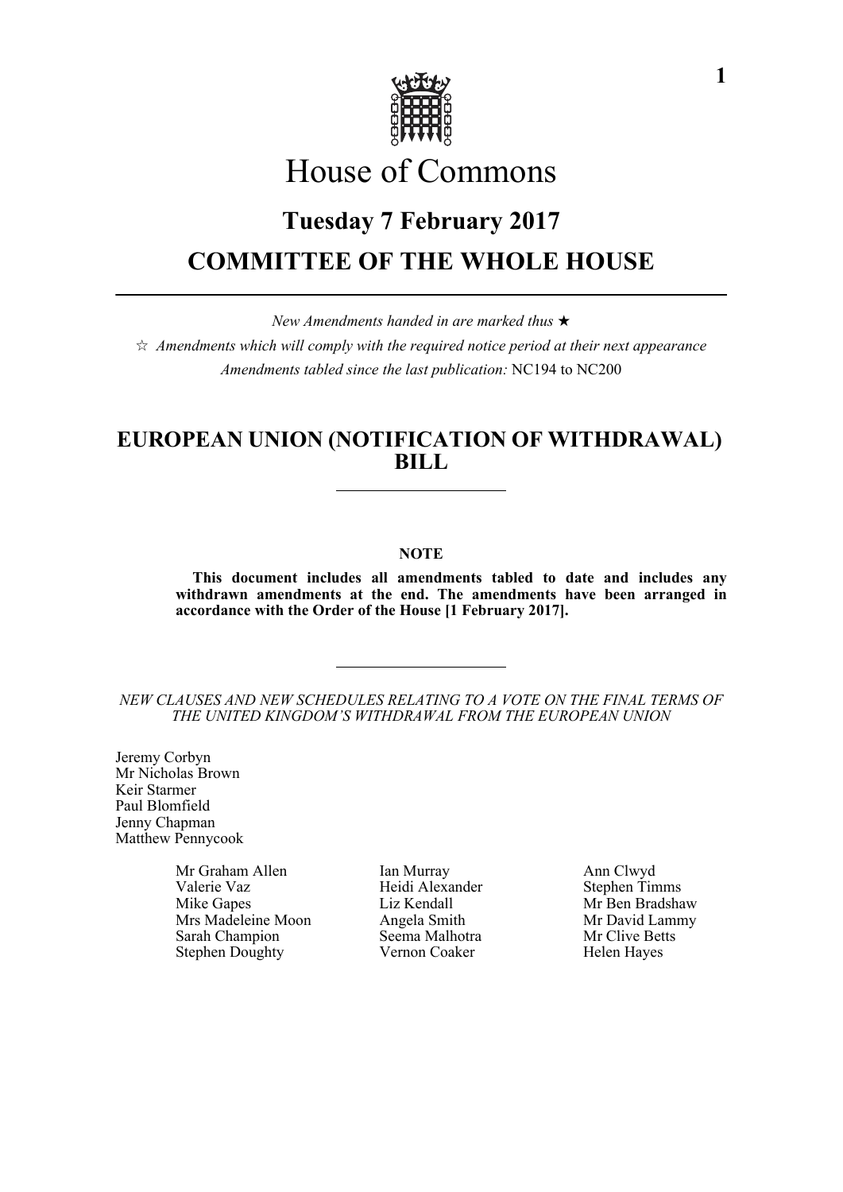# House of Commons

## Tuesday 7 February 2017

## COMMITTEE OF THE WHOLE HOUSE

*New Amendments handed in are marked thus* ★

☆ *Amendments which will comply with the required notice period at their next appearance*

*Amendments tabled since the last publication:* NC194 to NC200

## EUROPEAN UNION (NOTIFICATION OF WITHDRAWAL) BILL

**NOTE**

**This document includes all amendments tabled to date and includes any withdrawn amendments at the end. The amendments have been arranged in accordance with the Order of the House [1 February 2017].**

*NEW CLAUSES AND NEW SCHEDULES RELATING TO A VOTE ON THE FINAL TERMS OF THE UNITED KINGDOM'S WITHDRAWAL FROM THE EUROPEAN UNION*

Jeremy Corbyn
Mr Nicholas Brown
Keir Starmer
Paul Blomfield
Jenny Chapman
Matthew Pennycook

Mr Graham Allen
Valerie Vaz
Mike Gapes
Mrs Madeleine Moon
Sarah Champion
Stephen Doughty
Ian Murray
Heidi Alexander
Liz Kendall
Angela Smith
Seema Malhotra
Vernon Coaker
Ann Clwyd
Stephen Timms
Mr Ben Bradshaw
Mr David Lammy
Mr Clive Betts
Helen Hayes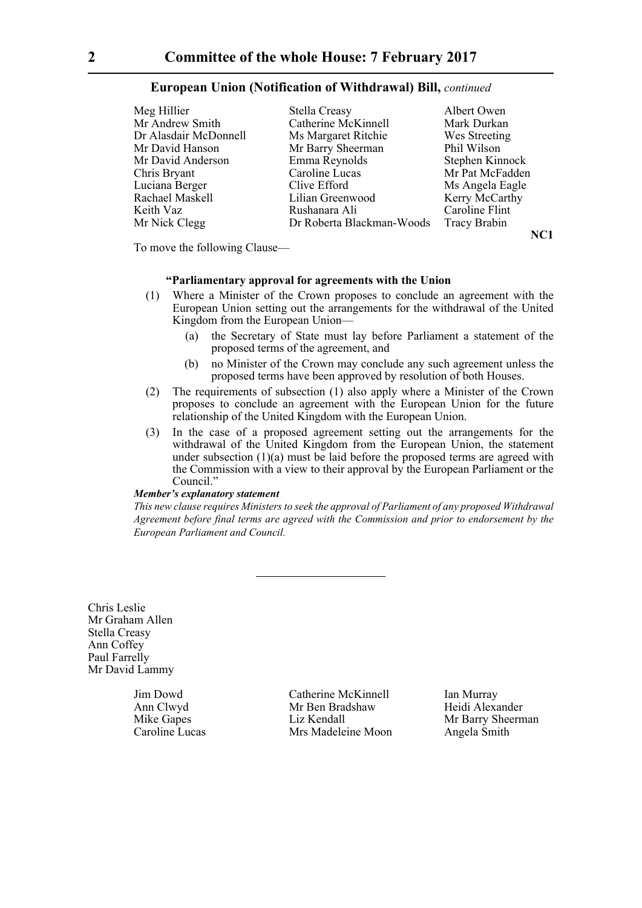**European Union (Notification of Withdrawal) Bill,** *continued*

| | | |
|---|---|---|
| Meg Hillier | Stella Creasy | Albert Owen |
| Mr Andrew Smith | Catherine McKinnell | Mark Durkan |
| Dr Alasdair McDonnell | Ms Margaret Ritchie | Wes Streeting |
| Mr David Hanson | Mr Barry Sheerman | Phil Wilson |
| Mr David Anderson | Emma Reynolds | Stephen Kinnock |
| Chris Bryant | Caroline Lucas | Mr Pat McFadden |
| Luciana Berger | Clive Efford | Ms Angela Eagle |
| Rachael Maskell | Lilian Greenwood | Kerry McCarthy |
| Keith Vaz | Rushanara Ali | Caroline Flint |
| Mr Nick Clegg | Dr Roberta Blackman-Woods | Tracy Brabin |

**NC1**

To move the following Clause—

**"Parliamentary approval for agreements with the Union**

(1) Where a Minister of the Crown proposes to conclude an agreement with the European Union setting out the arrangements for the withdrawal of the United Kingdom from the European Union—

(a) the Secretary of State must lay before Parliament a statement of the proposed terms of the agreement, and

(b) no Minister of the Crown may conclude any such agreement unless the proposed terms have been approved by resolution of both Houses.

(2) The requirements of subsection (1) also apply where a Minister of the Crown proposes to conclude an agreement with the European Union for the future relationship of the United Kingdom with the European Union.

(3) In the case of a proposed agreement setting out the arrangements for the withdrawal of the United Kingdom from the European Union, the statement under subsection (1)(a) must be laid before the proposed terms are agreed with the Commission with a view to their approval by the European Parliament or the Council."

***Member's explanatory statement***

*This new clause requires Ministers to seek the approval of Parliament of any proposed Withdrawal Agreement before final terms are agreed with the Commission and prior to endorsement by the European Parliament and Council.*

---

Chris Leslie
Mr Graham Allen
Stella Creasy
Ann Coffey
Paul Farrelly
Mr David Lammy

| | | |
|---|---|---|
| Jim Dowd | Catherine McKinnell | Ian Murray |
| Ann Clwyd | Mr Ben Bradshaw | Heidi Alexander |
| Mike Gapes | Liz Kendall | Mr Barry Sheerman |
| Caroline Lucas | Mrs Madeleine Moon | Angela Smith |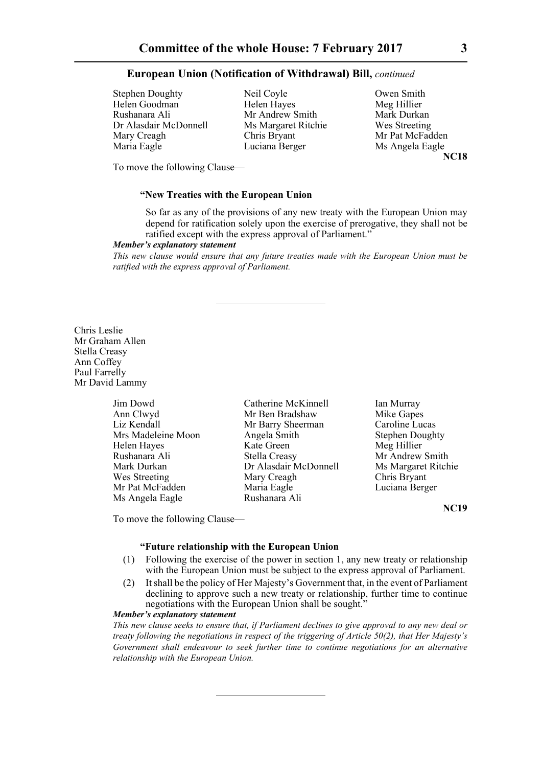**European Union (Notification of Withdrawal) Bill,** *continued*

Stephen Doughty
Helen Goodman
Rushanara Ali
Dr Alasdair McDonnell
Mary Creagh
Maria Eagle
Neil Coyle
Helen Hayes
Mr Andrew Smith
Ms Margaret Ritchie
Chris Bryant
Luciana Berger
Owen Smith
Meg Hillier
Mark Durkan
Wes Streeting
Mr Pat McFadden
Ms Angela Eagle

**NC18**

To move the following Clause—

**"New Treaties with the European Union**

So far as any of the provisions of any new treaty with the European Union may depend for ratification solely upon the exercise of prerogative, they shall not be ratified except with the express approval of Parliament."

***Member's explanatory statement***

*This new clause would ensure that any future treaties made with the European Union must be ratified with the express approval of Parliament.*

---

Chris Leslie
Mr Graham Allen
Stella Creasy
Ann Coffey
Paul Farrelly
Mr David Lammy

Jim Dowd
Ann Clwyd
Liz Kendall
Mrs Madeleine Moon
Helen Hayes
Rushanara Ali
Mark Durkan
Wes Streeting
Mr Pat McFadden
Ms Angela Eagle
Catherine McKinnell
Mr Ben Bradshaw
Mr Barry Sheerman
Angela Smith
Kate Green
Stella Creasy
Dr Alasdair McDonnell
Mary Creagh
Maria Eagle
Rushanara Ali
Ian Murray
Mike Gapes
Caroline Lucas
Stephen Doughty
Meg Hillier
Mr Andrew Smith
Ms Margaret Ritchie
Chris Bryant
Luciana Berger

**NC19**

To move the following Clause—

**"Future relationship with the European Union**

(1) Following the exercise of the power in section 1, any new treaty or relationship with the European Union must be subject to the express approval of Parliament.

(2) It shall be the policy of Her Majesty's Government that, in the event of Parliament declining to approve such a new treaty or relationship, further time to continue negotiations with the European Union shall be sought."

***Member's explanatory statement***

*This new clause seeks to ensure that, if Parliament declines to give approval to any new deal or treaty following the negotiations in respect of the triggering of Article 50(2), that Her Majesty's Government shall endeavour to seek further time to continue negotiations for an alternative relationship with the European Union.*

---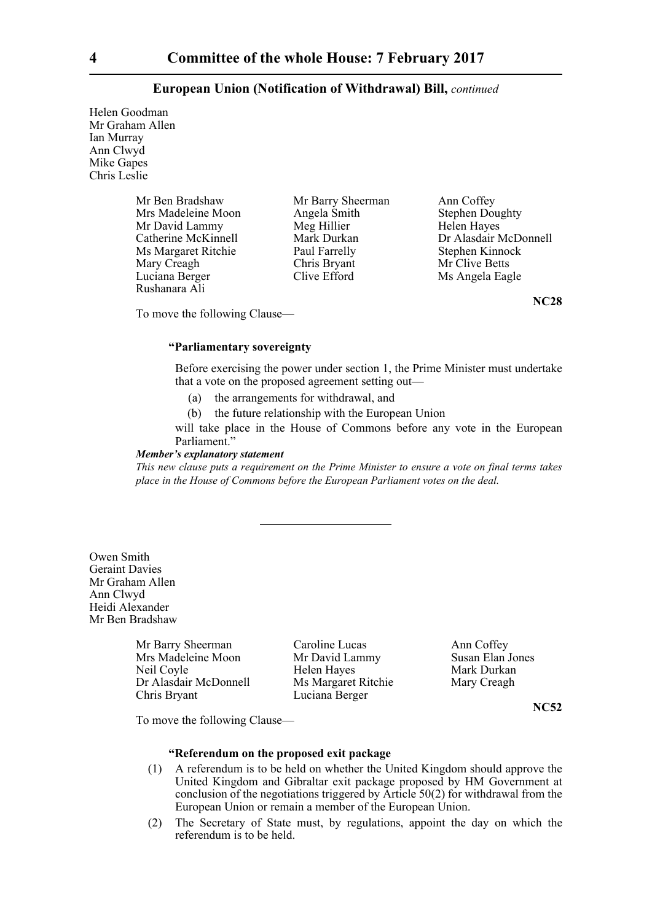Helen Goodman
Mr Graham Allen
Ian Murray
Ann Clwyd
Mike Gapes
Chris Leslie

| | | |
|---|---|---|
| Mr Ben Bradshaw | Mr Barry Sheerman | Ann Coffey |
| Mrs Madeleine Moon | Angela Smith | Stephen Doughty |
| Mr David Lammy | Meg Hillier | Helen Hayes |
| Catherine McKinnell | Mark Durkan | Dr Alasdair McDonnell |
| Ms Margaret Ritchie | Paul Farrelly | Stephen Kinnock |
| Mary Creagh | Chris Bryant | Mr Clive Betts |
| Luciana Berger | Clive Efford | Ms Angela Eagle |
| Rushanara Ali | | |

**NC28**

To move the following Clause—

**"Parliamentary sovereignty**

Before exercising the power under section 1, the Prime Minister must undertake that a vote on the proposed agreement setting out—

(a) the arrangements for withdrawal, and

(b) the future relationship with the European Union

will take place in the House of Commons before any vote in the European Parliament."

***Member's explanatory statement***

*This new clause puts a requirement on the Prime Minister to ensure a vote on final terms takes place in the House of Commons before the European Parliament votes on the deal.*

---

Owen Smith
Geraint Davies
Mr Graham Allen
Ann Clwyd
Heidi Alexander
Mr Ben Bradshaw

| | | |
|---|---|---|
| Mr Barry Sheerman | Caroline Lucas | Ann Coffey |
| Mrs Madeleine Moon | Mr David Lammy | Susan Elan Jones |
| Neil Coyle | Helen Hayes | Mark Durkan |
| Dr Alasdair McDonnell | Ms Margaret Ritchie | Mary Creagh |
| Chris Bryant | Luciana Berger | |

**NC52**

To move the following Clause—

**"Referendum on the proposed exit package**

(1) A referendum is to be held on whether the United Kingdom should approve the United Kingdom and Gibraltar exit package proposed by HM Government at conclusion of the negotiations triggered by Article 50(2) for withdrawal from the European Union or remain a member of the European Union.

(2) The Secretary of State must, by regulations, appoint the day on which the referendum is to be held.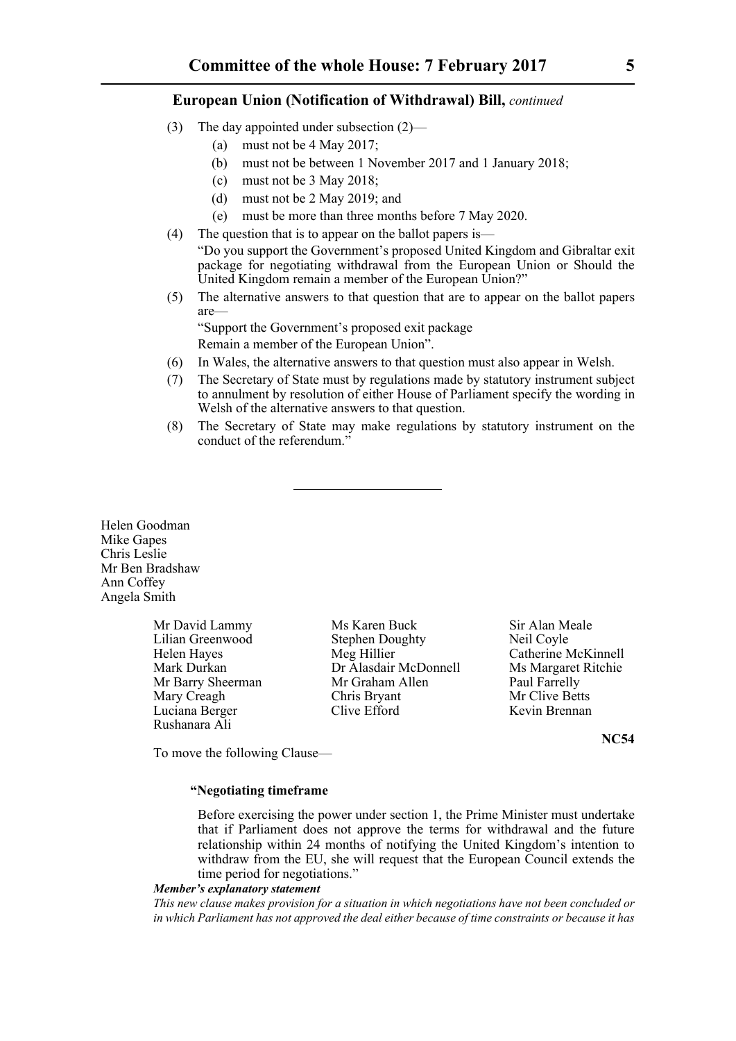**European Union (Notification of Withdrawal) Bill,** *continued*

(3) The day appointed under subsection (2)—

- (a) must not be 4 May 2017;
- (b) must not be between 1 November 2017 and 1 January 2018;
- (c) must not be 3 May 2018;
- (d) must not be 2 May 2019; and
- (e) must be more than three months before 7 May 2020.

(4) The question that is to appear on the ballot papers is—

"Do you support the Government's proposed United Kingdom and Gibraltar exit package for negotiating withdrawal from the European Union or Should the United Kingdom remain a member of the European Union?"

(5) The alternative answers to that question that are to appear on the ballot papers are—

"Support the Government's proposed exit package

Remain a member of the European Union".

(6) In Wales, the alternative answers to that question must also appear in Welsh.

(7) The Secretary of State must by regulations made by statutory instrument subject to annulment by resolution of either House of Parliament specify the wording in Welsh of the alternative answers to that question.

(8) The Secretary of State may make regulations by statutory instrument on the conduct of the referendum."

---

Helen Goodman
Mike Gapes
Chris Leslie
Mr Ben Bradshaw
Ann Coffey
Angela Smith

Mr David Lammy
Lilian Greenwood
Helen Hayes
Mark Durkan
Mr Barry Sheerman
Mary Creagh
Luciana Berger
Rushanara Ali
Ms Karen Buck
Stephen Doughty
Meg Hillier
Dr Alasdair McDonnell
Mr Graham Allen
Chris Bryant
Clive Efford
Sir Alan Meale
Neil Coyle
Catherine McKinnell
Ms Margaret Ritchie
Paul Farrelly
Mr Clive Betts
Kevin Brennan

**NC54**

To move the following Clause—

**"Negotiating timeframe**

Before exercising the power under section 1, the Prime Minister must undertake that if Parliament does not approve the terms for withdrawal and the future relationship within 24 months of notifying the United Kingdom's intention to withdraw from the EU, she will request that the European Council extends the time period for negotiations."

***Member's explanatory statement***

*This new clause makes provision for a situation in which negotiations have not been concluded or in which Parliament has not approved the deal either because of time constraints or because it has*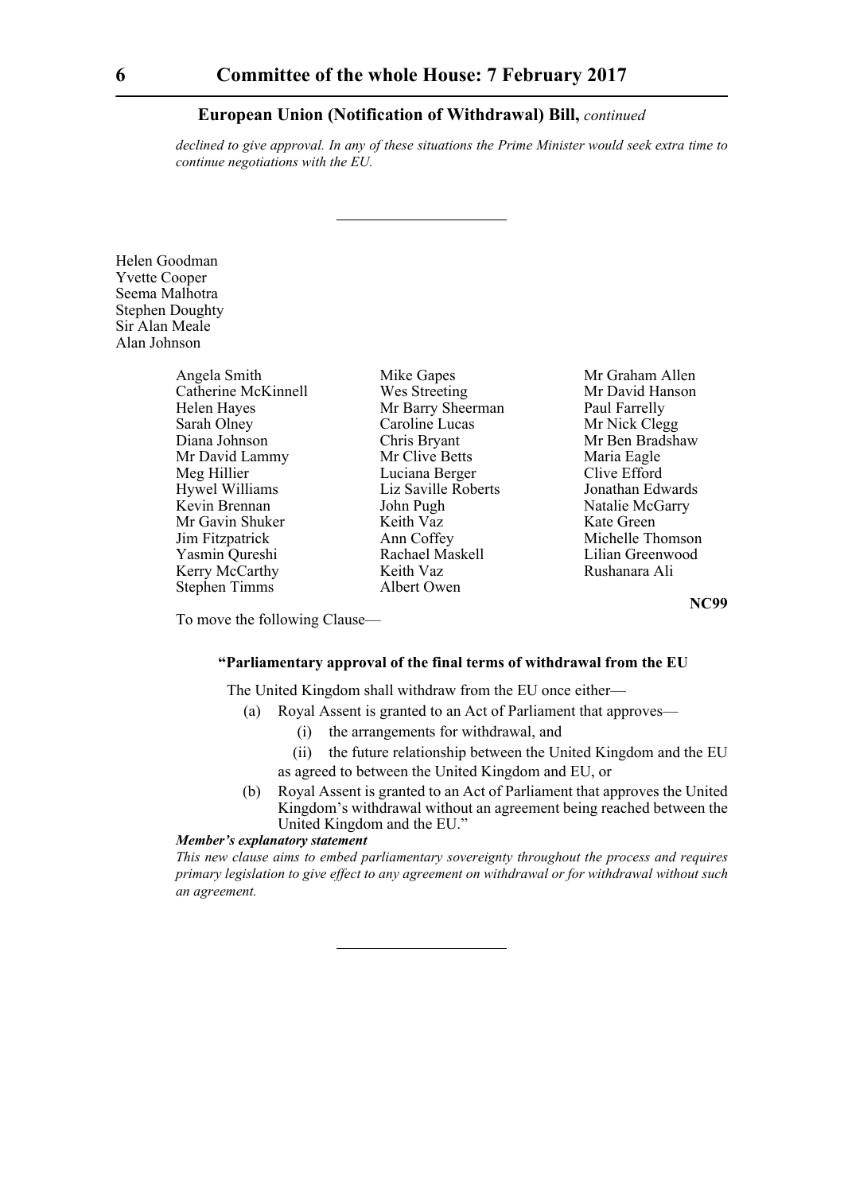*declined to give approval. In any of these situations the Prime Minister would seek extra time to continue negotiations with the EU.*

---

Helen Goodman
Yvette Cooper
Seema Malhotra
Stephen Doughty
Sir Alan Meale
Alan Johnson

Angela Smith
Catherine McKinnell
Helen Hayes
Sarah Olney
Diana Johnson
Mr David Lammy
Meg Hillier
Hywel Williams
Kevin Brennan
Mr Gavin Shuker
Jim Fitzpatrick
Yasmin Qureshi
Kerry McCarthy
Stephen Timms
Mike Gapes
Wes Streeting
Mr Barry Sheerman
Caroline Lucas
Chris Bryant
Mr Clive Betts
Luciana Berger
Liz Saville Roberts
John Pugh
Keith Vaz
Ann Coffey
Rachael Maskell
Keith Vaz
Albert Owen
Mr Graham Allen
Mr David Hanson
Paul Farrelly
Mr Nick Clegg
Mr Ben Bradshaw
Maria Eagle
Clive Efford
Jonathan Edwards
Natalie McGarry
Kate Green
Michelle Thomson
Lilian Greenwood
Rushanara Ali

**NC99**

To move the following Clause—

**"Parliamentary approval of the final terms of withdrawal from the EU**

The United Kingdom shall withdraw from the EU once either—

(a) Royal Assent is granted to an Act of Parliament that approves—

(i) the arrangements for withdrawal, and

(ii) the future relationship between the United Kingdom and the EU

as agreed to between the United Kingdom and EU, or

(b) Royal Assent is granted to an Act of Parliament that approves the United Kingdom's withdrawal without an agreement being reached between the United Kingdom and the EU."

***Member's explanatory statement***

*This new clause aims to embed parliamentary sovereignty throughout the process and requires primary legislation to give effect to any agreement on withdrawal or for withdrawal without such an agreement.*

---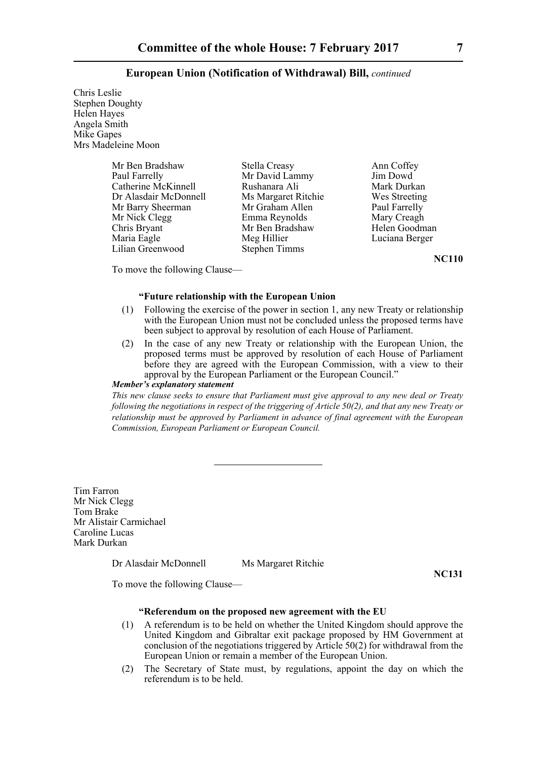Chris Leslie
Stephen Doughty
Helen Hayes
Angela Smith
Mike Gapes
Mrs Madeleine Moon

Mr Ben Bradshaw
Paul Farrelly
Catherine McKinnell
Dr Alasdair McDonnell
Mr Barry Sheerman
Mr Nick Clegg
Chris Bryant
Maria Eagle
Lilian Greenwood
Stella Creasy
Mr David Lammy
Rushanara Ali
Ms Margaret Ritchie
Mr Graham Allen
Emma Reynolds
Mr Ben Bradshaw
Meg Hillier
Stephen Timms
Ann Coffey
Jim Dowd
Mark Durkan
Wes Streeting
Paul Farrelly
Mary Creagh
Helen Goodman
Luciana Berger

**NC110**

To move the following Clause—

**"Future relationship with the European Union**

(1) Following the exercise of the power in section 1, any new Treaty or relationship with the European Union must not be concluded unless the proposed terms have been subject to approval by resolution of each House of Parliament.

(2) In the case of any new Treaty or relationship with the European Union, the proposed terms must be approved by resolution of each House of Parliament before they are agreed with the European Commission, with a view to their approval by the European Parliament or the European Council."

***Member's explanatory statement***

*This new clause seeks to ensure that Parliament must give approval to any new deal or Treaty following the negotiations in respect of the triggering of Article 50(2), and that any new Treaty or relationship must be approved by Parliament in advance of final agreement with the European Commission, European Parliament or European Council.*

---

Tim Farron
Mr Nick Clegg
Tom Brake
Mr Alistair Carmichael
Caroline Lucas
Mark Durkan

Dr Alasdair McDonnell
Ms Margaret Ritchie

**NC131**

To move the following Clause—

**"Referendum on the proposed new agreement with the EU**

(1) A referendum is to be held on whether the United Kingdom should approve the United Kingdom and Gibraltar exit package proposed by HM Government at conclusion of the negotiations triggered by Article 50(2) for withdrawal from the European Union or remain a member of the European Union.

(2) The Secretary of State must, by regulations, appoint the day on which the referendum is to be held.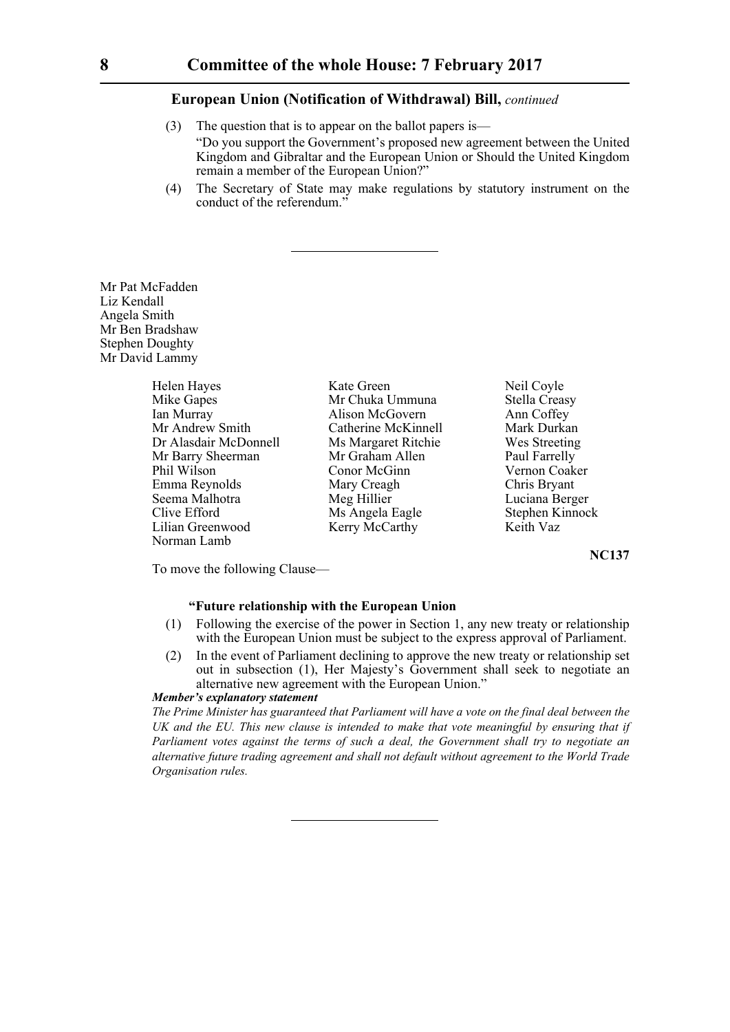**European Union (Notification of Withdrawal) Bill,** *continued*

(3) The question that is to appear on the ballot papers is—
"Do you support the Government's proposed new agreement between the United Kingdom and Gibraltar and the European Union or Should the United Kingdom remain a member of the European Union?"

(4) The Secretary of State may make regulations by statutory instrument on the conduct of the referendum."

---

Mr Pat McFadden
Liz Kendall
Angela Smith
Mr Ben Bradshaw
Stephen Doughty
Mr David Lammy

Helen Hayes
Mike Gapes
Ian Murray
Mr Andrew Smith
Dr Alasdair McDonnell
Mr Barry Sheerman
Phil Wilson
Emma Reynolds
Seema Malhotra
Clive Efford
Lilian Greenwood
Norman Lamb
Kate Green
Mr Chuka Ummuna
Alison McGovern
Catherine McKinnell
Ms Margaret Ritchie
Mr Graham Allen
Conor McGinn
Mary Creagh
Meg Hillier
Ms Angela Eagle
Kerry McCarthy
Neil Coyle
Stella Creasy
Ann Coffey
Mark Durkan
Wes Streeting
Paul Farrelly
Vernon Coaker
Chris Bryant
Luciana Berger
Stephen Kinnock
Keith Vaz

**NC137**

To move the following Clause—

**"Future relationship with the European Union**

(1) Following the exercise of the power in Section 1, any new treaty or relationship with the European Union must be subject to the express approval of Parliament.

(2) In the event of Parliament declining to approve the new treaty or relationship set out in subsection (1), Her Majesty's Government shall seek to negotiate an alternative new agreement with the European Union."

***Member's explanatory statement***

*The Prime Minister has guaranteed that Parliament will have a vote on the final deal between the UK and the EU. This new clause is intended to make that vote meaningful by ensuring that if Parliament votes against the terms of such a deal, the Government shall try to negotiate an alternative future trading agreement and shall not default without agreement to the World Trade Organisation rules.*

---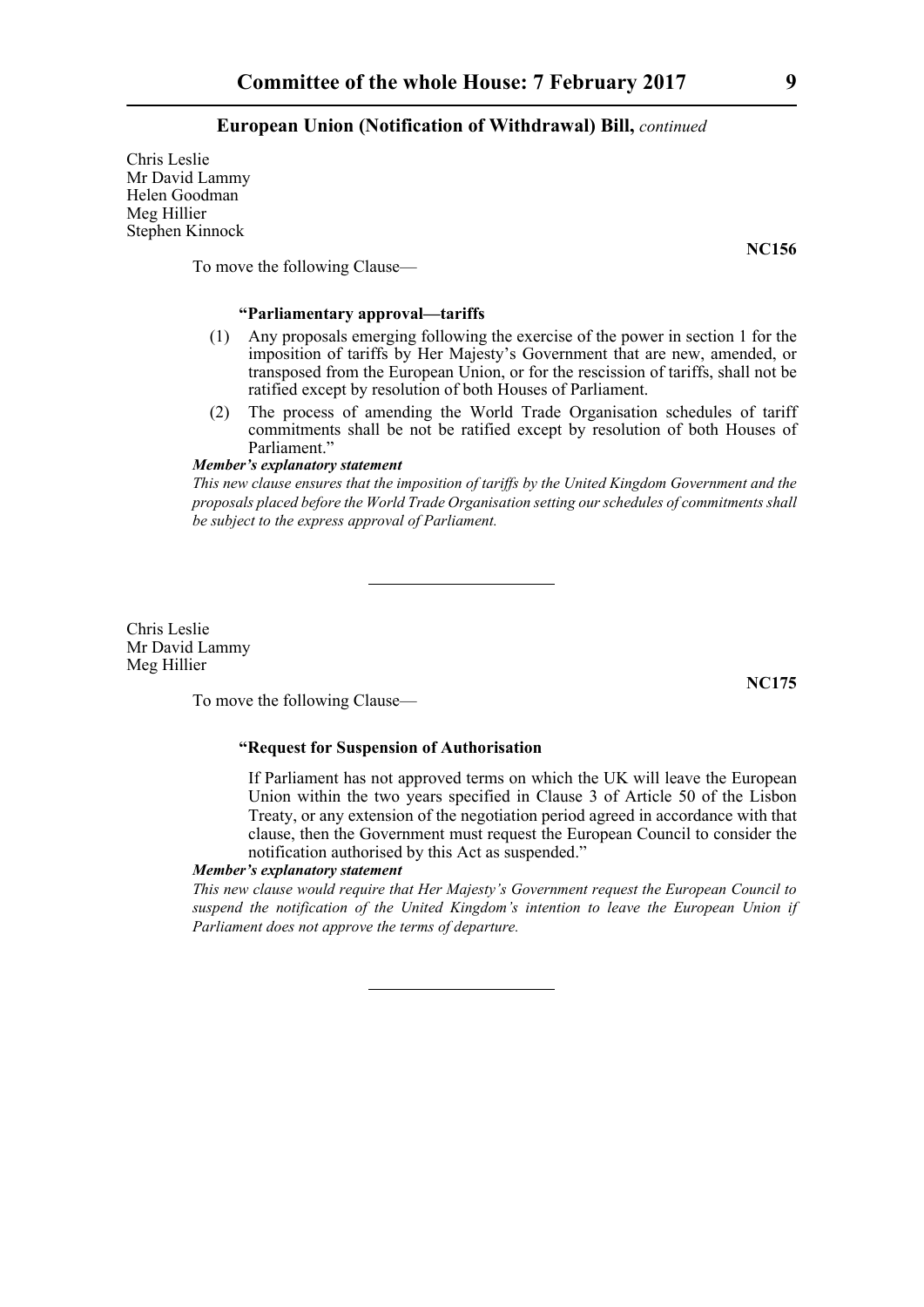Chris Leslie
Mr David Lammy
Helen Goodman
Meg Hillier
Stephen Kinnock

**NC156**

To move the following Clause—

**"Parliamentary approval—tariffs**

(1) Any proposals emerging following the exercise of the power in section 1 for the imposition of tariffs by Her Majesty's Government that are new, amended, or transposed from the European Union, or for the rescission of tariffs, shall not be ratified except by resolution of both Houses of Parliament.

(2) The process of amending the World Trade Organisation schedules of tariff commitments shall be not be ratified except by resolution of both Houses of Parliament."

***Member's explanatory statement***

*This new clause ensures that the imposition of tariffs by the United Kingdom Government and the proposals placed before the World Trade Organisation setting our schedules of commitments shall be subject to the express approval of Parliament.*

---

Chris Leslie
Mr David Lammy
Meg Hillier

**NC175**

To move the following Clause—

**"Request for Suspension of Authorisation**

If Parliament has not approved terms on which the UK will leave the European Union within the two years specified in Clause 3 of Article 50 of the Lisbon Treaty, or any extension of the negotiation period agreed in accordance with that clause, then the Government must request the European Council to consider the notification authorised by this Act as suspended."

***Member's explanatory statement***

*This new clause would require that Her Majesty's Government request the European Council to suspend the notification of the United Kingdom's intention to leave the European Union if Parliament does not approve the terms of departure.*

---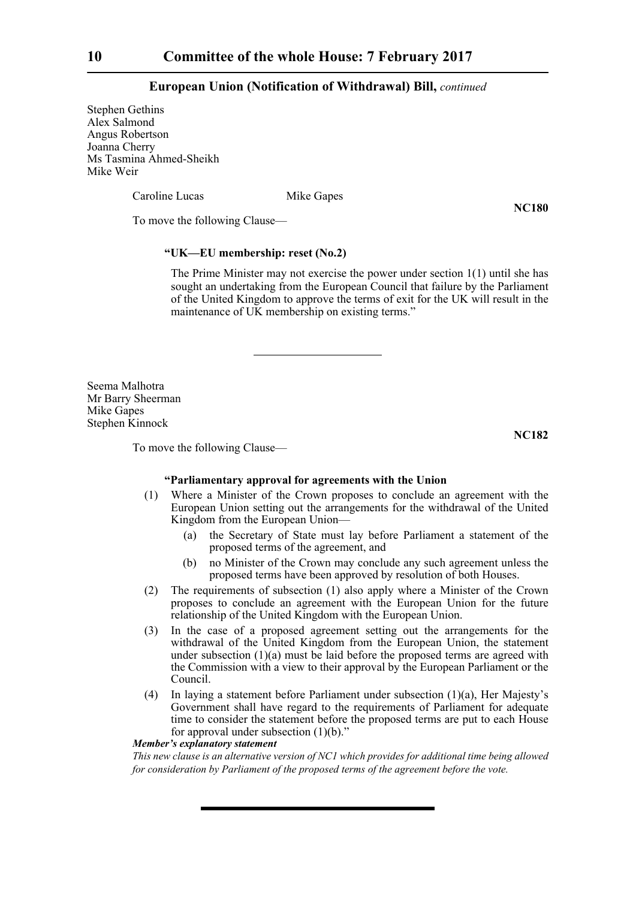Stephen Gethins
Alex Salmond
Angus Robertson
Joanna Cherry
Ms Tasmina Ahmed-Sheikh
Mike Weir

Caroline Lucas Mike Gapes

**NC180**

To move the following Clause—

**"UK—EU membership: reset (No.2)**

The Prime Minister may not exercise the power under section 1(1) until she has sought an undertaking from the European Council that failure by the Parliament of the United Kingdom to approve the terms of exit for the UK will result in the maintenance of UK membership on existing terms."

---

Seema Malhotra
Mr Barry Sheerman
Mike Gapes
Stephen Kinnock

**NC182**

To move the following Clause—

**"Parliamentary approval for agreements with the Union**

(1) Where a Minister of the Crown proposes to conclude an agreement with the European Union setting out the arrangements for the withdrawal of the United Kingdom from the European Union—

  (a) the Secretary of State must lay before Parliament a statement of the proposed terms of the agreement, and

  (b) no Minister of the Crown may conclude any such agreement unless the proposed terms have been approved by resolution of both Houses.

(2) The requirements of subsection (1) also apply where a Minister of the Crown proposes to conclude an agreement with the European Union for the future relationship of the United Kingdom with the European Union.

(3) In the case of a proposed agreement setting out the arrangements for the withdrawal of the United Kingdom from the European Union, the statement under subsection (1)(a) must be laid before the proposed terms are agreed with the Commission with a view to their approval by the European Parliament or the Council.

(4) In laying a statement before Parliament under subsection (1)(a), Her Majesty's Government shall have regard to the requirements of Parliament for adequate time to consider the statement before the proposed terms are put to each House for approval under subsection (1)(b)."

***Member's explanatory statement***

*This new clause is an alternative version of NC1 which provides for additional time being allowed for consideration by Parliament of the proposed terms of the agreement before the vote.*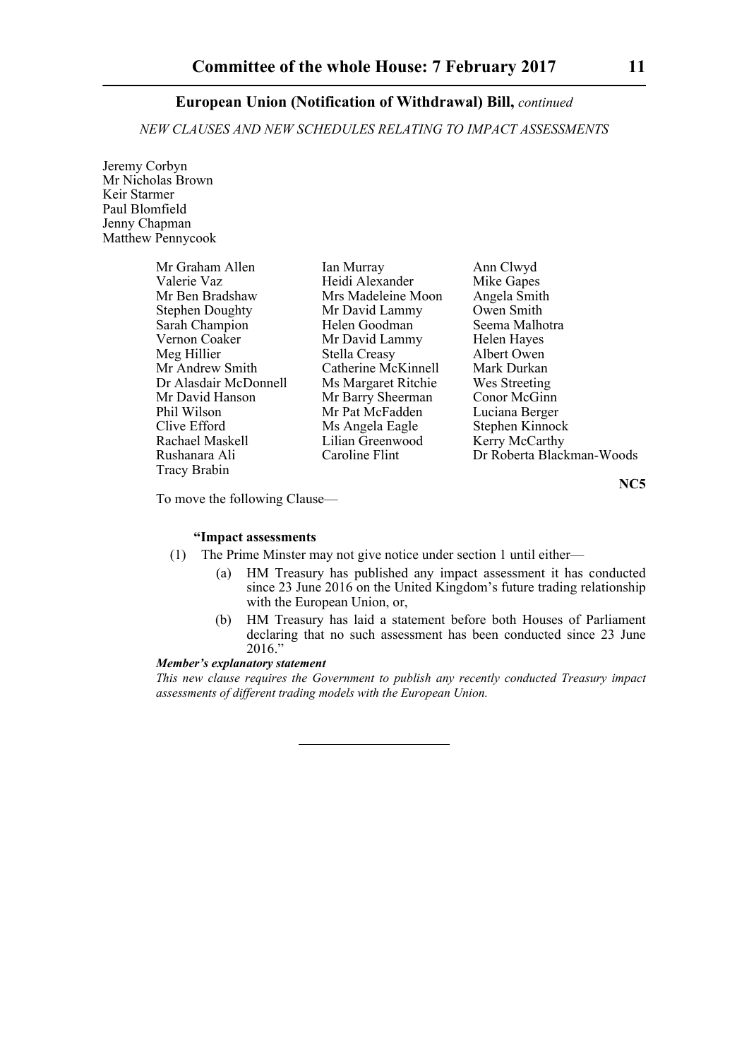**European Union (Notification of Withdrawal) Bill,** *continued*

*NEW CLAUSES AND NEW SCHEDULES RELATING TO IMPACT ASSESSMENTS*

Jeremy Corbyn
Mr Nicholas Brown
Keir Starmer
Paul Blomfield
Jenny Chapman
Matthew Pennycook

Mr Graham Allen, Ian Murray, Ann Clwyd, Valerie Vaz, Heidi Alexander, Mike Gapes, Mr Ben Bradshaw, Mrs Madeleine Moon, Angela Smith, Stephen Doughty, Mr David Lammy, Owen Smith, Sarah Champion, Helen Goodman, Seema Malhotra, Vernon Coaker, Mr David Lammy, Helen Hayes, Meg Hillier, Stella Creasy, Albert Owen, Mr Andrew Smith, Catherine McKinnell, Mark Durkan, Dr Alasdair McDonnell, Ms Margaret Ritchie, Wes Streeting, Mr David Hanson, Mr Barry Sheerman, Conor McGinn, Phil Wilson, Mr Pat McFadden, Luciana Berger, Clive Efford, Ms Angela Eagle, Stephen Kinnock, Rachael Maskell, Lilian Greenwood, Kerry McCarthy, Rushanara Ali, Caroline Flint, Dr Roberta Blackman-Woods, Tracy Brabin

**NC5**

To move the following Clause—

**"Impact assessments**

(1) The Prime Minister may not give notice under section 1 until either—

(a) HM Treasury has published any impact assessment it has conducted since 23 June 2016 on the United Kingdom's future trading relationship with the European Union, or,

(b) HM Treasury has laid a statement before both Houses of Parliament declaring that no such assessment has been conducted since 23 June 2016."

***Member's explanatory statement***

*This new clause requires the Government to publish any recently conducted Treasury impact assessments of different trading models with the European Union.*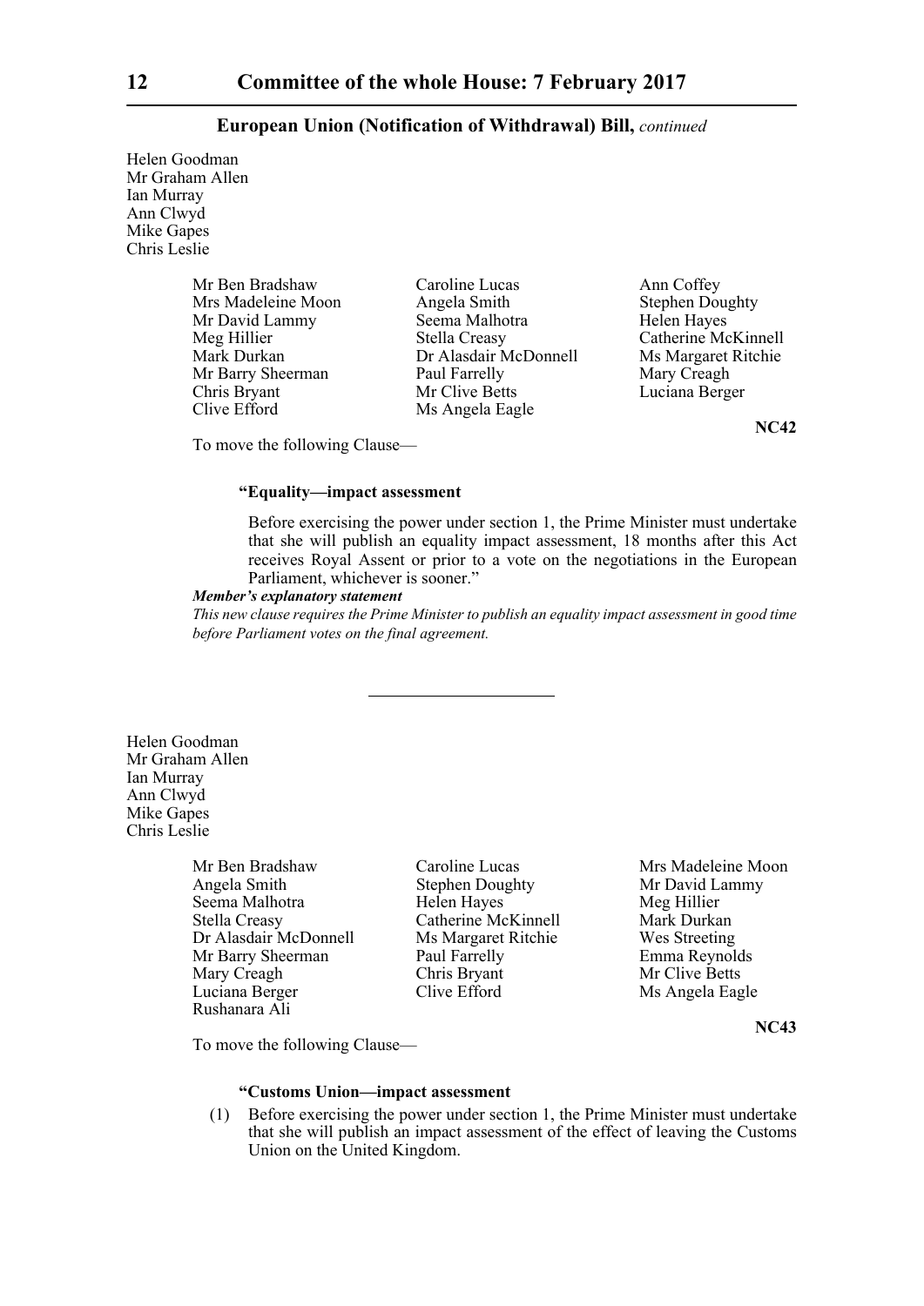Helen Goodman
Mr Graham Allen
Ian Murray
Ann Clwyd
Mike Gapes
Chris Leslie

Mr Ben Bradshaw
Mrs Madeleine Moon
Mr David Lammy
Meg Hillier
Mark Durkan
Mr Barry Sheerman
Chris Bryant
Clive Efford
Caroline Lucas
Angela Smith
Seema Malhotra
Stella Creasy
Dr Alasdair McDonnell
Paul Farrelly
Mr Clive Betts
Ms Angela Eagle
Ann Coffey
Stephen Doughty
Helen Hayes
Catherine McKinnell
Ms Margaret Ritchie
Mary Creagh
Luciana Berger

**NC42**

To move the following Clause—

**"Equality—impact assessment**

Before exercising the power under section 1, the Prime Minister must undertake that she will publish an equality impact assessment, 18 months after this Act receives Royal Assent or prior to a vote on the negotiations in the European Parliament, whichever is sooner."

***Member's explanatory statement***

*This new clause requires the Prime Minister to publish an equality impact assessment in good time before Parliament votes on the final agreement.*

---

Helen Goodman
Mr Graham Allen
Ian Murray
Ann Clwyd
Mike Gapes
Chris Leslie

Mr Ben Bradshaw
Angela Smith
Seema Malhotra
Stella Creasy
Dr Alasdair McDonnell
Mr Barry Sheerman
Mary Creagh
Luciana Berger
Rushanara Ali
Caroline Lucas
Stephen Doughty
Helen Hayes
Catherine McKinnell
Ms Margaret Ritchie
Paul Farrelly
Chris Bryant
Clive Efford
Mrs Madeleine Moon
Mr David Lammy
Meg Hillier
Mark Durkan
Wes Streeting
Emma Reynolds
Mr Clive Betts
Ms Angela Eagle

**NC43**

To move the following Clause—

**"Customs Union—impact assessment**

(1) Before exercising the power under section 1, the Prime Minister must undertake that she will publish an impact assessment of the effect of leaving the Customs Union on the United Kingdom.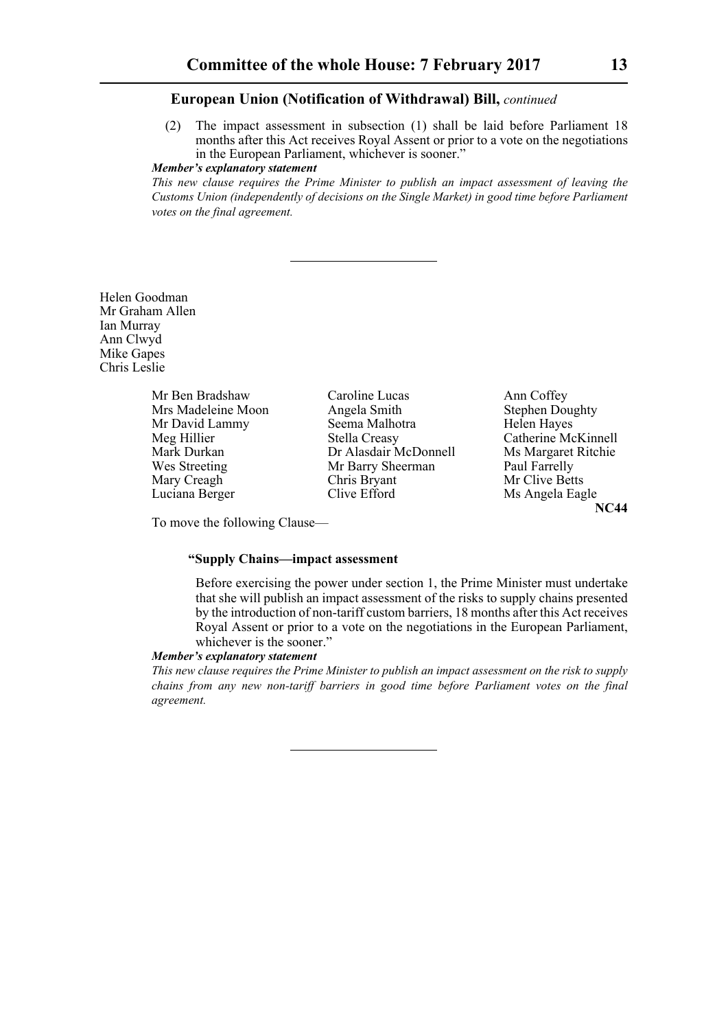**European Union (Notification of Withdrawal) Bill,** *continued*

(2) The impact assessment in subsection (1) shall be laid before Parliament 18 months after this Act receives Royal Assent or prior to a vote on the negotiations in the European Parliament, whichever is sooner."

***Member's explanatory statement***

*This new clause requires the Prime Minister to publish an impact assessment of leaving the Customs Union (independently of decisions on the Single Market) in good time before Parliament votes on the final agreement.*

---

Helen Goodman
Mr Graham Allen
Ian Murray
Ann Clwyd
Mike Gapes
Chris Leslie

Mr Ben Bradshaw
Mrs Madeleine Moon
Mr David Lammy
Meg Hillier
Mark Durkan
Wes Streeting
Mary Creagh
Luciana Berger
Caroline Lucas
Angela Smith
Seema Malhotra
Stella Creasy
Dr Alasdair McDonnell
Mr Barry Sheerman
Chris Bryant
Clive Efford
Ann Coffey
Stephen Doughty
Helen Hayes
Catherine McKinnell
Ms Margaret Ritchie
Paul Farrelly
Mr Clive Betts
Ms Angela Eagle

**NC44**

To move the following Clause—

**"Supply Chains—impact assessment**

Before exercising the power under section 1, the Prime Minister must undertake that she will publish an impact assessment of the risks to supply chains presented by the introduction of non-tariff custom barriers, 18 months after this Act receives Royal Assent or prior to a vote on the negotiations in the European Parliament, whichever is the sooner."

***Member's explanatory statement***

*This new clause requires the Prime Minister to publish an impact assessment on the risk to supply chains from any new non-tariff barriers in good time before Parliament votes on the final agreement.*

---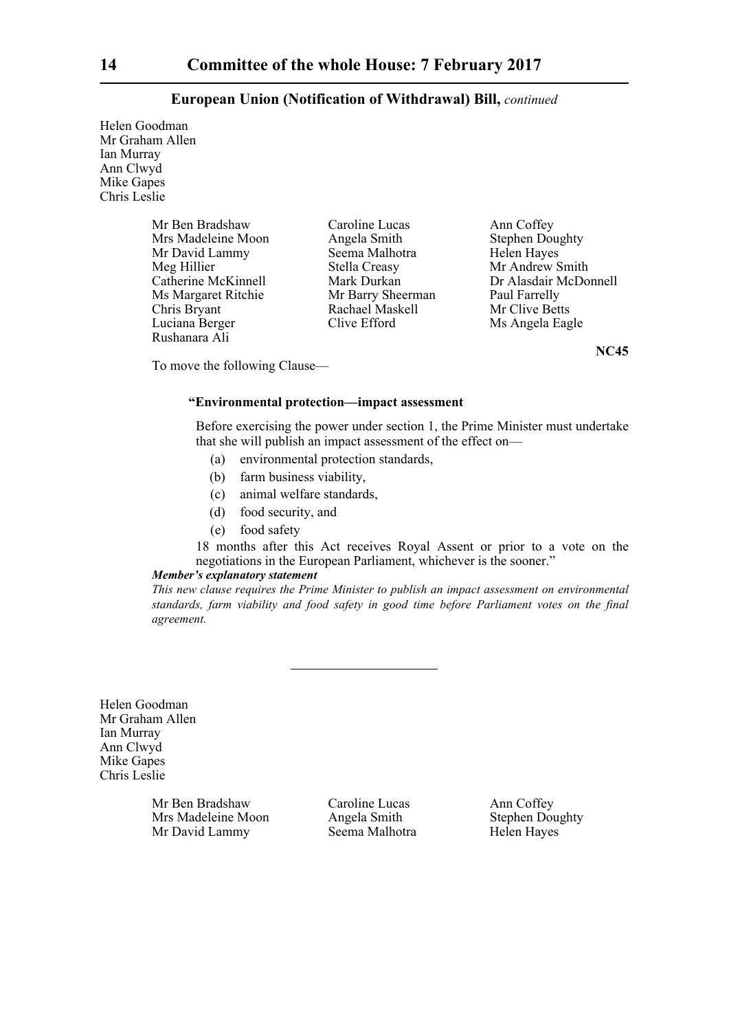**European Union (Notification of Withdrawal) Bill,** *continued*

Helen Goodman
Mr Graham Allen
Ian Murray
Ann Clwyd
Mike Gapes
Chris Leslie

Mr Ben Bradshaw
Mrs Madeleine Moon
Mr David Lammy
Meg Hillier
Catherine McKinnell
Ms Margaret Ritchie
Chris Bryant
Luciana Berger
Rushanara Ali
Caroline Lucas
Angela Smith
Seema Malhotra
Stella Creasy
Mark Durkan
Mr Barry Sheerman
Rachael Maskell
Clive Efford
Ann Coffey
Stephen Doughty
Helen Hayes
Mr Andrew Smith
Dr Alasdair McDonnell
Paul Farrelly
Mr Clive Betts
Ms Angela Eagle

**NC45**

To move the following Clause—

**"Environmental protection—impact assessment**

Before exercising the power under section 1, the Prime Minister must undertake that she will publish an impact assessment of the effect on—

(a) environmental protection standards,

(b) farm business viability,

(c) animal welfare standards,

(d) food security, and

(e) food safety

18 months after this Act receives Royal Assent or prior to a vote on the negotiations in the European Parliament, whichever is the sooner."

***Member's explanatory statement***

*This new clause requires the Prime Minister to publish an impact assessment on environmental standards, farm viability and food safety in good time before Parliament votes on the final agreement.*

---

Helen Goodman
Mr Graham Allen
Ian Murray
Ann Clwyd
Mike Gapes
Chris Leslie

Mr Ben Bradshaw
Mrs Madeleine Moon
Mr David Lammy
Caroline Lucas
Angela Smith
Seema Malhotra
Ann Coffey
Stephen Doughty
Helen Hayes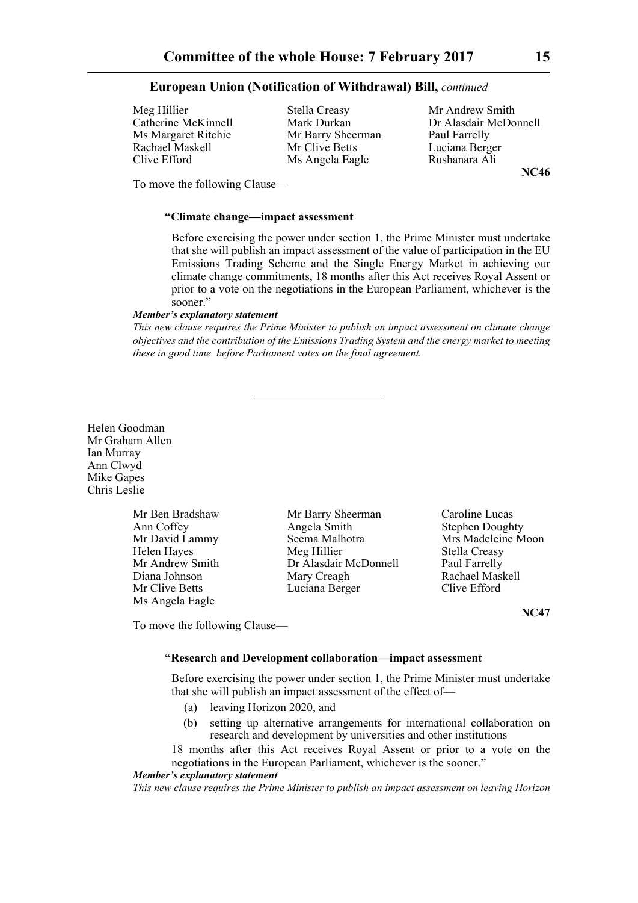**European Union (Notification of Withdrawal) Bill,** *continued*

Meg Hillier
Stella Creasy
Mr Andrew Smith
Catherine McKinnell
Mark Durkan
Dr Alasdair McDonnell
Ms Margaret Ritchie
Mr Barry Sheerman
Paul Farrelly
Rachael Maskell
Mr Clive Betts
Luciana Berger
Clive Efford
Ms Angela Eagle
Rushanara Ali

**NC46**

To move the following Clause—

**"Climate change—impact assessment**

Before exercising the power under section 1, the Prime Minister must undertake that she will publish an impact assessment of the value of participation in the EU Emissions Trading Scheme and the Single Energy Market in achieving our climate change commitments, 18 months after this Act receives Royal Assent or prior to a vote on the negotiations in the European Parliament, whichever is the sooner."

***Member's explanatory statement***

*This new clause requires the Prime Minister to publish an impact assessment on climate change objectives and the contribution of the Emissions Trading System and the energy market to meeting these in good time before Parliament votes on the final agreement.*

---

Helen Goodman
Mr Graham Allen
Ian Murray
Ann Clwyd
Mike Gapes
Chris Leslie

Mr Ben Bradshaw
Mr Barry Sheerman
Caroline Lucas
Ann Coffey
Angela Smith
Stephen Doughty
Mr David Lammy
Seema Malhotra
Mrs Madeleine Moon
Helen Hayes
Meg Hillier
Stella Creasy
Mr Andrew Smith
Dr Alasdair McDonnell
Paul Farrelly
Diana Johnson
Mary Creagh
Rachael Maskell
Mr Clive Betts
Luciana Berger
Clive Efford
Ms Angela Eagle

**NC47**

To move the following Clause—

**"Research and Development collaboration—impact assessment**

Before exercising the power under section 1, the Prime Minister must undertake that she will publish an impact assessment of the effect of—

(a) leaving Horizon 2020, and

(b) setting up alternative arrangements for international collaboration on research and development by universities and other institutions

18 months after this Act receives Royal Assent or prior to a vote on the negotiations in the European Parliament, whichever is the sooner."

***Member's explanatory statement***

*This new clause requires the Prime Minister to publish an impact assessment on leaving Horizon*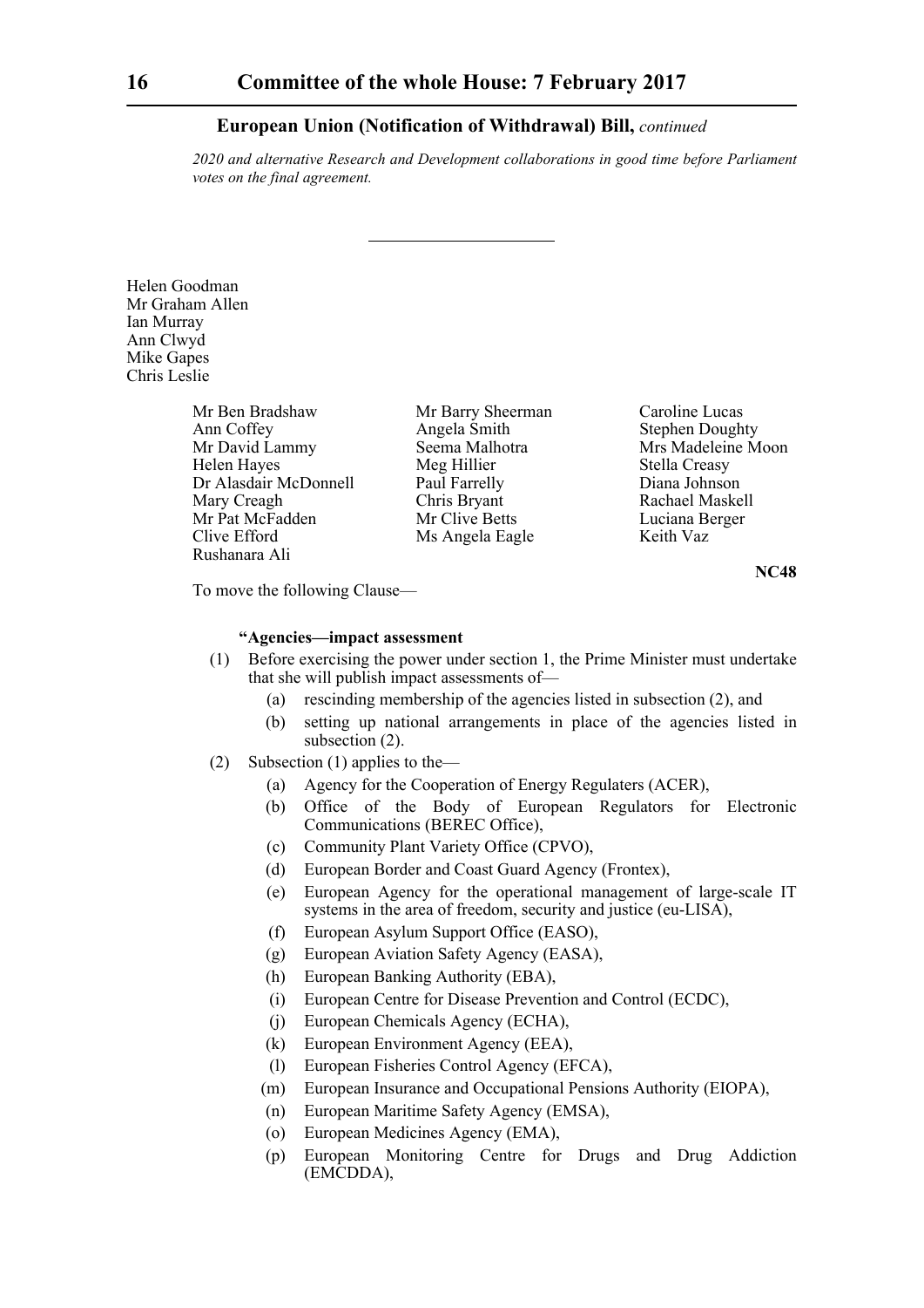**European Union (Notification of Withdrawal) Bill,** *continued*

*2020 and alternative Research and Development collaborations in good time before Parliament votes on the final agreement.*

---

Helen Goodman
Mr Graham Allen
Ian Murray
Ann Clwyd
Mike Gapes
Chris Leslie

Mr Ben Bradshaw
Ann Coffey
Mr David Lammy
Helen Hayes
Dr Alasdair McDonnell
Mary Creagh
Mr Pat McFadden
Clive Efford
Rushanara Ali
Mr Barry Sheerman
Angela Smith
Seema Malhotra
Meg Hillier
Paul Farrelly
Chris Bryant
Mr Clive Betts
Ms Angela Eagle
Caroline Lucas
Stephen Doughty
Mrs Madeleine Moon
Stella Creasy
Diana Johnson
Rachael Maskell
Luciana Berger
Keith Vaz

**NC48**

To move the following Clause—

**"Agencies—impact assessment**

(1) Before exercising the power under section 1, the Prime Minister must undertake that she will publish impact assessments of—
  - (a) rescinding membership of the agencies listed in subsection (2), and
  - (b) setting up national arrangements in place of the agencies listed in subsection (2).

(2) Subsection (1) applies to the—
  - (a) Agency for the Cooperation of Energy Regulaters (ACER),
  - (b) Office of the Body of European Regulators for Electronic Communications (BEREC Office),
  - (c) Community Plant Variety Office (CPVO),
  - (d) European Border and Coast Guard Agency (Frontex),
  - (e) European Agency for the operational management of large-scale IT systems in the area of freedom, security and justice (eu-LISA),
  - (f) European Asylum Support Office (EASO),
  - (g) European Aviation Safety Agency (EASA),
  - (h) European Banking Authority (EBA),
  - (i) European Centre for Disease Prevention and Control (ECDC),
  - (j) European Chemicals Agency (ECHA),
  - (k) European Environment Agency (EEA),
  - (l) European Fisheries Control Agency (EFCA),
  - (m) European Insurance and Occupational Pensions Authority (EIOPA),
  - (n) European Maritime Safety Agency (EMSA),
  - (o) European Medicines Agency (EMA),
  - (p) European Monitoring Centre for Drugs and Drug Addiction (EMCDDA),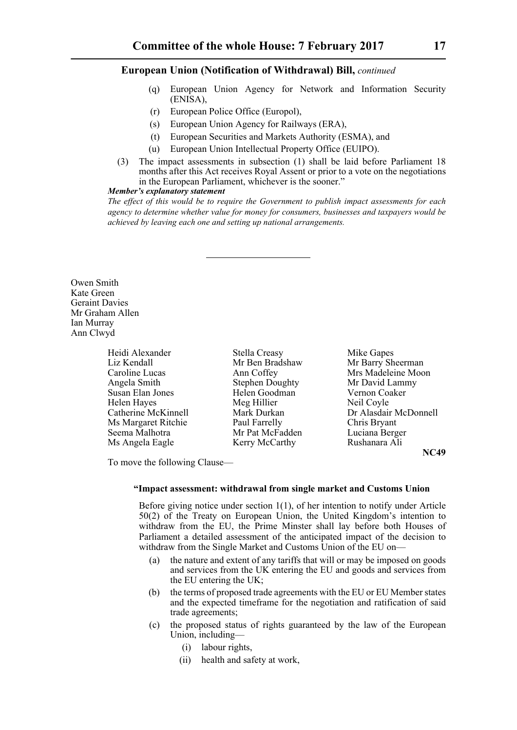**European Union (Notification of Withdrawal) Bill,** *continued*

(q) European Union Agency for Network and Information Security (ENISA),

(r) European Police Office (Europol),

(s) European Union Agency for Railways (ERA),

(t) European Securities and Markets Authority (ESMA), and

(u) European Union Intellectual Property Office (EUIPO).

(3) The impact assessments in subsection (1) shall be laid before Parliament 18 months after this Act receives Royal Assent or prior to a vote on the negotiations in the European Parliament, whichever is the sooner.”

***Member's explanatory statement***

*The effect of this would be to require the Government to publish impact assessments for each agency to determine whether value for money for consumers, businesses and taxpayers would be achieved by leaving each one and setting up national arrangements.*

---

Owen Smith
Kate Green
Geraint Davies
Mr Graham Allen
Ian Murray
Ann Clwyd

Heidi Alexander
Liz Kendall
Caroline Lucas
Angela Smith
Susan Elan Jones
Helen Hayes
Catherine McKinnell
Ms Margaret Ritchie
Seema Malhotra
Ms Angela Eagle
Stella Creasy
Mr Ben Bradshaw
Ann Coffey
Stephen Doughty
Helen Goodman
Meg Hillier
Mark Durkan
Paul Farrelly
Mr Pat McFadden
Kerry McCarthy
Mike Gapes
Mr Barry Sheerman
Mrs Madeleine Moon
Mr David Lammy
Vernon Coaker
Neil Coyle
Dr Alasdair McDonnell
Chris Bryant
Luciana Berger
Rushanara Ali

**NC49**

To move the following Clause—

**“Impact assessment: withdrawal from single market and Customs Union**

Before giving notice under section 1(1), of her intention to notify under Article 50(2) of the Treaty on European Union, the United Kingdom's intention to withdraw from the EU, the Prime Minster shall lay before both Houses of Parliament a detailed assessment of the anticipated impact of the decision to withdraw from the Single Market and Customs Union of the EU on—

(a) the nature and extent of any tariffs that will or may be imposed on goods and services from the UK entering the EU and goods and services from the EU entering the UK;

(b) the terms of proposed trade agreements with the EU or EU Member states and the expected timeframe for the negotiation and ratification of said trade agreements;

(c) the proposed status of rights guaranteed by the law of the European Union, including—

(i) labour rights,

(ii) health and safety at work,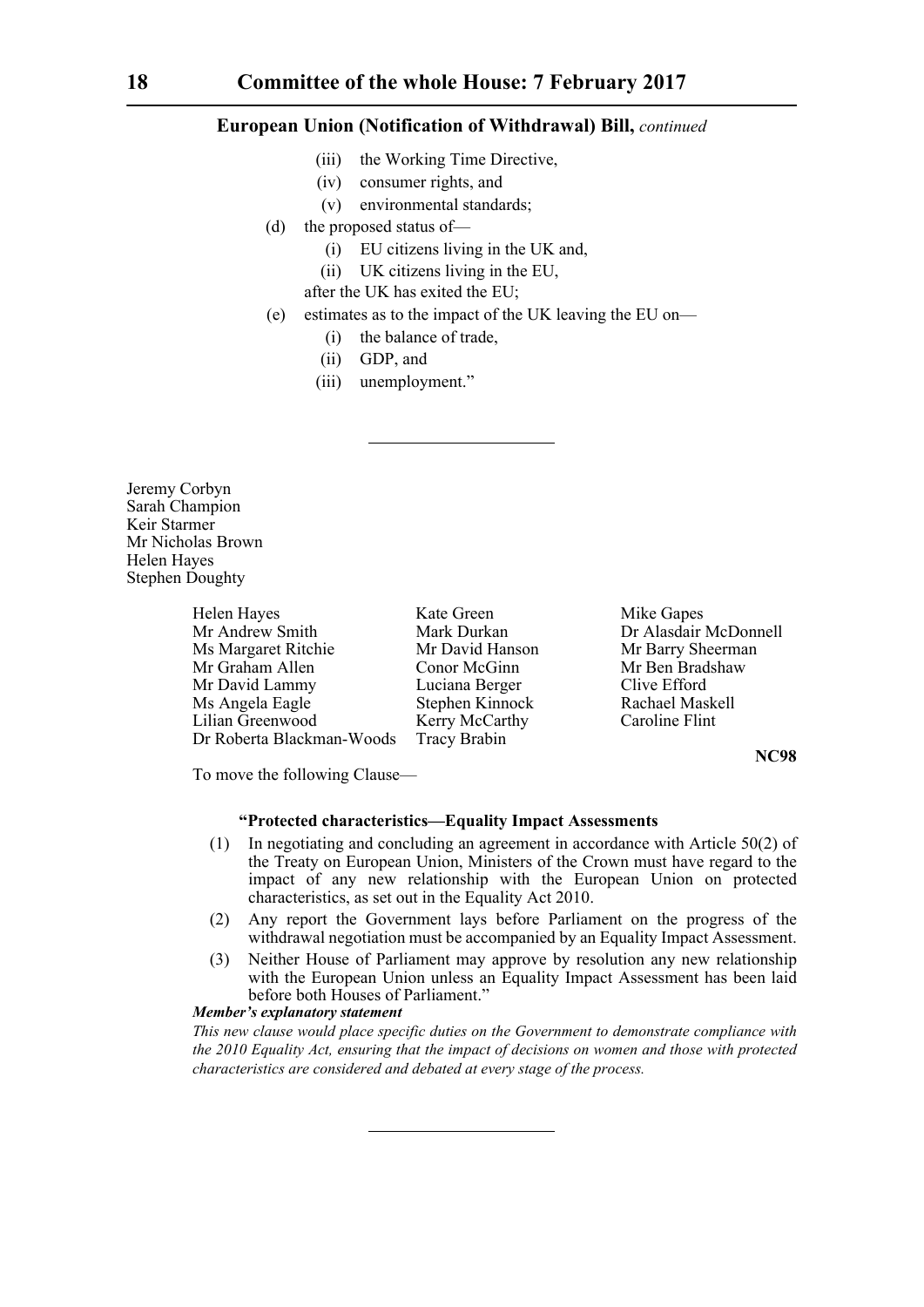(iii) the Working Time Directive,

(iv) consumer rights, and

(v) environmental standards;

(d) the proposed status of—

(i) EU citizens living in the UK and,

(ii) UK citizens living in the EU,

after the UK has exited the EU;

(e) estimates as to the impact of the UK leaving the EU on—

(i) the balance of trade,

(ii) GDP, and

(iii) unemployment.”

---

Jeremy Corbyn
Sarah Champion
Keir Starmer
Mr Nicholas Brown
Helen Hayes
Stephen Doughty

Helen Hayes
Mr Andrew Smith
Ms Margaret Ritchie
Mr Graham Allen
Mr David Lammy
Ms Angela Eagle
Lilian Greenwood
Dr Roberta Blackman-Woods
Kate Green
Mark Durkan
Mr David Hanson
Conor McGinn
Luciana Berger
Stephen Kinnock
Kerry McCarthy
Tracy Brabin
Mike Gapes
Dr Alasdair McDonnell
Mr Barry Sheerman
Mr Ben Bradshaw
Clive Efford
Rachael Maskell
Caroline Flint

**NC98**

To move the following Clause—

**“Protected characteristics—Equality Impact Assessments**

(1) In negotiating and concluding an agreement in accordance with Article 50(2) of the Treaty on European Union, Ministers of the Crown must have regard to the impact of any new relationship with the European Union on protected characteristics, as set out in the Equality Act 2010.

(2) Any report the Government lays before Parliament on the progress of the withdrawal negotiation must be accompanied by an Equality Impact Assessment.

(3) Neither House of Parliament may approve by resolution any new relationship with the European Union unless an Equality Impact Assessment has been laid before both Houses of Parliament.”

***Member’s explanatory statement***

*This new clause would place specific duties on the Government to demonstrate compliance with the 2010 Equality Act, ensuring that the impact of decisions on women and those with protected characteristics are considered and debated at every stage of the process.*

---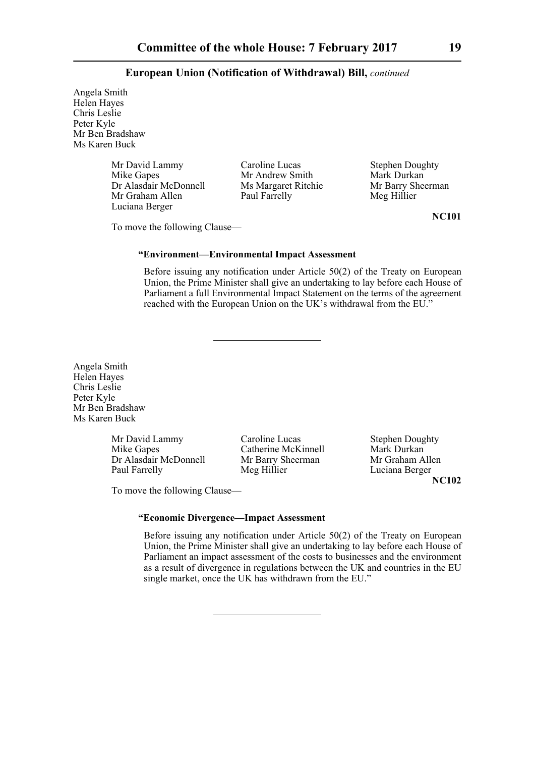Angela Smith
Helen Hayes
Chris Leslie
Peter Kyle
Mr Ben Bradshaw
Ms Karen Buck

Mr David Lammy
Mike Gapes
Dr Alasdair McDonnell
Mr Graham Allen
Luciana Berger
Caroline Lucas
Mr Andrew Smith
Ms Margaret Ritchie
Paul Farrelly
Stephen Doughty
Mark Durkan
Mr Barry Sheerman
Meg Hillier

**NC101**

To move the following Clause—

**"Environment—Environmental Impact Assessment**

Before issuing any notification under Article 50(2) of the Treaty on European Union, the Prime Minister shall give an undertaking to lay before each House of Parliament a full Environmental Impact Statement on the terms of the agreement reached with the European Union on the UK's withdrawal from the EU."

---

Angela Smith
Helen Hayes
Chris Leslie
Peter Kyle
Mr Ben Bradshaw
Ms Karen Buck

Mr David Lammy
Mike Gapes
Dr Alasdair McDonnell
Paul Farrelly
Caroline Lucas
Catherine McKinnell
Mr Barry Sheerman
Meg Hillier
Stephen Doughty
Mark Durkan
Mr Graham Allen
Luciana Berger

**NC102**

To move the following Clause—

**"Economic Divergence—Impact Assessment**

Before issuing any notification under Article 50(2) of the Treaty on European Union, the Prime Minister shall give an undertaking to lay before each House of Parliament an impact assessment of the costs to businesses and the environment as a result of divergence in regulations between the UK and countries in the EU single market, once the UK has withdrawn from the EU."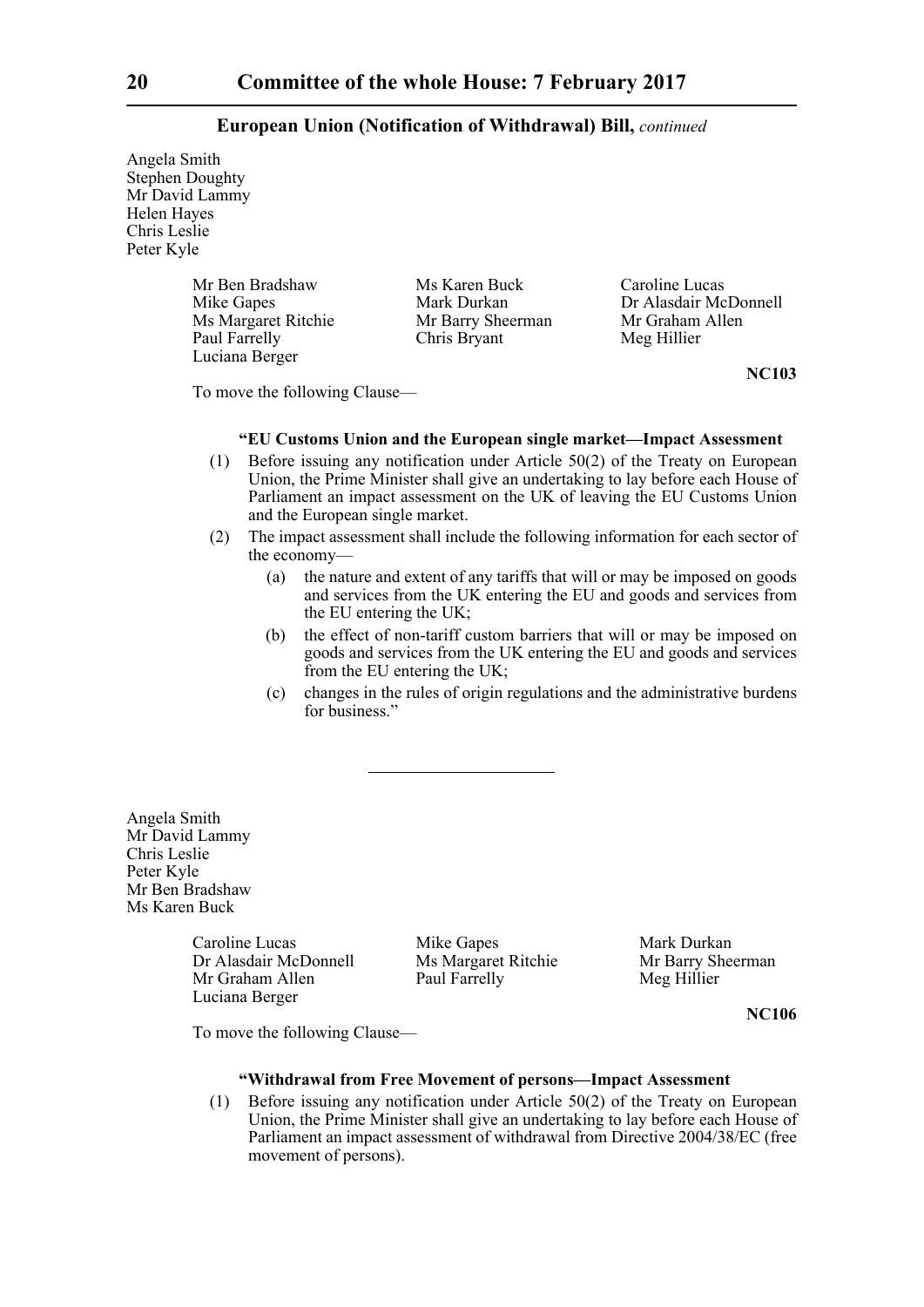European Union (Notification of Withdrawal) Bill, *continued*

Angela Smith
Stephen Doughty
Mr David Lammy
Helen Hayes
Chris Leslie
Peter Kyle

Mr Ben Bradshaw
Ms Karen Buck
Caroline Lucas
Mike Gapes
Mark Durkan
Dr Alasdair McDonnell
Ms Margaret Ritchie
Mr Barry Sheerman
Mr Graham Allen
Paul Farrelly
Chris Bryant
Meg Hillier
Luciana Berger

**NC103**

To move the following Clause—

**"EU Customs Union and the European single market—Impact Assessment**

(1) Before issuing any notification under Article 50(2) of the Treaty on European Union, the Prime Minister shall give an undertaking to lay before each House of Parliament an impact assessment on the UK of leaving the EU Customs Union and the European single market.

(2) The impact assessment shall include the following information for each sector of the economy—

(a) the nature and extent of any tariffs that will or may be imposed on goods and services from the UK entering the EU and goods and services from the EU entering the UK;

(b) the effect of non-tariff custom barriers that will or may be imposed on goods and services from the UK entering the EU and goods and services from the EU entering the UK;

(c) changes in the rules of origin regulations and the administrative burdens for business."

---

Angela Smith
Mr David Lammy
Chris Leslie
Peter Kyle
Mr Ben Bradshaw
Ms Karen Buck

Caroline Lucas
Mike Gapes
Mark Durkan
Dr Alasdair McDonnell
Ms Margaret Ritchie
Mr Barry Sheerman
Mr Graham Allen
Paul Farrelly
Meg Hillier
Luciana Berger

**NC106**

To move the following Clause—

**"Withdrawal from Free Movement of persons—Impact Assessment**

(1) Before issuing any notification under Article 50(2) of the Treaty on European Union, the Prime Minister shall give an undertaking to lay before each House of Parliament an impact assessment of withdrawal from Directive 2004/38/EC (free movement of persons).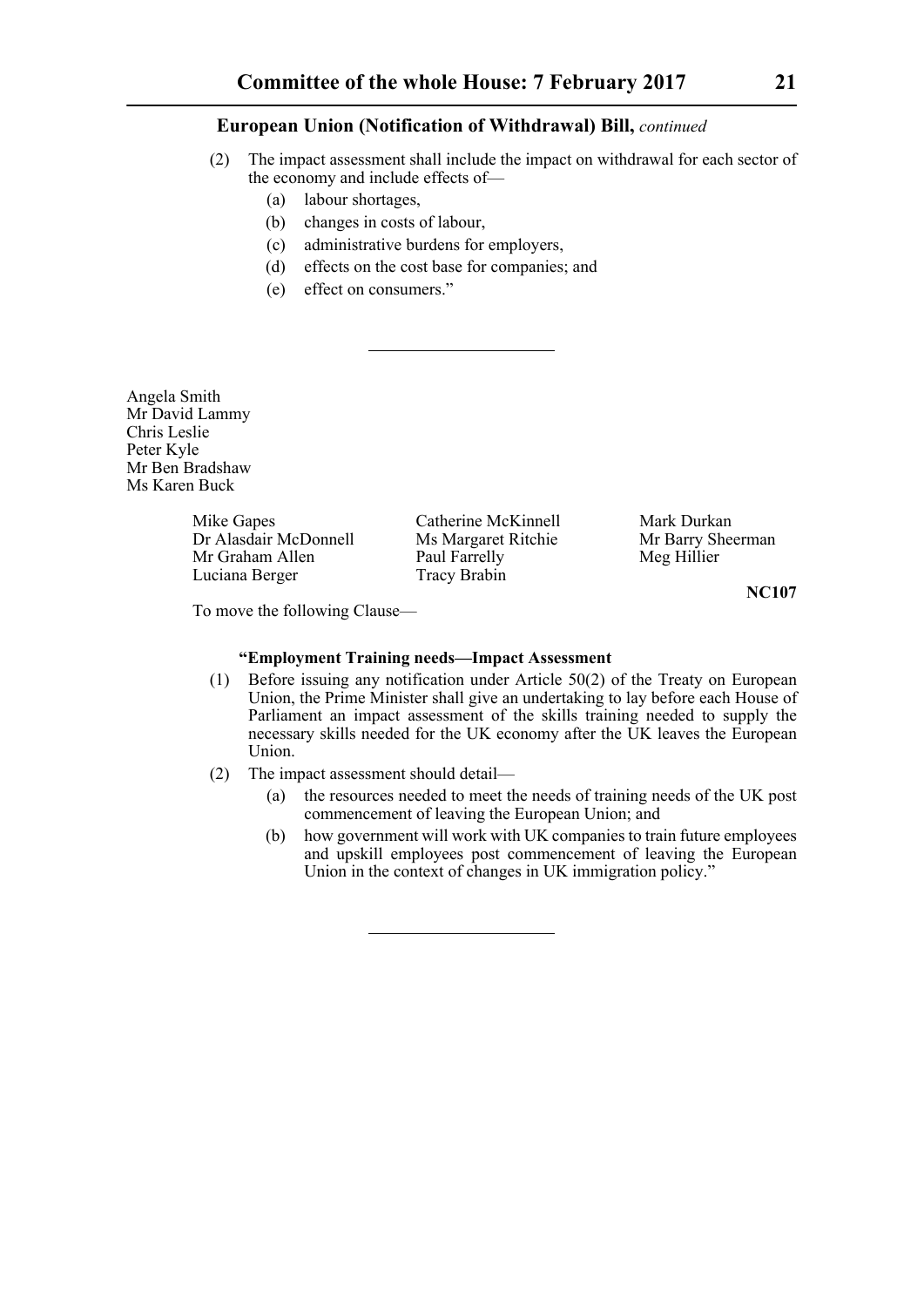**European Union (Notification of Withdrawal) Bill,** *continued*

(2) The impact assessment shall include the impact on withdrawal for each sector of the economy and include effects of—

(a) labour shortages,

(b) changes in costs of labour,

(c) administrative burdens for employers,

(d) effects on the cost base for companies; and

(e) effect on consumers.”

---

Angela Smith
Mr David Lammy
Chris Leslie
Peter Kyle
Mr Ben Bradshaw
Ms Karen Buck

Mike Gapes
Dr Alasdair McDonnell
Mr Graham Allen
Luciana Berger
Catherine McKinnell
Ms Margaret Ritchie
Paul Farrelly
Tracy Brabin
Mark Durkan
Mr Barry Sheerman
Meg Hillier

**NC107**

To move the following Clause—

**“Employment Training needs—Impact Assessment**

(1) Before issuing any notification under Article 50(2) of the Treaty on European Union, the Prime Minister shall give an undertaking to lay before each House of Parliament an impact assessment of the skills training needed to supply the necessary skills needed for the UK economy after the UK leaves the European Union.

(2) The impact assessment should detail—

(a) the resources needed to meet the needs of training needs of the UK post commencement of leaving the European Union; and

(b) how government will work with UK companies to train future employees and upskill employees post commencement of leaving the European Union in the context of changes in UK immigration policy.”

---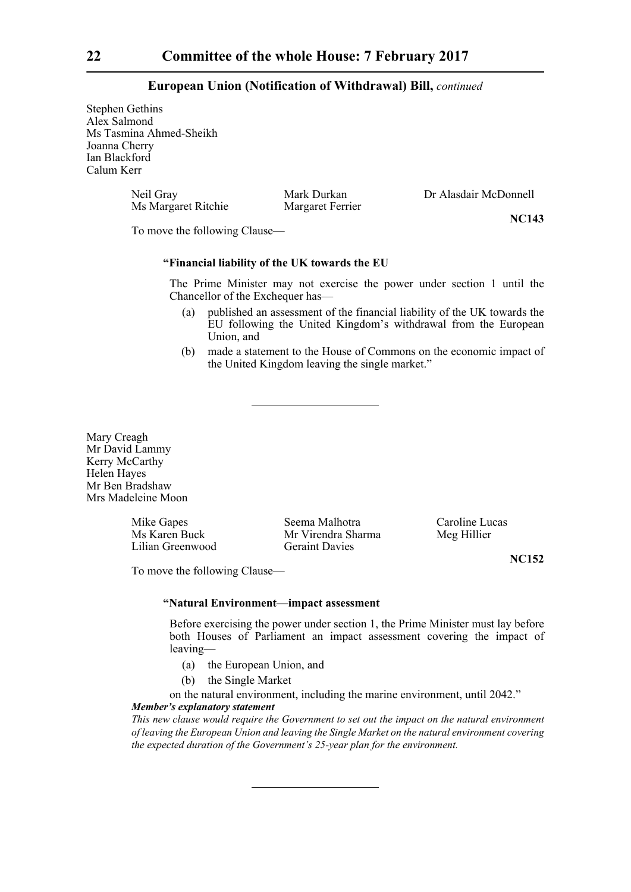Stephen Gethins
Alex Salmond
Ms Tasmina Ahmed-Sheikh
Joanna Cherry
Ian Blackford
Calum Kerr

Neil Gray
Mark Durkan
Dr Alasdair McDonnell
Ms Margaret Ritchie
Margaret Ferrier

**NC143**

To move the following Clause—

**"Financial liability of the UK towards the EU**

The Prime Minister may not exercise the power under section 1 until the Chancellor of the Exchequer has—

(a) published an assessment of the financial liability of the UK towards the EU following the United Kingdom's withdrawal from the European Union, and

(b) made a statement to the House of Commons on the economic impact of the United Kingdom leaving the single market."

---

Mary Creagh
Mr David Lammy
Kerry McCarthy
Helen Hayes
Mr Ben Bradshaw
Mrs Madeleine Moon

Mike Gapes
Seema Malhotra
Caroline Lucas
Ms Karen Buck
Mr Virendra Sharma
Meg Hillier
Lilian Greenwood
Geraint Davies

**NC152**

To move the following Clause—

**"Natural Environment—impact assessment**

Before exercising the power under section 1, the Prime Minister must lay before both Houses of Parliament an impact assessment covering the impact of leaving—

(a) the European Union, and

(b) the Single Market

on the natural environment, including the marine environment, until 2042."

***Member's explanatory statement***

*This new clause would require the Government to set out the impact on the natural environment of leaving the European Union and leaving the Single Market on the natural environment covering the expected duration of the Government's 25-year plan for the environment.*

---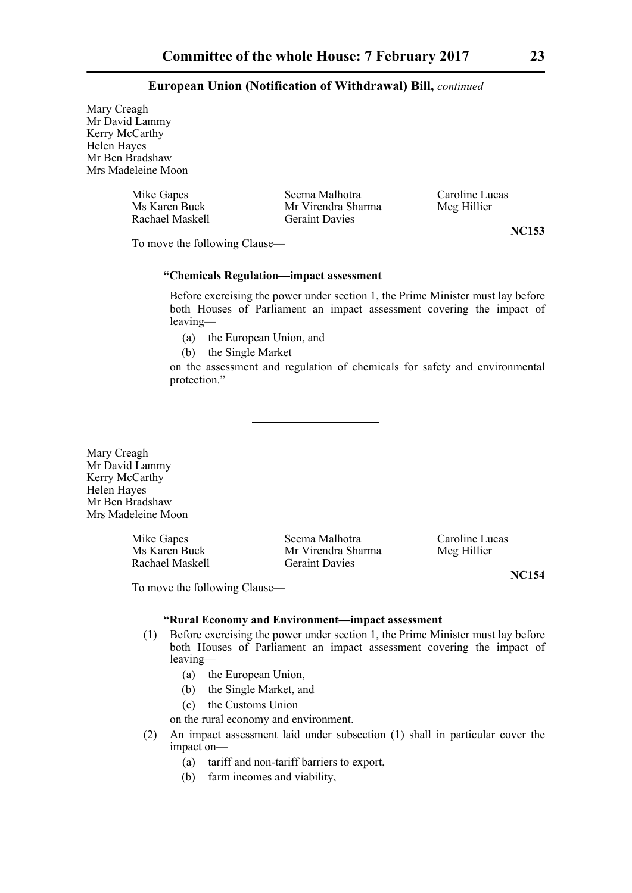**European Union (Notification of Withdrawal) Bill,** *continued*

Mary Creagh
Mr David Lammy
Kerry McCarthy
Helen Hayes
Mr Ben Bradshaw
Mrs Madeleine Moon

Mike Gapes
Ms Karen Buck
Rachael Maskell
Seema Malhotra
Mr Virendra Sharma
Geraint Davies
Caroline Lucas
Meg Hillier

**NC153**

To move the following Clause—

**"Chemicals Regulation—impact assessment**

Before exercising the power under section 1, the Prime Minister must lay before both Houses of Parliament an impact assessment covering the impact of leaving—

(a) the European Union, and

(b) the Single Market

on the assessment and regulation of chemicals for safety and environmental protection."

---

Mary Creagh
Mr David Lammy
Kerry McCarthy
Helen Hayes
Mr Ben Bradshaw
Mrs Madeleine Moon

Mike Gapes
Ms Karen Buck
Rachael Maskell
Seema Malhotra
Mr Virendra Sharma
Geraint Davies
Caroline Lucas
Meg Hillier

**NC154**

To move the following Clause—

**"Rural Economy and Environment—impact assessment**

(1) Before exercising the power under section 1, the Prime Minister must lay before both Houses of Parliament an impact assessment covering the impact of leaving—

(a) the European Union,

(b) the Single Market, and

(c) the Customs Union

on the rural economy and environment.

(2) An impact assessment laid under subsection (1) shall in particular cover the impact on—

(a) tariff and non-tariff barriers to export,

(b) farm incomes and viability,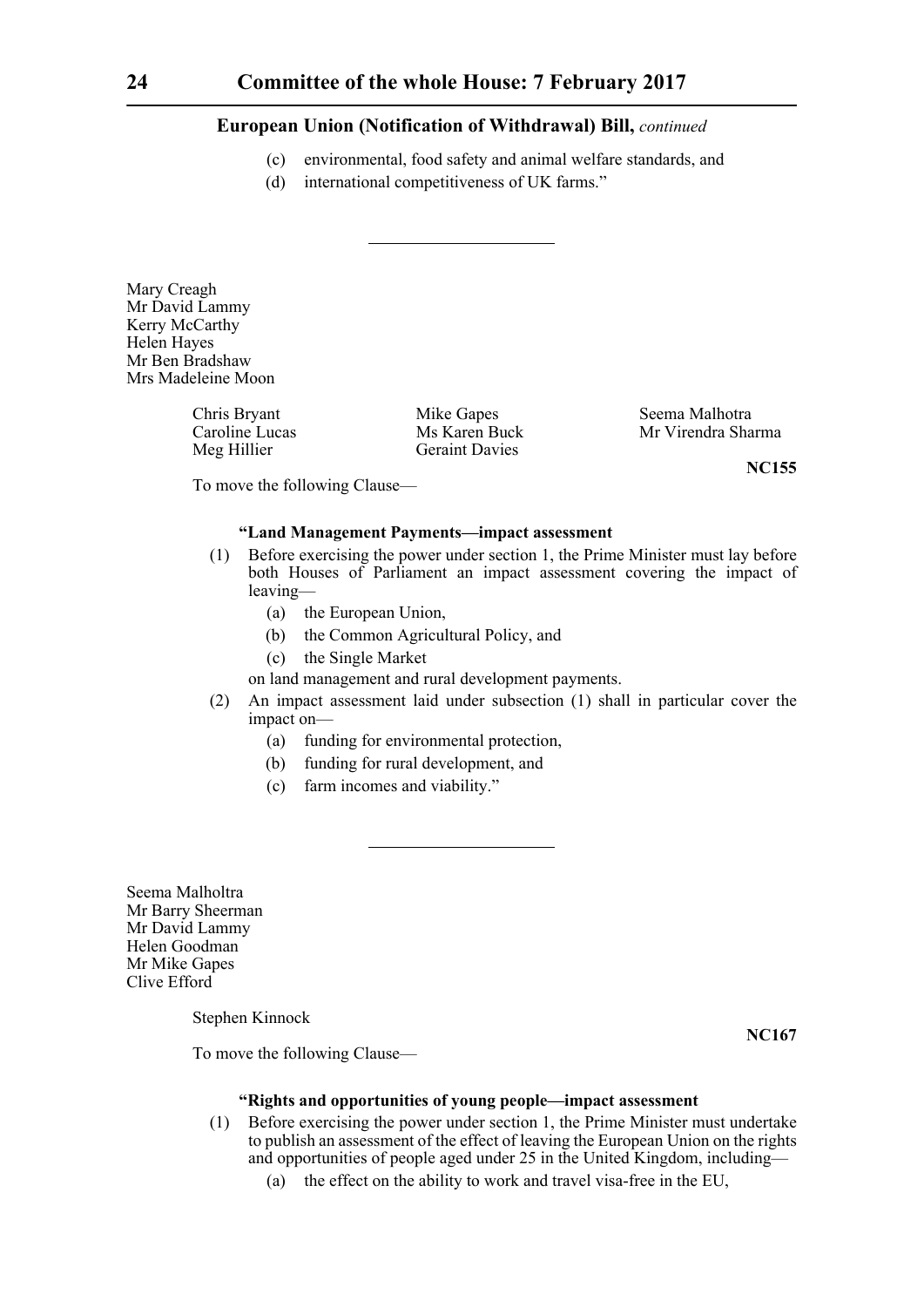**European Union (Notification of Withdrawal) Bill,** *continued*

(c) environmental, food safety and animal welfare standards, and

(d) international competitiveness of UK farms."

---

Mary Creagh
Mr David Lammy
Kerry McCarthy
Helen Hayes
Mr Ben Bradshaw
Mrs Madeleine Moon

Chris Bryant
Caroline Lucas
Meg Hillier
Mike Gapes
Ms Karen Buck
Geraint Davies
Seema Malhotra
Mr Virendra Sharma

**NC155**

To move the following Clause—

**"Land Management Payments—impact assessment**

(1) Before exercising the power under section 1, the Prime Minister must lay before both Houses of Parliament an impact assessment covering the impact of leaving—

(a) the European Union,

(b) the Common Agricultural Policy, and

(c) the Single Market

on land management and rural development payments.

(2) An impact assessment laid under subsection (1) shall in particular cover the impact on—

(a) funding for environmental protection,

(b) funding for rural development, and

(c) farm incomes and viability."

---

Seema Malholtra
Mr Barry Sheerman
Mr David Lammy
Helen Goodman
Mr Mike Gapes
Clive Efford

Stephen Kinnock

**NC167**

To move the following Clause—

**"Rights and opportunities of young people—impact assessment**

(1) Before exercising the power under section 1, the Prime Minister must undertake to publish an assessment of the effect of leaving the European Union on the rights and opportunities of people aged under 25 in the United Kingdom, including—

(a) the effect on the ability to work and travel visa-free in the EU,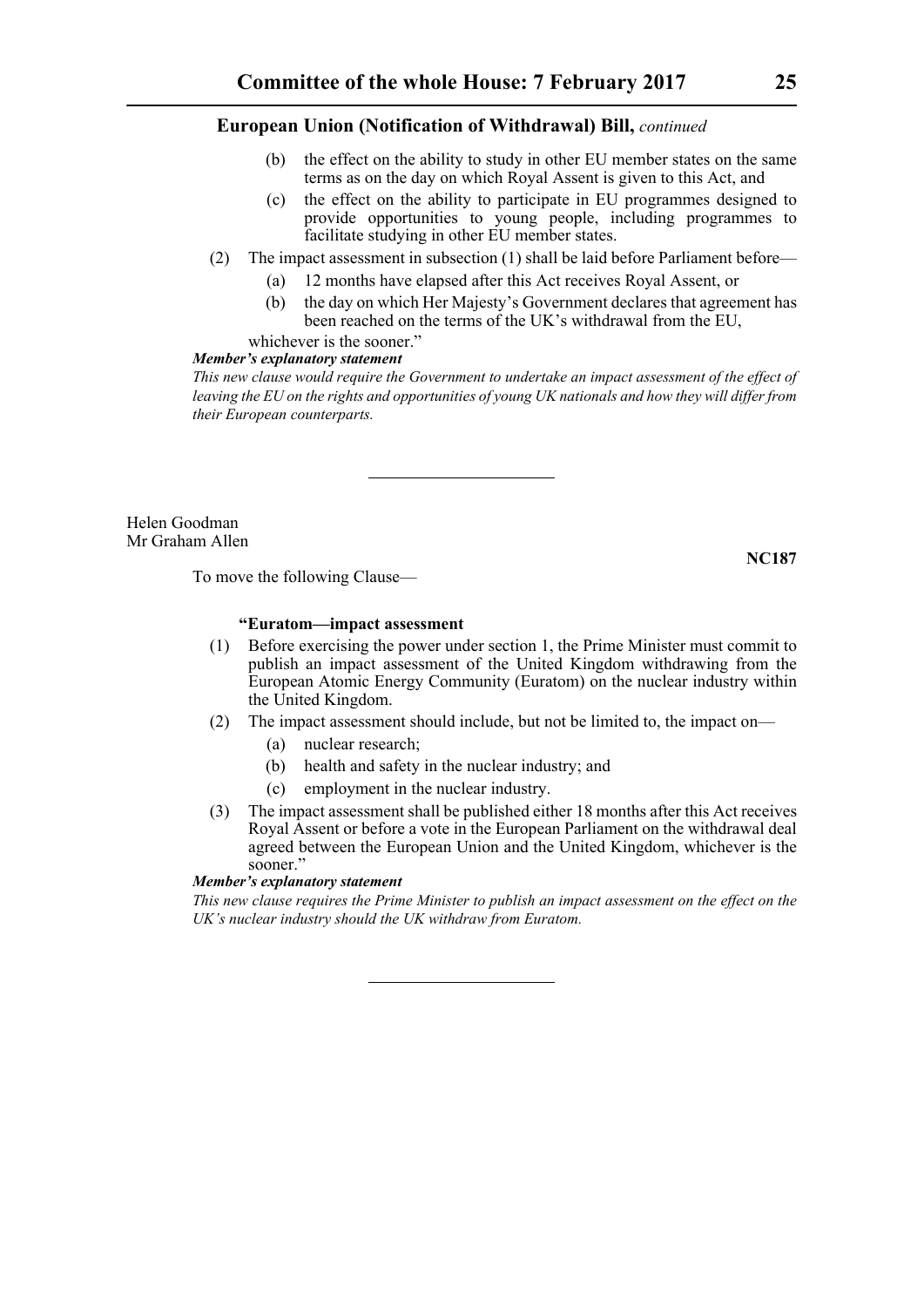**European Union (Notification of Withdrawal) Bill,** *continued*

(b) the effect on the ability to study in other EU member states on the same terms as on the day on which Royal Assent is given to this Act, and

(c) the effect on the ability to participate in EU programmes designed to provide opportunities to young people, including programmes to facilitate studying in other EU member states.

(2) The impact assessment in subsection (1) shall be laid before Parliament before—

(a) 12 months have elapsed after this Act receives Royal Assent, or

(b) the day on which Her Majesty's Government declares that agreement has been reached on the terms of the UK's withdrawal from the EU,

whichever is the sooner."

***Member's explanatory statement***

*This new clause would require the Government to undertake an impact assessment of the effect of leaving the EU on the rights and opportunities of young UK nationals and how they will differ from their European counterparts.*

---

Helen Goodman
Mr Graham Allen

**NC187**

To move the following Clause—

**"Euratom—impact assessment**

(1) Before exercising the power under section 1, the Prime Minister must commit to publish an impact assessment of the United Kingdom withdrawing from the European Atomic Energy Community (Euratom) on the nuclear industry within the United Kingdom.

(2) The impact assessment should include, but not be limited to, the impact on—

(a) nuclear research;

(b) health and safety in the nuclear industry; and

(c) employment in the nuclear industry.

(3) The impact assessment shall be published either 18 months after this Act receives Royal Assent or before a vote in the European Parliament on the withdrawal deal agreed between the European Union and the United Kingdom, whichever is the sooner."

***Member's explanatory statement***

*This new clause requires the Prime Minister to publish an impact assessment on the effect on the UK's nuclear industry should the UK withdraw from Euratom.*

---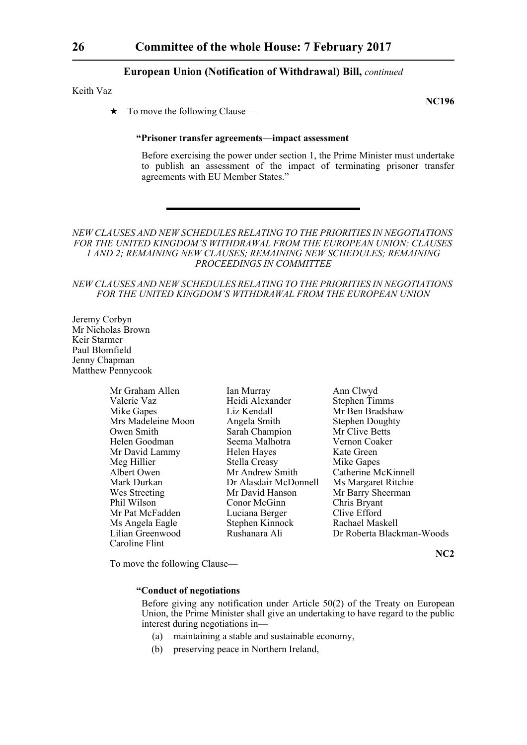Keith Vaz

**NC196**

★ To move the following Clause—

**"Prisoner transfer agreements—impact assessment**

Before exercising the power under section 1, the Prime Minister must undertake to publish an assessment of the impact of terminating prisoner transfer agreements with EU Member States."

---

*NEW CLAUSES AND NEW SCHEDULES RELATING TO THE PRIORITIES IN NEGOTIATIONS FOR THE UNITED KINGDOM'S WITHDRAWAL FROM THE EUROPEAN UNION; CLAUSES 1 AND 2; REMAINING NEW CLAUSES; REMAINING NEW SCHEDULES; REMAINING PROCEEDINGS IN COMMITTEE*

*NEW CLAUSES AND NEW SCHEDULES RELATING TO THE PRIORITIES IN NEGOTIATIONS FOR THE UNITED KINGDOM'S WITHDRAWAL FROM THE EUROPEAN UNION*

Jeremy Corbyn
Mr Nicholas Brown
Keir Starmer
Paul Blomfield
Jenny Chapman
Matthew Pennycook

Mr Graham Allen
Valerie Vaz
Mike Gapes
Mrs Madeleine Moon
Owen Smith
Helen Goodman
Mr David Lammy
Meg Hillier
Albert Owen
Mark Durkan
Wes Streeting
Phil Wilson
Mr Pat McFadden
Ms Angela Eagle
Lilian Greenwood
Caroline Flint
Ian Murray
Heidi Alexander
Liz Kendall
Angela Smith
Sarah Champion
Seema Malhotra
Helen Hayes
Stella Creasy
Mr Andrew Smith
Dr Alasdair McDonnell
Mr David Hanson
Conor McGinn
Luciana Berger
Stephen Kinnock
Rushanara Ali
Ann Clwyd
Stephen Timms
Mr Ben Bradshaw
Stephen Doughty
Mr Clive Betts
Vernon Coaker
Kate Green
Mike Gapes
Catherine McKinnell
Ms Margaret Ritchie
Mr Barry Sheerman
Chris Bryant
Clive Efford
Rachael Maskell
Dr Roberta Blackman-Woods

**NC2**

To move the following Clause—

**"Conduct of negotiations**

Before giving any notification under Article 50(2) of the Treaty on European Union, the Prime Minister shall give an undertaking to have regard to the public interest during negotiations in—

(a) maintaining a stable and sustainable economy,

(b) preserving peace in Northern Ireland,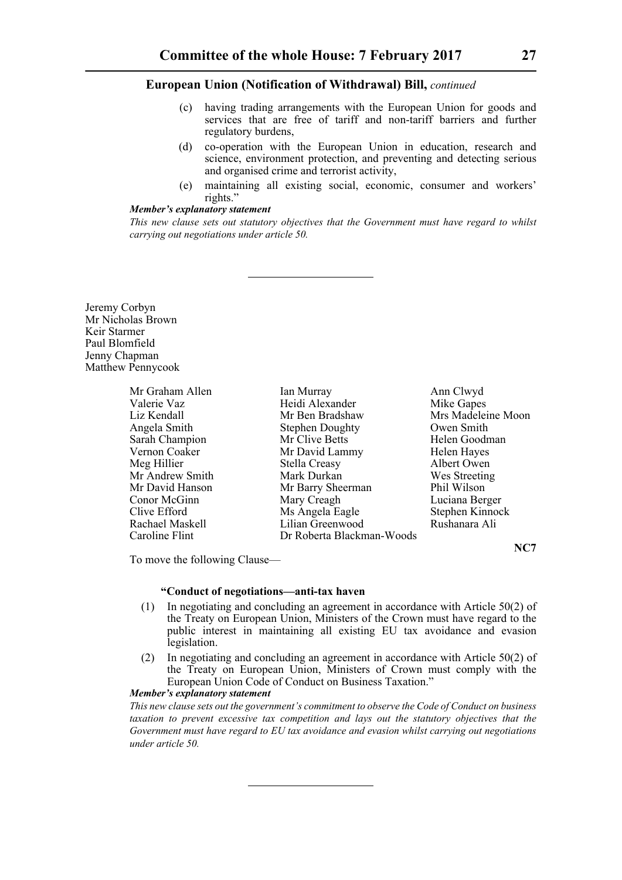**European Union (Notification of Withdrawal) Bill,** *continued*

(c) having trading arrangements with the European Union for goods and services that are free of tariff and non-tariff barriers and further regulatory burdens,

(d) co-operation with the European Union in education, research and science, environment protection, and preventing and detecting serious and organised crime and terrorist activity,

(e) maintaining all existing social, economic, consumer and workers' rights."

***Member's explanatory statement***

*This new clause sets out statutory objectives that the Government must have regard to whilst carrying out negotiations under article 50.*

---

Jeremy Corbyn
Mr Nicholas Brown
Keir Starmer
Paul Blomfield
Jenny Chapman
Matthew Pennycook

Mr Graham Allen
Valerie Vaz
Liz Kendall
Angela Smith
Sarah Champion
Vernon Coaker
Meg Hillier
Mr Andrew Smith
Mr David Hanson
Conor McGinn
Clive Efford
Rachael Maskell
Caroline Flint
Ian Murray
Heidi Alexander
Mr Ben Bradshaw
Stephen Doughty
Mr Clive Betts
Mr David Lammy
Stella Creasy
Mark Durkan
Mr Barry Sheerman
Mary Creagh
Ms Angela Eagle
Lilian Greenwood
Dr Roberta Blackman-Woods
Ann Clwyd
Mike Gapes
Mrs Madeleine Moon
Owen Smith
Helen Goodman
Helen Hayes
Albert Owen
Wes Streeting
Phil Wilson
Luciana Berger
Stephen Kinnock
Rushanara Ali

**NC7**

To move the following Clause—

**"Conduct of negotiations—anti-tax haven**

(1) In negotiating and concluding an agreement in accordance with Article 50(2) of the Treaty on European Union, Ministers of the Crown must have regard to the public interest in maintaining all existing EU tax avoidance and evasion legislation.

(2) In negotiating and concluding an agreement in accordance with Article 50(2) of the Treaty on European Union, Ministers of Crown must comply with the European Union Code of Conduct on Business Taxation."

***Member's explanatory statement***

*This new clause sets out the government's commitment to observe the Code of Conduct on business taxation to prevent excessive tax competition and lays out the statutory objectives that the Government must have regard to EU tax avoidance and evasion whilst carrying out negotiations under article 50.*

---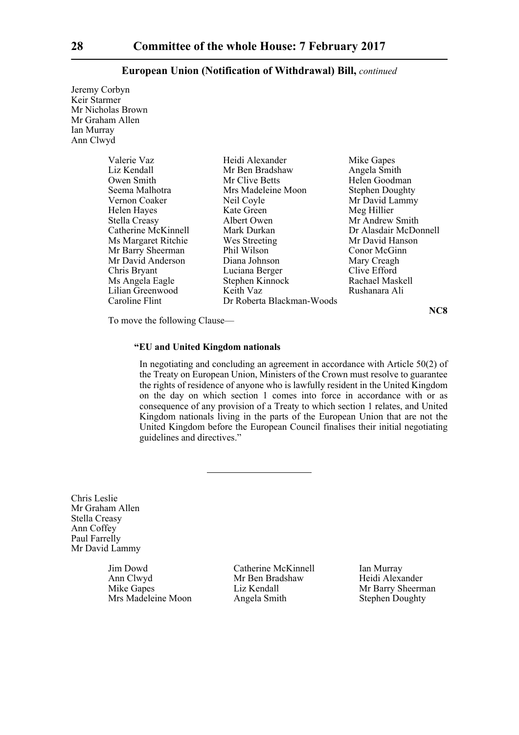**European Union (Notification of Withdrawal) Bill,** *continued*

Jeremy Corbyn
Keir Starmer
Mr Nicholas Brown
Mr Graham Allen
Ian Murray
Ann Clwyd

| | | |
|---|---|---|
| Valerie Vaz | Heidi Alexander | Mike Gapes |
| Liz Kendall | Mr Ben Bradshaw | Angela Smith |
| Owen Smith | Mr Clive Betts | Helen Goodman |
| Seema Malhotra | Mrs Madeleine Moon | Stephen Doughty |
| Vernon Coaker | Neil Coyle | Mr David Lammy |
| Helen Hayes | Kate Green | Meg Hillier |
| Stella Creasy | Albert Owen | Mr Andrew Smith |
| Catherine McKinnell | Mark Durkan | Dr Alasdair McDonnell |
| Ms Margaret Ritchie | Wes Streeting | Mr David Hanson |
| Mr Barry Sheerman | Phil Wilson | Conor McGinn |
| Mr David Anderson | Diana Johnson | Mary Creagh |
| Chris Bryant | Luciana Berger | Clive Efford |
| Ms Angela Eagle | Stephen Kinnock | Rachael Maskell |
| Lilian Greenwood | Keith Vaz | Rushanara Ali |
| Caroline Flint | Dr Roberta Blackman-Woods | |

**NC8**

To move the following Clause—

**"EU and United Kingdom nationals**

In negotiating and concluding an agreement in accordance with Article 50(2) of the Treaty on European Union, Ministers of the Crown must resolve to guarantee the rights of residence of anyone who is lawfully resident in the United Kingdom on the day on which section 1 comes into force in accordance with or as consequence of any provision of a Treaty to which section 1 relates, and United Kingdom nationals living in the parts of the European Union that are not the United Kingdom before the European Council finalises their initial negotiating guidelines and directives."

---

Chris Leslie
Mr Graham Allen
Stella Creasy
Ann Coffey
Paul Farrelly
Mr David Lammy

| | | |
|---|---|---|
| Jim Dowd | Catherine McKinnell | Ian Murray |
| Ann Clwyd | Mr Ben Bradshaw | Heidi Alexander |
| Mike Gapes | Liz Kendall | Mr Barry Sheerman |
| Mrs Madeleine Moon | Angela Smith | Stephen Doughty |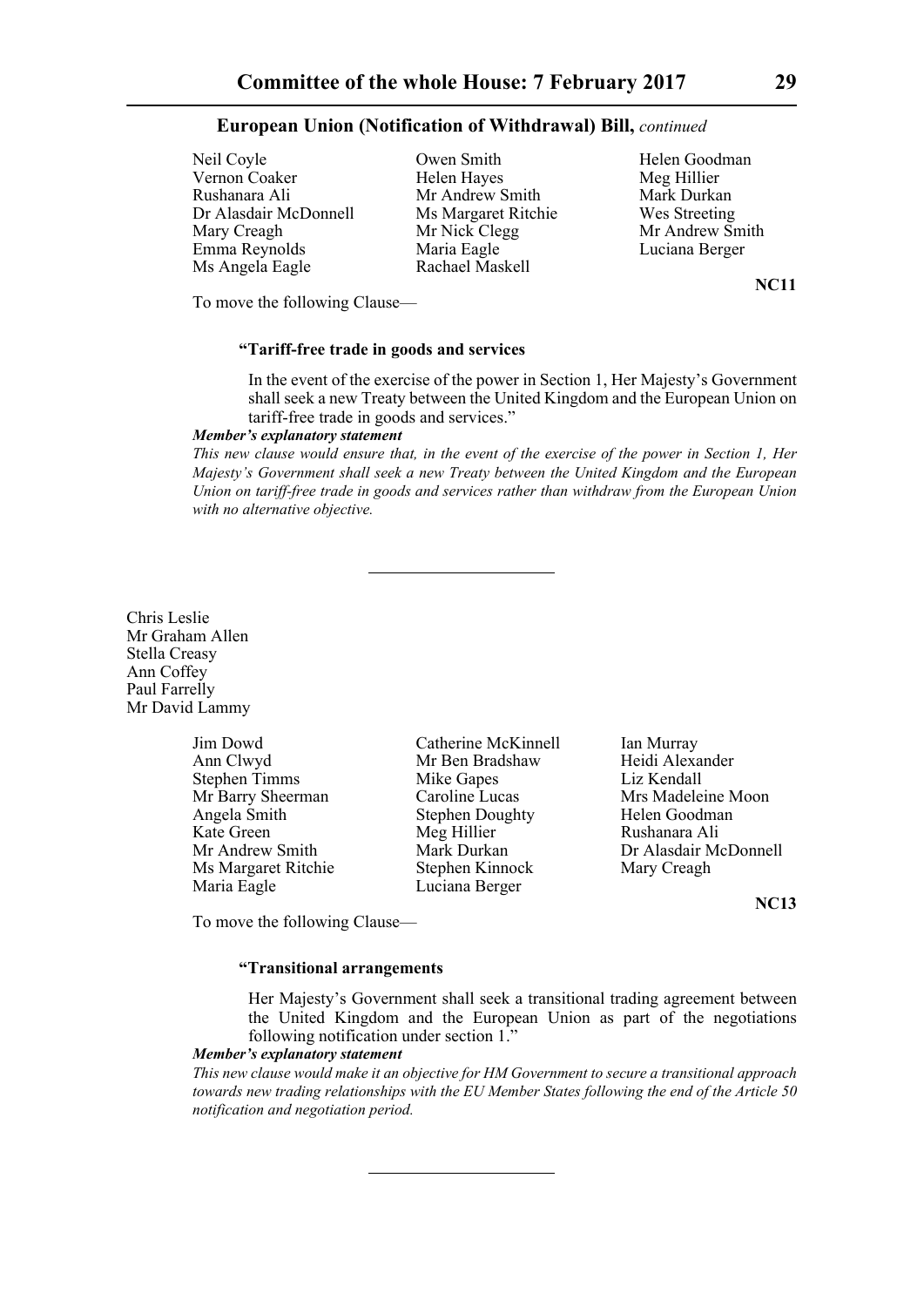**European Union (Notification of Withdrawal) Bill,** *continued*

Neil Coyle
Vernon Coaker
Rushanara Ali
Dr Alasdair McDonnell
Mary Creagh
Emma Reynolds
Ms Angela Eagle
Owen Smith
Helen Hayes
Mr Andrew Smith
Ms Margaret Ritchie
Mr Nick Clegg
Maria Eagle
Rachael Maskell
Helen Goodman
Meg Hillier
Mark Durkan
Wes Streeting
Mr Andrew Smith
Luciana Berger

**NC11**

To move the following Clause—

**"Tariff-free trade in goods and services**

In the event of the exercise of the power in Section 1, Her Majesty's Government shall seek a new Treaty between the United Kingdom and the European Union on tariff-free trade in goods and services."

***Member's explanatory statement***

*This new clause would ensure that, in the event of the exercise of the power in Section 1, Her Majesty's Government shall seek a new Treaty between the United Kingdom and the European Union on tariff-free trade in goods and services rather than withdraw from the European Union with no alternative objective.*

---

Chris Leslie
Mr Graham Allen
Stella Creasy
Ann Coffey
Paul Farrelly
Mr David Lammy

Jim Dowd
Ann Clwyd
Stephen Timms
Mr Barry Sheerman
Angela Smith
Kate Green
Mr Andrew Smith
Ms Margaret Ritchie
Maria Eagle
Catherine McKinnell
Mr Ben Bradshaw
Mike Gapes
Caroline Lucas
Stephen Doughty
Meg Hillier
Mark Durkan
Stephen Kinnock
Luciana Berger
Ian Murray
Heidi Alexander
Liz Kendall
Mrs Madeleine Moon
Helen Goodman
Rushanara Ali
Dr Alasdair McDonnell
Mary Creagh

**NC13**

To move the following Clause—

**"Transitional arrangements**

Her Majesty's Government shall seek a transitional trading agreement between the United Kingdom and the European Union as part of the negotiations following notification under section 1."

***Member's explanatory statement***

*This new clause would make it an objective for HM Government to secure a transitional approach towards new trading relationships with the EU Member States following the end of the Article 50 notification and negotiation period.*

---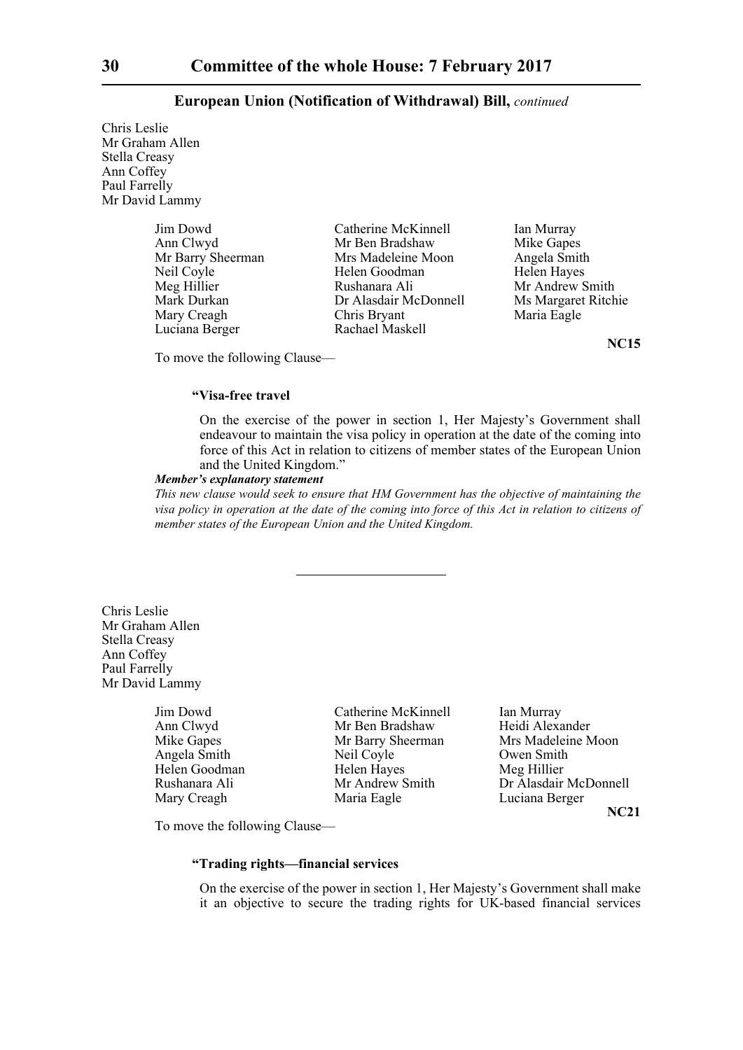Chris Leslie
Mr Graham Allen
Stella Creasy
Ann Coffey
Paul Farrelly
Mr David Lammy

| | | |
|---|---|---|
| Jim Dowd | Catherine McKinnell | Ian Murray |
| Ann Clwyd | Mr Ben Bradshaw | Mike Gapes |
| Mr Barry Sheerman | Mrs Madeleine Moon | Angela Smith |
| Neil Coyle | Helen Goodman | Helen Hayes |
| Meg Hillier | Rushanara Ali | Mr Andrew Smith |
| Mark Durkan | Dr Alasdair McDonnell | Ms Margaret Ritchie |
| Mary Creagh | Chris Bryant | Maria Eagle |
| Luciana Berger | Rachael Maskell | |

**NC15**

To move the following Clause—

**"Visa-free travel**

On the exercise of the power in section 1, Her Majesty's Government shall endeavour to maintain the visa policy in operation at the date of the coming into force of this Act in relation to citizens of member states of the European Union and the United Kingdom."

***Member's explanatory statement***

*This new clause would seek to ensure that HM Government has the objective of maintaining the visa policy in operation at the date of the coming into force of this Act in relation to citizens of member states of the European Union and the United Kingdom.*

---

Chris Leslie
Mr Graham Allen
Stella Creasy
Ann Coffey
Paul Farrelly
Mr David Lammy

| | | |
|---|---|---|
| Jim Dowd | Catherine McKinnell | Ian Murray |
| Ann Clwyd | Mr Ben Bradshaw | Heidi Alexander |
| Mike Gapes | Mr Barry Sheerman | Mrs Madeleine Moon |
| Angela Smith | Neil Coyle | Owen Smith |
| Helen Goodman | Helen Hayes | Meg Hillier |
| Rushanara Ali | Mr Andrew Smith | Dr Alasdair McDonnell |
| Mary Creagh | Maria Eagle | Luciana Berger |

**NC21**

To move the following Clause—

**"Trading rights—financial services**

On the exercise of the power in section 1, Her Majesty's Government shall make it an objective to secure the trading rights for UK-based financial services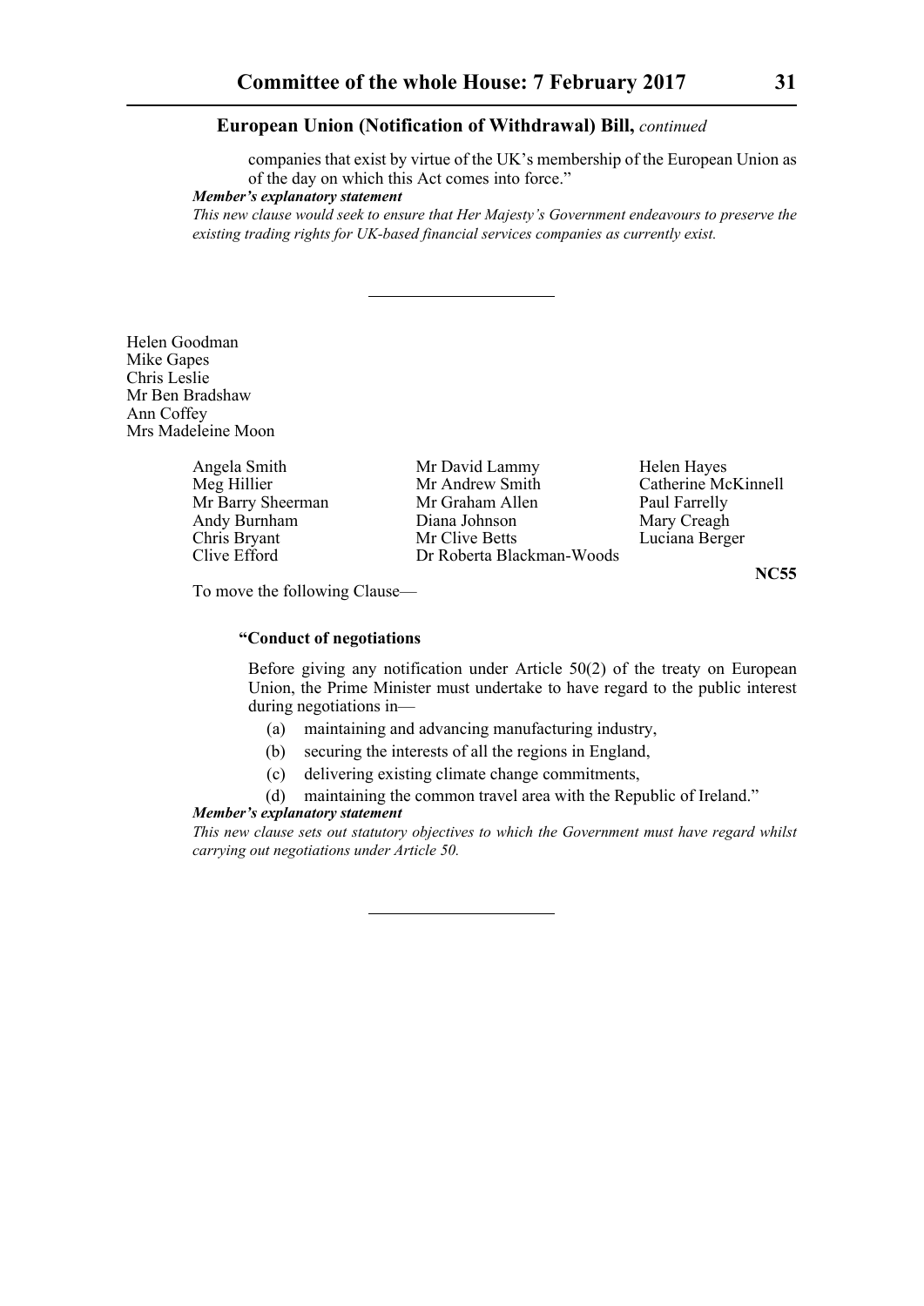companies that exist by virtue of the UK's membership of the European Union as of the day on which this Act comes into force."

***Member's explanatory statement***

*This new clause would seek to ensure that Her Majesty's Government endeavours to preserve the existing trading rights for UK-based financial services companies as currently exist.*

---

Helen Goodman
Mike Gapes
Chris Leslie
Mr Ben Bradshaw
Ann Coffey
Mrs Madeleine Moon

Angela Smith
Meg Hillier
Mr Barry Sheerman
Andy Burnham
Chris Bryant
Clive Efford
Mr David Lammy
Mr Andrew Smith
Mr Graham Allen
Diana Johnson
Mr Clive Betts
Dr Roberta Blackman-Woods
Helen Hayes
Catherine McKinnell
Paul Farrelly
Mary Creagh
Luciana Berger

**NC55**

To move the following Clause—

**"Conduct of negotiations**

Before giving any notification under Article 50(2) of the treaty on European Union, the Prime Minister must undertake to have regard to the public interest during negotiations in—

(a) maintaining and advancing manufacturing industry,

(b) securing the interests of all the regions in England,

(c) delivering existing climate change commitments,

(d) maintaining the common travel area with the Republic of Ireland."

***Member's explanatory statement***

*This new clause sets out statutory objectives to which the Government must have regard whilst carrying out negotiations under Article 50.*

---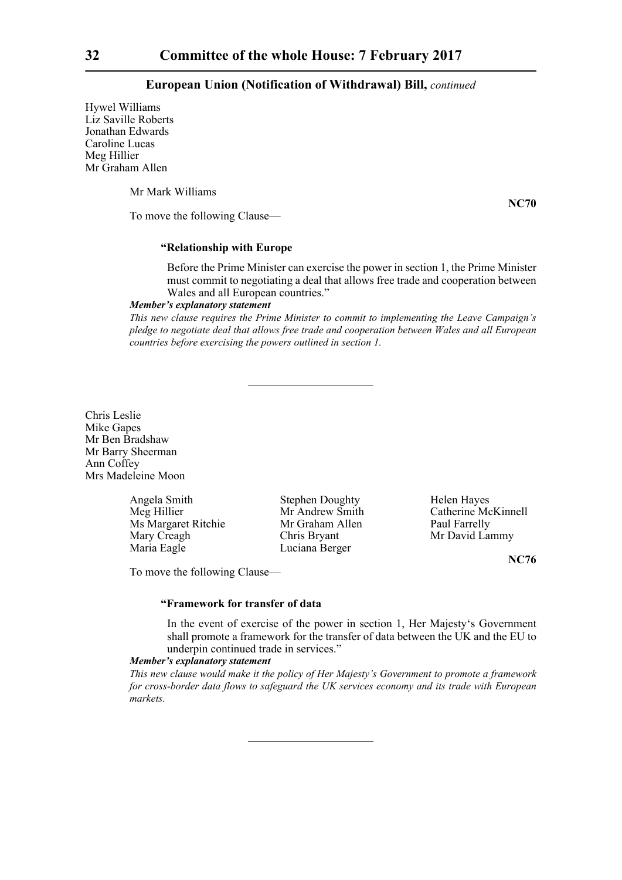Hywel Williams
Liz Saville Roberts
Jonathan Edwards
Caroline Lucas
Meg Hillier
Mr Graham Allen

Mr Mark Williams

**NC70**

To move the following Clause—

**"Relationship with Europe**

Before the Prime Minister can exercise the power in section 1, the Prime Minister must commit to negotiating a deal that allows free trade and cooperation between Wales and all European countries."

***Member's explanatory statement***

*This new clause requires the Prime Minister to commit to implementing the Leave Campaign's pledge to negotiate deal that allows free trade and cooperation between Wales and all European countries before exercising the powers outlined in section 1.*

---

Chris Leslie
Mike Gapes
Mr Ben Bradshaw
Mr Barry Sheerman
Ann Coffey
Mrs Madeleine Moon

Angela Smith
Meg Hillier
Ms Margaret Ritchie
Mary Creagh
Maria Eagle
Stephen Doughty
Mr Andrew Smith
Mr Graham Allen
Chris Bryant
Luciana Berger
Helen Hayes
Catherine McKinnell
Paul Farrelly
Mr David Lammy

**NC76**

To move the following Clause—

**"Framework for transfer of data**

In the event of exercise of the power in section 1, Her Majesty's Government shall promote a framework for the transfer of data between the UK and the EU to underpin continued trade in services."

***Member's explanatory statement***

*This new clause would make it the policy of Her Majesty's Government to promote a framework for cross-border data flows to safeguard the UK services economy and its trade with European markets.*

---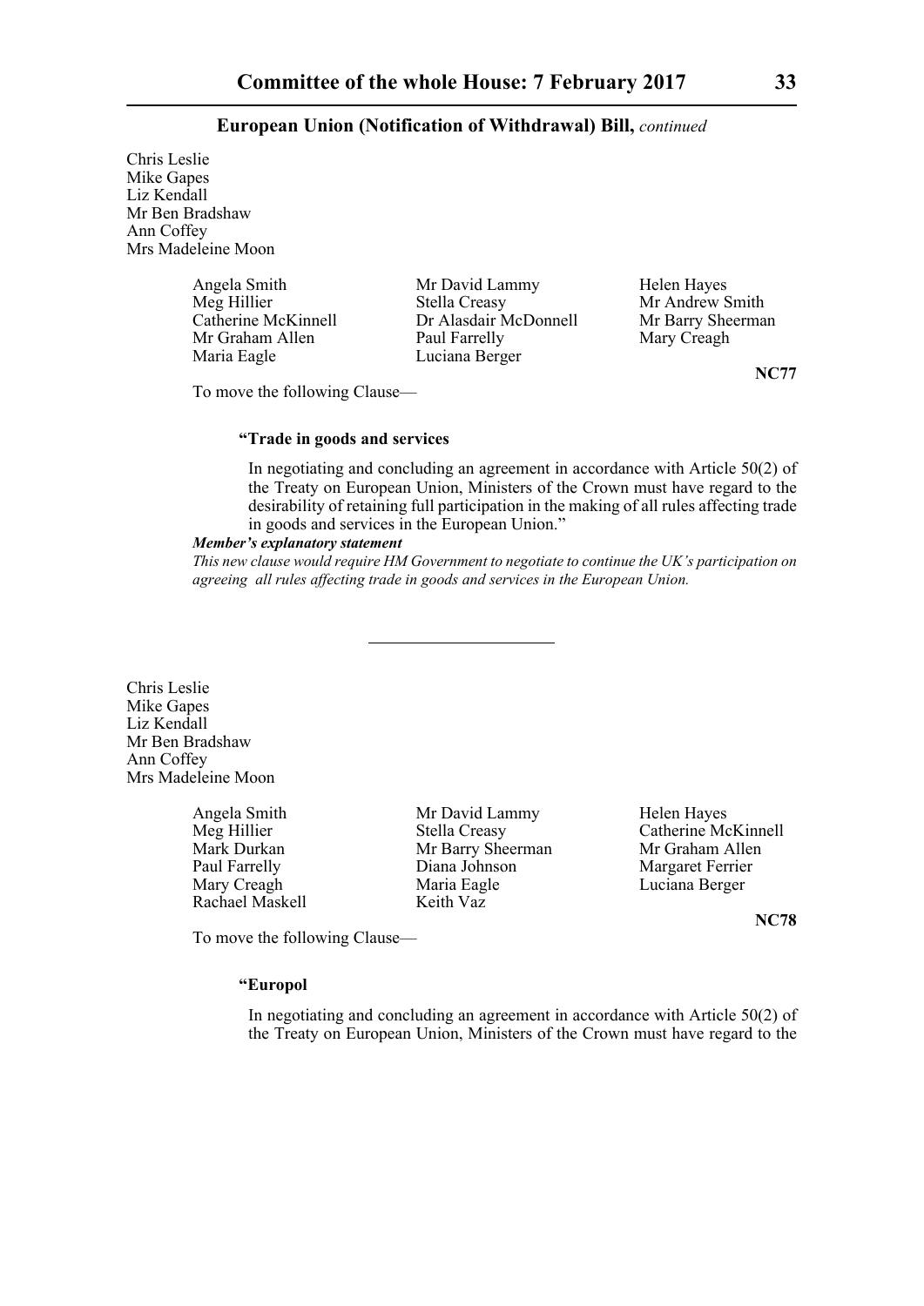Chris Leslie
Mike Gapes
Liz Kendall
Mr Ben Bradshaw
Ann Coffey
Mrs Madeleine Moon

Angela Smith
Mr David Lammy
Helen Hayes
Meg Hillier
Stella Creasy
Mr Andrew Smith
Catherine McKinnell
Dr Alasdair McDonnell
Mr Barry Sheerman
Mr Graham Allen
Paul Farrelly
Mary Creagh
Maria Eagle
Luciana Berger

**NC77**

To move the following Clause—

**"Trade in goods and services**

In negotiating and concluding an agreement in accordance with Article 50(2) of the Treaty on European Union, Ministers of the Crown must have regard to the desirability of retaining full participation in the making of all rules affecting trade in goods and services in the European Union."

***Member's explanatory statement***

*This new clause would require HM Government to negotiate to continue the UK's participation on agreeing all rules affecting trade in goods and services in the European Union.*

---

Chris Leslie
Mike Gapes
Liz Kendall
Mr Ben Bradshaw
Ann Coffey
Mrs Madeleine Moon

Angela Smith
Mr David Lammy
Helen Hayes
Meg Hillier
Stella Creasy
Catherine McKinnell
Mark Durkan
Mr Barry Sheerman
Mr Graham Allen
Paul Farrelly
Diana Johnson
Margaret Ferrier
Mary Creagh
Maria Eagle
Luciana Berger
Rachael Maskell
Keith Vaz

**NC78**

To move the following Clause—

**"Europol**

In negotiating and concluding an agreement in accordance with Article 50(2) of the Treaty on European Union, Ministers of the Crown must have regard to the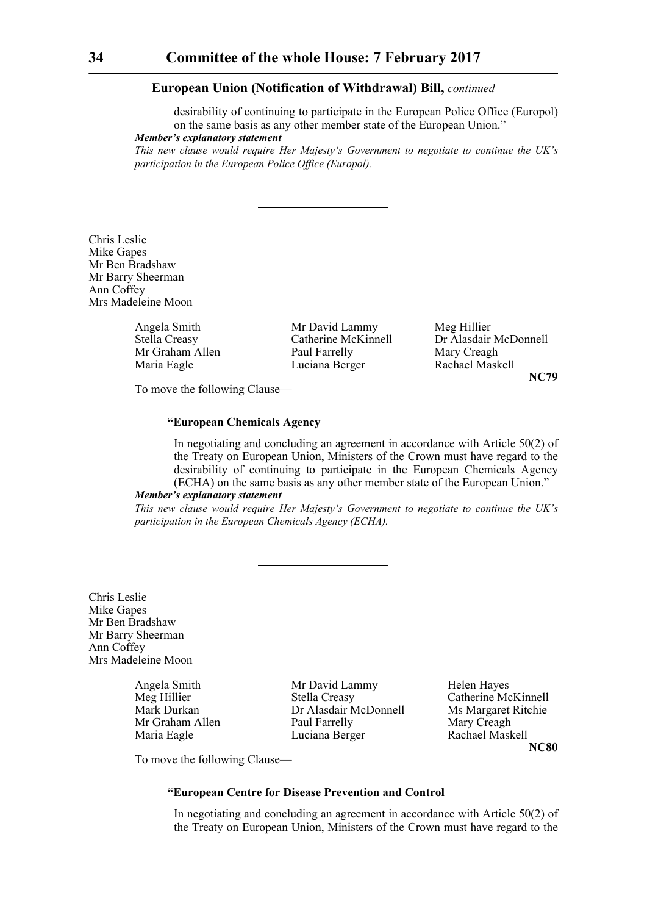**European Union (Notification of Withdrawal) Bill,** *continued*

desirability of continuing to participate in the European Police Office (Europol) on the same basis as any other member state of the European Union."

***Member's explanatory statement***

*This new clause would require Her Majesty's Government to negotiate to continue the UK's participation in the European Police Office (Europol).*

---

Chris Leslie
Mike Gapes
Mr Ben Bradshaw
Mr Barry Sheerman
Ann Coffey
Mrs Madeleine Moon

Angela Smith
Mr David Lammy
Meg Hillier
Stella Creasy
Catherine McKinnell
Dr Alasdair McDonnell
Mr Graham Allen
Paul Farrelly
Mary Creagh
Maria Eagle
Luciana Berger
Rachael Maskell

**NC79**

To move the following Clause—

**"European Chemicals Agency**

In negotiating and concluding an agreement in accordance with Article 50(2) of the Treaty on European Union, Ministers of the Crown must have regard to the desirability of continuing to participate in the European Chemicals Agency (ECHA) on the same basis as any other member state of the European Union."

***Member's explanatory statement***

*This new clause would require Her Majesty's Government to negotiate to continue the UK's participation in the European Chemicals Agency (ECHA).*

---

Chris Leslie
Mike Gapes
Mr Ben Bradshaw
Mr Barry Sheerman
Ann Coffey
Mrs Madeleine Moon

Angela Smith
Mr David Lammy
Helen Hayes
Meg Hillier
Stella Creasy
Catherine McKinnell
Mark Durkan
Dr Alasdair McDonnell
Ms Margaret Ritchie
Mr Graham Allen
Paul Farrelly
Mary Creagh
Maria Eagle
Luciana Berger
Rachael Maskell

**NC80**

To move the following Clause—

**"European Centre for Disease Prevention and Control**

In negotiating and concluding an agreement in accordance with Article 50(2) of the Treaty on European Union, Ministers of the Crown must have regard to the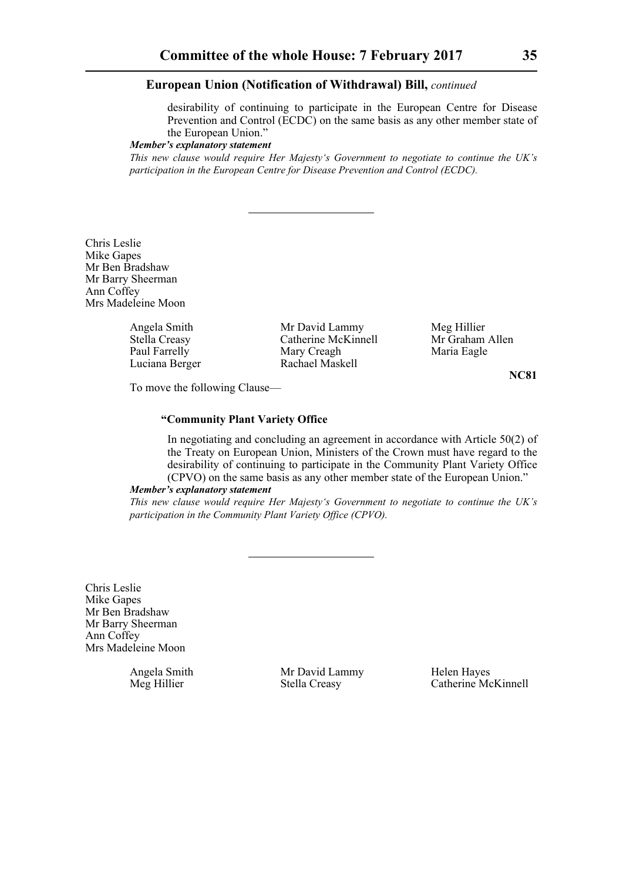desirability of continuing to participate in the European Centre for Disease Prevention and Control (ECDC) on the same basis as any other member state of the European Union."

***Member's explanatory statement***

*This new clause would require Her Majesty's Government to negotiate to continue the UK's participation in the European Centre for Disease Prevention and Control (ECDC).*

---

Chris Leslie
Mike Gapes
Mr Ben Bradshaw
Mr Barry Sheerman
Ann Coffey
Mrs Madeleine Moon

| | | |
|---|---|---|
| Angela Smith | Mr David Lammy | Meg Hillier |
| Stella Creasy | Catherine McKinnell | Mr Graham Allen |
| Paul Farrelly | Mary Creagh | Maria Eagle |
| Luciana Berger | Rachael Maskell | |

**NC81**

To move the following Clause—

**"Community Plant Variety Office**

In negotiating and concluding an agreement in accordance with Article 50(2) of the Treaty on European Union, Ministers of the Crown must have regard to the desirability of continuing to participate in the Community Plant Variety Office (CPVO) on the same basis as any other member state of the European Union."

***Member's explanatory statement***

*This new clause would require Her Majesty's Government to negotiate to continue the UK's participation in the Community Plant Variety Office (CPVO).*

---

Chris Leslie
Mike Gapes
Mr Ben Bradshaw
Mr Barry Sheerman
Ann Coffey
Mrs Madeleine Moon

| | | |
|---|---|---|
| Angela Smith | Mr David Lammy | Helen Hayes |
| Meg Hillier | Stella Creasy | Catherine McKinnell |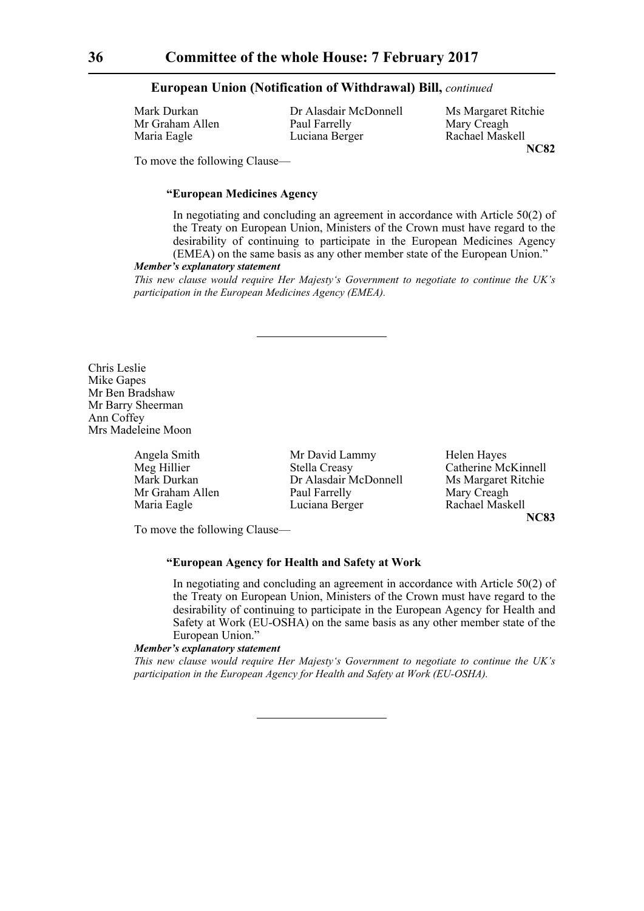**European Union (Notification of Withdrawal) Bill,** *continued*

Mark Durkan, Dr Alasdair McDonnell, Ms Margaret Ritchie, Mr Graham Allen, Paul Farrelly, Mary Creagh, Maria Eagle, Luciana Berger, Rachael Maskell

**NC82**

To move the following Clause—

**"European Medicines Agency**

In negotiating and concluding an agreement in accordance with Article 50(2) of the Treaty on European Union, Ministers of the Crown must have regard to the desirability of continuing to participate in the European Medicines Agency (EMEA) on the same basis as any other member state of the European Union."

***Member's explanatory statement***

*This new clause would require Her Majesty's Government to negotiate to continue the UK's participation in the European Medicines Agency (EMEA).*

---

Chris Leslie
Mike Gapes
Mr Ben Bradshaw
Mr Barry Sheerman
Ann Coffey
Mrs Madeleine Moon

Angela Smith, Mr David Lammy, Helen Hayes, Meg Hillier, Stella Creasy, Catherine McKinnell, Mark Durkan, Dr Alasdair McDonnell, Ms Margaret Ritchie, Mr Graham Allen, Paul Farrelly, Mary Creagh, Maria Eagle, Luciana Berger, Rachael Maskell

**NC83**

To move the following Clause—

**"European Agency for Health and Safety at Work**

In negotiating and concluding an agreement in accordance with Article 50(2) of the Treaty on European Union, Ministers of the Crown must have regard to the desirability of continuing to participate in the European Agency for Health and Safety at Work (EU-OSHA) on the same basis as any other member state of the European Union."

***Member's explanatory statement***

*This new clause would require Her Majesty's Government to negotiate to continue the UK's participation in the European Agency for Health and Safety at Work (EU-OSHA).*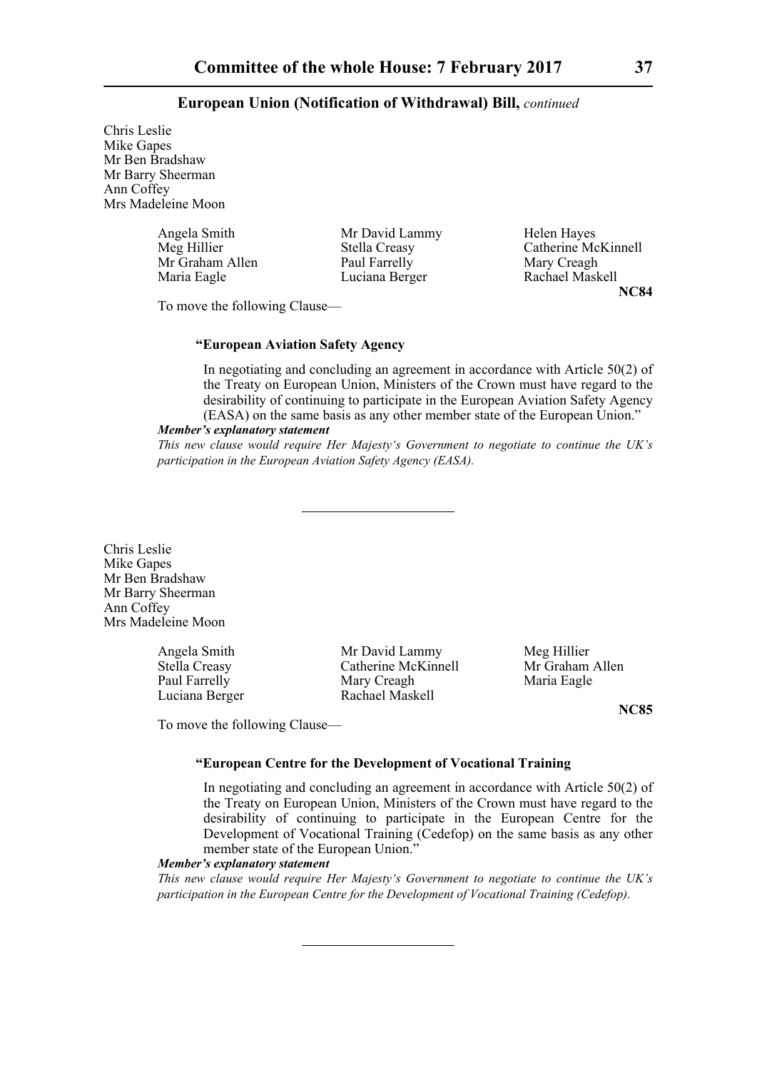**European Union (Notification of Withdrawal) Bill,** *continued*

Chris Leslie
Mike Gapes
Mr Ben Bradshaw
Mr Barry Sheerman
Ann Coffey
Mrs Madeleine Moon

| | | |
|---|---|---|
| Angela Smith | Mr David Lammy | Helen Hayes |
| Meg Hillier | Stella Creasy | Catherine McKinnell |
| Mr Graham Allen | Paul Farrelly | Mary Creagh |
| Maria Eagle | Luciana Berger | Rachael Maskell |

**NC84**

To move the following Clause—

**"European Aviation Safety Agency**

In negotiating and concluding an agreement in accordance with Article 50(2) of the Treaty on European Union, Ministers of the Crown must have regard to the desirability of continuing to participate in the European Aviation Safety Agency (EASA) on the same basis as any other member state of the European Union."

***Member's explanatory statement***

*This new clause would require Her Majesty's Government to negotiate to continue the UK's participation in the European Aviation Safety Agency (EASA).*

---

Chris Leslie
Mike Gapes
Mr Ben Bradshaw
Mr Barry Sheerman
Ann Coffey
Mrs Madeleine Moon

| | | |
|---|---|---|
| Angela Smith | Mr David Lammy | Meg Hillier |
| Stella Creasy | Catherine McKinnell | Mr Graham Allen |
| Paul Farrelly | Mary Creagh | Maria Eagle |
| Luciana Berger | Rachael Maskell | |

**NC85**

To move the following Clause—

**"European Centre for the Development of Vocational Training**

In negotiating and concluding an agreement in accordance with Article 50(2) of the Treaty on European Union, Ministers of the Crown must have regard to the desirability of continuing to participate in the European Centre for the Development of Vocational Training (Cedefop) on the same basis as any other member state of the European Union."

***Member's explanatory statement***

*This new clause would require Her Majesty's Government to negotiate to continue the UK's participation in the European Centre for the Development of Vocational Training (Cedefop).*

---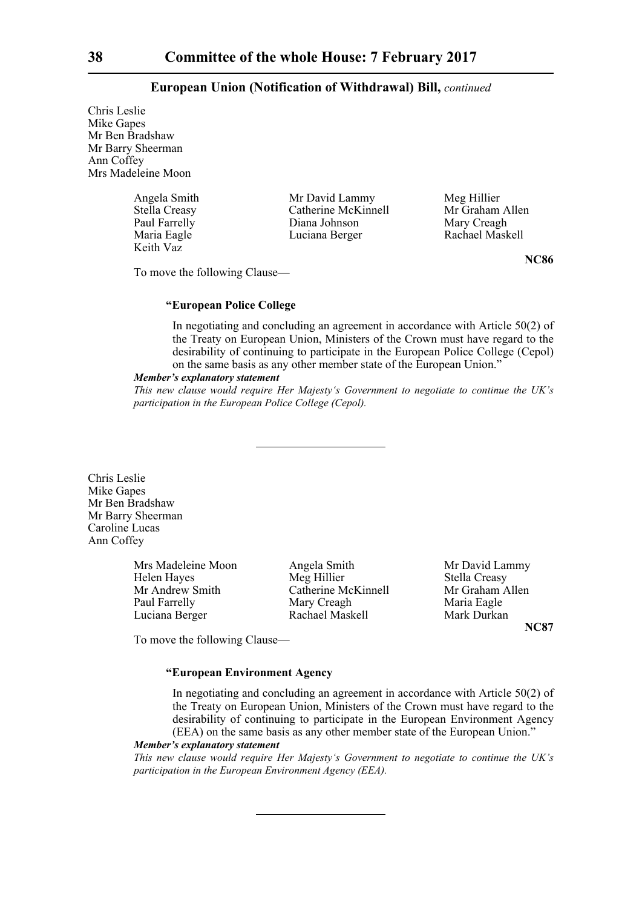**European Union (Notification of Withdrawal) Bill,** *continued*

Chris Leslie
Mike Gapes
Mr Ben Bradshaw
Mr Barry Sheerman
Ann Coffey
Mrs Madeleine Moon

Angela Smith
Mr David Lammy
Meg Hillier
Stella Creasy
Catherine McKinnell
Mr Graham Allen
Paul Farrelly
Diana Johnson
Mary Creagh
Maria Eagle
Luciana Berger
Rachael Maskell
Keith Vaz

**NC86**

To move the following Clause—

**"European Police College**

In negotiating and concluding an agreement in accordance with Article 50(2) of the Treaty on European Union, Ministers of the Crown must have regard to the desirability of continuing to participate in the European Police College (Cepol) on the same basis as any other member state of the European Union."

***Member's explanatory statement***

*This new clause would require Her Majesty's Government to negotiate to continue the UK's participation in the European Police College (Cepol).*

---

Chris Leslie
Mike Gapes
Mr Ben Bradshaw
Mr Barry Sheerman
Caroline Lucas
Ann Coffey

Mrs Madeleine Moon
Angela Smith
Mr David Lammy
Helen Hayes
Meg Hillier
Stella Creasy
Mr Andrew Smith
Catherine McKinnell
Mr Graham Allen
Paul Farrelly
Mary Creagh
Maria Eagle
Luciana Berger
Rachael Maskell
Mark Durkan

**NC87**

To move the following Clause—

**"European Environment Agency**

In negotiating and concluding an agreement in accordance with Article 50(2) of the Treaty on European Union, Ministers of the Crown must have regard to the desirability of continuing to participate in the European Environment Agency (EEA) on the same basis as any other member state of the European Union."

***Member's explanatory statement***

*This new clause would require Her Majesty's Government to negotiate to continue the UK's participation in the European Environment Agency (EEA).*

---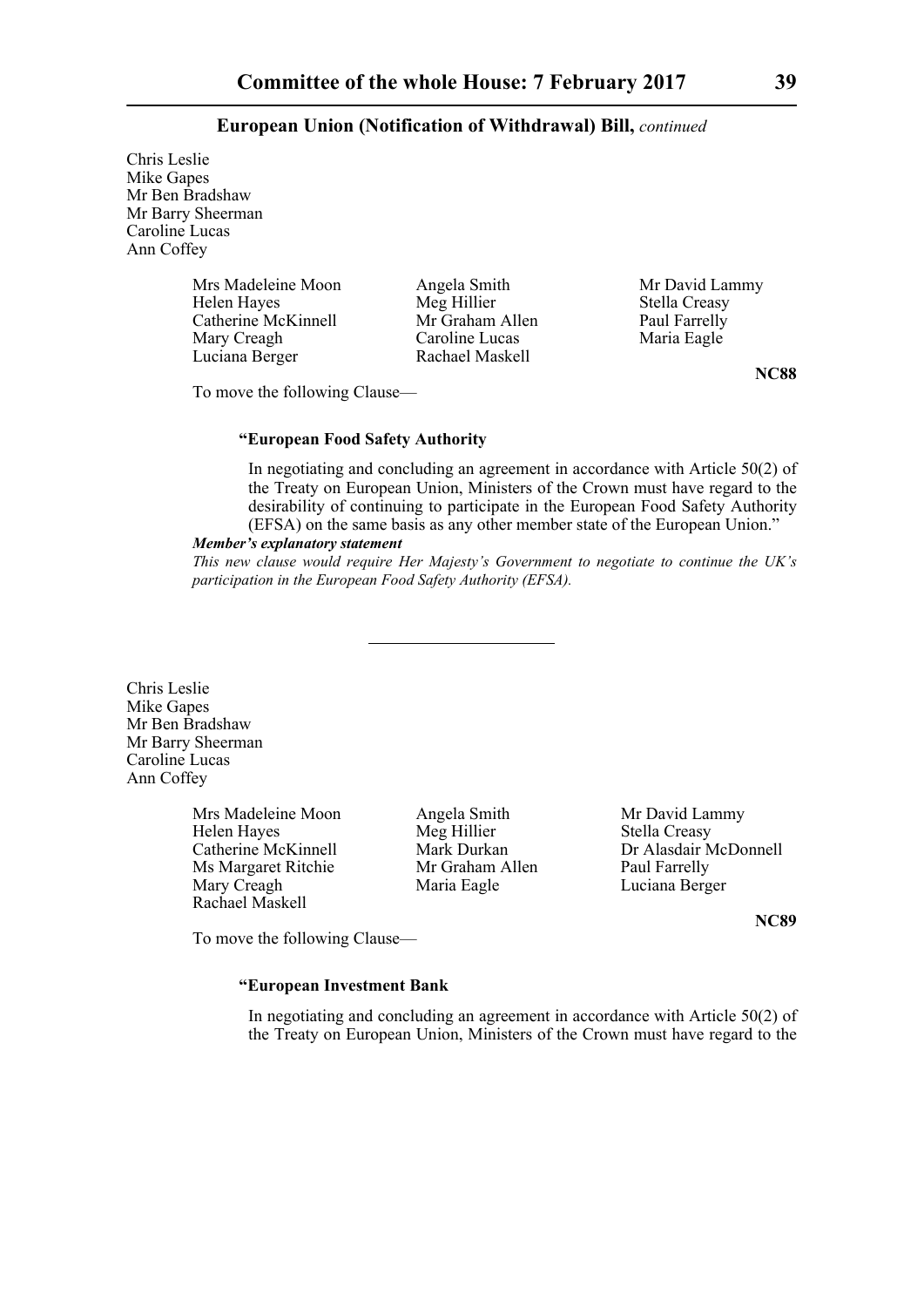Chris Leslie
Mike Gapes
Mr Ben Bradshaw
Mr Barry Sheerman
Caroline Lucas
Ann Coffey

Mrs Madeleine Moon
Angela Smith
Mr David Lammy
Helen Hayes
Meg Hillier
Stella Creasy
Catherine McKinnell
Mr Graham Allen
Paul Farrelly
Mary Creagh
Caroline Lucas
Maria Eagle
Luciana Berger
Rachael Maskell

**NC88**

To move the following Clause—

**"European Food Safety Authority**

In negotiating and concluding an agreement in accordance with Article 50(2) of the Treaty on European Union, Ministers of the Crown must have regard to the desirability of continuing to participate in the European Food Safety Authority (EFSA) on the same basis as any other member state of the European Union."

***Member's explanatory statement***

*This new clause would require Her Majesty's Government to negotiate to continue the UK's participation in the European Food Safety Authority (EFSA).*

---

Chris Leslie
Mike Gapes
Mr Ben Bradshaw
Mr Barry Sheerman
Caroline Lucas
Ann Coffey

Mrs Madeleine Moon
Angela Smith
Mr David Lammy
Helen Hayes
Meg Hillier
Stella Creasy
Catherine McKinnell
Mark Durkan
Dr Alasdair McDonnell
Ms Margaret Ritchie
Mr Graham Allen
Paul Farrelly
Mary Creagh
Maria Eagle
Luciana Berger
Rachael Maskell

**NC89**

To move the following Clause—

**"European Investment Bank**

In negotiating and concluding an agreement in accordance with Article 50(2) of the Treaty on European Union, Ministers of the Crown must have regard to the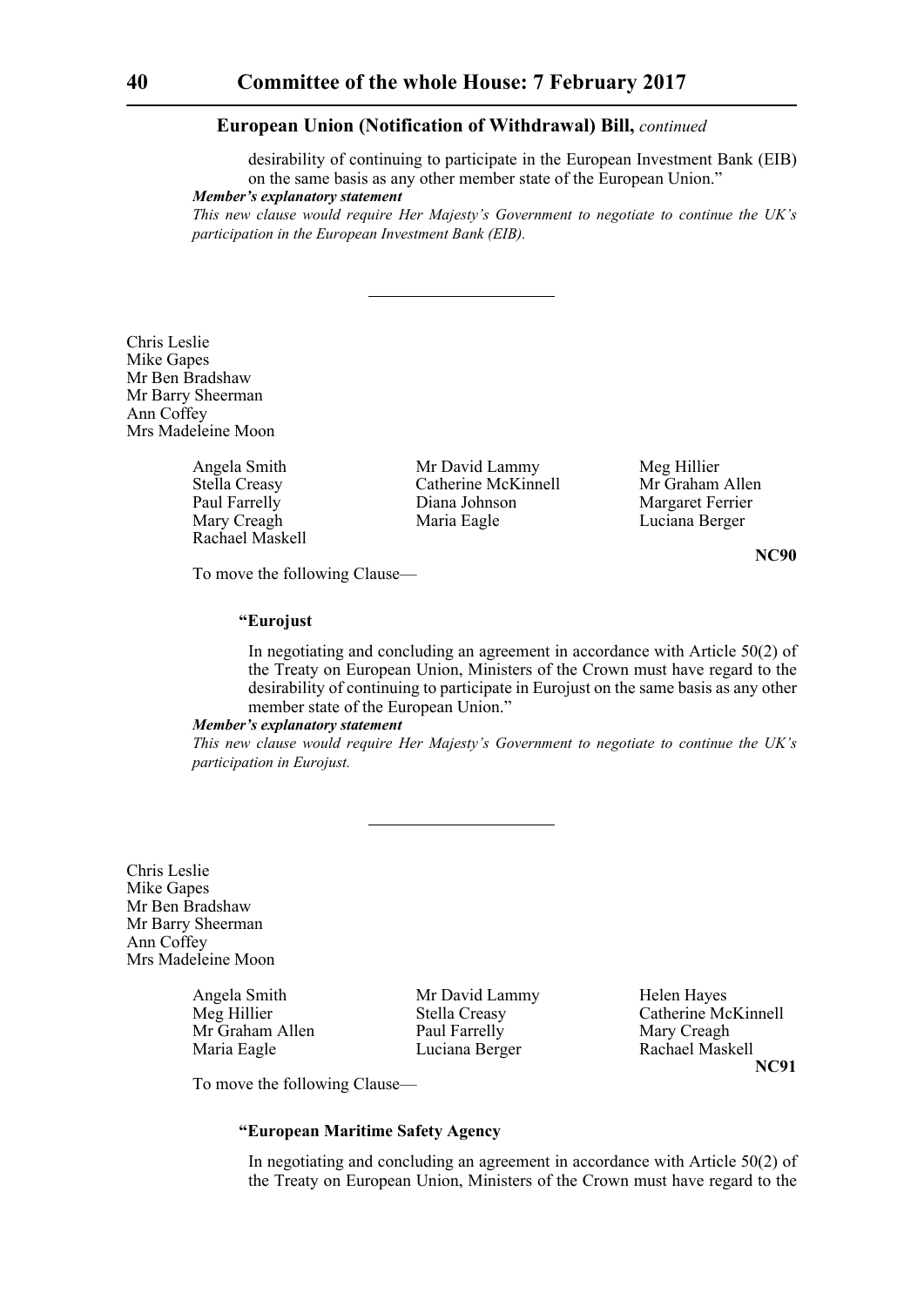## European Union (Notification of Withdrawal) Bill, *continued*

desirability of continuing to participate in the European Investment Bank (EIB) on the same basis as any other member state of the European Union."

***Member's explanatory statement***

*This new clause would require Her Majesty's Government to negotiate to continue the UK's participation in the European Investment Bank (EIB).*

---

Chris Leslie
Mike Gapes
Mr Ben Bradshaw
Mr Barry Sheerman
Ann Coffey
Mrs Madeleine Moon

Angela Smith
Stella Creasy
Paul Farrelly
Mary Creagh
Rachael Maskell
Mr David Lammy
Catherine McKinnell
Diana Johnson
Maria Eagle
Meg Hillier
Mr Graham Allen
Margaret Ferrier
Luciana Berger

**NC90**

To move the following Clause—

**"Eurojust**

In negotiating and concluding an agreement in accordance with Article 50(2) of the Treaty on European Union, Ministers of the Crown must have regard to the desirability of continuing to participate in Eurojust on the same basis as any other member state of the European Union."

***Member's explanatory statement***

*This new clause would require Her Majesty's Government to negotiate to continue the UK's participation in Eurojust.*

---

Chris Leslie
Mike Gapes
Mr Ben Bradshaw
Mr Barry Sheerman
Ann Coffey
Mrs Madeleine Moon

Angela Smith
Meg Hillier
Mr Graham Allen
Maria Eagle
Mr David Lammy
Stella Creasy
Paul Farrelly
Luciana Berger
Helen Hayes
Catherine McKinnell
Mary Creagh
Rachael Maskell

**NC91**

To move the following Clause—

**"European Maritime Safety Agency**

In negotiating and concluding an agreement in accordance with Article 50(2) of the Treaty on European Union, Ministers of the Crown must have regard to the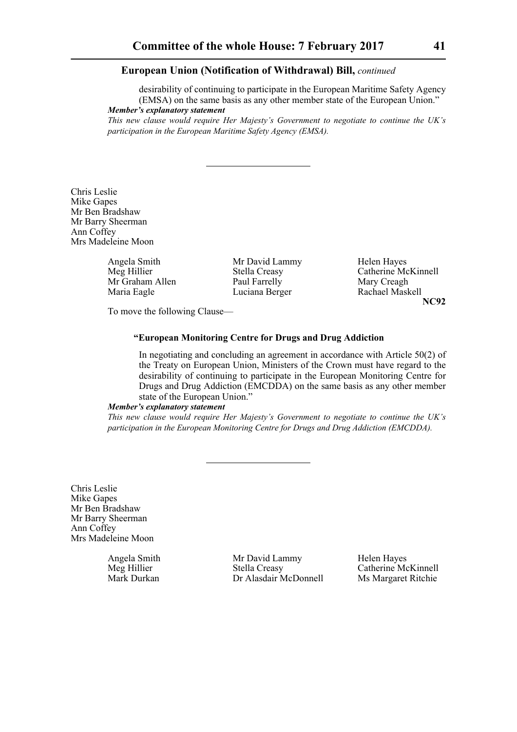**European Union (Notification of Withdrawal) Bill,** *continued*

desirability of continuing to participate in the European Maritime Safety Agency (EMSA) on the same basis as any other member state of the European Union."

***Member's explanatory statement***

*This new clause would require Her Majesty's Government to negotiate to continue the UK's participation in the European Maritime Safety Agency (EMSA).*

---

Chris Leslie
Mike Gapes
Mr Ben Bradshaw
Mr Barry Sheerman
Ann Coffey
Mrs Madeleine Moon

| | | |
|---|---|---|
| Angela Smith | Mr David Lammy | Helen Hayes |
| Meg Hillier | Stella Creasy | Catherine McKinnell |
| Mr Graham Allen | Paul Farrelly | Mary Creagh |
| Maria Eagle | Luciana Berger | Rachael Maskell |

**NC92**

To move the following Clause—

**"European Monitoring Centre for Drugs and Drug Addiction**

In negotiating and concluding an agreement in accordance with Article 50(2) of the Treaty on European Union, Ministers of the Crown must have regard to the desirability of continuing to participate in the European Monitoring Centre for Drugs and Drug Addiction (EMCDDA) on the same basis as any other member state of the European Union."

***Member's explanatory statement***

*This new clause would require Her Majesty's Government to negotiate to continue the UK's participation in the European Monitoring Centre for Drugs and Drug Addiction (EMCDDA).*

---

Chris Leslie
Mike Gapes
Mr Ben Bradshaw
Mr Barry Sheerman
Ann Coffey
Mrs Madeleine Moon

| | | |
|---|---|---|
| Angela Smith | Mr David Lammy | Helen Hayes |
| Meg Hillier | Stella Creasy | Catherine McKinnell |
| Mark Durkan | Dr Alasdair McDonnell | Ms Margaret Ritchie |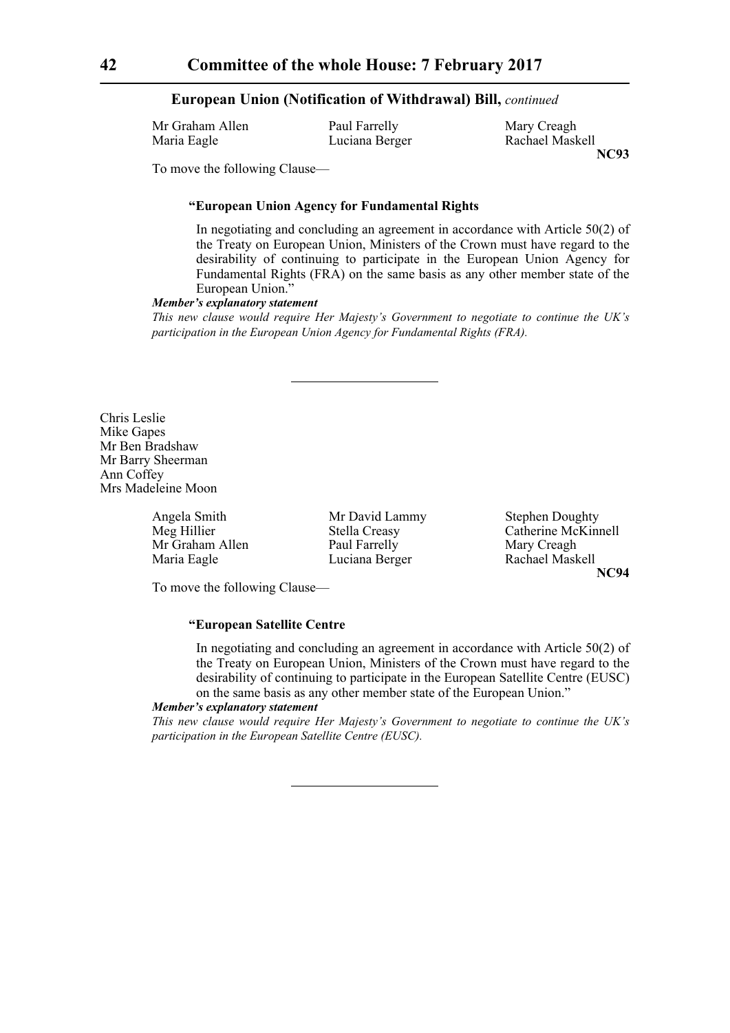**European Union (Notification of Withdrawal) Bill,** *continued*

Mr Graham Allen, Paul Farrelly, Mary Creagh, Maria Eagle, Luciana Berger, Rachael Maskell

**NC93**

To move the following Clause—

**"European Union Agency for Fundamental Rights**

In negotiating and concluding an agreement in accordance with Article 50(2) of the Treaty on European Union, Ministers of the Crown must have regard to the desirability of continuing to participate in the European Union Agency for Fundamental Rights (FRA) on the same basis as any other member state of the European Union."

***Member's explanatory statement***

*This new clause would require Her Majesty's Government to negotiate to continue the UK's participation in the European Union Agency for Fundamental Rights (FRA).*

---

Chris Leslie
Mike Gapes
Mr Ben Bradshaw
Mr Barry Sheerman
Ann Coffey
Mrs Madeleine Moon

Angela Smith, Mr David Lammy, Stephen Doughty, Meg Hillier, Stella Creasy, Catherine McKinnell, Mr Graham Allen, Paul Farrelly, Mary Creagh, Maria Eagle, Luciana Berger, Rachael Maskell

**NC94**

To move the following Clause—

**"European Satellite Centre**

In negotiating and concluding an agreement in accordance with Article 50(2) of the Treaty on European Union, Ministers of the Crown must have regard to the desirability of continuing to participate in the European Satellite Centre (EUSC) on the same basis as any other member state of the European Union."

***Member's explanatory statement***

*This new clause would require Her Majesty's Government to negotiate to continue the UK's participation in the European Satellite Centre (EUSC).*

---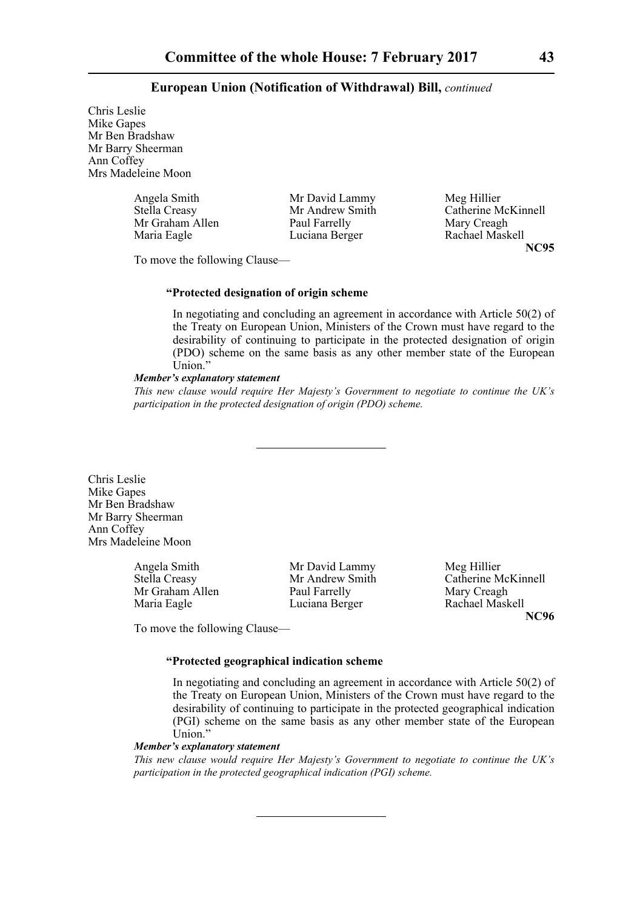**European Union (Notification of Withdrawal) Bill,** *continued*

Chris Leslie
Mike Gapes
Mr Ben Bradshaw
Mr Barry Sheerman
Ann Coffey
Mrs Madeleine Moon

| | | |
|---|---|---|
| Angela Smith | Mr David Lammy | Meg Hillier |
| Stella Creasy | Mr Andrew Smith | Catherine McKinnell |
| Mr Graham Allen | Paul Farrelly | Mary Creagh |
| Maria Eagle | Luciana Berger | Rachael Maskell |

**NC95**

To move the following Clause—

**"Protected designation of origin scheme**

In negotiating and concluding an agreement in accordance with Article 50(2) of the Treaty on European Union, Ministers of the Crown must have regard to the desirability of continuing to participate in the protected designation of origin (PDO) scheme on the same basis as any other member state of the European Union."

***Member's explanatory statement***

*This new clause would require Her Majesty's Government to negotiate to continue the UK's participation in the protected designation of origin (PDO) scheme.*

---

Chris Leslie
Mike Gapes
Mr Ben Bradshaw
Mr Barry Sheerman
Ann Coffey
Mrs Madeleine Moon

| | | |
|---|---|---|
| Angela Smith | Mr David Lammy | Meg Hillier |
| Stella Creasy | Mr Andrew Smith | Catherine McKinnell |
| Mr Graham Allen | Paul Farrelly | Mary Creagh |
| Maria Eagle | Luciana Berger | Rachael Maskell |

**NC96**

To move the following Clause—

**"Protected geographical indication scheme**

In negotiating and concluding an agreement in accordance with Article 50(2) of the Treaty on European Union, Ministers of the Crown must have regard to the desirability of continuing to participate in the protected geographical indication (PGI) scheme on the same basis as any other member state of the European Union."

***Member's explanatory statement***

*This new clause would require Her Majesty's Government to negotiate to continue the UK's participation in the protected geographical indication (PGI) scheme.*

---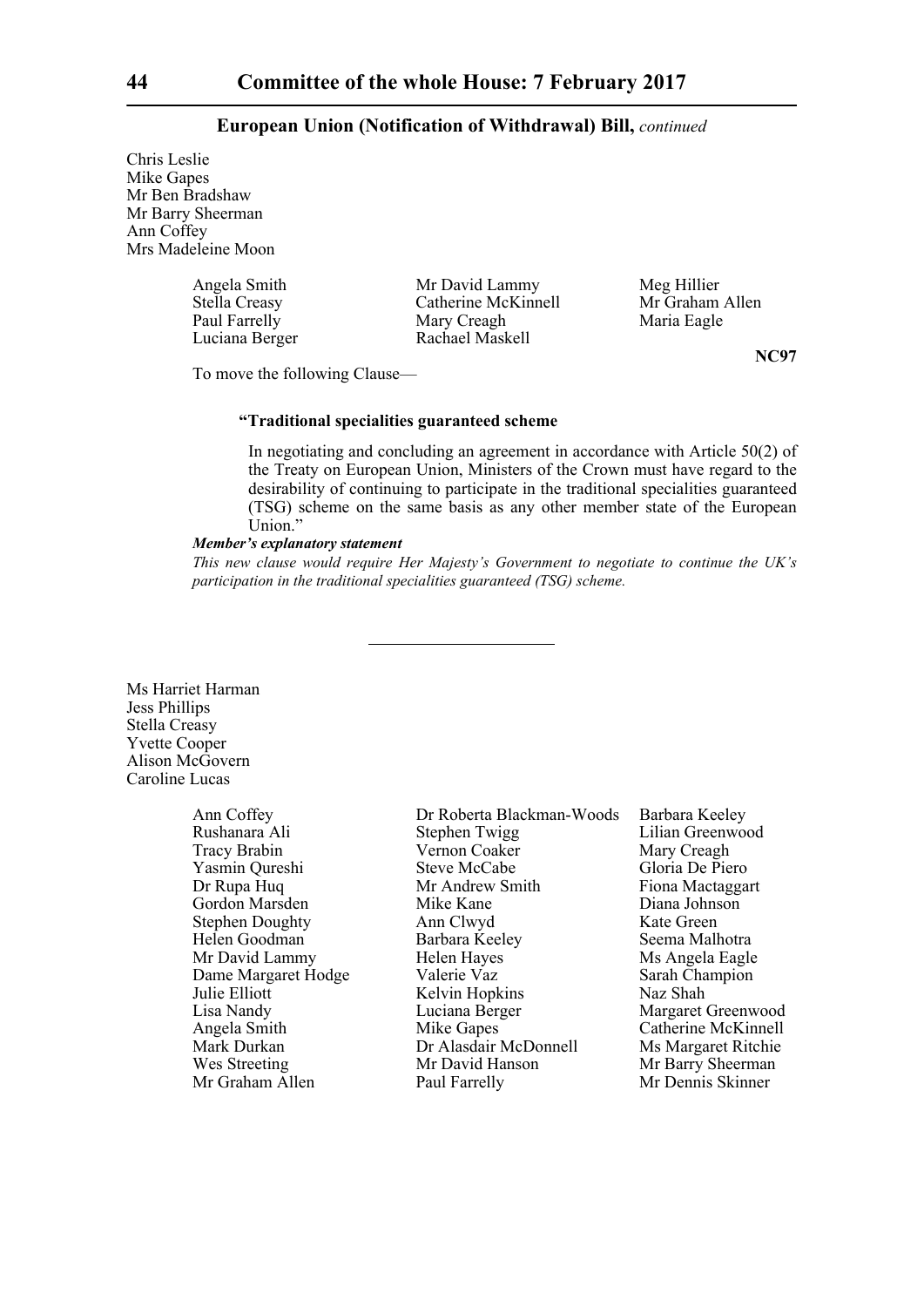**European Union (Notification of Withdrawal) Bill,** *continued*

Chris Leslie
Mike Gapes
Mr Ben Bradshaw
Mr Barry Sheerman
Ann Coffey
Mrs Madeleine Moon

| | | |
|---|---|---|
| Angela Smith | Mr David Lammy | Meg Hillier |
| Stella Creasy | Catherine McKinnell | Mr Graham Allen |
| Paul Farrelly | Mary Creagh | Maria Eagle |
| Luciana Berger | Rachael Maskell | |

**NC97**

To move the following Clause—

**"Traditional specialities guaranteed scheme**

In negotiating and concluding an agreement in accordance with Article 50(2) of the Treaty on European Union, Ministers of the Crown must have regard to the desirability of continuing to participate in the traditional specialities guaranteed (TSG) scheme on the same basis as any other member state of the European Union."

***Member's explanatory statement***

*This new clause would require Her Majesty's Government to negotiate to continue the UK's participation in the traditional specialities guaranteed (TSG) scheme.*

---

Ms Harriet Harman
Jess Phillips
Stella Creasy
Yvette Cooper
Alison McGovern
Caroline Lucas

| | | |
|---|---|---|
| Ann Coffey | Dr Roberta Blackman-Woods | Barbara Keeley |
| Rushanara Ali | Stephen Twigg | Lilian Greenwood |
| Tracy Brabin | Vernon Coaker | Mary Creagh |
| Yasmin Qureshi | Steve McCabe | Gloria De Piero |
| Dr Rupa Huq | Mr Andrew Smith | Fiona Mactaggart |
| Gordon Marsden | Mike Kane | Diana Johnson |
| Stephen Doughty | Ann Clwyd | Kate Green |
| Helen Goodman | Barbara Keeley | Seema Malhotra |
| Mr David Lammy | Helen Hayes | Ms Angela Eagle |
| Dame Margaret Hodge | Valerie Vaz | Sarah Champion |
| Julie Elliott | Kelvin Hopkins | Naz Shah |
| Lisa Nandy | Luciana Berger | Margaret Greenwood |
| Angela Smith | Mike Gapes | Catherine McKinnell |
| Mark Durkan | Dr Alasdair McDonnell | Ms Margaret Ritchie |
| Wes Streeting | Mr David Hanson | Mr Barry Sheerman |
| Mr Graham Allen | Paul Farrelly | Mr Dennis Skinner |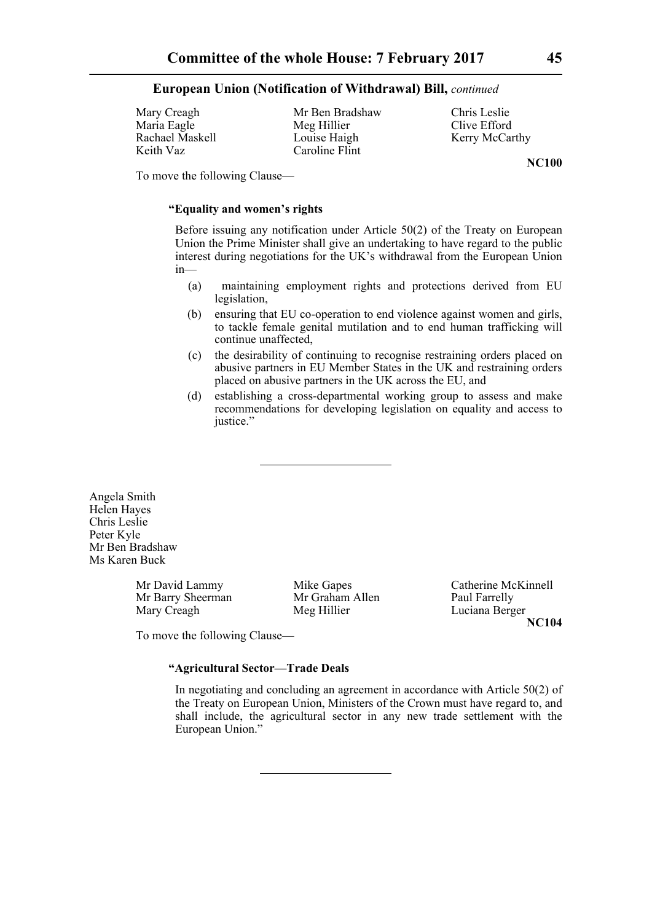**European Union (Notification of Withdrawal) Bill,** *continued*

Mary Creagh | Mr Ben Bradshaw | Chris Leslie
Maria Eagle | Meg Hillier | Clive Efford
Rachael Maskell | Louise Haigh | Kerry McCarthy
Keith Vaz | Caroline Flint

**NC100**

To move the following Clause—

**"Equality and women's rights**

Before issuing any notification under Article 50(2) of the Treaty on European Union the Prime Minister shall give an undertaking to have regard to the public interest during negotiations for the UK's withdrawal from the European Union in—

(a) maintaining employment rights and protections derived from EU legislation,

(b) ensuring that EU co-operation to end violence against women and girls, to tackle female genital mutilation and to end human trafficking will continue unaffected,

(c) the desirability of continuing to recognise restraining orders placed on abusive partners in EU Member States in the UK and restraining orders placed on abusive partners in the UK across the EU, and

(d) establishing a cross-departmental working group to assess and make recommendations for developing legislation on equality and access to justice."

---

Angela Smith
Helen Hayes
Chris Leslie
Peter Kyle
Mr Ben Bradshaw
Ms Karen Buck

Mr David Lammy | Mike Gapes | Catherine McKinnell
Mr Barry Sheerman | Mr Graham Allen | Paul Farrelly
Mary Creagh | Meg Hillier | Luciana Berger

**NC104**

To move the following Clause—

**"Agricultural Sector—Trade Deals**

In negotiating and concluding an agreement in accordance with Article 50(2) of the Treaty on European Union, Ministers of the Crown must have regard to, and shall include, the agricultural sector in any new trade settlement with the European Union."

---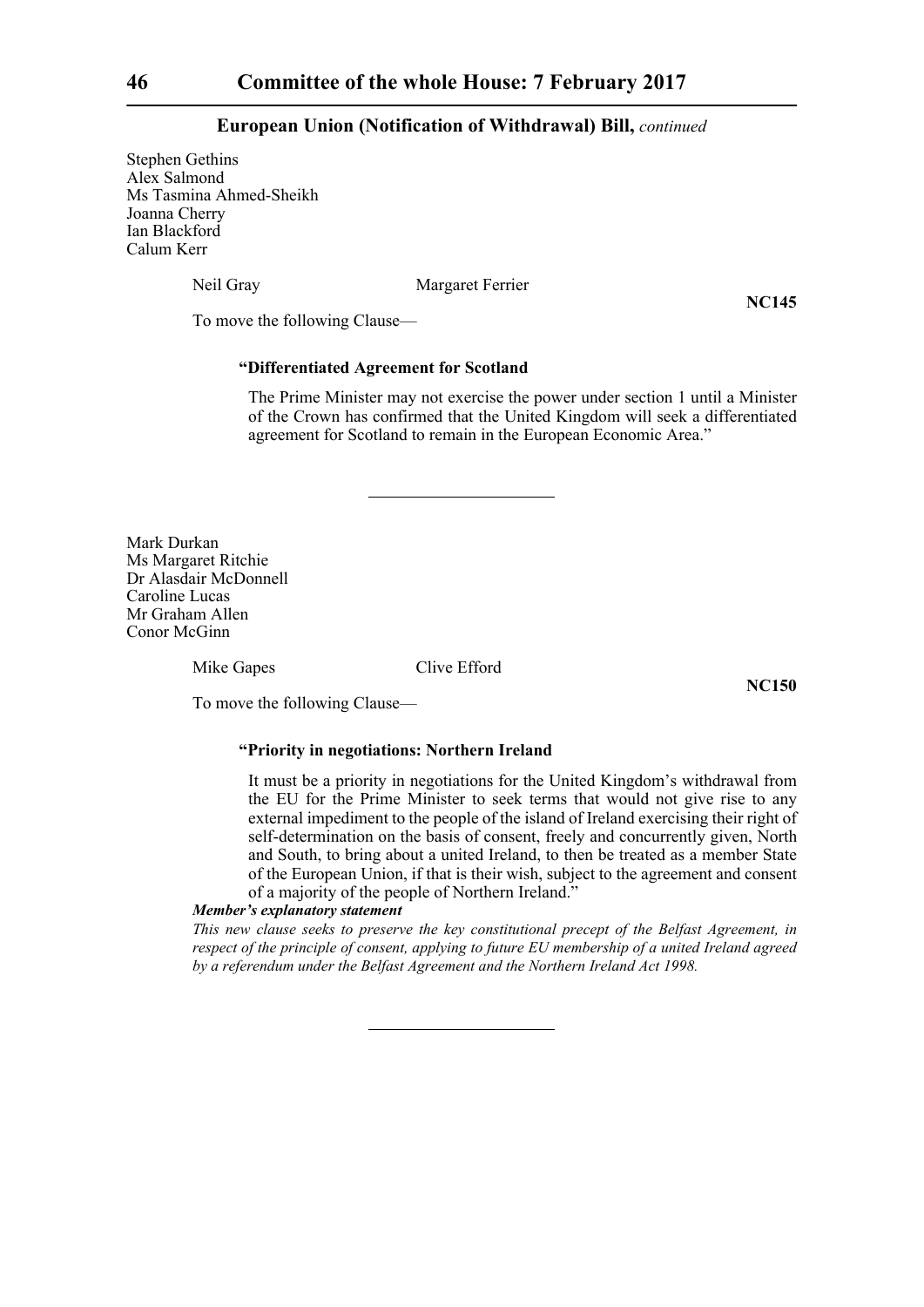**European Union (Notification of Withdrawal) Bill,** *continued*

Stephen Gethins
Alex Salmond
Ms Tasmina Ahmed-Sheikh
Joanna Cherry
Ian Blackford
Calum Kerr

Neil Gray Margaret Ferrier

**NC145**

To move the following Clause—

**"Differentiated Agreement for Scotland**

The Prime Minister may not exercise the power under section 1 until a Minister of the Crown has confirmed that the United Kingdom will seek a differentiated agreement for Scotland to remain in the European Economic Area."

---

Mark Durkan
Ms Margaret Ritchie
Dr Alasdair McDonnell
Caroline Lucas
Mr Graham Allen
Conor McGinn

Mike Gapes Clive Efford

**NC150**

To move the following Clause—

**"Priority in negotiations: Northern Ireland**

It must be a priority in negotiations for the United Kingdom's withdrawal from the EU for the Prime Minister to seek terms that would not give rise to any external impediment to the people of the island of Ireland exercising their right of self-determination on the basis of consent, freely and concurrently given, North and South, to bring about a united Ireland, to then be treated as a member State of the European Union, if that is their wish, subject to the agreement and consent of a majority of the people of Northern Ireland."

***Member's explanatory statement***

*This new clause seeks to preserve the key constitutional precept of the Belfast Agreement, in respect of the principle of consent, applying to future EU membership of a united Ireland agreed by a referendum under the Belfast Agreement and the Northern Ireland Act 1998.*

---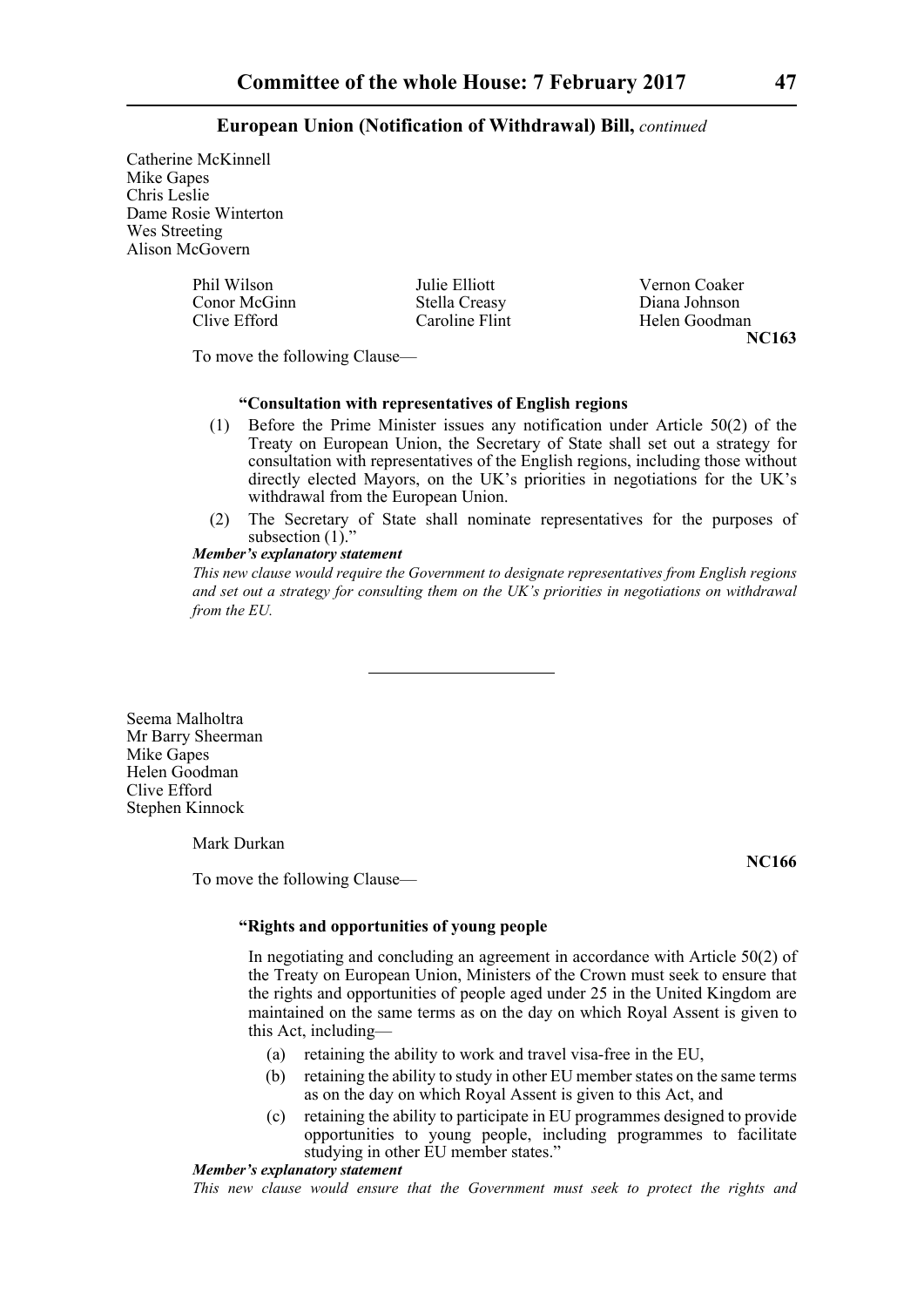Catherine McKinnell
Mike Gapes
Chris Leslie
Dame Rosie Winterton
Wes Streeting
Alison McGovern

Phil Wilson
Conor McGinn
Clive Efford
Julie Elliott
Stella Creasy
Caroline Flint
Vernon Coaker
Diana Johnson
Helen Goodman

**NC163**

To move the following Clause—

**"Consultation with representatives of English regions**

(1) Before the Prime Minister issues any notification under Article 50(2) of the Treaty on European Union, the Secretary of State shall set out a strategy for consultation with representatives of the English regions, including those without directly elected Mayors, on the UK's priorities in negotiations for the UK's withdrawal from the European Union.

(2) The Secretary of State shall nominate representatives for the purposes of subsection (1)."

***Member's explanatory statement***

*This new clause would require the Government to designate representatives from English regions and set out a strategy for consulting them on the UK's priorities in negotiations on withdrawal from the EU.*

---

Seema Malholtra
Mr Barry Sheerman
Mike Gapes
Helen Goodman
Clive Efford
Stephen Kinnock

Mark Durkan

**NC166**

To move the following Clause—

**"Rights and opportunities of young people**

In negotiating and concluding an agreement in accordance with Article 50(2) of the Treaty on European Union, Ministers of the Crown must seek to ensure that the rights and opportunities of people aged under 25 in the United Kingdom are maintained on the same terms as on the day on which Royal Assent is given to this Act, including—

(a) retaining the ability to work and travel visa-free in the EU,

(b) retaining the ability to study in other EU member states on the same terms as on the day on which Royal Assent is given to this Act, and

(c) retaining the ability to participate in EU programmes designed to provide opportunities to young people, including programmes to facilitate studying in other EU member states."

***Member's explanatory statement***

*This new clause would ensure that the Government must seek to protect the rights and*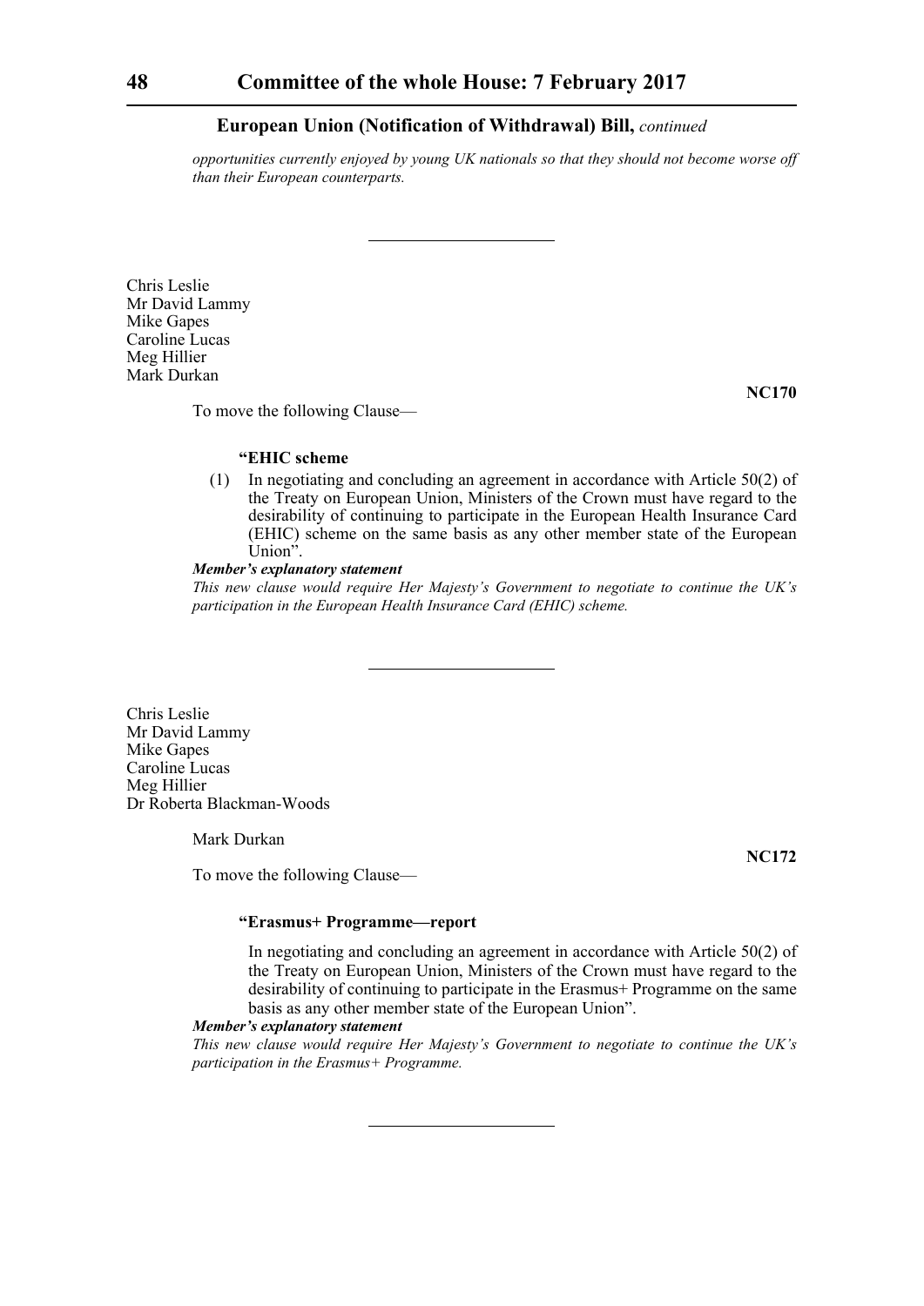*opportunities currently enjoyed by young UK nationals so that they should not become worse off than their European counterparts.*

---

Chris Leslie
Mr David Lammy
Mike Gapes
Caroline Lucas
Meg Hillier
Mark Durkan

**NC170**

To move the following Clause—

**"EHIC scheme**

(1) In negotiating and concluding an agreement in accordance with Article 50(2) of the Treaty on European Union, Ministers of the Crown must have regard to the desirability of continuing to participate in the European Health Insurance Card (EHIC) scheme on the same basis as any other member state of the European Union".

***Member's explanatory statement***

*This new clause would require Her Majesty's Government to negotiate to continue the UK's participation in the European Health Insurance Card (EHIC) scheme.*

---

Chris Leslie
Mr David Lammy
Mike Gapes
Caroline Lucas
Meg Hillier
Dr Roberta Blackman-Woods

Mark Durkan

**NC172**

To move the following Clause—

**"Erasmus+ Programme—report**

In negotiating and concluding an agreement in accordance with Article 50(2) of the Treaty on European Union, Ministers of the Crown must have regard to the desirability of continuing to participate in the Erasmus+ Programme on the same basis as any other member state of the European Union".

***Member's explanatory statement***

*This new clause would require Her Majesty's Government to negotiate to continue the UK's participation in the Erasmus+ Programme.*

---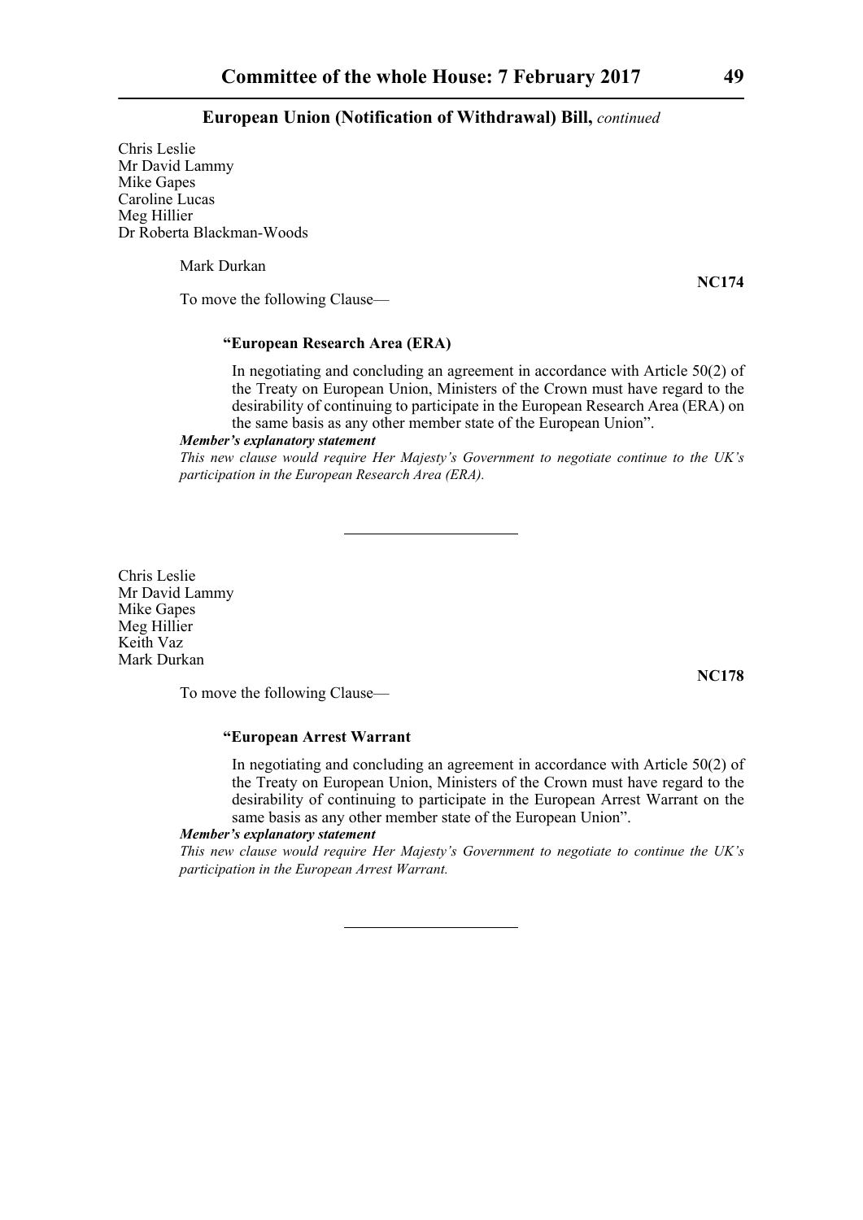Chris Leslie
Mr David Lammy
Mike Gapes
Caroline Lucas
Meg Hillier
Dr Roberta Blackman-Woods

Mark Durkan

**NC174**

To move the following Clause—

**"European Research Area (ERA)**

In negotiating and concluding an agreement in accordance with Article 50(2) of the Treaty on European Union, Ministers of the Crown must have regard to the desirability of continuing to participate in the European Research Area (ERA) on the same basis as any other member state of the European Union".

***Member's explanatory statement***

*This new clause would require Her Majesty's Government to negotiate continue to the UK's participation in the European Research Area (ERA).*

---

Chris Leslie
Mr David Lammy
Mike Gapes
Meg Hillier
Keith Vaz
Mark Durkan

**NC178**

To move the following Clause—

**"European Arrest Warrant**

In negotiating and concluding an agreement in accordance with Article 50(2) of the Treaty on European Union, Ministers of the Crown must have regard to the desirability of continuing to participate in the European Arrest Warrant on the same basis as any other member state of the European Union".

***Member's explanatory statement***

*This new clause would require Her Majesty's Government to negotiate to continue the UK's participation in the European Arrest Warrant.*

---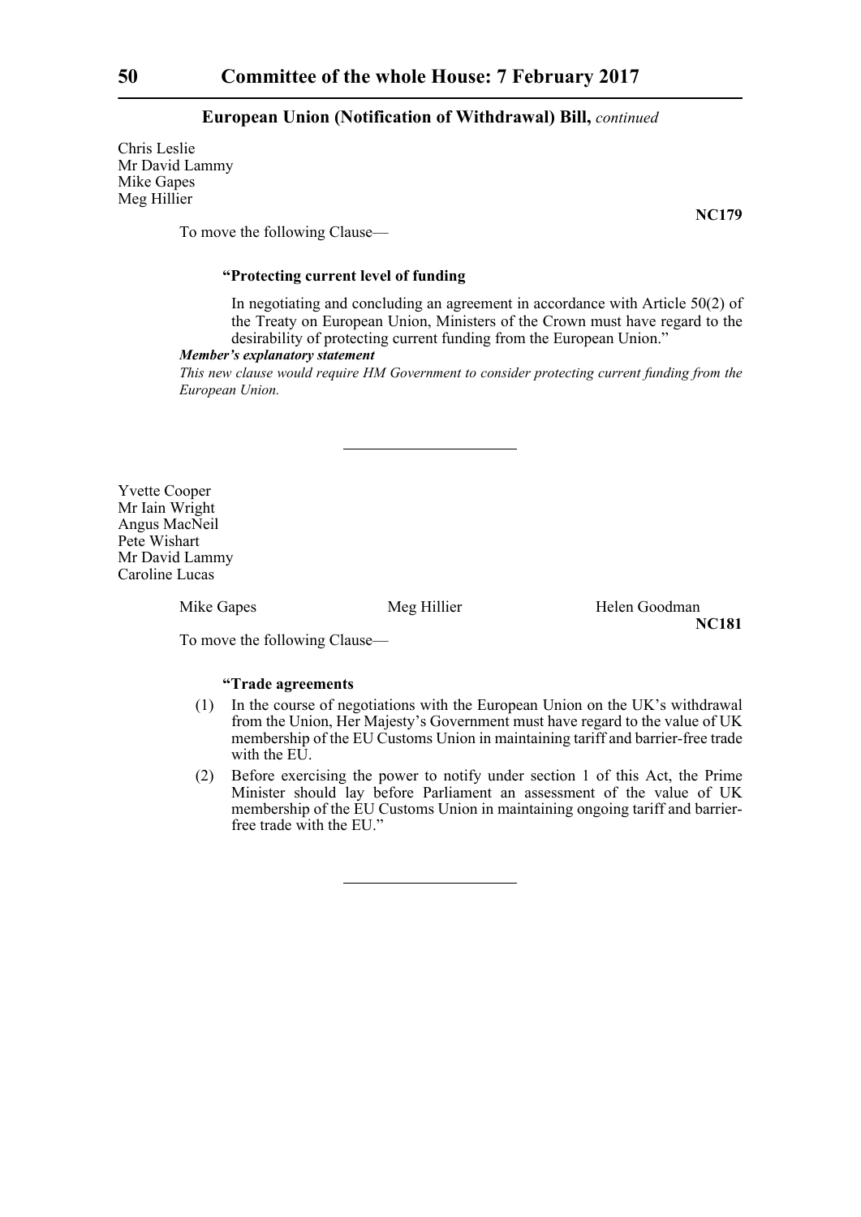Chris Leslie
Mr David Lammy
Mike Gapes
Meg Hillier

**NC179**

To move the following Clause—

**"Protecting current level of funding**

In negotiating and concluding an agreement in accordance with Article 50(2) of the Treaty on European Union, Ministers of the Crown must have regard to the desirability of protecting current funding from the European Union."

***Member's explanatory statement***

*This new clause would require HM Government to consider protecting current funding from the European Union.*

---

Yvette Cooper
Mr Iain Wright
Angus MacNeil
Pete Wishart
Mr David Lammy
Caroline Lucas

Mike Gapes Meg Hillier Helen Goodman

**NC181**

To move the following Clause—

**"Trade agreements**

(1) In the course of negotiations with the European Union on the UK's withdrawal from the Union, Her Majesty's Government must have regard to the value of UK membership of the EU Customs Union in maintaining tariff and barrier-free trade with the EU.

(2) Before exercising the power to notify under section 1 of this Act, the Prime Minister should lay before Parliament an assessment of the value of UK membership of the EU Customs Union in maintaining ongoing tariff and barrier-free trade with the EU."

---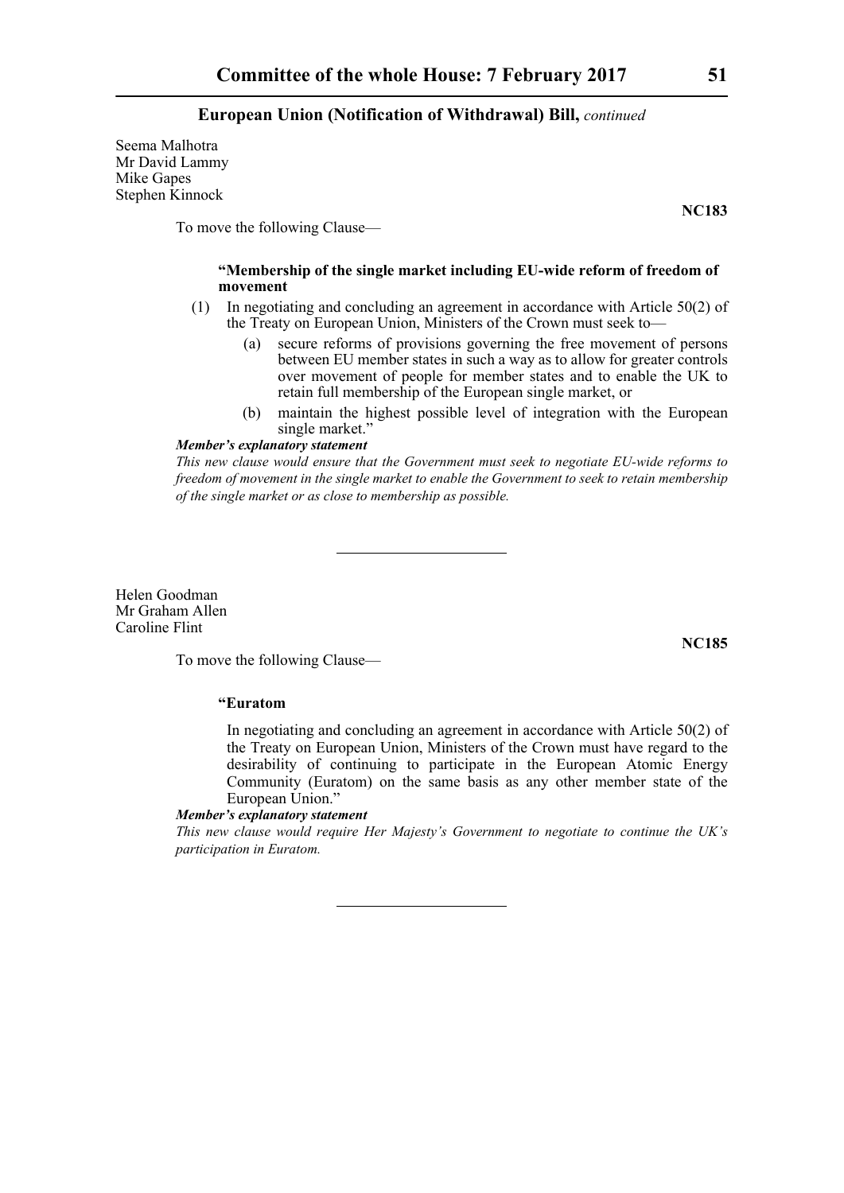Seema Malhotra
Mr David Lammy
Mike Gapes
Stephen Kinnock

**NC183**

To move the following Clause—

**"Membership of the single market including EU-wide reform of freedom of movement**

(1) In negotiating and concluding an agreement in accordance with Article 50(2) of the Treaty on European Union, Ministers of the Crown must seek to—

(a) secure reforms of provisions governing the free movement of persons between EU member states in such a way as to allow for greater controls over movement of people for member states and to enable the UK to retain full membership of the European single market, or

(b) maintain the highest possible level of integration with the European single market."

***Member's explanatory statement***

*This new clause would ensure that the Government must seek to negotiate EU-wide reforms to freedom of movement in the single market to enable the Government to seek to retain membership of the single market or as close to membership as possible.*

---

Helen Goodman
Mr Graham Allen
Caroline Flint

**NC185**

To move the following Clause—

**"Euratom**

In negotiating and concluding an agreement in accordance with Article 50(2) of the Treaty on European Union, Ministers of the Crown must have regard to the desirability of continuing to participate in the European Atomic Energy Community (Euratom) on the same basis as any other member state of the European Union."

***Member's explanatory statement***

*This new clause would require Her Majesty's Government to negotiate to continue the UK's participation in Euratom.*

---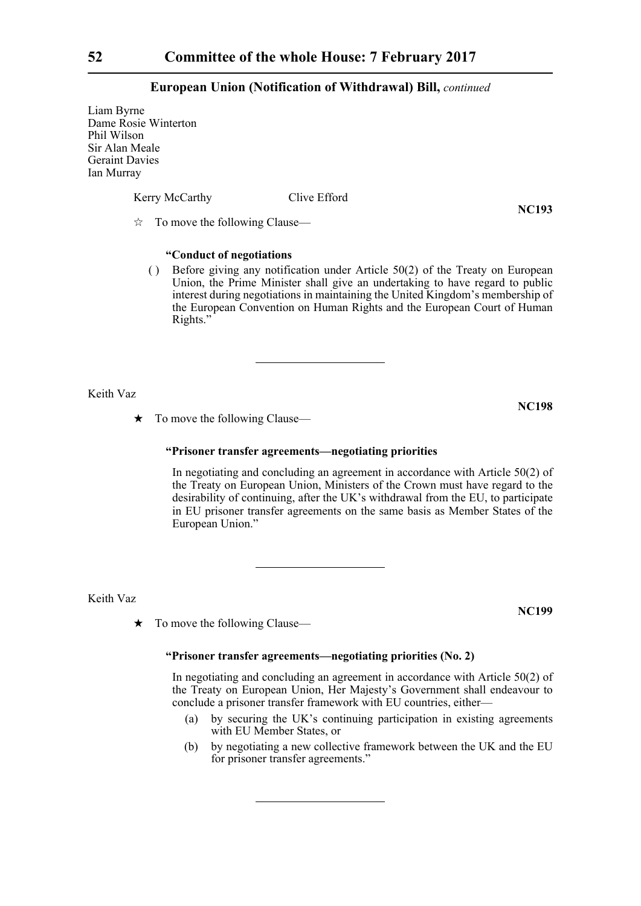Liam Byrne
Dame Rosie Winterton
Phil Wilson
Sir Alan Meale
Geraint Davies
Ian Murray

Kerry McCarthy Clive Efford

**NC193**

☆ To move the following Clause—

**"Conduct of negotiations**

( ) Before giving any notification under Article 50(2) of the Treaty on European Union, the Prime Minister shall give an undertaking to have regard to public interest during negotiations in maintaining the United Kingdom's membership of the European Convention on Human Rights and the European Court of Human Rights."

---

Keith Vaz

**NC198**

★ To move the following Clause—

**"Prisoner transfer agreements—negotiating priorities**

In negotiating and concluding an agreement in accordance with Article 50(2) of the Treaty on European Union, Ministers of the Crown must have regard to the desirability of continuing, after the UK's withdrawal from the EU, to participate in EU prisoner transfer agreements on the same basis as Member States of the European Union."

---

Keith Vaz

**NC199**

★ To move the following Clause—

**"Prisoner transfer agreements—negotiating priorities (No. 2)**

In negotiating and concluding an agreement in accordance with Article 50(2) of the Treaty on European Union, Her Majesty's Government shall endeavour to conclude a prisoner transfer framework with EU countries, either—

(a) by securing the UK's continuing participation in existing agreements with EU Member States, or

(b) by negotiating a new collective framework between the UK and the EU for prisoner transfer agreements."

---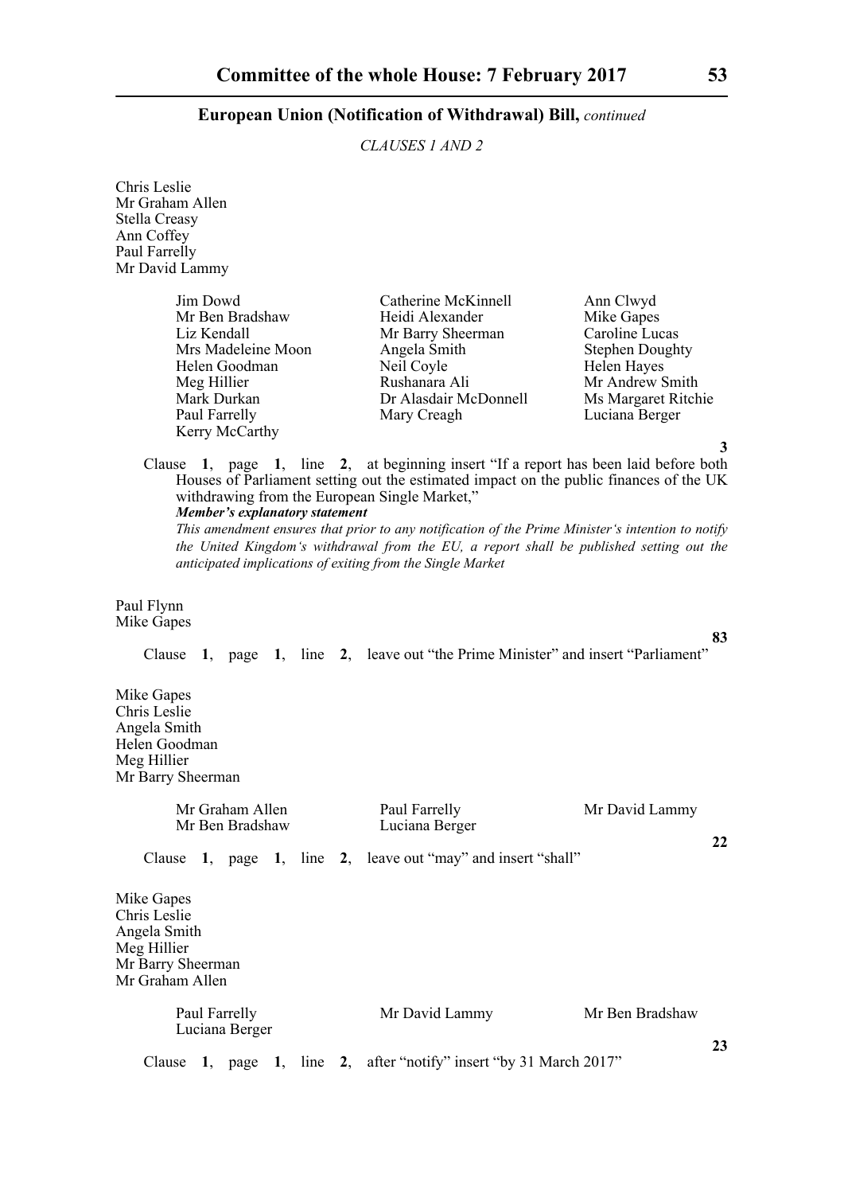## European Union (Notification of Withdrawal) Bill, *continued*

*CLAUSES 1 AND 2*

Chris Leslie
Mr Graham Allen
Stella Creasy
Ann Coffey
Paul Farrelly
Mr David Lammy

Jim Dowd
Mr Ben Bradshaw
Liz Kendall
Mrs Madeleine Moon
Helen Goodman
Meg Hillier
Mark Durkan
Paul Farrelly
Kerry McCarthy
Catherine McKinnell
Heidi Alexander
Mr Barry Sheerman
Angela Smith
Neil Coyle
Rushanara Ali
Dr Alasdair McDonnell
Mary Creagh
Ann Clwyd
Mike Gapes
Caroline Lucas
Stephen Doughty
Helen Hayes
Mr Andrew Smith
Ms Margaret Ritchie
Luciana Berger

**3**

Clause **1**, page **1**, line **2**, at beginning insert "If a report has been laid before both Houses of Parliament setting out the estimated impact on the public finances of the UK withdrawing from the European Single Market,"

***Member's explanatory statement***

*This amendment ensures that prior to any notification of the Prime Minister's intention to notify the United Kingdom's withdrawal from the EU, a report shall be published setting out the anticipated implications of exiting from the Single Market*

Paul Flynn
Mike Gapes

**83**

Clause **1**, page **1**, line **2**, leave out "the Prime Minister" and insert "Parliament"

Mike Gapes
Chris Leslie
Angela Smith
Helen Goodman
Meg Hillier
Mr Barry Sheerman

Mr Graham Allen
Mr Ben Bradshaw
Paul Farrelly
Luciana Berger
Mr David Lammy

**22**

Clause **1**, page **1**, line **2**, leave out "may" and insert "shall"

Mike Gapes
Chris Leslie
Angela Smith
Meg Hillier
Mr Barry Sheerman
Mr Graham Allen

Paul Farrelly
Luciana Berger
Mr David Lammy
Mr Ben Bradshaw

**23**

Clause **1**, page **1**, line **2**, after "notify" insert "by 31 March 2017"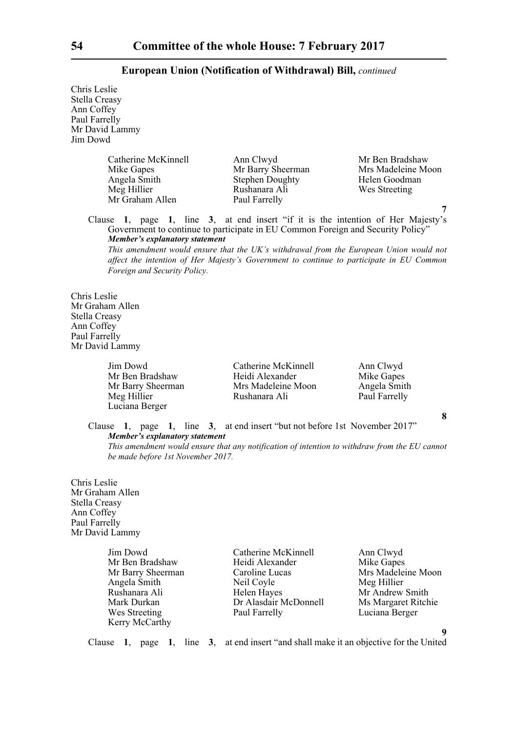**European Union (Notification of Withdrawal) Bill,** *continued*

Chris Leslie
Stella Creasy
Ann Coffey
Paul Farrelly
Mr David Lammy
Jim Dowd

Catherine McKinnell
Ann Clwyd
Mr Ben Bradshaw
Mike Gapes
Mr Barry Sheerman
Mrs Madeleine Moon
Angela Smith
Stephen Doughty
Helen Goodman
Meg Hillier
Rushanara Ali
Wes Streeting
Mr Graham Allen
Paul Farrelly

**7**

Clause **1**, page **1**, line **3**, at end insert "if it is the intention of Her Majesty's Government to continue to participate in EU Common Foreign and Security Policy"

***Member's explanatory statement***

*This amendment would ensure that the UK's withdrawal from the European Union would not affect the intention of Her Majesty's Government to continue to participate in EU Common Foreign and Security Policy.*

Chris Leslie
Mr Graham Allen
Stella Creasy
Ann Coffey
Paul Farrelly
Mr David Lammy

Jim Dowd
Catherine McKinnell
Ann Clwyd
Mr Ben Bradshaw
Heidi Alexander
Mike Gapes
Mr Barry Sheerman
Mrs Madeleine Moon
Angela Smith
Meg Hillier
Rushanara Ali
Paul Farrelly
Luciana Berger

**8**

Clause **1**, page **1**, line **3**, at end insert "but not before 1st November 2017"

***Member's explanatory statement***

*This amendment would ensure that any notification of intention to withdraw from the EU cannot be made before 1st November 2017.*

Chris Leslie
Mr Graham Allen
Stella Creasy
Ann Coffey
Paul Farrelly
Mr David Lammy

Jim Dowd
Catherine McKinnell
Ann Clwyd
Mr Ben Bradshaw
Heidi Alexander
Mike Gapes
Mr Barry Sheerman
Caroline Lucas
Mrs Madeleine Moon
Angela Smith
Neil Coyle
Meg Hillier
Rushanara Ali
Helen Hayes
Mr Andrew Smith
Mark Durkan
Dr Alasdair McDonnell
Ms Margaret Ritchie
Wes Streeting
Paul Farrelly
Luciana Berger
Kerry McCarthy

**9**

Clause **1**, page **1**, line **3**, at end insert "and shall make it an objective for the United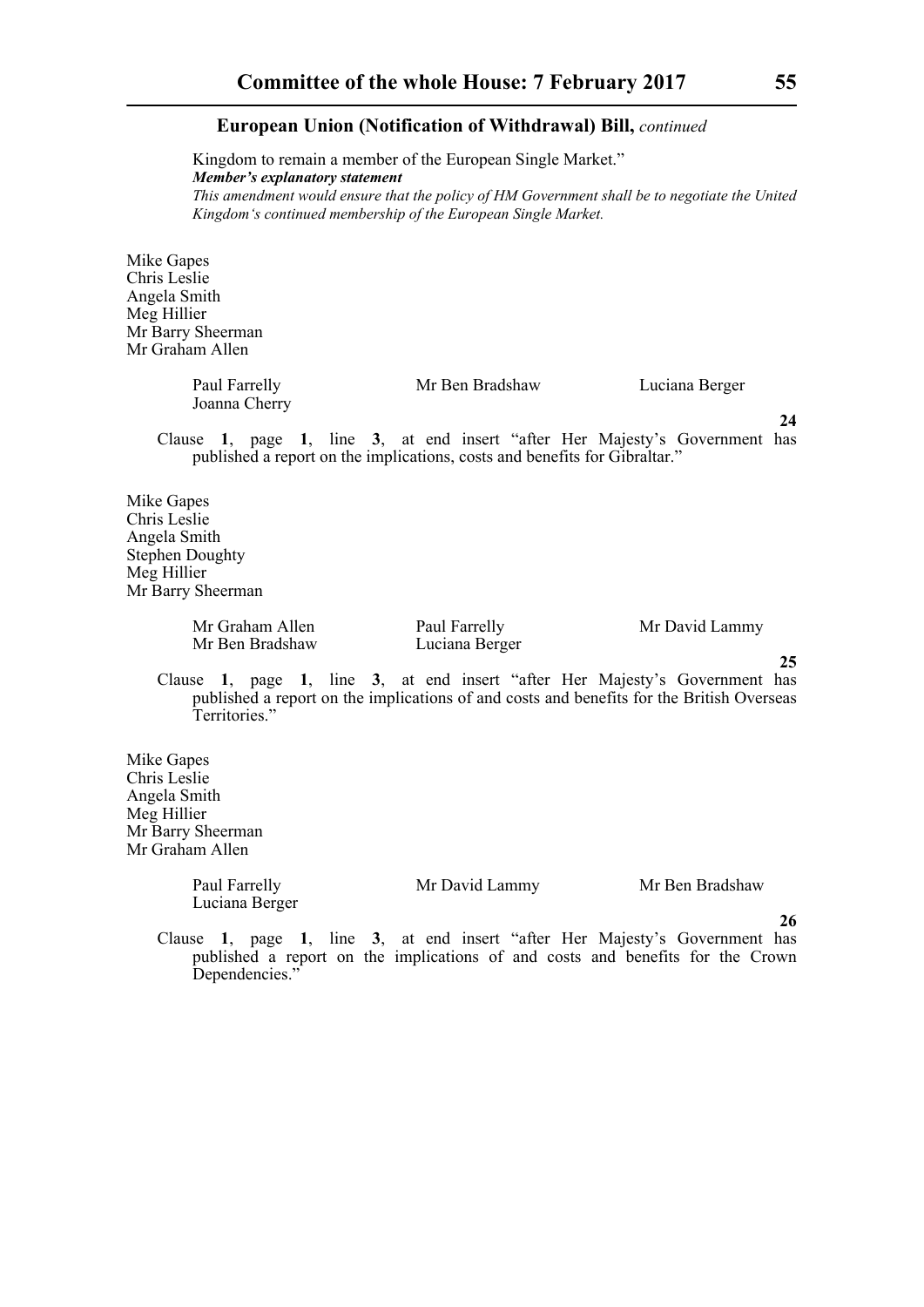**European Union (Notification of Withdrawal) Bill,** *continued*

Kingdom to remain a member of the European Single Market."

***Member's explanatory statement***

*This amendment would ensure that the policy of HM Government shall be to negotiate the United Kingdom's continued membership of the European Single Market.*

Mike Gapes
Chris Leslie
Angela Smith
Meg Hillier
Mr Barry Sheerman
Mr Graham Allen

Paul Farrelly    Mr Ben Bradshaw    Luciana Berger
Joanna Cherry

**24**

Clause **1**, page **1**, line **3**, at end insert "after Her Majesty's Government has published a report on the implications, costs and benefits for Gibraltar."

Mike Gapes
Chris Leslie
Angela Smith
Stephen Doughty
Meg Hillier
Mr Barry Sheerman

Mr Graham Allen    Paul Farrelly    Mr David Lammy
Mr Ben Bradshaw    Luciana Berger

**25**

Clause **1**, page **1**, line **3**, at end insert "after Her Majesty's Government has published a report on the implications of and costs and benefits for the British Overseas Territories."

Mike Gapes
Chris Leslie
Angela Smith
Meg Hillier
Mr Barry Sheerman
Mr Graham Allen

Paul Farrelly    Mr David Lammy    Mr Ben Bradshaw
Luciana Berger

**26**

Clause **1**, page **1**, line **3**, at end insert "after Her Majesty's Government has published a report on the implications of and costs and benefits for the Crown Dependencies."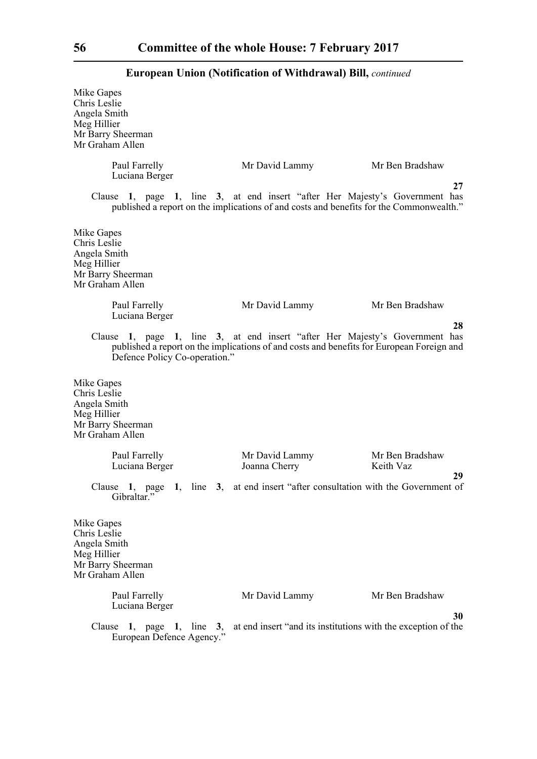**European Union (Notification of Withdrawal) Bill,** *continued*

Mike Gapes
Chris Leslie
Angela Smith
Meg Hillier
Mr Barry Sheerman
Mr Graham Allen

Paul Farrelly    Mr David Lammy    Mr Ben Bradshaw
Luciana Berger

**27**

Clause **1**, page **1**, line **3**, at end insert "after Her Majesty's Government has published a report on the implications of and costs and benefits for the Commonwealth."

Mike Gapes
Chris Leslie
Angela Smith
Meg Hillier
Mr Barry Sheerman
Mr Graham Allen

Paul Farrelly    Mr David Lammy    Mr Ben Bradshaw
Luciana Berger

**28**

Clause **1**, page **1**, line **3**, at end insert "after Her Majesty's Government has published a report on the implications of and costs and benefits for European Foreign and Defence Policy Co-operation."

Mike Gapes
Chris Leslie
Angela Smith
Meg Hillier
Mr Barry Sheerman
Mr Graham Allen

Paul Farrelly    Mr David Lammy    Mr Ben Bradshaw
Luciana Berger    Joanna Cherry    Keith Vaz

**29**

Clause **1**, page **1**, line **3**, at end insert "after consultation with the Government of Gibraltar."

Mike Gapes
Chris Leslie
Angela Smith
Meg Hillier
Mr Barry Sheerman
Mr Graham Allen

Paul Farrelly    Mr David Lammy    Mr Ben Bradshaw
Luciana Berger

**30**

Clause **1**, page **1**, line **3**, at end insert "and its institutions with the exception of the European Defence Agency."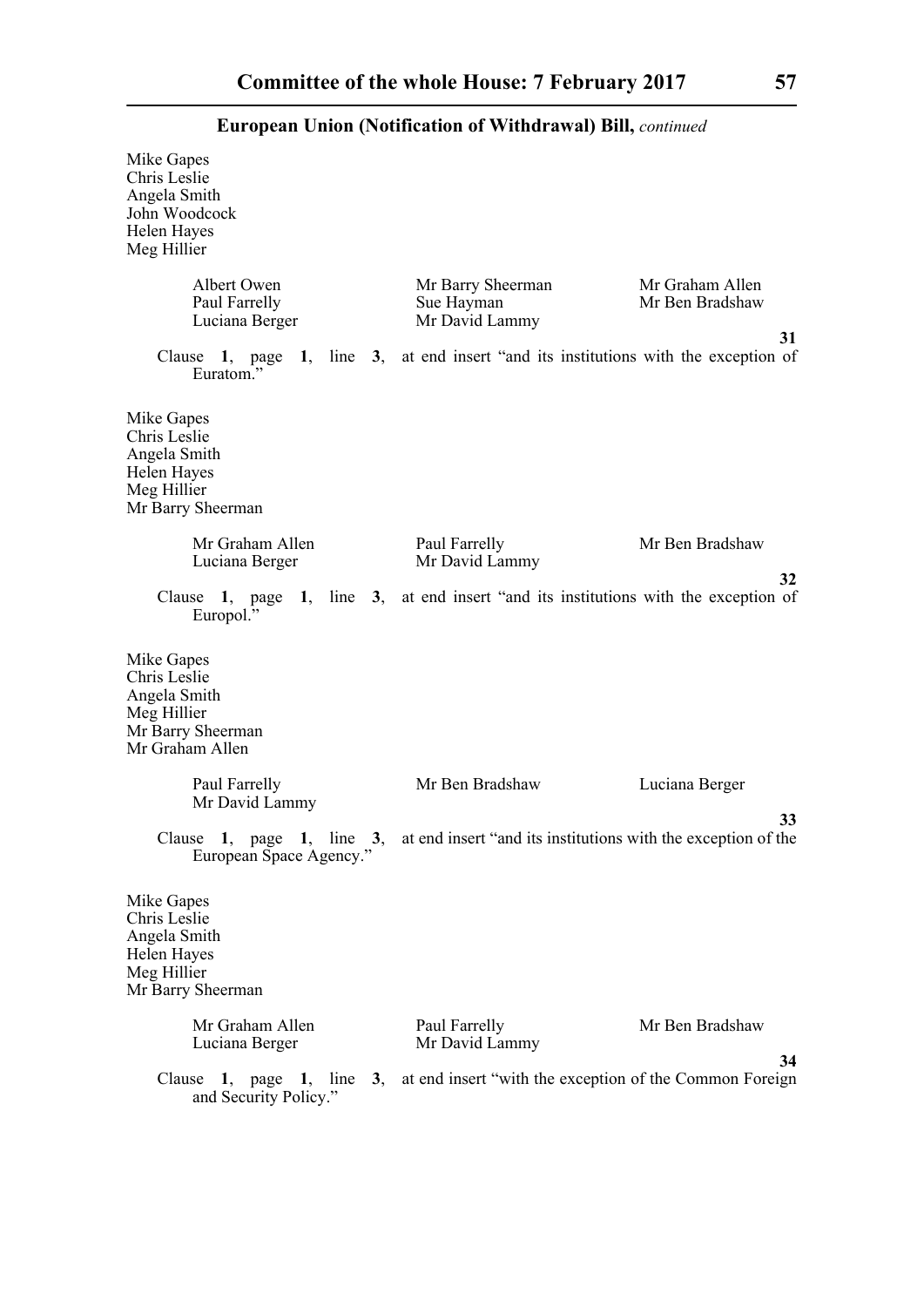**European Union (Notification of Withdrawal) Bill,** *continued*

Mike Gapes
Chris Leslie
Angela Smith
John Woodcock
Helen Hayes
Meg Hillier

Albert Owen
Mr Barry Sheerman
Mr Graham Allen
Paul Farrelly
Sue Hayman
Mr Ben Bradshaw
Luciana Berger
Mr David Lammy

**31**

Clause **1**, page **1**, line **3**, at end insert "and its institutions with the exception of Euratom."

Mike Gapes
Chris Leslie
Angela Smith
Helen Hayes
Meg Hillier
Mr Barry Sheerman

Mr Graham Allen
Paul Farrelly
Mr Ben Bradshaw
Luciana Berger
Mr David Lammy

**32**

Clause **1**, page **1**, line **3**, at end insert "and its institutions with the exception of Europol."

Mike Gapes
Chris Leslie
Angela Smith
Meg Hillier
Mr Barry Sheerman
Mr Graham Allen

Paul Farrelly
Mr Ben Bradshaw
Luciana Berger
Mr David Lammy

**33**

Clause **1**, page **1**, line **3**, at end insert "and its institutions with the exception of the European Space Agency."

Mike Gapes
Chris Leslie
Angela Smith
Helen Hayes
Meg Hillier
Mr Barry Sheerman

Mr Graham Allen
Paul Farrelly
Mr Ben Bradshaw
Luciana Berger
Mr David Lammy

**34**

Clause **1**, page **1**, line **3**, at end insert "with the exception of the Common Foreign and Security Policy."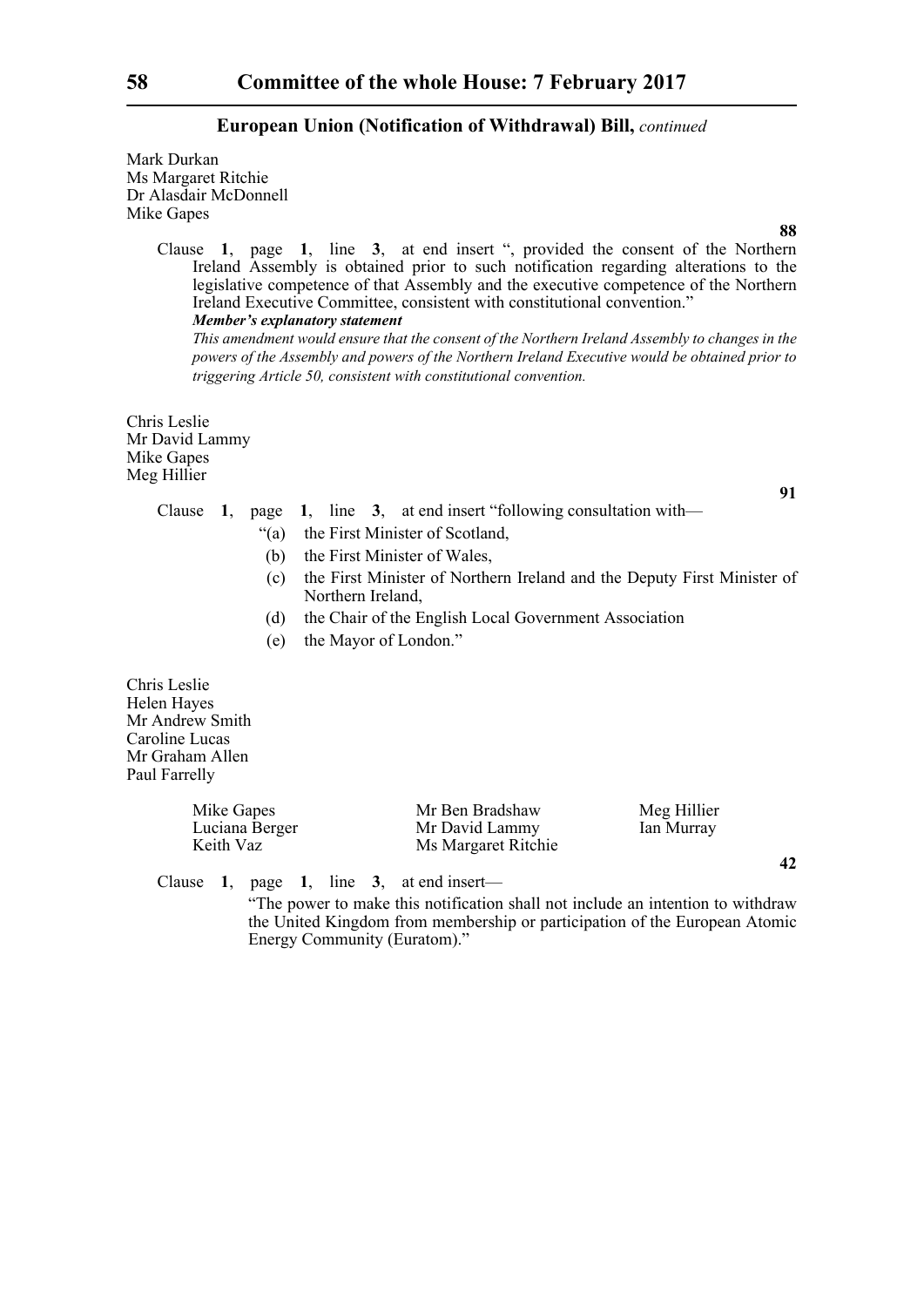**European Union (Notification of Withdrawal) Bill,** *continued*

Mark Durkan
Ms Margaret Ritchie
Dr Alasdair McDonnell
Mike Gapes

**88**

Clause **1**, page **1**, line **3**, at end insert ", provided the consent of the Northern Ireland Assembly is obtained prior to such notification regarding alterations to the legislative competence of that Assembly and the executive competence of the Northern Ireland Executive Committee, consistent with constitutional convention."

***Member's explanatory statement***

*This amendment would ensure that the consent of the Northern Ireland Assembly to changes in the powers of the Assembly and powers of the Northern Ireland Executive would be obtained prior to triggering Article 50, consistent with constitutional convention.*

Chris Leslie
Mr David Lammy
Mike Gapes
Meg Hillier

**91**

Clause **1**, page **1**, line **3**, at end insert "following consultation with—

"(a) the First Minister of Scotland,

(b) the First Minister of Wales,

(c) the First Minister of Northern Ireland and the Deputy First Minister of Northern Ireland,

(d) the Chair of the English Local Government Association

(e) the Mayor of London."

Chris Leslie
Helen Hayes
Mr Andrew Smith
Caroline Lucas
Mr Graham Allen
Paul Farrelly

Mike Gapes
Luciana Berger
Keith Vaz
Mr Ben Bradshaw
Mr David Lammy
Ms Margaret Ritchie
Meg Hillier
Ian Murray

**42**

Clause **1**, page **1**, line **3**, at end insert—

"The power to make this notification shall not include an intention to withdraw the United Kingdom from membership or participation of the European Atomic Energy Community (Euratom)."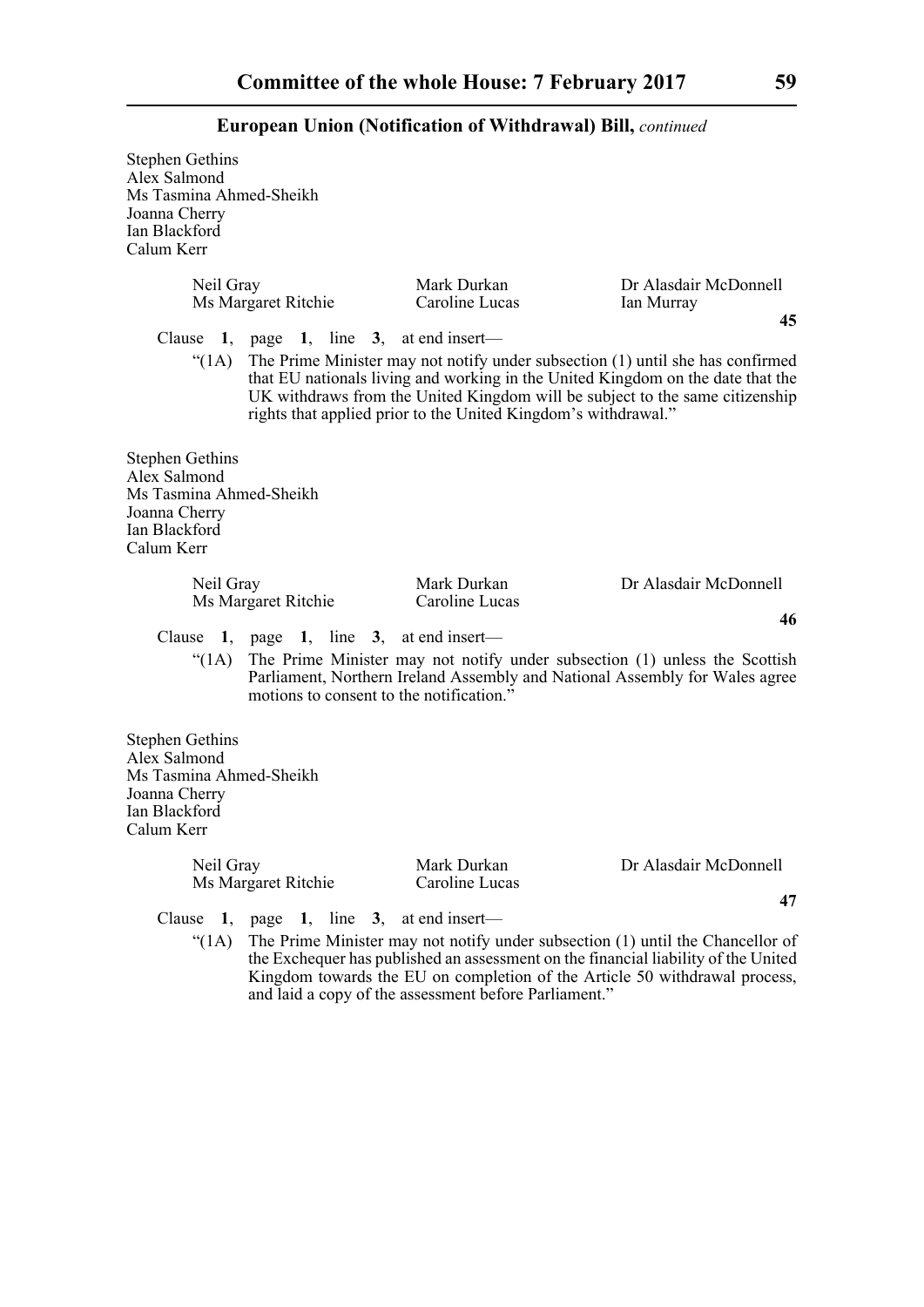Stephen Gethins
Alex Salmond
Ms Tasmina Ahmed-Sheikh
Joanna Cherry
Ian Blackford
Calum Kerr

Neil Gray | Mark Durkan | Dr Alasdair McDonnell
Ms Margaret Ritchie | Caroline Lucas | Ian Murray

**45**

Clause **1**, page **1**, line **3**, at end insert—

"(1A) The Prime Minister may not notify under subsection (1) until she has confirmed that EU nationals living and working in the United Kingdom on the date that the UK withdraws from the United Kingdom will be subject to the same citizenship rights that applied prior to the United Kingdom's withdrawal."

Stephen Gethins
Alex Salmond
Ms Tasmina Ahmed-Sheikh
Joanna Cherry
Ian Blackford
Calum Kerr

Neil Gray | Mark Durkan | Dr Alasdair McDonnell
Ms Margaret Ritchie | Caroline Lucas

**46**

Clause **1**, page **1**, line **3**, at end insert—

"(1A) The Prime Minister may not notify under subsection (1) unless the Scottish Parliament, Northern Ireland Assembly and National Assembly for Wales agree motions to consent to the notification."

Stephen Gethins
Alex Salmond
Ms Tasmina Ahmed-Sheikh
Joanna Cherry
Ian Blackford
Calum Kerr

Neil Gray | Mark Durkan | Dr Alasdair McDonnell
Ms Margaret Ritchie | Caroline Lucas

**47**

Clause **1**, page **1**, line **3**, at end insert—

"(1A) The Prime Minister may not notify under subsection (1) until the Chancellor of the Exchequer has published an assessment on the financial liability of the United Kingdom towards the EU on completion of the Article 50 withdrawal process, and laid a copy of the assessment before Parliament."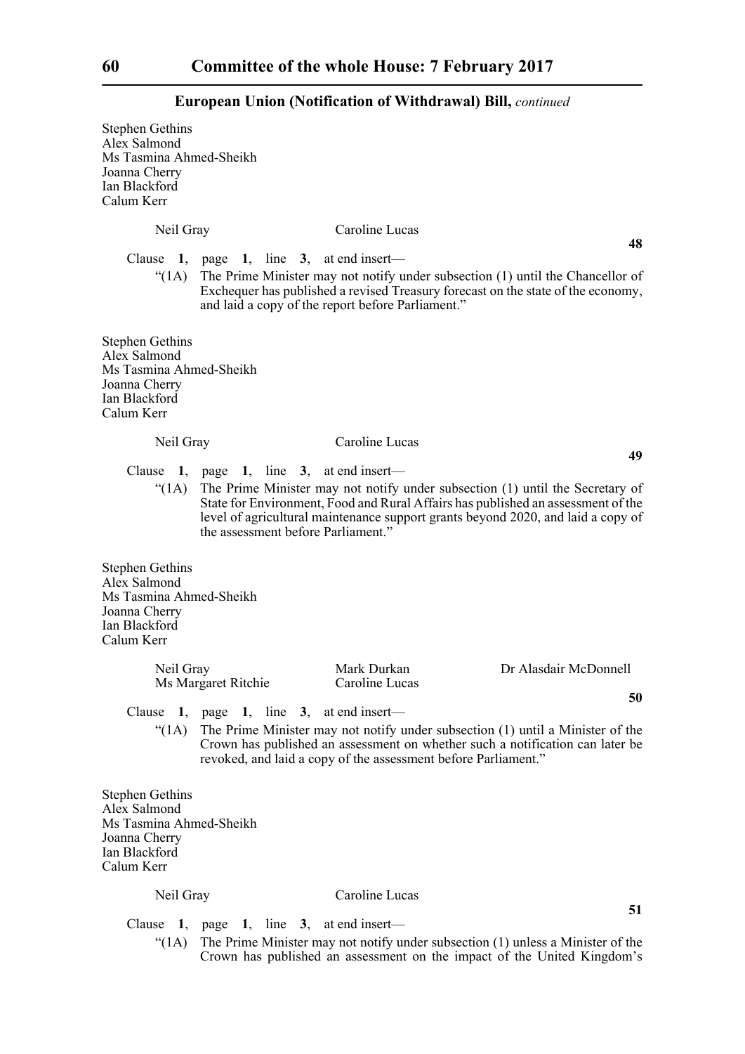**European Union (Notification of Withdrawal) Bill,** *continued*

Stephen Gethins
Alex Salmond
Ms Tasmina Ahmed-Sheikh
Joanna Cherry
Ian Blackford
Calum Kerr

Neil Gray   Caroline Lucas

**48**

Clause **1**, page **1**, line **3**, at end insert—

"(1A) The Prime Minister may not notify under subsection (1) until the Chancellor of Exchequer has published a revised Treasury forecast on the state of the economy, and laid a copy of the report before Parliament."

Stephen Gethins
Alex Salmond
Ms Tasmina Ahmed-Sheikh
Joanna Cherry
Ian Blackford
Calum Kerr

Neil Gray   Caroline Lucas

**49**

Clause **1**, page **1**, line **3**, at end insert—

"(1A) The Prime Minister may not notify under subsection (1) until the Secretary of State for Environment, Food and Rural Affairs has published an assessment of the level of agricultural maintenance support grants beyond 2020, and laid a copy of the assessment before Parliament."

Stephen Gethins
Alex Salmond
Ms Tasmina Ahmed-Sheikh
Joanna Cherry
Ian Blackford
Calum Kerr

Neil Gray   Mark Durkan   Dr Alasdair McDonnell
Ms Margaret Ritchie   Caroline Lucas

**50**

Clause **1**, page **1**, line **3**, at end insert—

"(1A) The Prime Minister may not notify under subsection (1) until a Minister of the Crown has published an assessment on whether such a notification can later be revoked, and laid a copy of the assessment before Parliament."

Stephen Gethins
Alex Salmond
Ms Tasmina Ahmed-Sheikh
Joanna Cherry
Ian Blackford
Calum Kerr

Neil Gray   Caroline Lucas

**51**

Clause **1**, page **1**, line **3**, at end insert—

"(1A) The Prime Minister may not notify under subsection (1) unless a Minister of the Crown has published an assessment on the impact of the United Kingdom's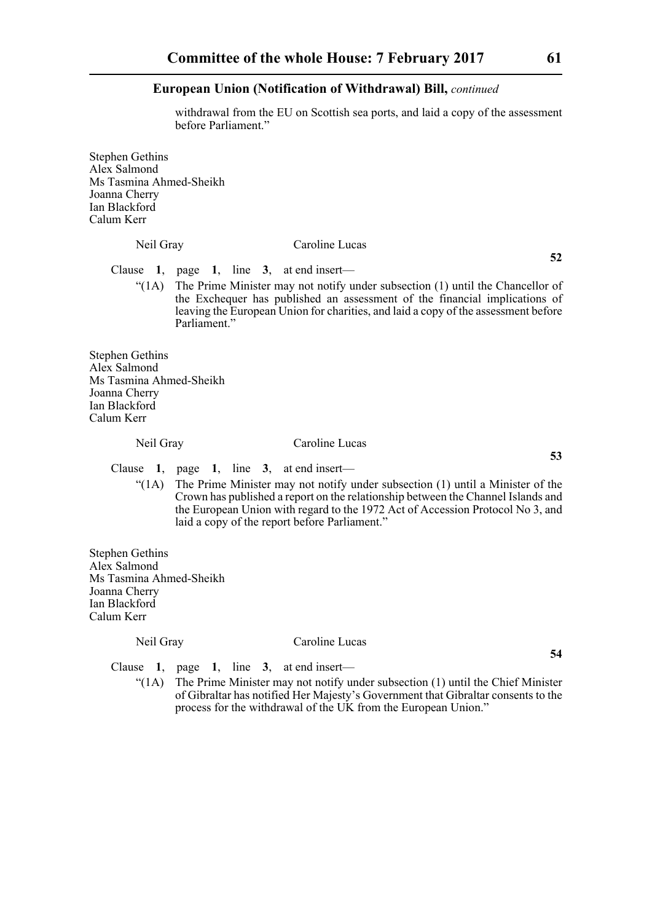withdrawal from the EU on Scottish sea ports, and laid a copy of the assessment before Parliament."

Stephen Gethins
Alex Salmond
Ms Tasmina Ahmed-Sheikh
Joanna Cherry
Ian Blackford
Calum Kerr

Neil Gray Caroline Lucas

**52**

Clause **1**, page **1**, line **3**, at end insert—

"(1A) The Prime Minister may not notify under subsection (1) until the Chancellor of the Exchequer has published an assessment of the financial implications of leaving the European Union for charities, and laid a copy of the assessment before Parliament."

Stephen Gethins
Alex Salmond
Ms Tasmina Ahmed-Sheikh
Joanna Cherry
Ian Blackford
Calum Kerr

Neil Gray Caroline Lucas

**53**

Clause **1**, page **1**, line **3**, at end insert—

"(1A) The Prime Minister may not notify under subsection (1) until a Minister of the Crown has published a report on the relationship between the Channel Islands and the European Union with regard to the 1972 Act of Accession Protocol No 3, and laid a copy of the report before Parliament."

Stephen Gethins
Alex Salmond
Ms Tasmina Ahmed-Sheikh
Joanna Cherry
Ian Blackford
Calum Kerr

Neil Gray Caroline Lucas

**54**

Clause **1**, page **1**, line **3**, at end insert—

"(1A) The Prime Minister may not notify under subsection (1) until the Chief Minister of Gibraltar has notified Her Majesty's Government that Gibraltar consents to the process for the withdrawal of the UK from the European Union."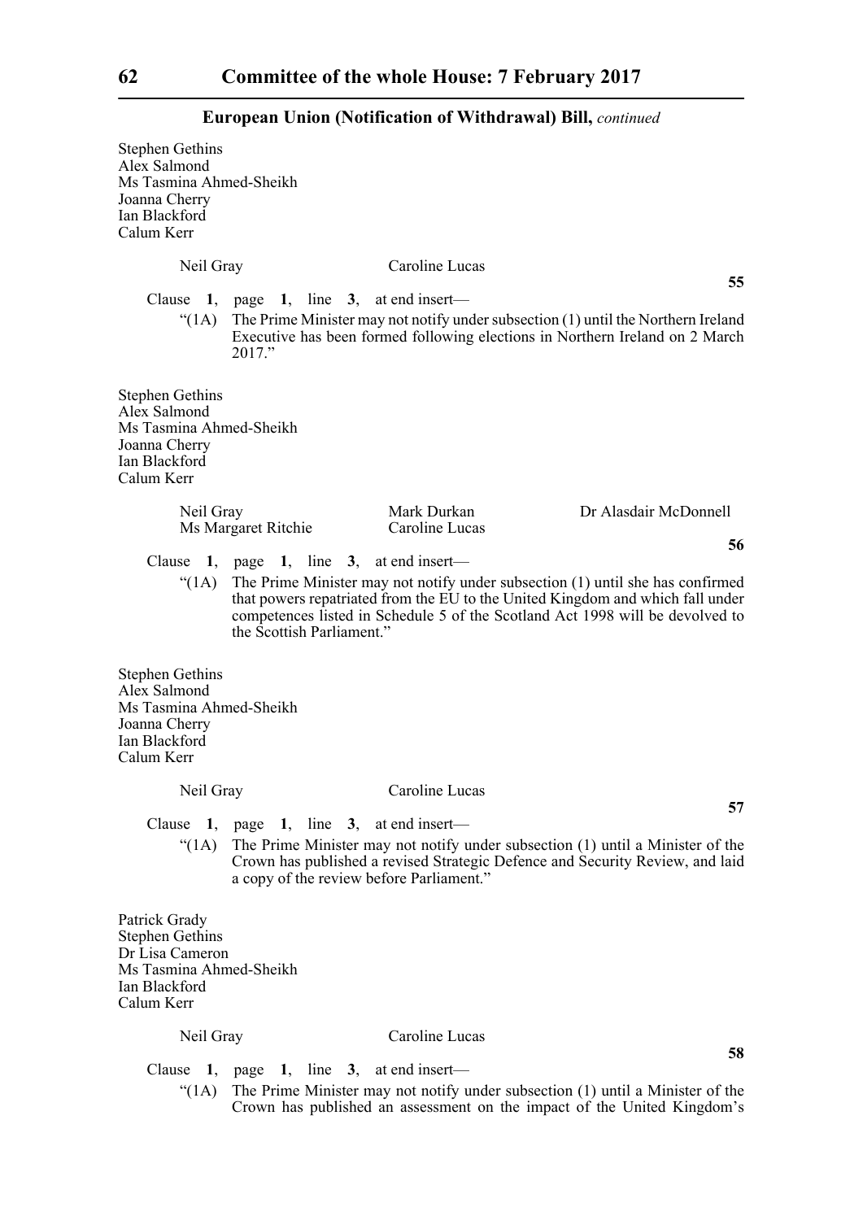**European Union (Notification of Withdrawal) Bill,** *continued*

Stephen Gethins
Alex Salmond
Ms Tasmina Ahmed-Sheikh
Joanna Cherry
Ian Blackford
Calum Kerr

Neil Gray Caroline Lucas

**55**

Clause **1**, page **1**, line **3**, at end insert—

"(1A) The Prime Minister may not notify under subsection (1) until the Northern Ireland Executive has been formed following elections in Northern Ireland on 2 March 2017."

Stephen Gethins
Alex Salmond
Ms Tasmina Ahmed-Sheikh
Joanna Cherry
Ian Blackford
Calum Kerr

Neil Gray Mark Durkan Dr Alasdair McDonnell
Ms Margaret Ritchie Caroline Lucas

**56**

Clause **1**, page **1**, line **3**, at end insert—

"(1A) The Prime Minister may not notify under subsection (1) until she has confirmed that powers repatriated from the EU to the United Kingdom and which fall under competences listed in Schedule 5 of the Scotland Act 1998 will be devolved to the Scottish Parliament."

Stephen Gethins
Alex Salmond
Ms Tasmina Ahmed-Sheikh
Joanna Cherry
Ian Blackford
Calum Kerr

Neil Gray Caroline Lucas

**57**

Clause **1**, page **1**, line **3**, at end insert—

"(1A) The Prime Minister may not notify under subsection (1) until a Minister of the Crown has published a revised Strategic Defence and Security Review, and laid a copy of the review before Parliament."

Patrick Grady
Stephen Gethins
Dr Lisa Cameron
Ms Tasmina Ahmed-Sheikh
Ian Blackford
Calum Kerr

Neil Gray Caroline Lucas

**58**

Clause **1**, page **1**, line **3**, at end insert—

"(1A) The Prime Minister may not notify under subsection (1) until a Minister of the Crown has published an assessment on the impact of the United Kingdom's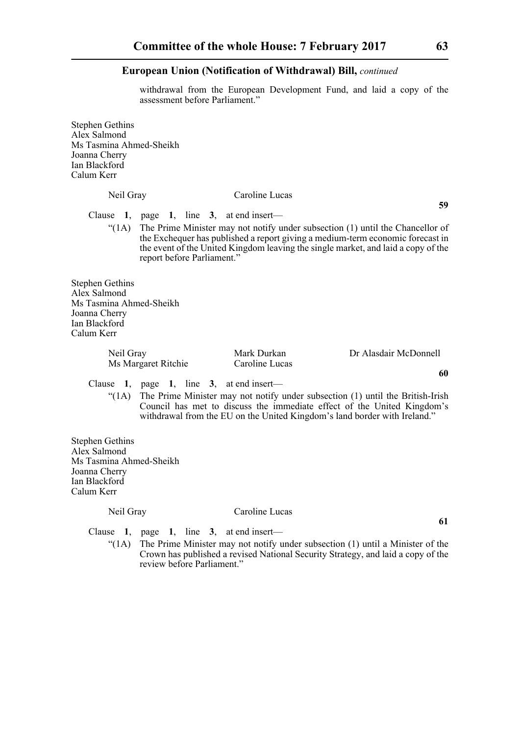withdrawal from the European Development Fund, and laid a copy of the assessment before Parliament."

Stephen Gethins
Alex Salmond
Ms Tasmina Ahmed-Sheikh
Joanna Cherry
Ian Blackford
Calum Kerr

Neil Gray    Caroline Lucas

**59**

Clause **1**, page **1**, line **3**, at end insert—

"(1A) The Prime Minister may not notify under subsection (1) until the Chancellor of the Exchequer has published a report giving a medium-term economic forecast in the event of the United Kingdom leaving the single market, and laid a copy of the report before Parliament."

Stephen Gethins
Alex Salmond
Ms Tasmina Ahmed-Sheikh
Joanna Cherry
Ian Blackford
Calum Kerr

Neil Gray    Mark Durkan    Dr Alasdair McDonnell
Ms Margaret Ritchie    Caroline Lucas

**60**

Clause **1**, page **1**, line **3**, at end insert—

"(1A) The Prime Minister may not notify under subsection (1) until the British-Irish Council has met to discuss the immediate effect of the United Kingdom's withdrawal from the EU on the United Kingdom's land border with Ireland."

Stephen Gethins
Alex Salmond
Ms Tasmina Ahmed-Sheikh
Joanna Cherry
Ian Blackford
Calum Kerr

Neil Gray    Caroline Lucas

**61**

Clause **1**, page **1**, line **3**, at end insert—

"(1A) The Prime Minister may not notify under subsection (1) until a Minister of the Crown has published a revised National Security Strategy, and laid a copy of the review before Parliament."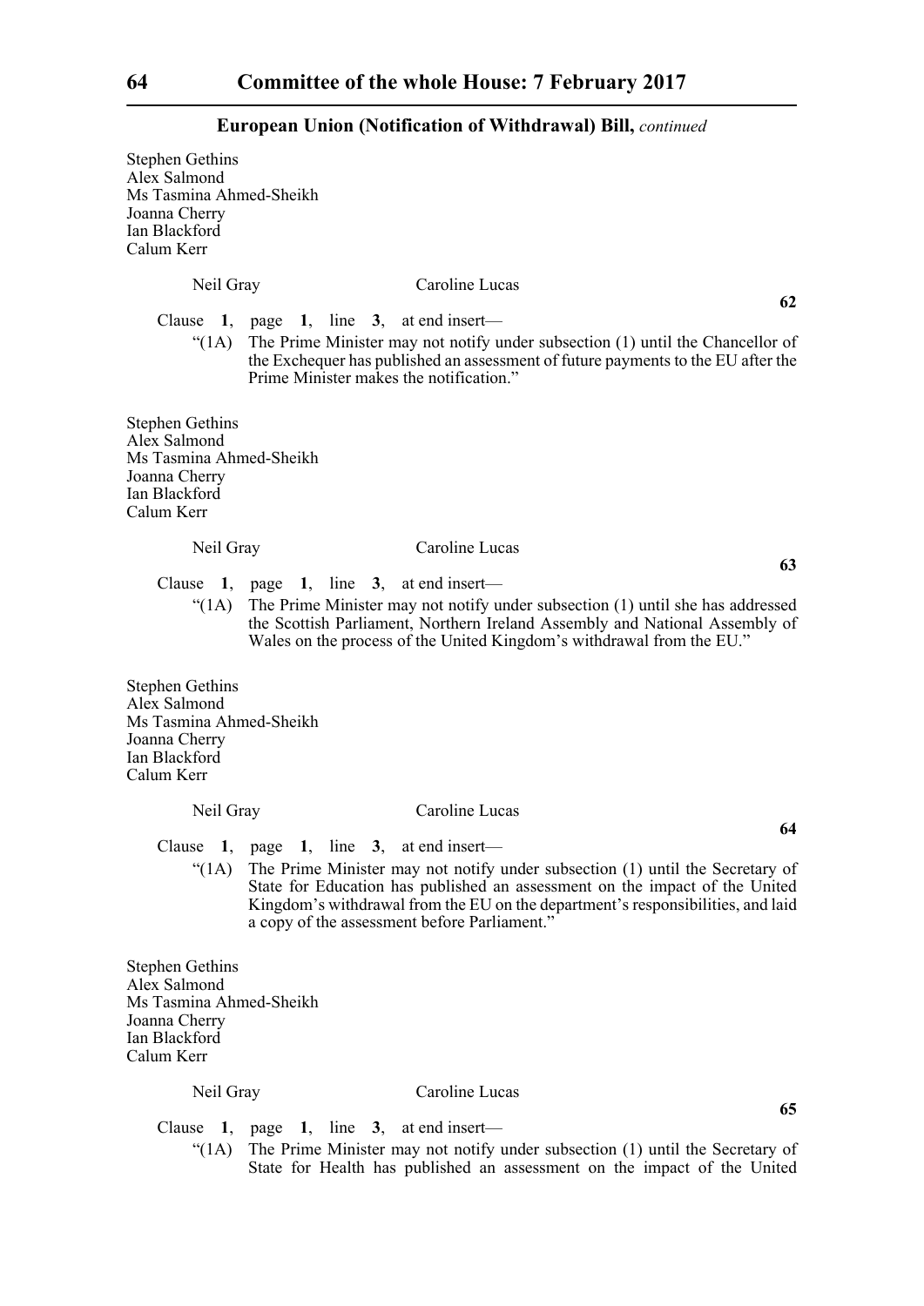**European Union (Notification of Withdrawal) Bill,** *continued*

Stephen Gethins
Alex Salmond
Ms Tasmina Ahmed-Sheikh
Joanna Cherry
Ian Blackford
Calum Kerr

Neil Gray    Caroline Lucas

**62**

Clause **1**, page **1**, line **3**, at end insert—

"(1A) The Prime Minister may not notify under subsection (1) until the Chancellor of the Exchequer has published an assessment of future payments to the EU after the Prime Minister makes the notification."

Stephen Gethins
Alex Salmond
Ms Tasmina Ahmed-Sheikh
Joanna Cherry
Ian Blackford
Calum Kerr

Neil Gray    Caroline Lucas

**63**

Clause **1**, page **1**, line **3**, at end insert—

"(1A) The Prime Minister may not notify under subsection (1) until she has addressed the Scottish Parliament, Northern Ireland Assembly and National Assembly of Wales on the process of the United Kingdom's withdrawal from the EU."

Stephen Gethins
Alex Salmond
Ms Tasmina Ahmed-Sheikh
Joanna Cherry
Ian Blackford
Calum Kerr

Neil Gray    Caroline Lucas

**64**

Clause **1**, page **1**, line **3**, at end insert—

"(1A) The Prime Minister may not notify under subsection (1) until the Secretary of State for Education has published an assessment on the impact of the United Kingdom's withdrawal from the EU on the department's responsibilities, and laid a copy of the assessment before Parliament."

Stephen Gethins
Alex Salmond
Ms Tasmina Ahmed-Sheikh
Joanna Cherry
Ian Blackford
Calum Kerr

Neil Gray    Caroline Lucas

**65**

Clause **1**, page **1**, line **3**, at end insert—

"(1A) The Prime Minister may not notify under subsection (1) until the Secretary of State for Health has published an assessment on the impact of the United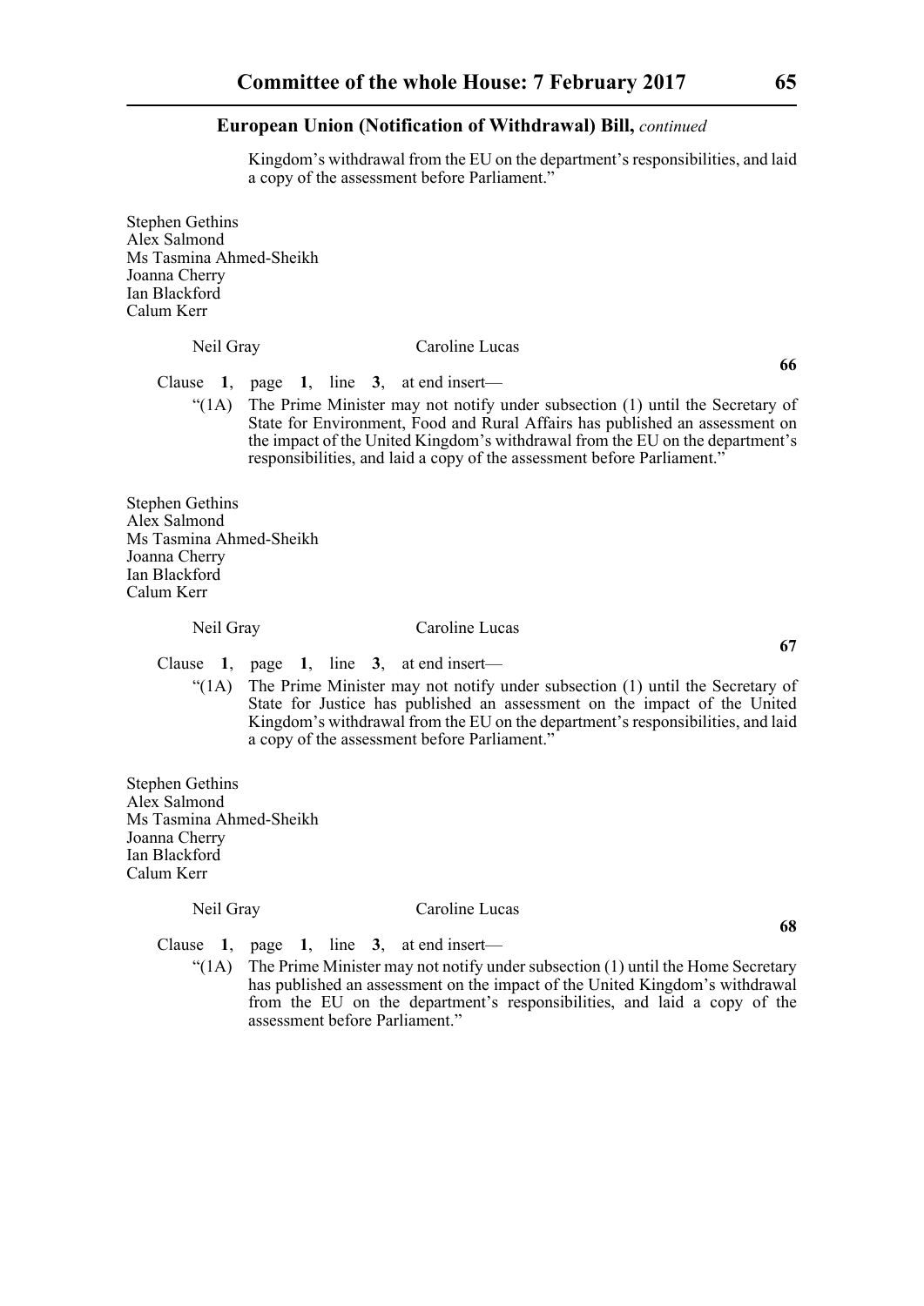## European Union (Notification of Withdrawal) Bill, *continued*

Kingdom's withdrawal from the EU on the department's responsibilities, and laid a copy of the assessment before Parliament."

Stephen Gethins
Alex Salmond
Ms Tasmina Ahmed-Sheikh
Joanna Cherry
Ian Blackford
Calum Kerr

Neil Gray    Caroline Lucas

**66**

Clause **1**, page **1**, line **3**, at end insert—

"(1A) The Prime Minister may not notify under subsection (1) until the Secretary of State for Environment, Food and Rural Affairs has published an assessment on the impact of the United Kingdom's withdrawal from the EU on the department's responsibilities, and laid a copy of the assessment before Parliament."

Stephen Gethins
Alex Salmond
Ms Tasmina Ahmed-Sheikh
Joanna Cherry
Ian Blackford
Calum Kerr

Neil Gray    Caroline Lucas

**67**

Clause **1**, page **1**, line **3**, at end insert—

"(1A) The Prime Minister may not notify under subsection (1) until the Secretary of State for Justice has published an assessment on the impact of the United Kingdom's withdrawal from the EU on the department's responsibilities, and laid a copy of the assessment before Parliament."

Stephen Gethins
Alex Salmond
Ms Tasmina Ahmed-Sheikh
Joanna Cherry
Ian Blackford
Calum Kerr

Neil Gray    Caroline Lucas

**68**

Clause **1**, page **1**, line **3**, at end insert—

"(1A) The Prime Minister may not notify under subsection (1) until the Home Secretary has published an assessment on the impact of the United Kingdom's withdrawal from the EU on the department's responsibilities, and laid a copy of the assessment before Parliament."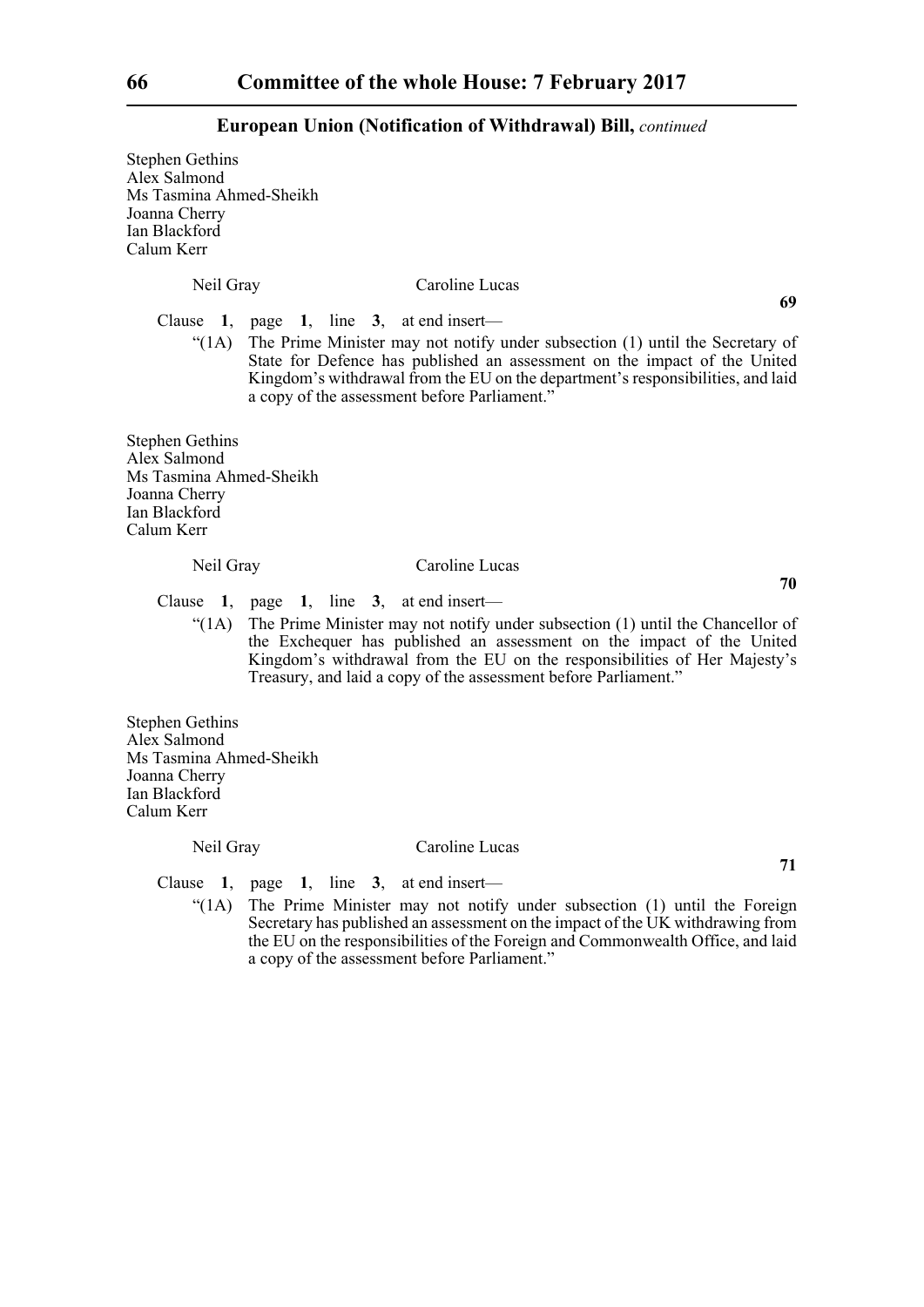**European Union (Notification of Withdrawal) Bill,** *continued*

Stephen Gethins
Alex Salmond
Ms Tasmina Ahmed-Sheikh
Joanna Cherry
Ian Blackford
Calum Kerr

Neil Gray Caroline Lucas

**69**

Clause **1**, page **1**, line **3**, at end insert—

"(1A) The Prime Minister may not notify under subsection (1) until the Secretary of State for Defence has published an assessment on the impact of the United Kingdom's withdrawal from the EU on the department's responsibilities, and laid a copy of the assessment before Parliament."

Stephen Gethins
Alex Salmond
Ms Tasmina Ahmed-Sheikh
Joanna Cherry
Ian Blackford
Calum Kerr

Neil Gray Caroline Lucas

**70**

Clause **1**, page **1**, line **3**, at end insert—

"(1A) The Prime Minister may not notify under subsection (1) until the Chancellor of the Exchequer has published an assessment on the impact of the United Kingdom's withdrawal from the EU on the responsibilities of Her Majesty's Treasury, and laid a copy of the assessment before Parliament."

Stephen Gethins
Alex Salmond
Ms Tasmina Ahmed-Sheikh
Joanna Cherry
Ian Blackford
Calum Kerr

Neil Gray Caroline Lucas

**71**

Clause **1**, page **1**, line **3**, at end insert—

"(1A) The Prime Minister may not notify under subsection (1) until the Foreign Secretary has published an assessment on the impact of the UK withdrawing from the EU on the responsibilities of the Foreign and Commonwealth Office, and laid a copy of the assessment before Parliament."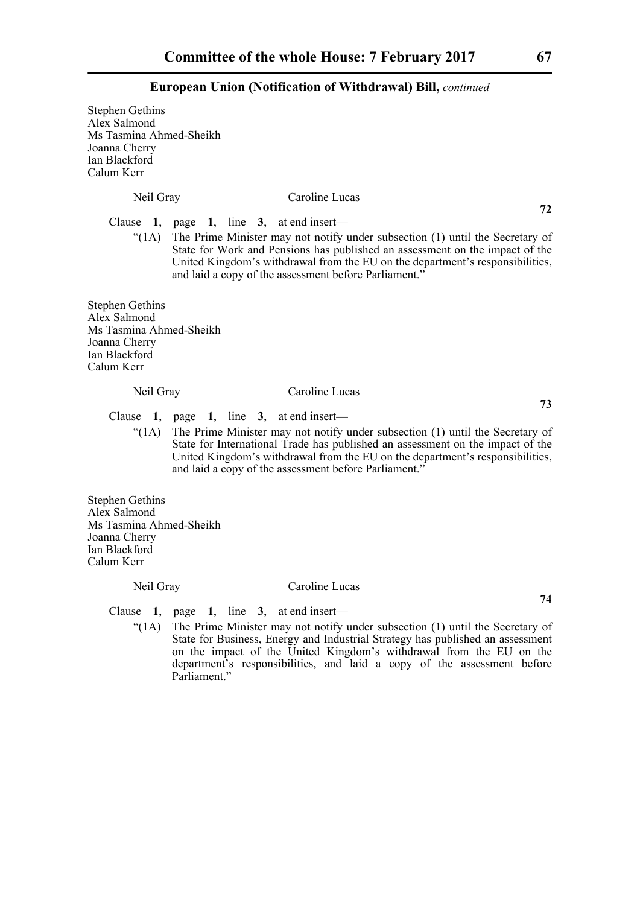Stephen Gethins
Alex Salmond
Ms Tasmina Ahmed-Sheikh
Joanna Cherry
Ian Blackford
Calum Kerr

Neil Gray Caroline Lucas

**72**

Clause **1**, page **1**, line **3**, at end insert—

"(1A) The Prime Minister may not notify under subsection (1) until the Secretary of State for Work and Pensions has published an assessment on the impact of the United Kingdom's withdrawal from the EU on the department's responsibilities, and laid a copy of the assessment before Parliament."

Stephen Gethins
Alex Salmond
Ms Tasmina Ahmed-Sheikh
Joanna Cherry
Ian Blackford
Calum Kerr

Neil Gray Caroline Lucas

**73**

Clause **1**, page **1**, line **3**, at end insert—

"(1A) The Prime Minister may not notify under subsection (1) until the Secretary of State for International Trade has published an assessment on the impact of the United Kingdom's withdrawal from the EU on the department's responsibilities, and laid a copy of the assessment before Parliament."

Stephen Gethins
Alex Salmond
Ms Tasmina Ahmed-Sheikh
Joanna Cherry
Ian Blackford
Calum Kerr

Neil Gray Caroline Lucas

**74**

Clause **1**, page **1**, line **3**, at end insert—

"(1A) The Prime Minister may not notify under subsection (1) until the Secretary of State for Business, Energy and Industrial Strategy has published an assessment on the impact of the United Kingdom's withdrawal from the EU on the department's responsibilities, and laid a copy of the assessment before Parliament."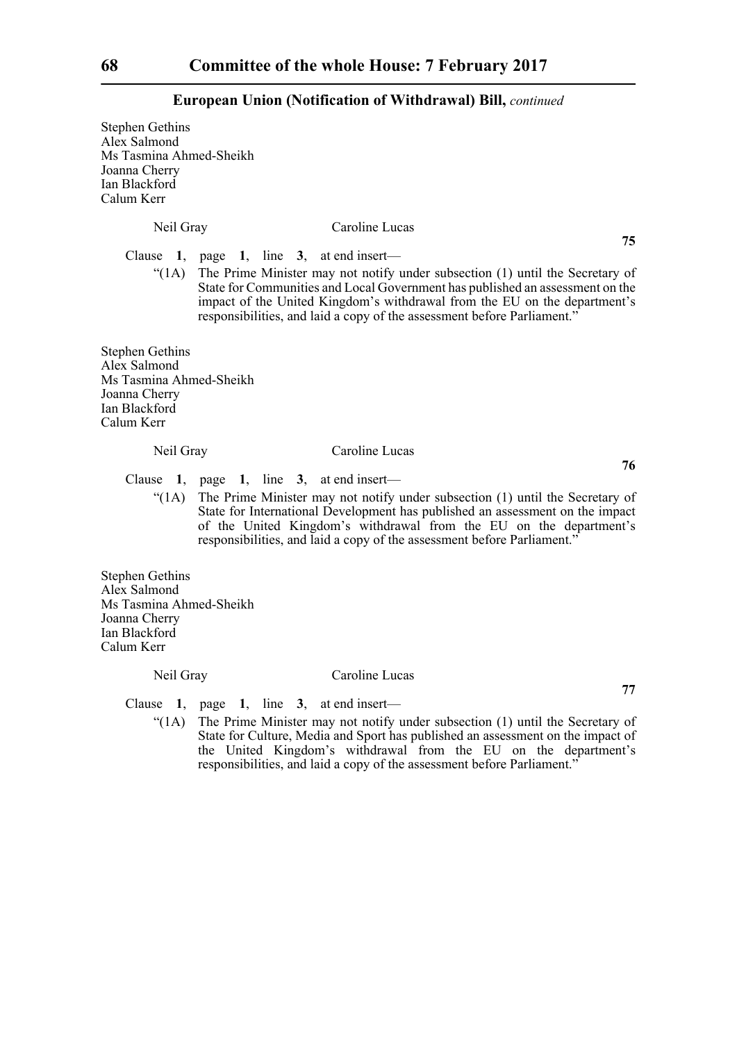**European Union (Notification of Withdrawal) Bill,** *continued*

Stephen Gethins
Alex Salmond
Ms Tasmina Ahmed-Sheikh
Joanna Cherry
Ian Blackford
Calum Kerr

Neil Gray　　　　　　Caroline Lucas

**75**

Clause **1**, page **1**, line **3**, at end insert—

"(1A) The Prime Minister may not notify under subsection (1) until the Secretary of State for Communities and Local Government has published an assessment on the impact of the United Kingdom's withdrawal from the EU on the department's responsibilities, and laid a copy of the assessment before Parliament."

Stephen Gethins
Alex Salmond
Ms Tasmina Ahmed-Sheikh
Joanna Cherry
Ian Blackford
Calum Kerr

Neil Gray　　　　　　Caroline Lucas

**76**

Clause **1**, page **1**, line **3**, at end insert—

"(1A) The Prime Minister may not notify under subsection (1) until the Secretary of State for International Development has published an assessment on the impact of the United Kingdom's withdrawal from the EU on the department's responsibilities, and laid a copy of the assessment before Parliament."

Stephen Gethins
Alex Salmond
Ms Tasmina Ahmed-Sheikh
Joanna Cherry
Ian Blackford
Calum Kerr

Neil Gray　　　　　　Caroline Lucas

**77**

Clause **1**, page **1**, line **3**, at end insert—

"(1A) The Prime Minister may not notify under subsection (1) until the Secretary of State for Culture, Media and Sport has published an assessment on the impact of the United Kingdom's withdrawal from the EU on the department's responsibilities, and laid a copy of the assessment before Parliament."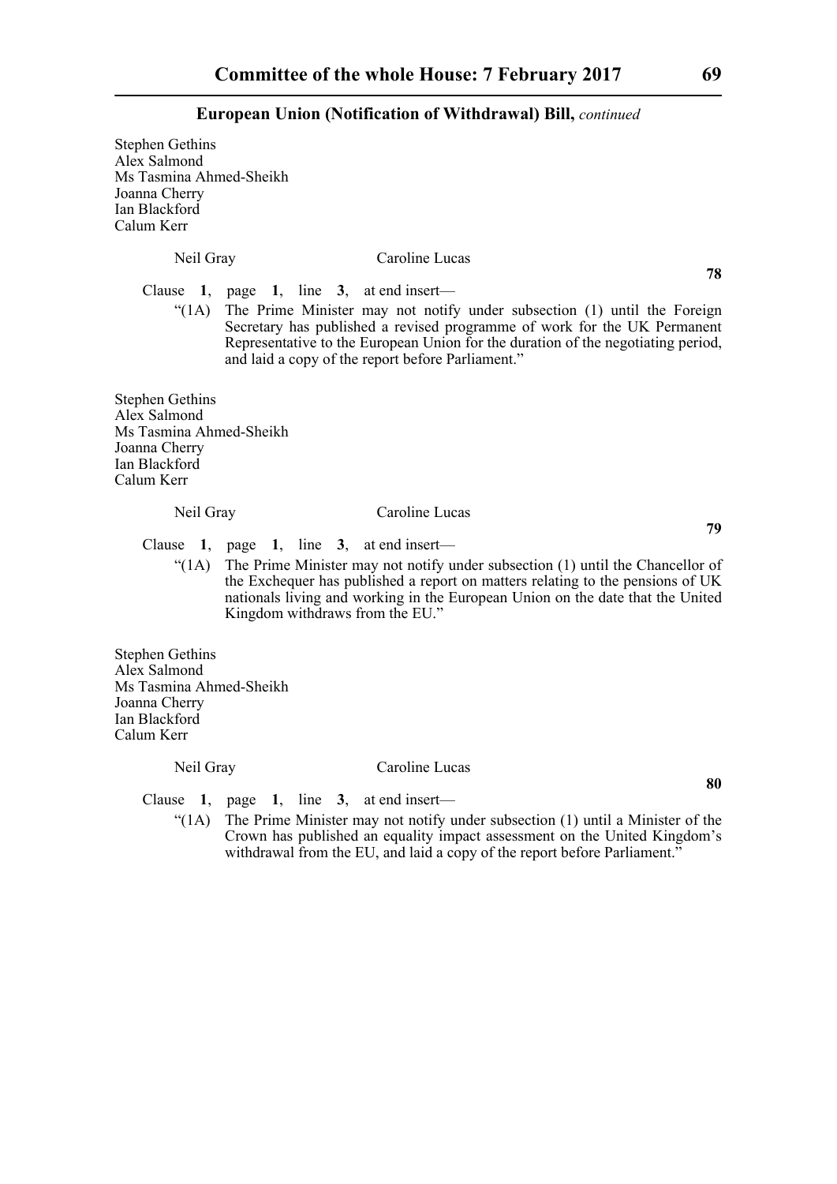**European Union (Notification of Withdrawal) Bill,** *continued*

Stephen Gethins
Alex Salmond
Ms Tasmina Ahmed-Sheikh
Joanna Cherry
Ian Blackford
Calum Kerr

Neil Gray    Caroline Lucas

**78**

Clause **1**, page **1**, line **3**, at end insert—

"(1A) The Prime Minister may not notify under subsection (1) until the Foreign Secretary has published a revised programme of work for the UK Permanent Representative to the European Union for the duration of the negotiating period, and laid a copy of the report before Parliament."

Stephen Gethins
Alex Salmond
Ms Tasmina Ahmed-Sheikh
Joanna Cherry
Ian Blackford
Calum Kerr

Neil Gray    Caroline Lucas

**79**

Clause **1**, page **1**, line **3**, at end insert—

"(1A) The Prime Minister may not notify under subsection (1) until the Chancellor of the Exchequer has published a report on matters relating to the pensions of UK nationals living and working in the European Union on the date that the United Kingdom withdraws from the EU."

Stephen Gethins
Alex Salmond
Ms Tasmina Ahmed-Sheikh
Joanna Cherry
Ian Blackford
Calum Kerr

Neil Gray    Caroline Lucas

**80**

Clause **1**, page **1**, line **3**, at end insert—

"(1A) The Prime Minister may not notify under subsection (1) until a Minister of the Crown has published an equality impact assessment on the United Kingdom's withdrawal from the EU, and laid a copy of the report before Parliament."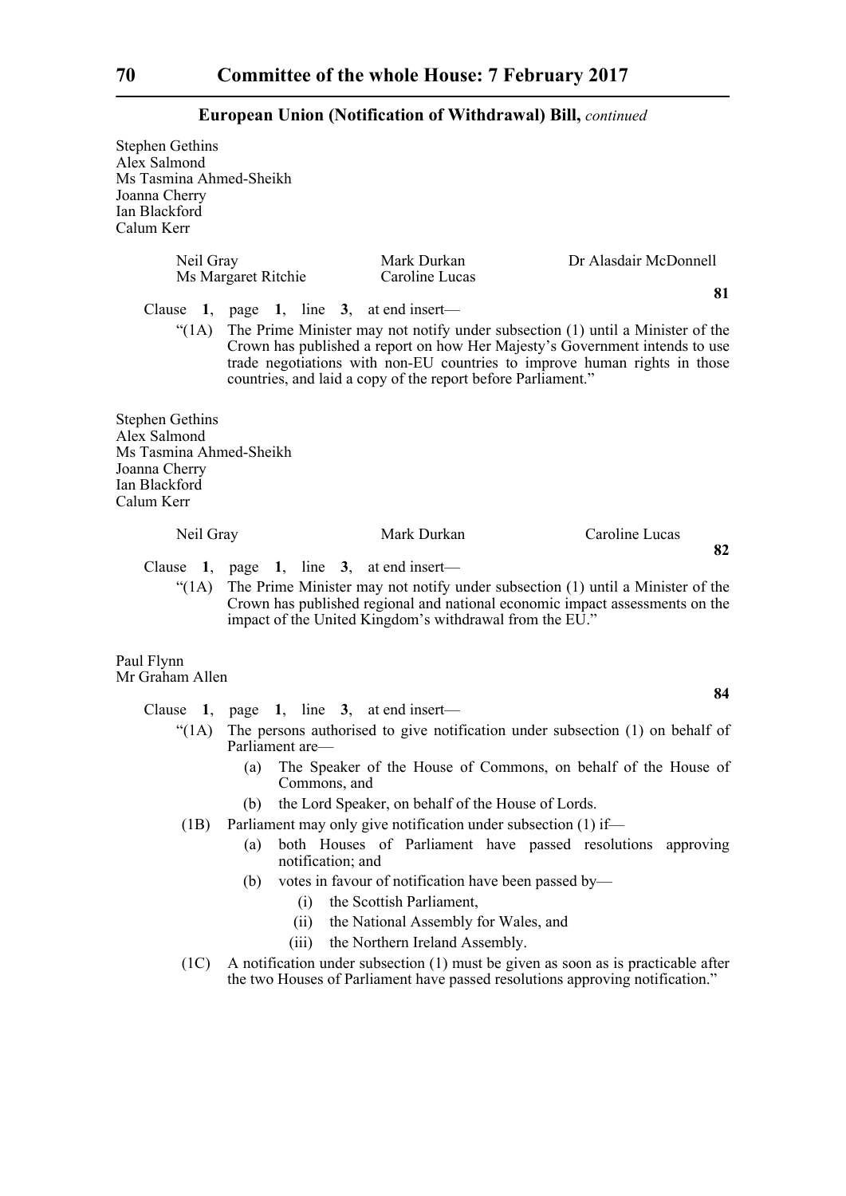**European Union (Notification of Withdrawal) Bill,** *continued*

Stephen Gethins
Alex Salmond
Ms Tasmina Ahmed-Sheikh
Joanna Cherry
Ian Blackford
Calum Kerr

Neil Gray | Mark Durkan | Dr Alasdair McDonnell
Ms Margaret Ritchie | Caroline Lucas

**81**

Clause **1**, page **1**, line **3**, at end insert—

"(1A) The Prime Minister may not notify under subsection (1) until a Minister of the Crown has published a report on how Her Majesty's Government intends to use trade negotiations with non-EU countries to improve human rights in those countries, and laid a copy of the report before Parliament."

Stephen Gethins
Alex Salmond
Ms Tasmina Ahmed-Sheikh
Joanna Cherry
Ian Blackford
Calum Kerr

Neil Gray | Mark Durkan | Caroline Lucas

**82**

Clause **1**, page **1**, line **3**, at end insert—

"(1A) The Prime Minister may not notify under subsection (1) until a Minister of the Crown has published regional and national economic impact assessments on the impact of the United Kingdom's withdrawal from the EU."

Paul Flynn
Mr Graham Allen

**84**

Clause **1**, page **1**, line **3**, at end insert—

"(1A) The persons authorised to give notification under subsection (1) on behalf of Parliament are—

(a) The Speaker of the House of Commons, on behalf of the House of Commons, and

(b) the Lord Speaker, on behalf of the House of Lords.

(1B) Parliament may only give notification under subsection (1) if—

(a) both Houses of Parliament have passed resolutions approving notification; and

(b) votes in favour of notification have been passed by—

(i) the Scottish Parliament,

(ii) the National Assembly for Wales, and

(iii) the Northern Ireland Assembly.

(1C) A notification under subsection (1) must be given as soon as is practicable after the two Houses of Parliament have passed resolutions approving notification."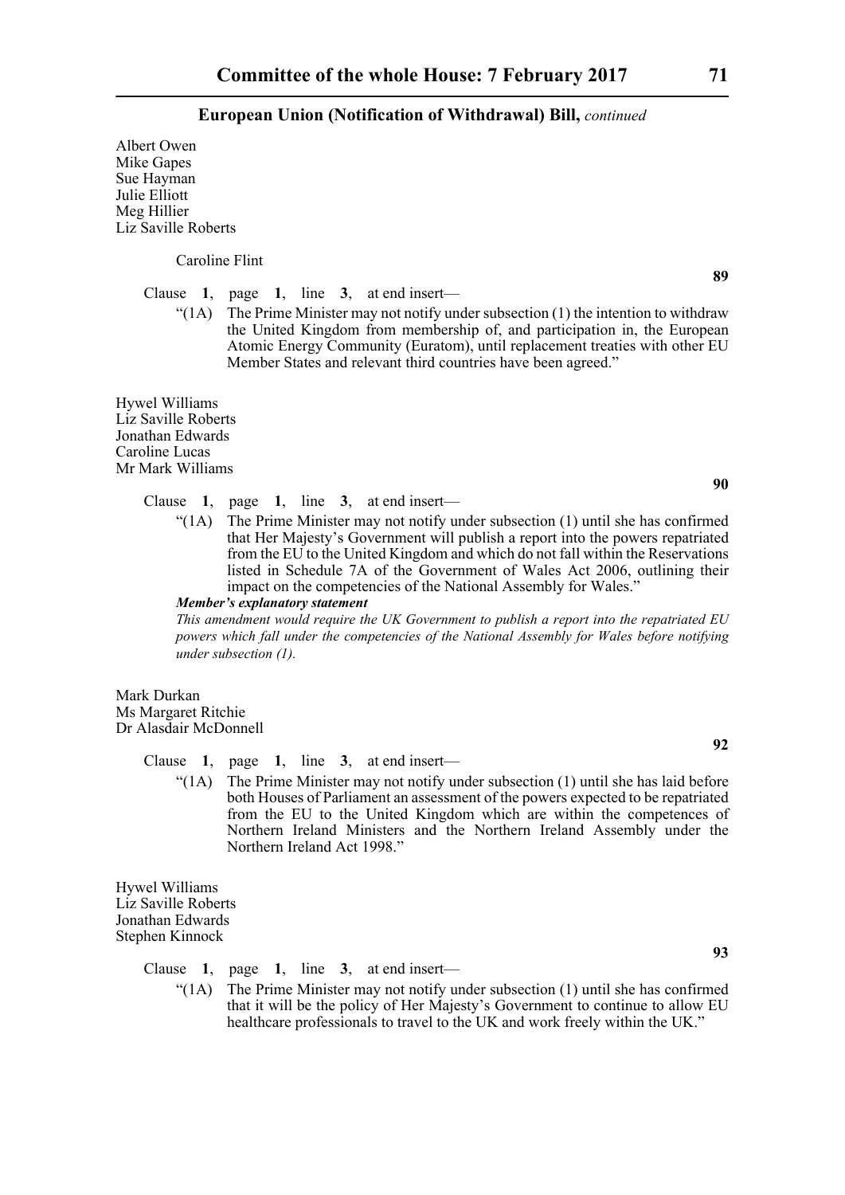Albert Owen
Mike Gapes
Sue Hayman
Julie Elliott
Meg Hillier
Liz Saville Roberts

Caroline Flint

**89**

Clause **1**, page **1**, line **3**, at end insert—

"(1A) The Prime Minister may not notify under subsection (1) the intention to withdraw the United Kingdom from membership of, and participation in, the European Atomic Energy Community (Euratom), until replacement treaties with other EU Member States and relevant third countries have been agreed."

Hywel Williams
Liz Saville Roberts
Jonathan Edwards
Caroline Lucas
Mr Mark Williams

**90**

Clause **1**, page **1**, line **3**, at end insert—

"(1A) The Prime Minister may not notify under subsection (1) until she has confirmed that Her Majesty's Government will publish a report into the powers repatriated from the EU to the United Kingdom and which do not fall within the Reservations listed in Schedule 7A of the Government of Wales Act 2006, outlining their impact on the competencies of the National Assembly for Wales."

***Member's explanatory statement***

*This amendment would require the UK Government to publish a report into the repatriated EU powers which fall under the competencies of the National Assembly for Wales before notifying under subsection (1).*

Mark Durkan
Ms Margaret Ritchie
Dr Alasdair McDonnell

**92**

Clause **1**, page **1**, line **3**, at end insert—

"(1A) The Prime Minister may not notify under subsection (1) until she has laid before both Houses of Parliament an assessment of the powers expected to be repatriated from the EU to the United Kingdom which are within the competences of Northern Ireland Ministers and the Northern Ireland Assembly under the Northern Ireland Act 1998."

Hywel Williams
Liz Saville Roberts
Jonathan Edwards
Stephen Kinnock

**93**

Clause **1**, page **1**, line **3**, at end insert—

"(1A) The Prime Minister may not notify under subsection (1) until she has confirmed that it will be the policy of Her Majesty's Government to continue to allow EU healthcare professionals to travel to the UK and work freely within the UK."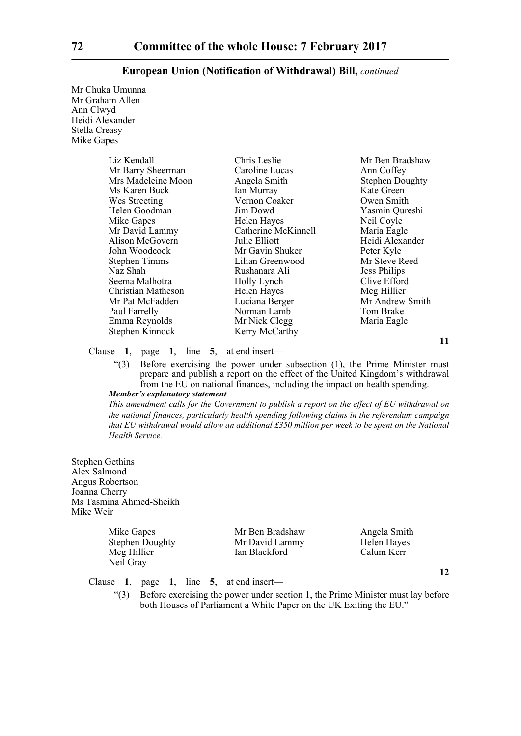**European Union (Notification of Withdrawal) Bill,** *continued*

Mr Chuka Umunna
Mr Graham Allen
Ann Clwyd
Heidi Alexander
Stella Creasy
Mike Gapes

Liz Kendall
Mr Barry Sheerman
Mrs Madeleine Moon
Ms Karen Buck
Wes Streeting
Helen Goodman
Mike Gapes
Mr David Lammy
Alison McGovern
John Woodcock
Stephen Timms
Naz Shah
Seema Malhotra
Christian Matheson
Mr Pat McFadden
Paul Farrelly
Emma Reynolds
Stephen Kinnock
Chris Leslie
Caroline Lucas
Angela Smith
Ian Murray
Vernon Coaker
Jim Dowd
Helen Hayes
Catherine McKinnell
Julie Elliott
Mr Gavin Shuker
Lilian Greenwood
Rushanara Ali
Holly Lynch
Helen Hayes
Luciana Berger
Norman Lamb
Mr Nick Clegg
Kerry McCarthy
Mr Ben Bradshaw
Ann Coffey
Stephen Doughty
Kate Green
Owen Smith
Yasmin Qureshi
Neil Coyle
Maria Eagle
Heidi Alexander
Peter Kyle
Mr Steve Reed
Jess Philips
Clive Efford
Meg Hillier
Mr Andrew Smith
Tom Brake
Maria Eagle

**11**

Clause **1**, page **1**, line **5**, at end insert—

"(3) Before exercising the power under subsection (1), the Prime Minister must prepare and publish a report on the effect of the United Kingdom's withdrawal from the EU on national finances, including the impact on health spending.

***Member's explanatory statement***

*This amendment calls for the Government to publish a report on the effect of EU withdrawal on the national finances, particularly health spending following claims in the referendum campaign that EU withdrawal would allow an additional £350 million per week to be spent on the National Health Service.*

Stephen Gethins
Alex Salmond
Angus Robertson
Joanna Cherry
Ms Tasmina Ahmed-Sheikh
Mike Weir

Mike Gapes
Stephen Doughty
Meg Hillier
Neil Gray
Mr Ben Bradshaw
Mr David Lammy
Ian Blackford
Angela Smith
Helen Hayes
Calum Kerr

**12**

Clause **1**, page **1**, line **5**, at end insert—

"(3) Before exercising the power under section 1, the Prime Minister must lay before both Houses of Parliament a White Paper on the UK Exiting the EU."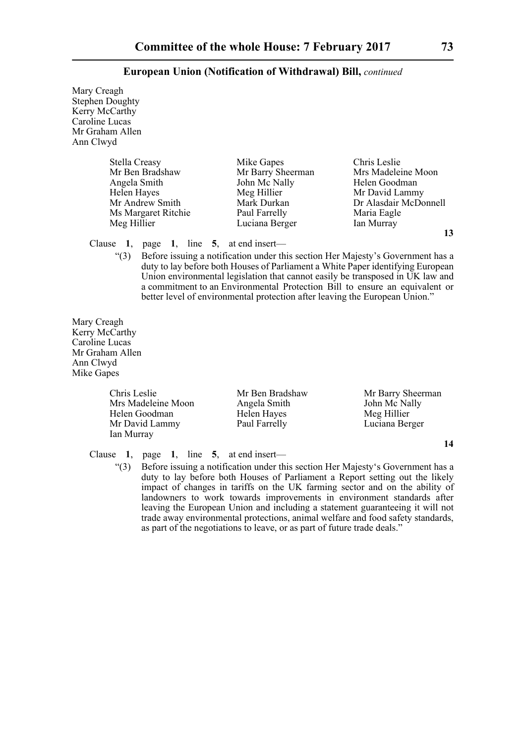**European Union (Notification of Withdrawal) Bill,** *continued*

Mary Creagh
Stephen Doughty
Kerry McCarthy
Caroline Lucas
Mr Graham Allen
Ann Clwyd

Stella Creasy
Mr Ben Bradshaw
Angela Smith
Helen Hayes
Mr Andrew Smith
Ms Margaret Ritchie
Meg Hillier
Mike Gapes
Mr Barry Sheerman
John Mc Nally
Meg Hillier
Mark Durkan
Paul Farrelly
Luciana Berger
Chris Leslie
Mrs Madeleine Moon
Helen Goodman
Mr David Lammy
Dr Alasdair McDonnell
Maria Eagle
Ian Murray

**13**

Clause **1**, page **1**, line **5**, at end insert—

"(3) Before issuing a notification under this section Her Majesty's Government has a duty to lay before both Houses of Parliament a White Paper identifying European Union environmental legislation that cannot easily be transposed in UK law and a commitment to an Environmental Protection Bill to ensure an equivalent or better level of environmental protection after leaving the European Union."

Mary Creagh
Kerry McCarthy
Caroline Lucas
Mr Graham Allen
Ann Clwyd
Mike Gapes

Chris Leslie
Mrs Madeleine Moon
Helen Goodman
Mr David Lammy
Ian Murray
Mr Ben Bradshaw
Angela Smith
Helen Hayes
Paul Farrelly
Mr Barry Sheerman
John Mc Nally
Meg Hillier
Luciana Berger

**14**

Clause **1**, page **1**, line **5**, at end insert—

"(3) Before issuing a notification under this section Her Majesty's Government has a duty to lay before both Houses of Parliament a Report setting out the likely impact of changes in tariffs on the UK farming sector and on the ability of landowners to work towards improvements in environment standards after leaving the European Union and including a statement guaranteeing it will not trade away environmental protections, animal welfare and food safety standards, as part of the negotiations to leave, or as part of future trade deals."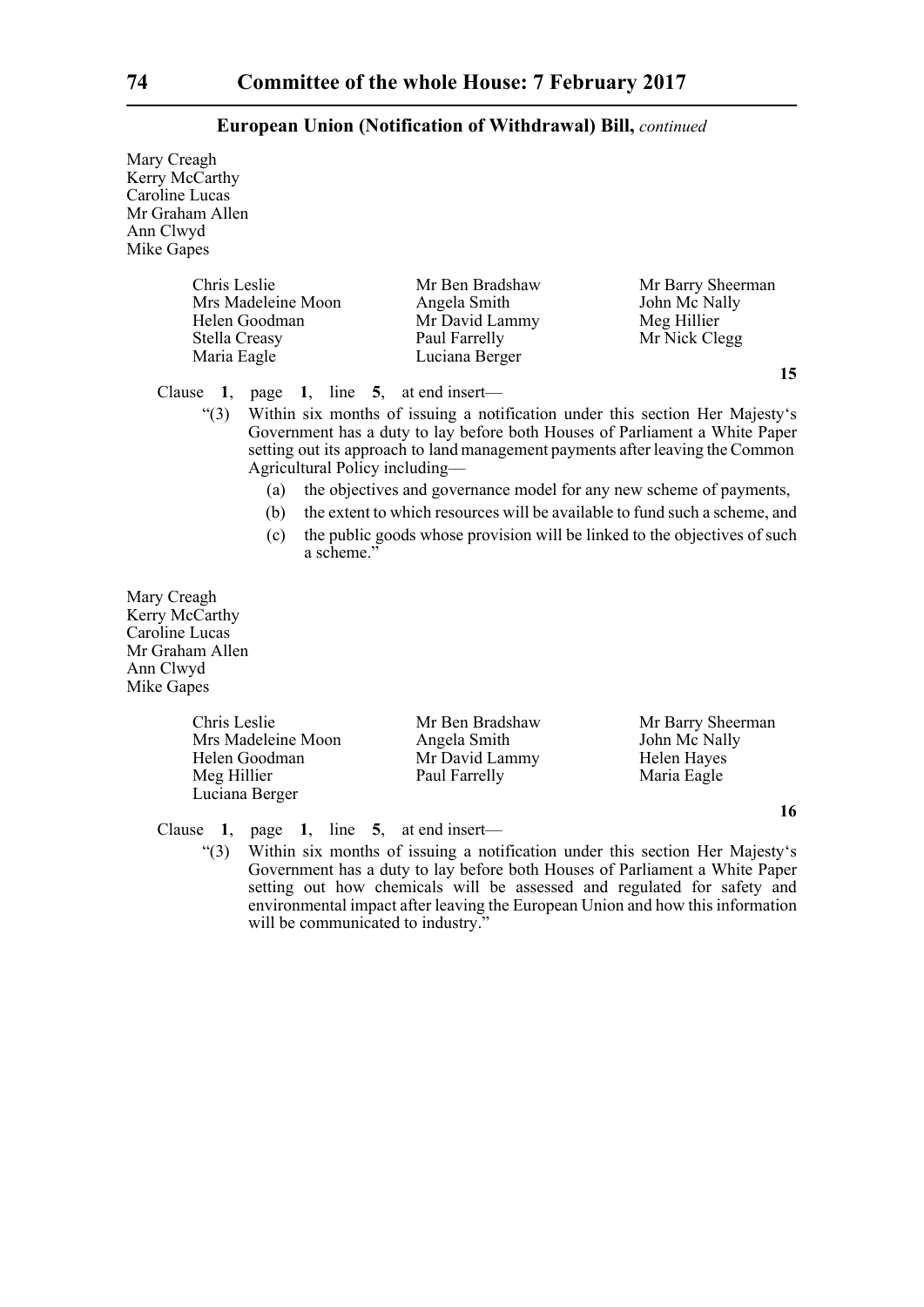**European Union (Notification of Withdrawal) Bill,** *continued*

Mary Creagh
Kerry McCarthy
Caroline Lucas
Mr Graham Allen
Ann Clwyd
Mike Gapes

Chris Leslie
Mrs Madeleine Moon
Helen Goodman
Stella Creasy
Maria Eagle
Mr Ben Bradshaw
Angela Smith
Mr David Lammy
Paul Farrelly
Luciana Berger
Mr Barry Sheerman
John Mc Nally
Meg Hillier
Mr Nick Clegg

**15**

Clause **1**, page **1**, line **5**, at end insert—

"(3) Within six months of issuing a notification under this section Her Majesty's Government has a duty to lay before both Houses of Parliament a White Paper setting out its approach to land management payments after leaving the Common Agricultural Policy including—

(a) the objectives and governance model for any new scheme of payments,

(b) the extent to which resources will be available to fund such a scheme, and

(c) the public goods whose provision will be linked to the objectives of such a scheme."

Mary Creagh
Kerry McCarthy
Caroline Lucas
Mr Graham Allen
Ann Clwyd
Mike Gapes

Chris Leslie
Mrs Madeleine Moon
Helen Goodman
Meg Hillier
Luciana Berger
Mr Ben Bradshaw
Angela Smith
Mr David Lammy
Paul Farrelly
Mr Barry Sheerman
John Mc Nally
Helen Hayes
Maria Eagle

**16**

Clause **1**, page **1**, line **5**, at end insert—

"(3) Within six months of issuing a notification under this section Her Majesty's Government has a duty to lay before both Houses of Parliament a White Paper setting out how chemicals will be assessed and regulated for safety and environmental impact after leaving the European Union and how this information will be communicated to industry."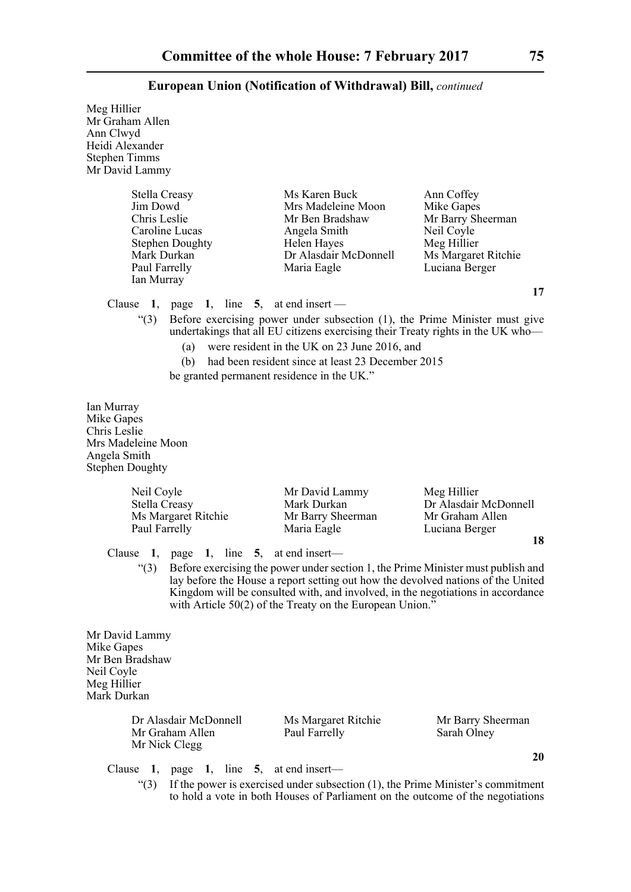**European Union (Notification of Withdrawal) Bill,** *continued*

Meg Hillier
Mr Graham Allen
Ann Clwyd
Heidi Alexander
Stephen Timms
Mr David Lammy

Stella Creasy
Ms Karen Buck
Ann Coffey
Jim Dowd
Mrs Madeleine Moon
Mike Gapes
Chris Leslie
Mr Ben Bradshaw
Mr Barry Sheerman
Caroline Lucas
Angela Smith
Neil Coyle
Stephen Doughty
Helen Hayes
Meg Hillier
Mark Durkan
Dr Alasdair McDonnell
Ms Margaret Ritchie
Paul Farrelly
Maria Eagle
Luciana Berger
Ian Murray

**17**

Clause **1**, page **1**, line **5**, at end insert —

"(3) Before exercising power under subsection (1), the Prime Minister must give undertakings that all EU citizens exercising their Treaty rights in the UK who—

(a) were resident in the UK on 23 June 2016, and

(b) had been resident since at least 23 December 2015

be granted permanent residence in the UK."

Ian Murray
Mike Gapes
Chris Leslie
Mrs Madeleine Moon
Angela Smith
Stephen Doughty

Neil Coyle
Mr David Lammy
Meg Hillier
Stella Creasy
Mark Durkan
Dr Alasdair McDonnell
Ms Margaret Ritchie
Mr Barry Sheerman
Mr Graham Allen
Paul Farrelly
Maria Eagle
Luciana Berger

**18**

Clause **1**, page **1**, line **5**, at end insert—

"(3) Before exercising the power under section 1, the Prime Minister must publish and lay before the House a report setting out how the devolved nations of the United Kingdom will be consulted with, and involved, in the negotiations in accordance with Article 50(2) of the Treaty on the European Union."

Mr David Lammy
Mike Gapes
Mr Ben Bradshaw
Neil Coyle
Meg Hillier
Mark Durkan

Dr Alasdair McDonnell
Ms Margaret Ritchie
Mr Barry Sheerman
Mr Graham Allen
Paul Farrelly
Sarah Olney
Mr Nick Clegg

**20**

Clause **1**, page **1**, line **5**, at end insert—

"(3) If the power is exercised under subsection (1), the Prime Minister's commitment to hold a vote in both Houses of Parliament on the outcome of the negotiations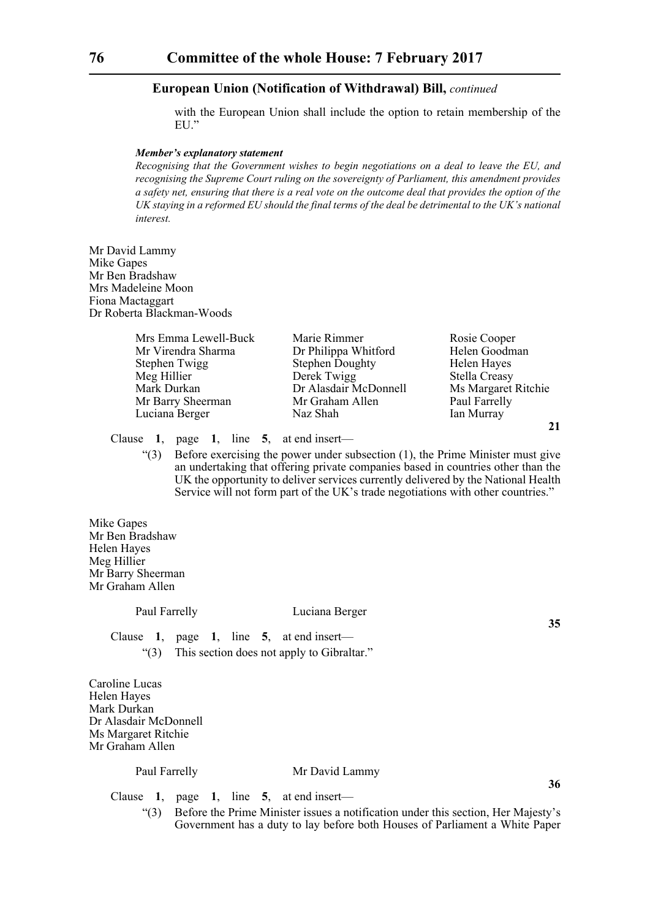**European Union (Notification of Withdrawal) Bill,** *continued*

with the European Union shall include the option to retain membership of the EU."

***Member's explanatory statement***

*Recognising that the Government wishes to begin negotiations on a deal to leave the EU, and recognising the Supreme Court ruling on the sovereignty of Parliament, this amendment provides a safety net, ensuring that there is a real vote on the outcome deal that provides the option of the UK staying in a reformed EU should the final terms of the deal be detrimental to the UK's national interest.*

Mr David Lammy
Mike Gapes
Mr Ben Bradshaw
Mrs Madeleine Moon
Fiona Mactaggart
Dr Roberta Blackman-Woods

Mrs Emma Lewell-Buck
Mr Virendra Sharma
Stephen Twigg
Meg Hillier
Mark Durkan
Mr Barry Sheerman
Luciana Berger
Marie Rimmer
Dr Philippa Whitford
Stephen Doughty
Derek Twigg
Dr Alasdair McDonnell
Mr Graham Allen
Naz Shah
Rosie Cooper
Helen Goodman
Helen Hayes
Stella Creasy
Ms Margaret Ritchie
Paul Farrelly
Ian Murray

**21**

Clause **1**, page **1**, line **5**, at end insert—

"(3) Before exercising the power under subsection (1), the Prime Minister must give an undertaking that offering private companies based in countries other than the UK the opportunity to deliver services currently delivered by the National Health Service will not form part of the UK's trade negotiations with other countries."

Mike Gapes
Mr Ben Bradshaw
Helen Hayes
Meg Hillier
Mr Barry Sheerman
Mr Graham Allen

Paul Farrelly
Luciana Berger

**35**

Clause **1**, page **1**, line **5**, at end insert—

"(3) This section does not apply to Gibraltar."

Caroline Lucas
Helen Hayes
Mark Durkan
Dr Alasdair McDonnell
Ms Margaret Ritchie
Mr Graham Allen

Paul Farrelly
Mr David Lammy

**36**

Clause **1**, page **1**, line **5**, at end insert—

"(3) Before the Prime Minister issues a notification under this section, Her Majesty's Government has a duty to lay before both Houses of Parliament a White Paper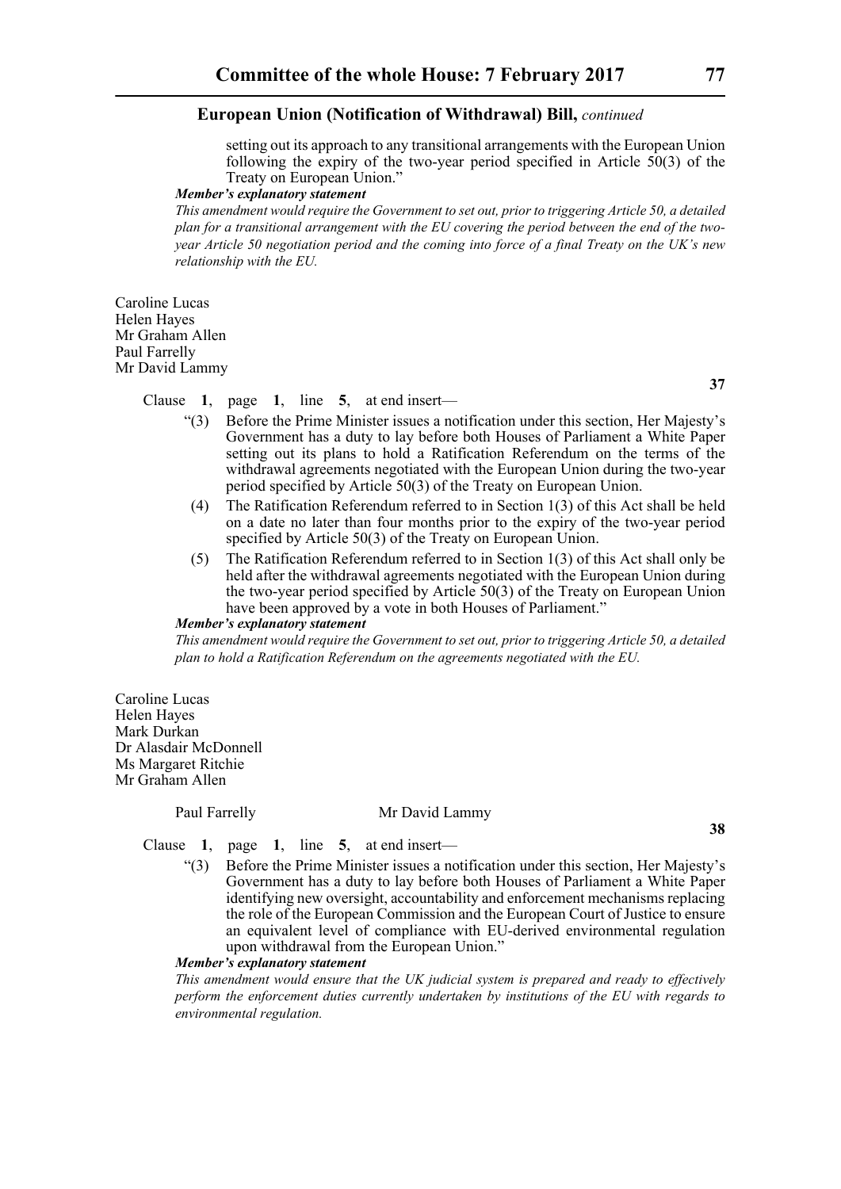setting out its approach to any transitional arrangements with the European Union following the expiry of the two-year period specified in Article 50(3) of the Treaty on European Union."

***Member's explanatory statement***

*This amendment would require the Government to set out, prior to triggering Article 50, a detailed plan for a transitional arrangement with the EU covering the period between the end of the two-year Article 50 negotiation period and the coming into force of a final Treaty on the UK's new relationship with the EU.*

Caroline Lucas
Helen Hayes
Mr Graham Allen
Paul Farrelly
Mr David Lammy

**37**

Clause **1**, page **1**, line **5**, at end insert—

"(3) Before the Prime Minister issues a notification under this section, Her Majesty's Government has a duty to lay before both Houses of Parliament a White Paper setting out its plans to hold a Ratification Referendum on the terms of the withdrawal agreements negotiated with the European Union during the two-year period specified by Article 50(3) of the Treaty on European Union.

(4) The Ratification Referendum referred to in Section 1(3) of this Act shall be held on a date no later than four months prior to the expiry of the two-year period specified by Article 50(3) of the Treaty on European Union.

(5) The Ratification Referendum referred to in Section 1(3) of this Act shall only be held after the withdrawal agreements negotiated with the European Union during the two-year period specified by Article 50(3) of the Treaty on European Union have been approved by a vote in both Houses of Parliament."

***Member's explanatory statement***

*This amendment would require the Government to set out, prior to triggering Article 50, a detailed plan to hold a Ratification Referendum on the agreements negotiated with the EU.*

Caroline Lucas
Helen Hayes
Mark Durkan
Dr Alasdair McDonnell
Ms Margaret Ritchie
Mr Graham Allen
Paul Farrelly
Mr David Lammy

**38**

Clause **1**, page **1**, line **5**, at end insert—

"(3) Before the Prime Minister issues a notification under this section, Her Majesty's Government has a duty to lay before both Houses of Parliament a White Paper identifying new oversight, accountability and enforcement mechanisms replacing the role of the European Commission and the European Court of Justice to ensure an equivalent level of compliance with EU-derived environmental regulation upon withdrawal from the European Union."

***Member's explanatory statement***

*This amendment would ensure that the UK judicial system is prepared and ready to effectively perform the enforcement duties currently undertaken by institutions of the EU with regards to environmental regulation.*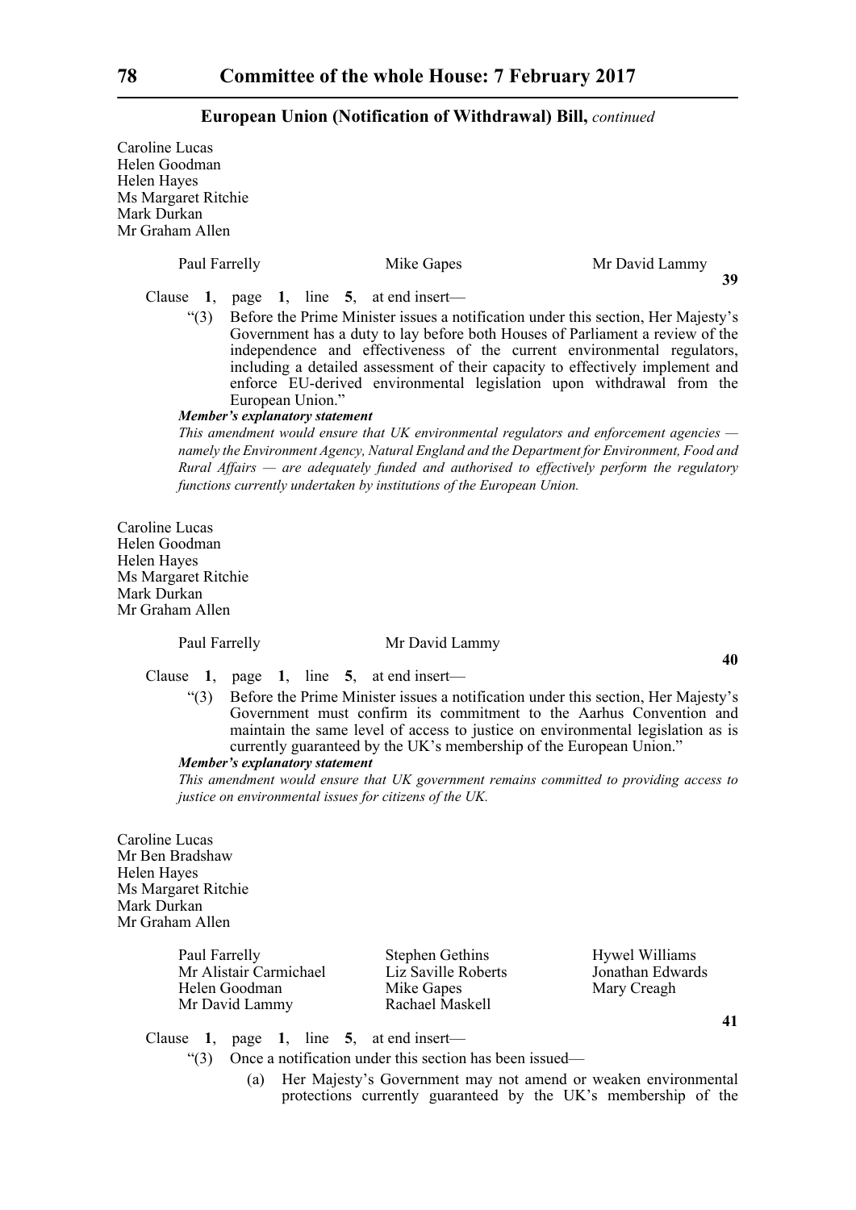Caroline Lucas
Helen Goodman
Helen Hayes
Ms Margaret Ritchie
Mark Durkan
Mr Graham Allen

Paul Farrelly    Mike Gapes    Mr David Lammy

**39**

Clause **1**, page **1**, line **5**, at end insert—

"(3) Before the Prime Minister issues a notification under this section, Her Majesty's Government has a duty to lay before both Houses of Parliament a review of the independence and effectiveness of the current environmental regulators, including a detailed assessment of their capacity to effectively implement and enforce EU-derived environmental legislation upon withdrawal from the European Union."

***Member's explanatory statement***

*This amendment would ensure that UK environmental regulators and enforcement agencies — namely the Environment Agency, Natural England and the Department for Environment, Food and Rural Affairs — are adequately funded and authorised to effectively perform the regulatory functions currently undertaken by institutions of the European Union.*

Caroline Lucas
Helen Goodman
Helen Hayes
Ms Margaret Ritchie
Mark Durkan
Mr Graham Allen

Paul Farrelly    Mr David Lammy

**40**

Clause **1**, page **1**, line **5**, at end insert—

"(3) Before the Prime Minister issues a notification under this section, Her Majesty's Government must confirm its commitment to the Aarhus Convention and maintain the same level of access to justice on environmental legislation as is currently guaranteed by the UK's membership of the European Union."

***Member's explanatory statement***

*This amendment would ensure that UK government remains committed to providing access to justice on environmental issues for citizens of the UK.*

Caroline Lucas
Mr Ben Bradshaw
Helen Hayes
Ms Margaret Ritchie
Mark Durkan
Mr Graham Allen

Paul Farrelly    Stephen Gethins    Hywel Williams
Mr Alistair Carmichael    Liz Saville Roberts    Jonathan Edwards
Helen Goodman    Mike Gapes    Mary Creagh
Mr David Lammy    Rachael Maskell

**41**

Clause **1**, page **1**, line **5**, at end insert—

"(3) Once a notification under this section has been issued—

(a) Her Majesty's Government may not amend or weaken environmental protections currently guaranteed by the UK's membership of the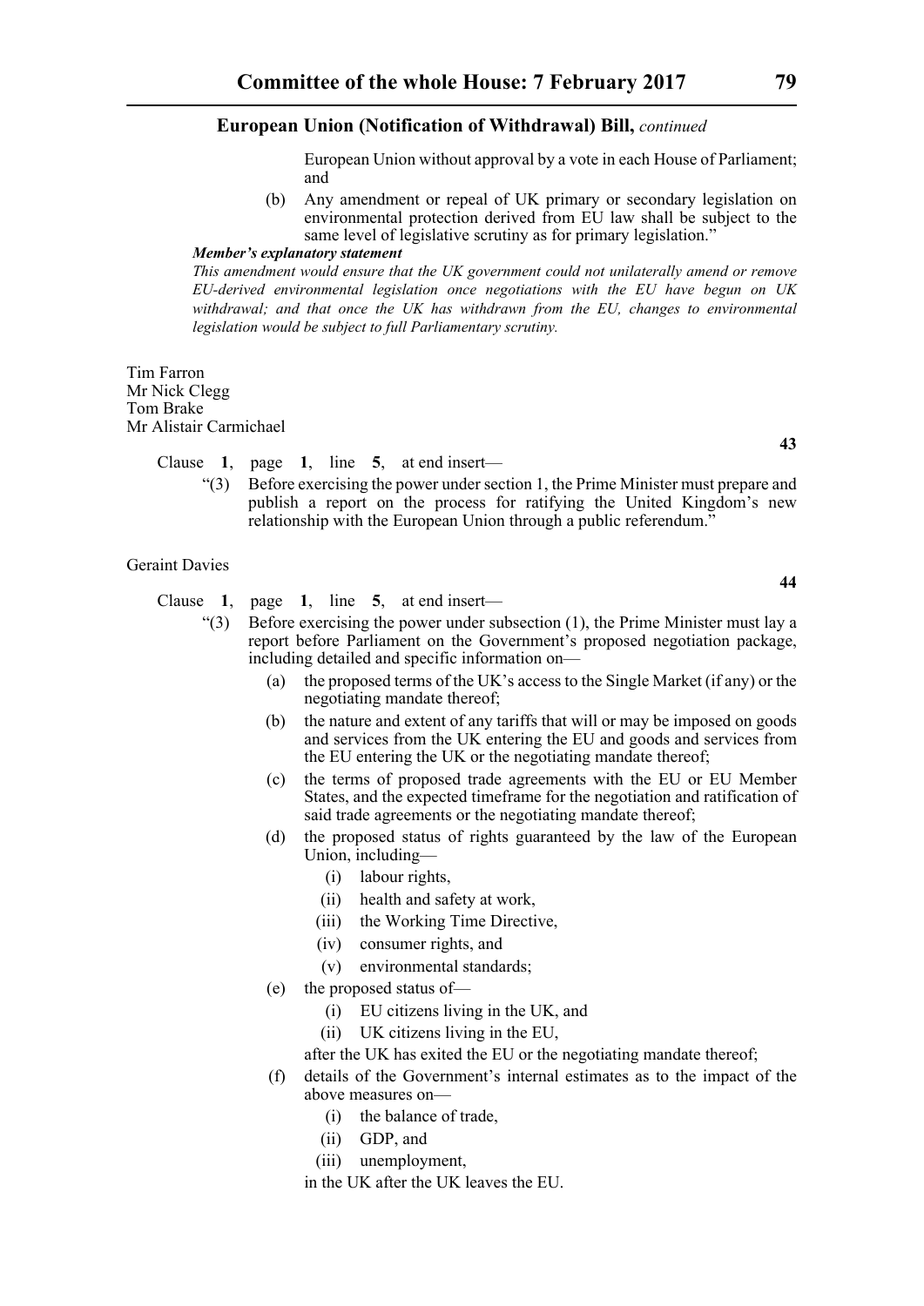European Union without approval by a vote in each House of Parliament; and

(b) Any amendment or repeal of UK primary or secondary legislation on environmental protection derived from EU law shall be subject to the same level of legislative scrutiny as for primary legislation."

***Member's explanatory statement***

*This amendment would ensure that the UK government could not unilaterally amend or remove EU-derived environmental legislation once negotiations with the EU have begun on UK withdrawal; and that once the UK has withdrawn from the EU, changes to environmental legislation would be subject to full Parliamentary scrutiny.*

Tim Farron
Mr Nick Clegg
Tom Brake
Mr Alistair Carmichael

**43**

Clause **1**, page **1**, line **5**, at end insert—

"(3) Before exercising the power under section 1, the Prime Minister must prepare and publish a report on the process for ratifying the United Kingdom's new relationship with the European Union through a public referendum."

Geraint Davies

**44**

Clause **1**, page **1**, line **5**, at end insert—

"(3) Before exercising the power under subsection (1), the Prime Minister must lay a report before Parliament on the Government's proposed negotiation package, including detailed and specific information on—

(a) the proposed terms of the UK's access to the Single Market (if any) or the negotiating mandate thereof;

(b) the nature and extent of any tariffs that will or may be imposed on goods and services from the UK entering the EU and goods and services from the EU entering the UK or the negotiating mandate thereof;

(c) the terms of proposed trade agreements with the EU or EU Member States, and the expected timeframe for the negotiation and ratification of said trade agreements or the negotiating mandate thereof;

(d) the proposed status of rights guaranteed by the law of the European Union, including—

(i) labour rights,

(ii) health and safety at work,

(iii) the Working Time Directive,

(iv) consumer rights, and

(v) environmental standards;

(e) the proposed status of—

(i) EU citizens living in the UK, and

(ii) UK citizens living in the EU,

after the UK has exited the EU or the negotiating mandate thereof;

(f) details of the Government's internal estimates as to the impact of the above measures on—

(i) the balance of trade,

(ii) GDP, and

(iii) unemployment,

in the UK after the UK leaves the EU.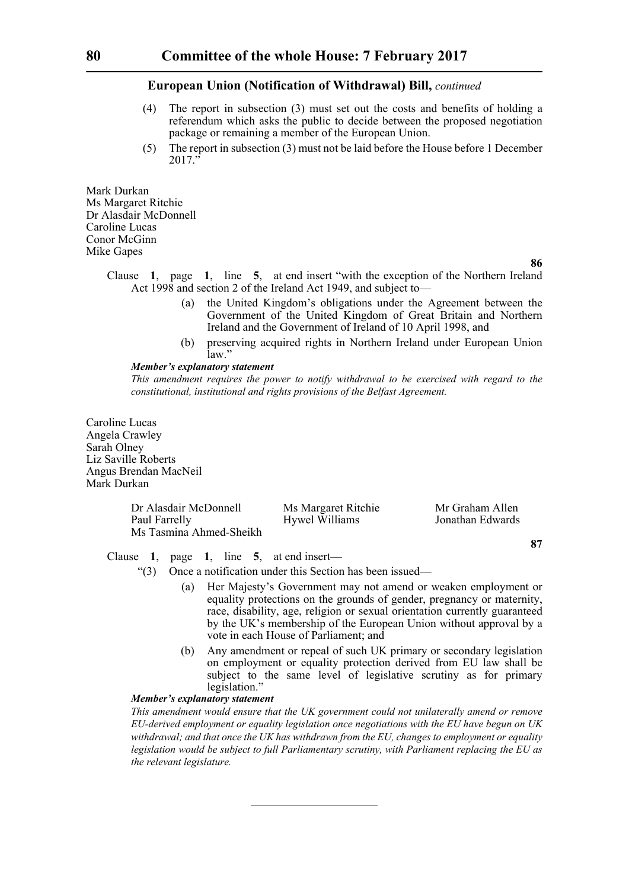**European Union (Notification of Withdrawal) Bill,** *continued*

(4) The report in subsection (3) must set out the costs and benefits of holding a referendum which asks the public to decide between the proposed negotiation package or remaining a member of the European Union.

(5) The report in subsection (3) must not be laid before the House before 1 December 2017."

Mark Durkan
Ms Margaret Ritchie
Dr Alasdair McDonnell
Caroline Lucas
Conor McGinn
Mike Gapes

**86**

Clause **1**, page **1**, line **5**, at end insert "with the exception of the Northern Ireland Act 1998 and section 2 of the Ireland Act 1949, and subject to—

(a) the United Kingdom's obligations under the Agreement between the Government of the United Kingdom of Great Britain and Northern Ireland and the Government of Ireland of 10 April 1998, and

(b) preserving acquired rights in Northern Ireland under European Union law."

***Member's explanatory statement***

*This amendment requires the power to notify withdrawal to be exercised with regard to the constitutional, institutional and rights provisions of the Belfast Agreement.*

Caroline Lucas
Angela Crawley
Sarah Olney
Liz Saville Roberts
Angus Brendan MacNeil
Mark Durkan

Dr Alasdair McDonnell — Ms Margaret Ritchie — Mr Graham Allen
Paul Farrelly — Hywel Williams — Jonathan Edwards
Ms Tasmina Ahmed-Sheikh

**87**

Clause **1**, page **1**, line **5**, at end insert—

"(3) Once a notification under this Section has been issued—

(a) Her Majesty's Government may not amend or weaken employment or equality protections on the grounds of gender, pregnancy or maternity, race, disability, age, religion or sexual orientation currently guaranteed by the UK's membership of the European Union without approval by a vote in each House of Parliament; and

(b) Any amendment or repeal of such UK primary or secondary legislation on employment or equality protection derived from EU law shall be subject to the same level of legislative scrutiny as for primary legislation."

***Member's explanatory statement***

*This amendment would ensure that the UK government could not unilaterally amend or remove EU-derived employment or equality legislation once negotiations with the EU have begun on UK withdrawal; and that once the UK has withdrawn from the EU, changes to employment or equality legislation would be subject to full Parliamentary scrutiny, with Parliament replacing the EU as the relevant legislature.*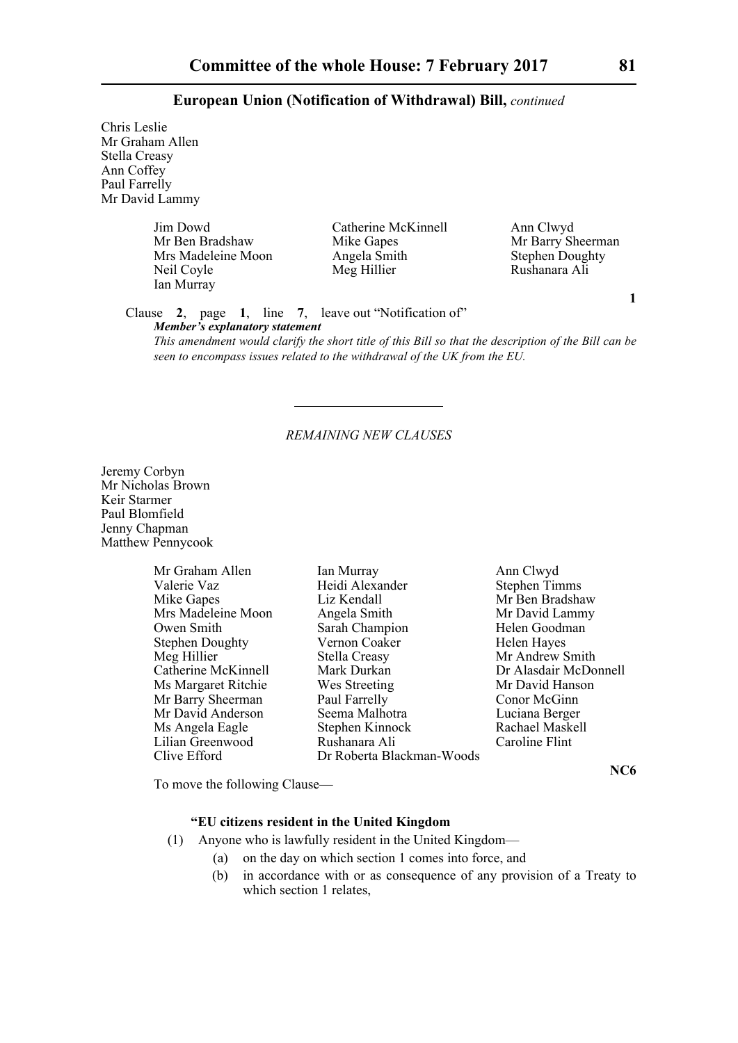Chris Leslie
Mr Graham Allen
Stella Creasy
Ann Coffey
Paul Farrelly
Mr David Lammy

Jim Dowd
Mr Ben Bradshaw
Mrs Madeleine Moon
Neil Coyle
Ian Murray
Catherine McKinnell
Mike Gapes
Angela Smith
Meg Hillier
Ann Clwyd
Mr Barry Sheerman
Stephen Doughty
Rushanara Ali

**1**

Clause **2**, page **1**, line **7**, leave out "Notification of"

***Member's explanatory statement***

*This amendment would clarify the short title of this Bill so that the description of the Bill can be seen to encompass issues related to the withdrawal of the UK from the EU.*

---

*REMAINING NEW CLAUSES*

Jeremy Corbyn
Mr Nicholas Brown
Keir Starmer
Paul Blomfield
Jenny Chapman
Matthew Pennycook

Mr Graham Allen
Valerie Vaz
Mike Gapes
Mrs Madeleine Moon
Owen Smith
Stephen Doughty
Meg Hillier
Catherine McKinnell
Ms Margaret Ritchie
Mr Barry Sheerman
Mr David Anderson
Ms Angela Eagle
Lilian Greenwood
Clive Efford
Ian Murray
Heidi Alexander
Liz Kendall
Angela Smith
Sarah Champion
Vernon Coaker
Stella Creasy
Mark Durkan
Wes Streeting
Paul Farrelly
Seema Malhotra
Stephen Kinnock
Rushanara Ali
Dr Roberta Blackman-Woods
Ann Clwyd
Stephen Timms
Mr Ben Bradshaw
Mr David Lammy
Helen Goodman
Helen Hayes
Mr Andrew Smith
Dr Alasdair McDonnell
Mr David Hanson
Conor McGinn
Luciana Berger
Rachael Maskell
Caroline Flint

**NC6**

To move the following Clause—

**"EU citizens resident in the United Kingdom**

(1) Anyone who is lawfully resident in the United Kingdom—

(a) on the day on which section 1 comes into force, and

(b) in accordance with or as consequence of any provision of a Treaty to which section 1 relates,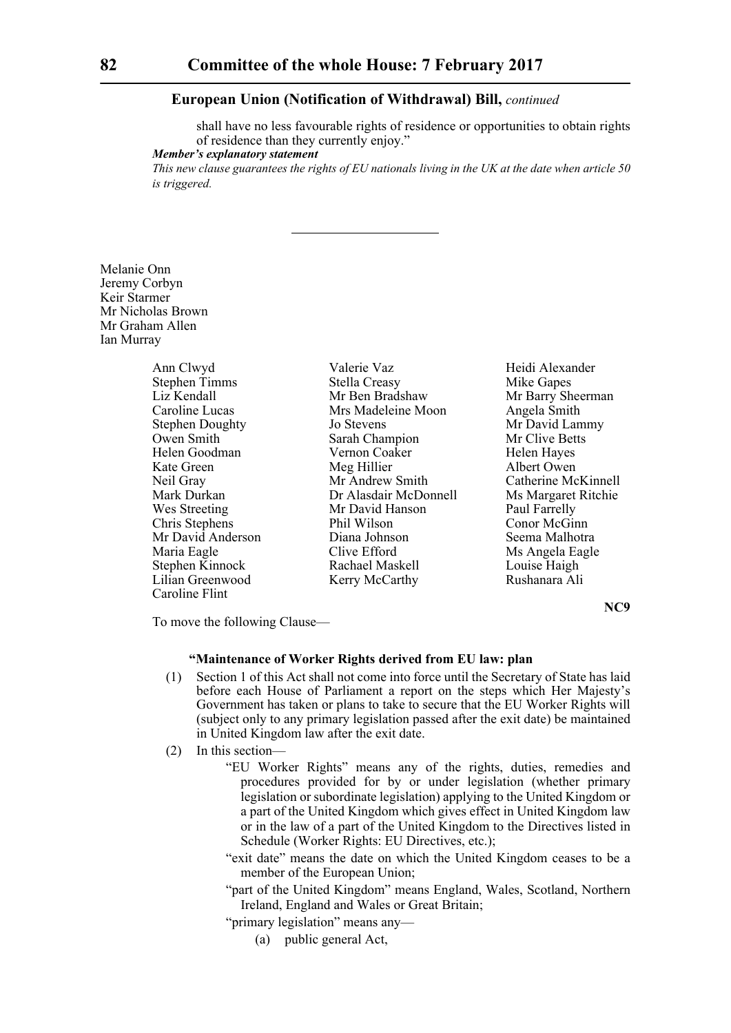**European Union (Notification of Withdrawal) Bill,** *continued*

shall have no less favourable rights of residence or opportunities to obtain rights of residence than they currently enjoy."

***Member's explanatory statement***

*This new clause guarantees the rights of EU nationals living in the UK at the date when article 50 is triggered.*

---

Melanie Onn
Jeremy Corbyn
Keir Starmer
Mr Nicholas Brown
Mr Graham Allen
Ian Murray

Ann Clwyd
Stephen Timms
Liz Kendall
Caroline Lucas
Stephen Doughty
Owen Smith
Helen Goodman
Kate Green
Neil Gray
Mark Durkan
Wes Streeting
Chris Stephens
Mr David Anderson
Maria Eagle
Stephen Kinnock
Lilian Greenwood
Caroline Flint
Valerie Vaz
Stella Creasy
Mr Ben Bradshaw
Mrs Madeleine Moon
Jo Stevens
Sarah Champion
Vernon Coaker
Meg Hillier
Mr Andrew Smith
Dr Alasdair McDonnell
Mr David Hanson
Phil Wilson
Diana Johnson
Clive Efford
Rachael Maskell
Kerry McCarthy
Heidi Alexander
Mike Gapes
Mr Barry Sheerman
Angela Smith
Mr David Lammy
Mr Clive Betts
Helen Hayes
Albert Owen
Catherine McKinnell
Ms Margaret Ritchie
Paul Farrelly
Conor McGinn
Seema Malhotra
Ms Angela Eagle
Louise Haigh
Rushanara Ali

**NC9**

To move the following Clause—

**"Maintenance of Worker Rights derived from EU law: plan**

(1) Section 1 of this Act shall not come into force until the Secretary of State has laid before each House of Parliament a report on the steps which Her Majesty's Government has taken or plans to take to secure that the EU Worker Rights will (subject only to any primary legislation passed after the exit date) be maintained in United Kingdom law after the exit date.

(2) In this section—

"EU Worker Rights" means any of the rights, duties, remedies and procedures provided for by or under legislation (whether primary legislation or subordinate legislation) applying to the United Kingdom or a part of the United Kingdom which gives effect in United Kingdom law or in the law of a part of the United Kingdom to the Directives listed in Schedule (Worker Rights: EU Directives, etc.);

"exit date" means the date on which the United Kingdom ceases to be a member of the European Union;

"part of the United Kingdom" means England, Wales, Scotland, Northern Ireland, England and Wales or Great Britain;

"primary legislation" means any—

(a) public general Act,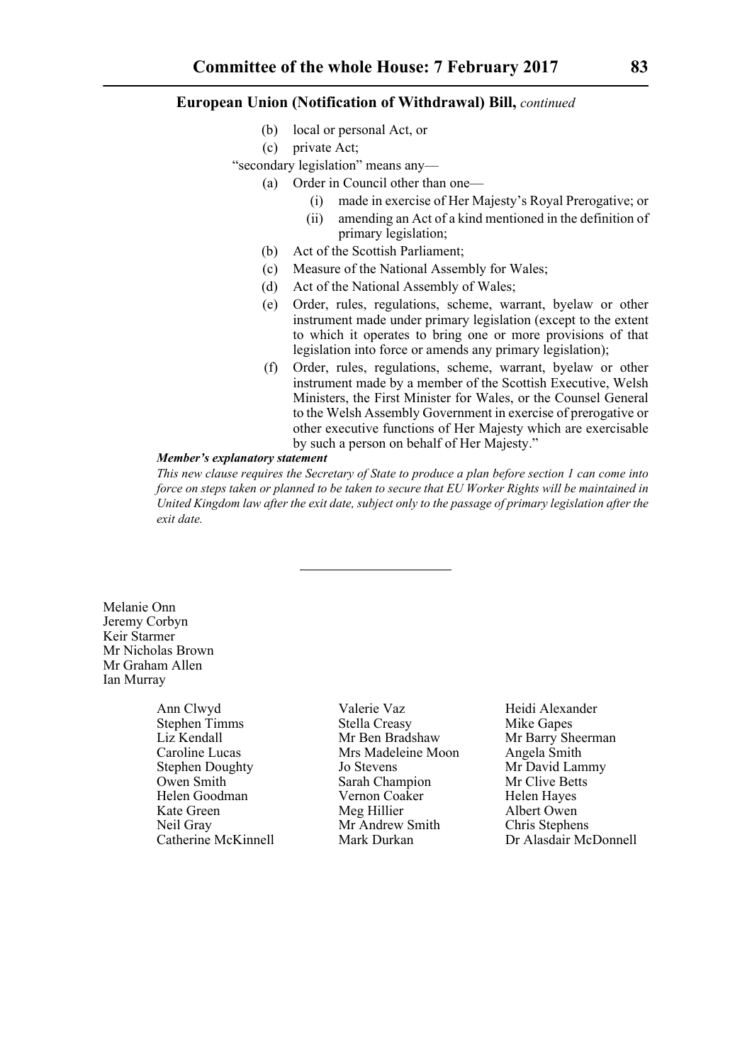## European Union (Notification of Withdrawal) Bill, *continued*

(b) local or personal Act, or

(c) private Act;

"secondary legislation" means any—

(a) Order in Council other than one—

(i) made in exercise of Her Majesty's Royal Prerogative; or

(ii) amending an Act of a kind mentioned in the definition of primary legislation;

(b) Act of the Scottish Parliament;

(c) Measure of the National Assembly for Wales;

(d) Act of the National Assembly of Wales;

(e) Order, rules, regulations, scheme, warrant, byelaw or other instrument made under primary legislation (except to the extent to which it operates to bring one or more provisions of that legislation into force or amends any primary legislation);

(f) Order, rules, regulations, scheme, warrant, byelaw or other instrument made by a member of the Scottish Executive, Welsh Ministers, the First Minister for Wales, or the Counsel General to the Welsh Assembly Government in exercise of prerogative or other executive functions of Her Majesty which are exercisable by such a person on behalf of Her Majesty."

***Member's explanatory statement***

*This new clause requires the Secretary of State to produce a plan before section 1 can come into force on steps taken or planned to be taken to secure that EU Worker Rights will be maintained in United Kingdom law after the exit date, subject only to the passage of primary legislation after the exit date.*

---

Melanie Onn
Jeremy Corbyn
Keir Starmer
Mr Nicholas Brown
Mr Graham Allen
Ian Murray

Ann Clwyd
Stephen Timms
Liz Kendall
Caroline Lucas
Stephen Doughty
Owen Smith
Helen Goodman
Kate Green
Neil Gray
Catherine McKinnell
Valerie Vaz
Stella Creasy
Mr Ben Bradshaw
Mrs Madeleine Moon
Jo Stevens
Sarah Champion
Vernon Coaker
Meg Hillier
Mr Andrew Smith
Mark Durkan
Heidi Alexander
Mike Gapes
Mr Barry Sheerman
Angela Smith
Mr David Lammy
Mr Clive Betts
Helen Hayes
Albert Owen
Chris Stephens
Dr Alasdair McDonnell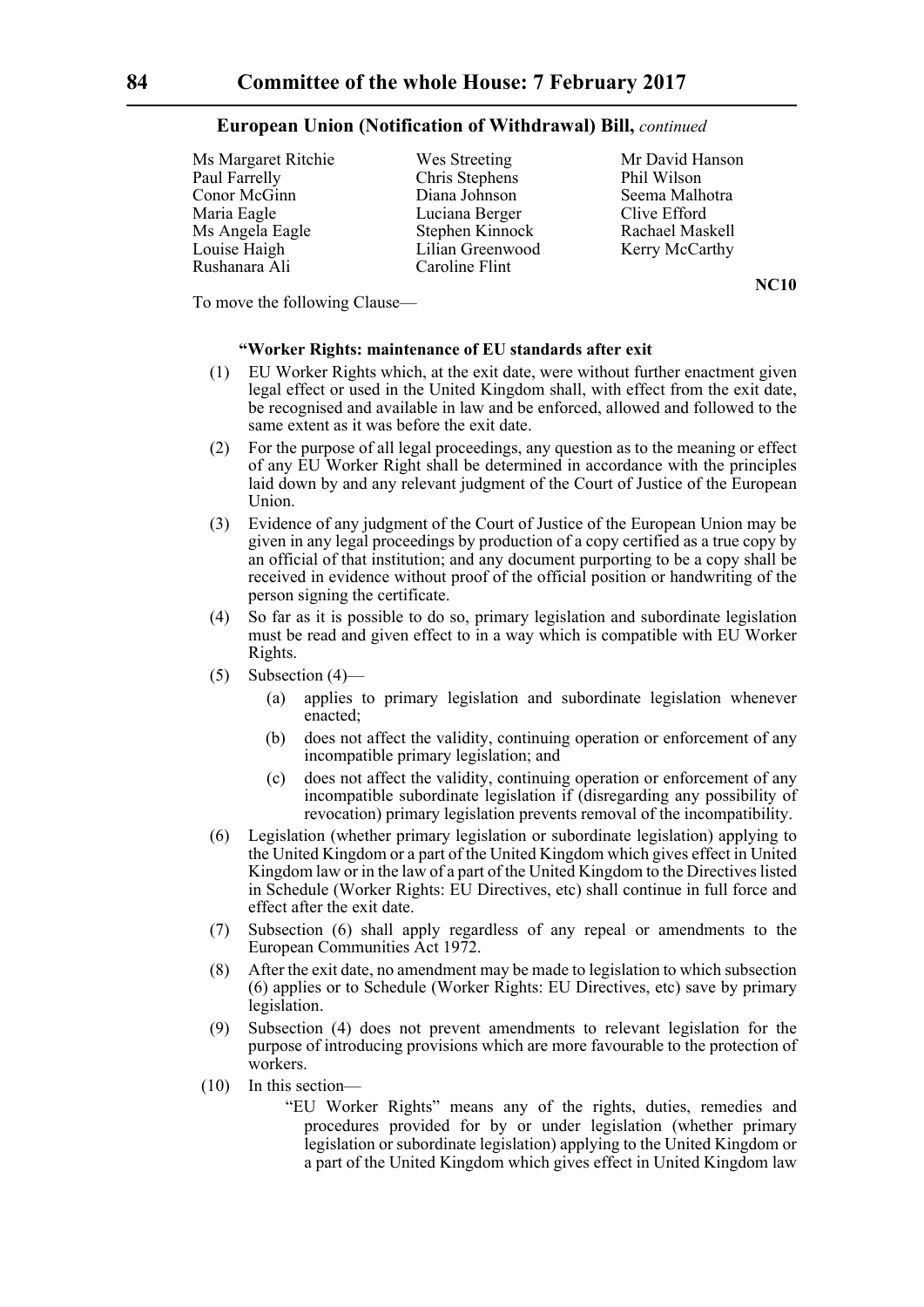**European Union (Notification of Withdrawal) Bill,** *continued*

Ms Margaret Ritchie
Paul Farrelly
Conor McGinn
Maria Eagle
Ms Angela Eagle
Louise Haigh
Rushanara Ali
Wes Streeting
Chris Stephens
Diana Johnson
Luciana Berger
Stephen Kinnock
Lilian Greenwood
Caroline Flint
Mr David Hanson
Phil Wilson
Seema Malhotra
Clive Efford
Rachael Maskell
Kerry McCarthy

**NC10**

To move the following Clause—

**"Worker Rights: maintenance of EU standards after exit**

(1) EU Worker Rights which, at the exit date, were without further enactment given legal effect or used in the United Kingdom shall, with effect from the exit date, be recognised and available in law and be enforced, allowed and followed to the same extent as it was before the exit date.

(2) For the purpose of all legal proceedings, any question as to the meaning or effect of any EU Worker Right shall be determined in accordance with the principles laid down by and any relevant judgment of the Court of Justice of the European Union.

(3) Evidence of any judgment of the Court of Justice of the European Union may be given in any legal proceedings by production of a copy certified as a true copy by an official of that institution; and any document purporting to be a copy shall be received in evidence without proof of the official position or handwriting of the person signing the certificate.

(4) So far as it is possible to do so, primary legislation and subordinate legislation must be read and given effect to in a way which is compatible with EU Worker Rights.

(5) Subsection (4)—

   (a) applies to primary legislation and subordinate legislation whenever enacted;

   (b) does not affect the validity, continuing operation or enforcement of any incompatible primary legislation; and

   (c) does not affect the validity, continuing operation or enforcement of any incompatible subordinate legislation if (disregarding any possibility of revocation) primary legislation prevents removal of the incompatibility.

(6) Legislation (whether primary legislation or subordinate legislation) applying to the United Kingdom or a part of the United Kingdom which gives effect in United Kingdom law or in the law of a part of the United Kingdom to the Directives listed in Schedule (Worker Rights: EU Directives, etc) shall continue in full force and effect after the exit date.

(7) Subsection (6) shall apply regardless of any repeal or amendments to the European Communities Act 1972.

(8) After the exit date, no amendment may be made to legislation to which subsection (6) applies or to Schedule (Worker Rights: EU Directives, etc) save by primary legislation.

(9) Subsection (4) does not prevent amendments to relevant legislation for the purpose of introducing provisions which are more favourable to the protection of workers.

(10) In this section—

   "EU Worker Rights" means any of the rights, duties, remedies and procedures provided for by or under legislation (whether primary legislation or subordinate legislation) applying to the United Kingdom or a part of the United Kingdom which gives effect in United Kingdom law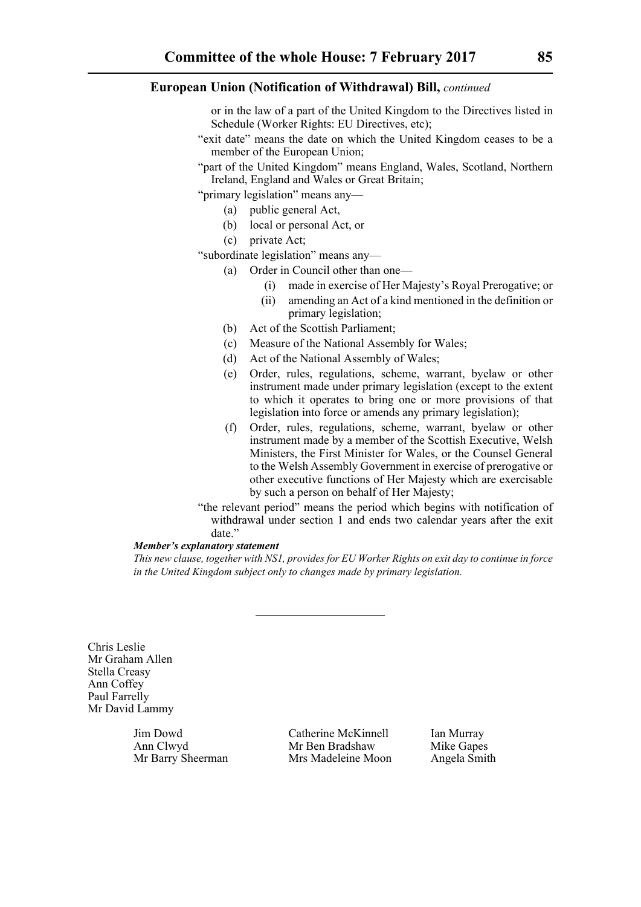or in the law of a part of the United Kingdom to the Directives listed in Schedule (Worker Rights: EU Directives, etc);

"exit date" means the date on which the United Kingdom ceases to be a member of the European Union;

"part of the United Kingdom" means England, Wales, Scotland, Northern Ireland, England and Wales or Great Britain;

"primary legislation" means any—

- (a) public general Act,
- (b) local or personal Act, or
- (c) private Act;

"subordinate legislation" means any—

- (a) Order in Council other than one—
  - (i) made in exercise of Her Majesty's Royal Prerogative; or
  - (ii) amending an Act of a kind mentioned in the definition or primary legislation;
- (b) Act of the Scottish Parliament;
- (c) Measure of the National Assembly for Wales;
- (d) Act of the National Assembly of Wales;
- (e) Order, rules, regulations, scheme, warrant, byelaw or other instrument made under primary legislation (except to the extent to which it operates to bring one or more provisions of that legislation into force or amends any primary legislation);
- (f) Order, rules, regulations, scheme, warrant, byelaw or other instrument made by a member of the Scottish Executive, Welsh Ministers, the First Minister for Wales, or the Counsel General to the Welsh Assembly Government in exercise of prerogative or other executive functions of Her Majesty which are exercisable by such a person on behalf of Her Majesty;

"the relevant period" means the period which begins with notification of withdrawal under section 1 and ends two calendar years after the exit date."

***Member's explanatory statement***

*This new clause, together with NS1, provides for EU Worker Rights on exit day to continue in force in the United Kingdom subject only to changes made by primary legislation.*

---

Chris Leslie
Mr Graham Allen
Stella Creasy
Ann Coffey
Paul Farrelly
Mr David Lammy

Jim Dowd
Ann Clwyd
Mr Barry Sheerman
Catherine McKinnell
Mr Ben Bradshaw
Mrs Madeleine Moon
Ian Murray
Mike Gapes
Angela Smith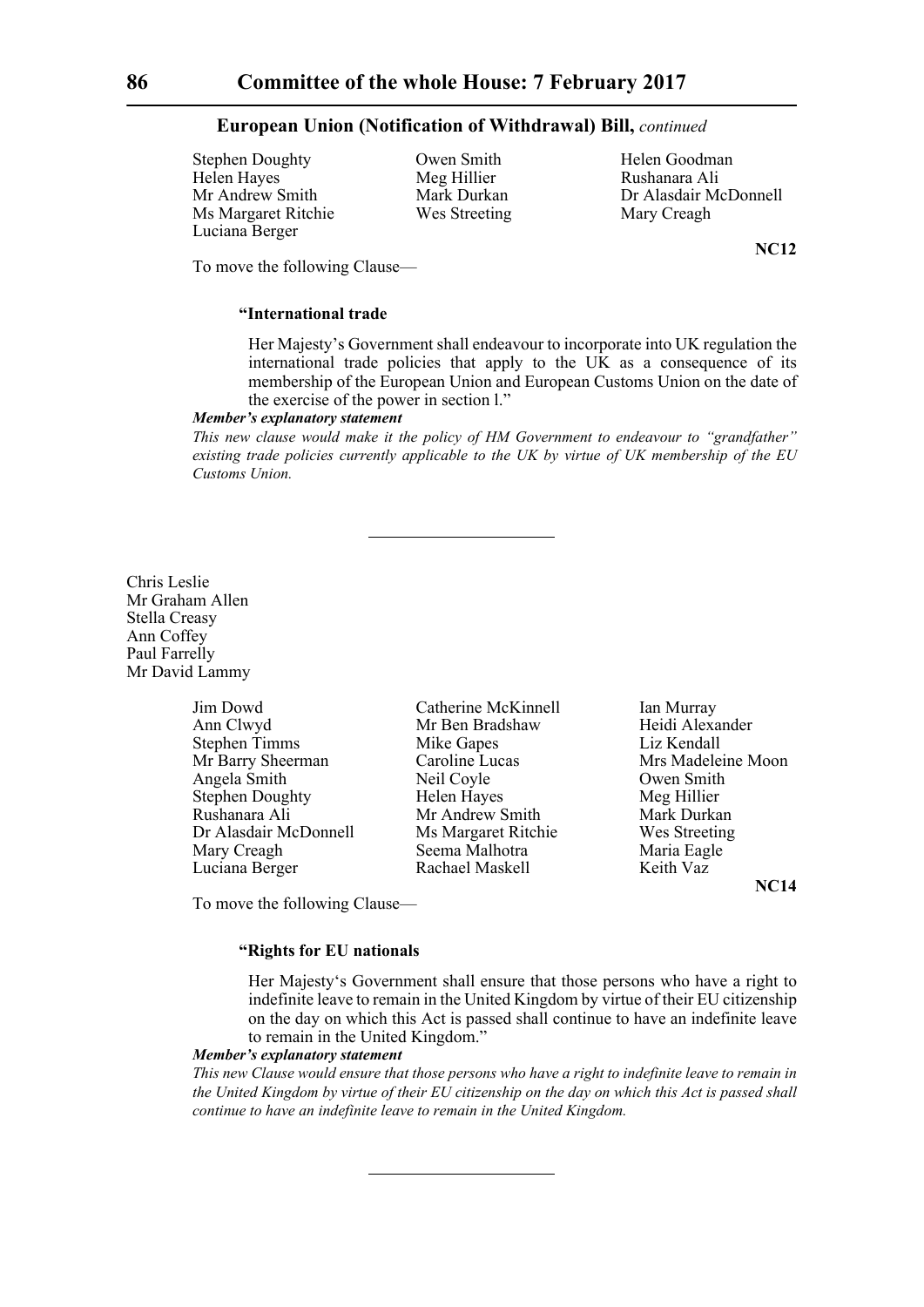Stephen Doughty
Owen Smith
Helen Goodman
Helen Hayes
Meg Hillier
Rushanara Ali
Mr Andrew Smith
Mark Durkan
Dr Alasdair McDonnell
Ms Margaret Ritchie
Wes Streeting
Mary Creagh
Luciana Berger

**NC12**

To move the following Clause—

**"International trade**

Her Majesty's Government shall endeavour to incorporate into UK regulation the international trade policies that apply to the UK as a consequence of its membership of the European Union and European Customs Union on the date of the exercise of the power in section l."

***Member's explanatory statement***

*This new clause would make it the policy of HM Government to endeavour to "grandfather" existing trade policies currently applicable to the UK by virtue of UK membership of the EU Customs Union.*

---

Chris Leslie
Mr Graham Allen
Stella Creasy
Ann Coffey
Paul Farrelly
Mr David Lammy

Jim Dowd
Catherine McKinnell
Ian Murray
Ann Clwyd
Mr Ben Bradshaw
Heidi Alexander
Stephen Timms
Mike Gapes
Liz Kendall
Mr Barry Sheerman
Caroline Lucas
Mrs Madeleine Moon
Angela Smith
Neil Coyle
Owen Smith
Stephen Doughty
Helen Hayes
Meg Hillier
Rushanara Ali
Mr Andrew Smith
Mark Durkan
Dr Alasdair McDonnell
Ms Margaret Ritchie
Wes Streeting
Mary Creagh
Seema Malhotra
Maria Eagle
Luciana Berger
Rachael Maskell
Keith Vaz

**NC14**

To move the following Clause—

**"Rights for EU nationals**

Her Majesty's Government shall ensure that those persons who have a right to indefinite leave to remain in the United Kingdom by virtue of their EU citizenship on the day on which this Act is passed shall continue to have an indefinite leave to remain in the United Kingdom."

***Member's explanatory statement***

*This new Clause would ensure that those persons who have a right to indefinite leave to remain in the United Kingdom by virtue of their EU citizenship on the day on which this Act is passed shall continue to have an indefinite leave to remain in the United Kingdom.*

---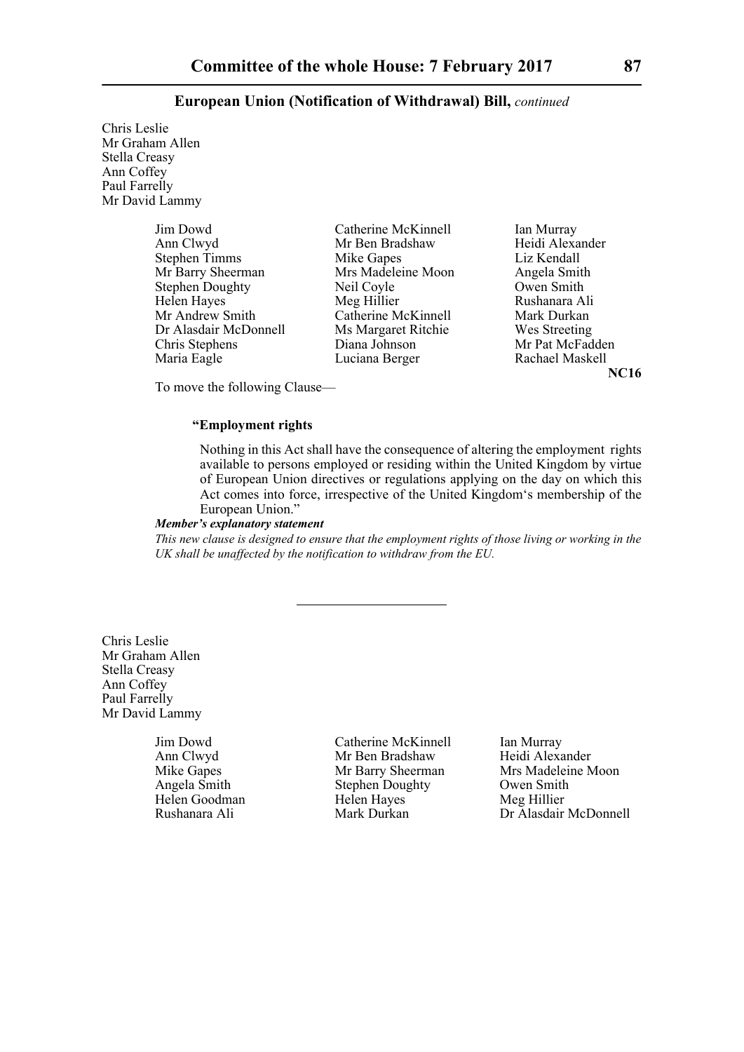**European Union (Notification of Withdrawal) Bill,** *continued*

Chris Leslie
Mr Graham Allen
Stella Creasy
Ann Coffey
Paul Farrelly
Mr David Lammy

Jim Dowd
Ann Clwyd
Stephen Timms
Mr Barry Sheerman
Stephen Doughty
Helen Hayes
Mr Andrew Smith
Dr Alasdair McDonnell
Chris Stephens
Maria Eagle
Catherine McKinnell
Mr Ben Bradshaw
Mike Gapes
Mrs Madeleine Moon
Neil Coyle
Meg Hillier
Catherine McKinnell
Ms Margaret Ritchie
Diana Johnson
Luciana Berger
Ian Murray
Heidi Alexander
Liz Kendall
Angela Smith
Owen Smith
Rushanara Ali
Mark Durkan
Wes Streeting
Mr Pat McFadden
Rachael Maskell

**NC16**

To move the following Clause—

**"Employment rights**

Nothing in this Act shall have the consequence of altering the employment rights available to persons employed or residing within the United Kingdom by virtue of European Union directives or regulations applying on the day on which this Act comes into force, irrespective of the United Kingdom's membership of the European Union."

***Member's explanatory statement***

*This new clause is designed to ensure that the employment rights of those living or working in the UK shall be unaffected by the notification to withdraw from the EU.*

---

Chris Leslie
Mr Graham Allen
Stella Creasy
Ann Coffey
Paul Farrelly
Mr David Lammy

Jim Dowd
Ann Clwyd
Mike Gapes
Angela Smith
Helen Goodman
Rushanara Ali
Catherine McKinnell
Mr Ben Bradshaw
Mr Barry Sheerman
Stephen Doughty
Helen Hayes
Mark Durkan
Ian Murray
Heidi Alexander
Mrs Madeleine Moon
Owen Smith
Meg Hillier
Dr Alasdair McDonnell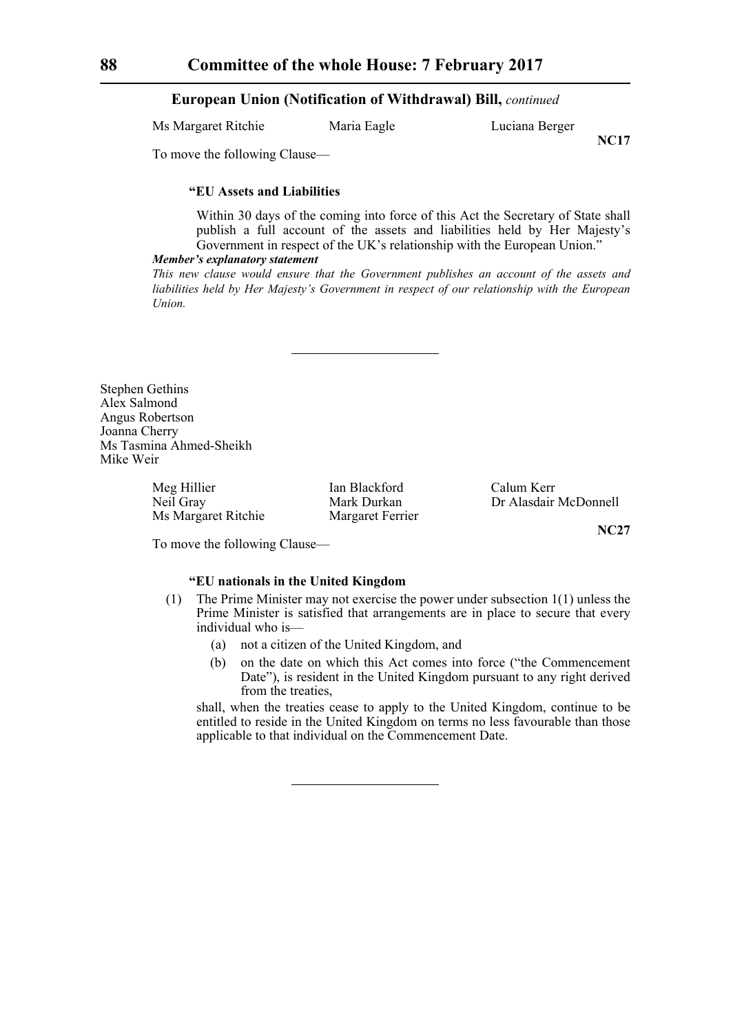Ms Margaret Ritchie    Maria Eagle    Luciana Berger

**NC17**

To move the following Clause—

**"EU Assets and Liabilities**

Within 30 days of the coming into force of this Act the Secretary of State shall publish a full account of the assets and liabilities held by Her Majesty's Government in respect of the UK's relationship with the European Union."

***Member's explanatory statement***

*This new clause would ensure that the Government publishes an account of the assets and liabilities held by Her Majesty's Government in respect of our relationship with the European Union.*

---

Stephen Gethins
Alex Salmond
Angus Robertson
Joanna Cherry
Ms Tasmina Ahmed-Sheikh
Mike Weir

Meg Hillier    Ian Blackford    Calum Kerr
Neil Gray    Mark Durkan    Dr Alasdair McDonnell
Ms Margaret Ritchie    Margaret Ferrier

**NC27**

To move the following Clause—

**"EU nationals in the United Kingdom**

(1) The Prime Minister may not exercise the power under subsection 1(1) unless the Prime Minister is satisfied that arrangements are in place to secure that every individual who is—

(a) not a citizen of the United Kingdom, and

(b) on the date on which this Act comes into force ("the Commencement Date"), is resident in the United Kingdom pursuant to any right derived from the treaties,

shall, when the treaties cease to apply to the United Kingdom, continue to be entitled to reside in the United Kingdom on terms no less favourable than those applicable to that individual on the Commencement Date.

---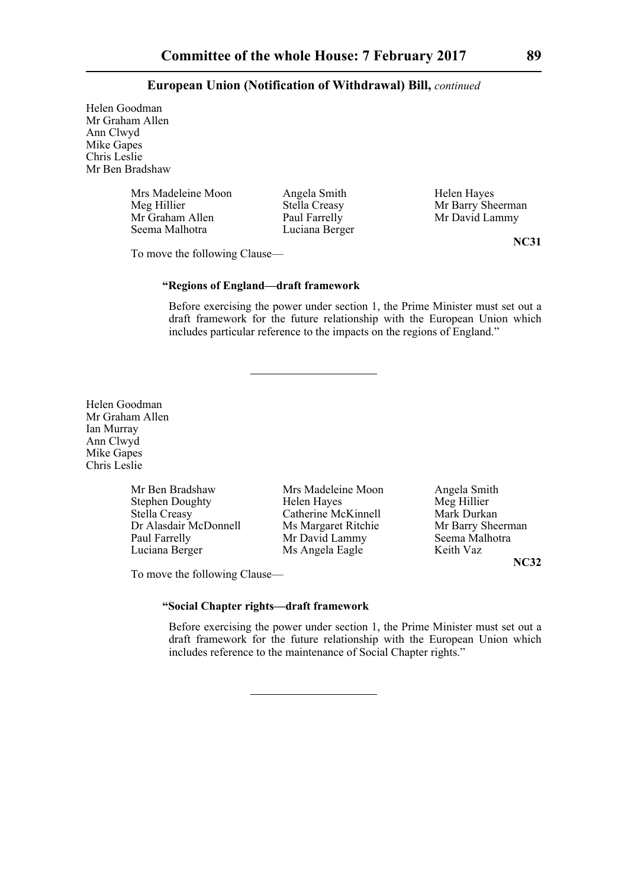**European Union (Notification of Withdrawal) Bill,** *continued*

Helen Goodman
Mr Graham Allen
Ann Clwyd
Mike Gapes
Chris Leslie
Mr Ben Bradshaw

Mrs Madeleine Moon
Angela Smith
Helen Hayes
Meg Hillier
Stella Creasy
Mr Barry Sheerman
Mr Graham Allen
Paul Farrelly
Mr David Lammy
Seema Malhotra
Luciana Berger

**NC31**

To move the following Clause—

**"Regions of England—draft framework**

Before exercising the power under section 1, the Prime Minister must set out a draft framework for the future relationship with the European Union which includes particular reference to the impacts on the regions of England."

---

Helen Goodman
Mr Graham Allen
Ian Murray
Ann Clwyd
Mike Gapes
Chris Leslie

Mr Ben Bradshaw
Mrs Madeleine Moon
Angela Smith
Stephen Doughty
Helen Hayes
Meg Hillier
Stella Creasy
Catherine McKinnell
Mark Durkan
Dr Alasdair McDonnell
Ms Margaret Ritchie
Mr Barry Sheerman
Paul Farrelly
Mr David Lammy
Seema Malhotra
Luciana Berger
Ms Angela Eagle
Keith Vaz

**NC32**

To move the following Clause—

**"Social Chapter rights—draft framework**

Before exercising the power under section 1, the Prime Minister must set out a draft framework for the future relationship with the European Union which includes reference to the maintenance of Social Chapter rights."

---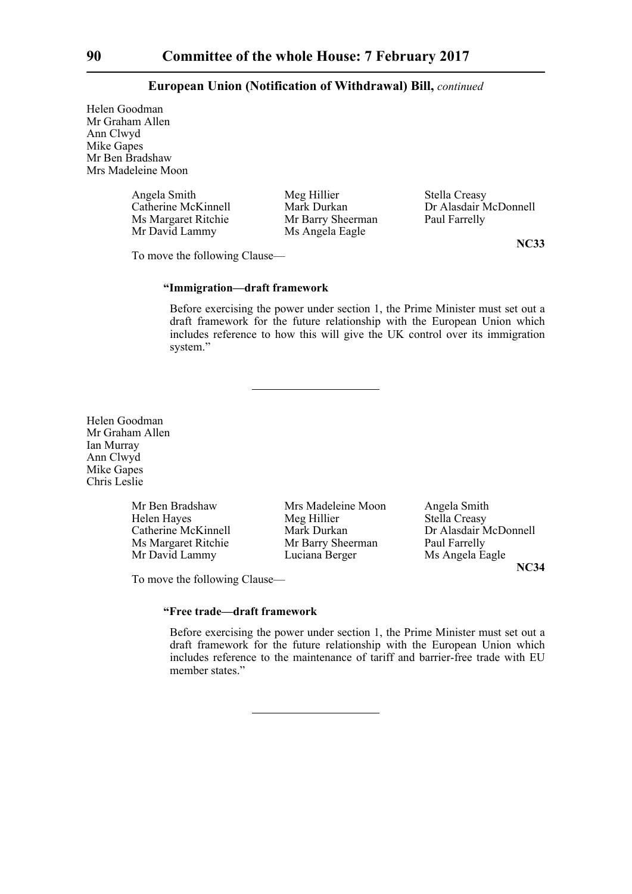Helen Goodman
Mr Graham Allen
Ann Clwyd
Mike Gapes
Mr Ben Bradshaw
Mrs Madeleine Moon

Angela Smith
Meg Hillier
Stella Creasy
Catherine McKinnell
Mark Durkan
Dr Alasdair McDonnell
Ms Margaret Ritchie
Mr Barry Sheerman
Paul Farrelly
Mr David Lammy
Ms Angela Eagle

**NC33**

To move the following Clause—

**"Immigration—draft framework**

Before exercising the power under section 1, the Prime Minister must set out a draft framework for the future relationship with the European Union which includes reference to how this will give the UK control over its immigration system."

---

Helen Goodman
Mr Graham Allen
Ian Murray
Ann Clwyd
Mike Gapes
Chris Leslie

Mr Ben Bradshaw
Mrs Madeleine Moon
Angela Smith
Helen Hayes
Meg Hillier
Stella Creasy
Catherine McKinnell
Mark Durkan
Dr Alasdair McDonnell
Ms Margaret Ritchie
Mr Barry Sheerman
Paul Farrelly
Mr David Lammy
Luciana Berger
Ms Angela Eagle

**NC34**

To move the following Clause—

**"Free trade—draft framework**

Before exercising the power under section 1, the Prime Minister must set out a draft framework for the future relationship with the European Union which includes reference to the maintenance of tariff and barrier-free trade with EU member states."

---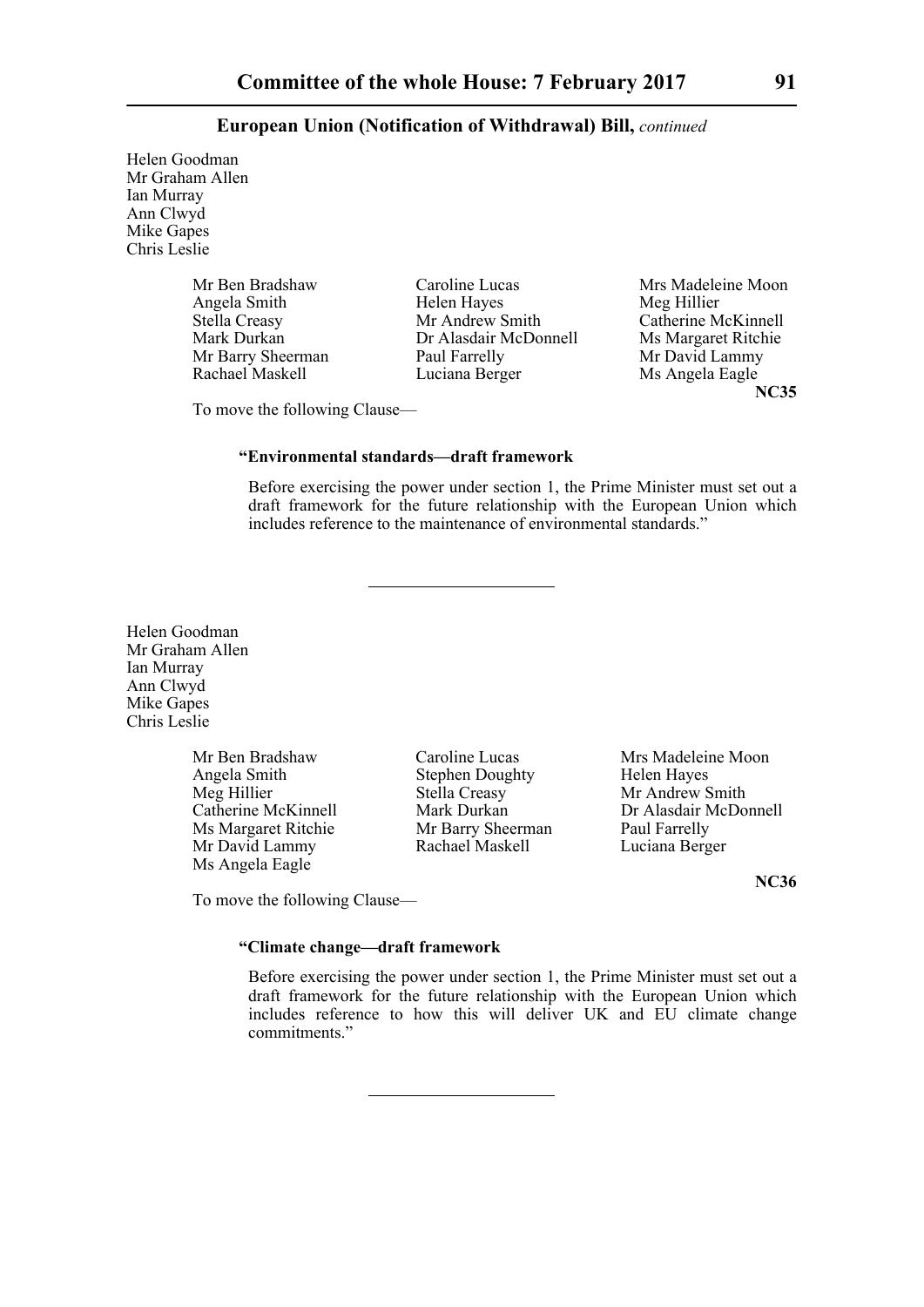Helen Goodman
Mr Graham Allen
Ian Murray
Ann Clwyd
Mike Gapes
Chris Leslie

Mr Ben Bradshaw
Angela Smith
Stella Creasy
Mark Durkan
Mr Barry Sheerman
Rachael Maskell
Caroline Lucas
Helen Hayes
Mr Andrew Smith
Dr Alasdair McDonnell
Paul Farrelly
Luciana Berger
Mrs Madeleine Moon
Meg Hillier
Catherine McKinnell
Ms Margaret Ritchie
Mr David Lammy
Ms Angela Eagle

**NC35**

To move the following Clause—

**"Environmental standards—draft framework**

Before exercising the power under section 1, the Prime Minister must set out a draft framework for the future relationship with the European Union which includes reference to the maintenance of environmental standards."

---

Helen Goodman
Mr Graham Allen
Ian Murray
Ann Clwyd
Mike Gapes
Chris Leslie

Mr Ben Bradshaw
Angela Smith
Meg Hillier
Catherine McKinnell
Ms Margaret Ritchie
Mr David Lammy
Ms Angela Eagle
Caroline Lucas
Stephen Doughty
Stella Creasy
Mark Durkan
Mr Barry Sheerman
Rachael Maskell
Mrs Madeleine Moon
Helen Hayes
Mr Andrew Smith
Dr Alasdair McDonnell
Paul Farrelly
Luciana Berger

**NC36**

To move the following Clause—

**"Climate change—draft framework**

Before exercising the power under section 1, the Prime Minister must set out a draft framework for the future relationship with the European Union which includes reference to how this will deliver UK and EU climate change commitments."

---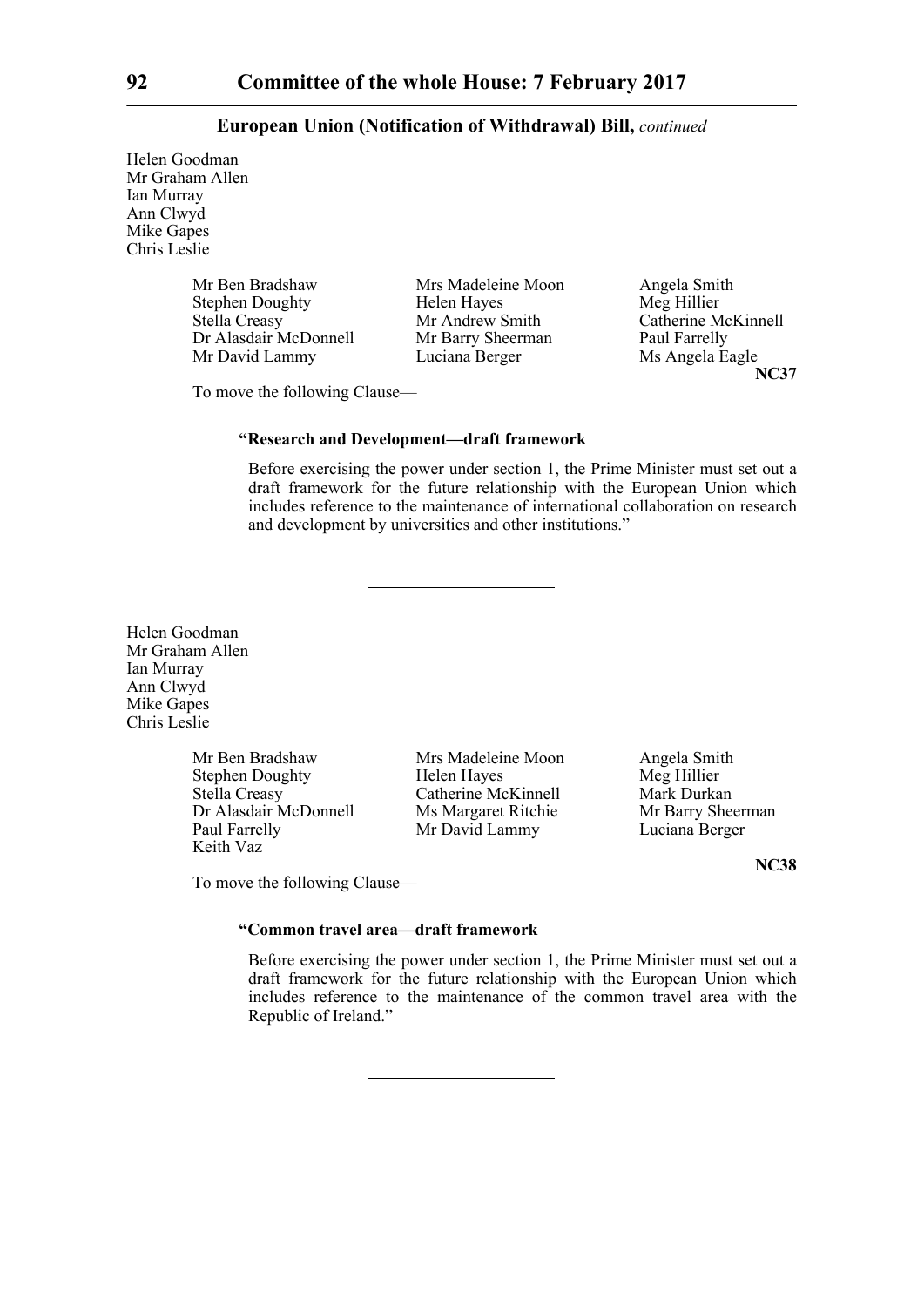Helen Goodman
Mr Graham Allen
Ian Murray
Ann Clwyd
Mike Gapes
Chris Leslie

Mr Ben Bradshaw
Stephen Doughty
Stella Creasy
Dr Alasdair McDonnell
Mr David Lammy
Mrs Madeleine Moon
Helen Hayes
Mr Andrew Smith
Mr Barry Sheerman
Luciana Berger
Angela Smith
Meg Hillier
Catherine McKinnell
Paul Farrelly
Ms Angela Eagle

**NC37**

To move the following Clause—

**"Research and Development—draft framework**

Before exercising the power under section 1, the Prime Minister must set out a draft framework for the future relationship with the European Union which includes reference to the maintenance of international collaboration on research and development by universities and other institutions."

---

Helen Goodman
Mr Graham Allen
Ian Murray
Ann Clwyd
Mike Gapes
Chris Leslie

Mr Ben Bradshaw
Stephen Doughty
Stella Creasy
Dr Alasdair McDonnell
Paul Farrelly
Keith Vaz
Mrs Madeleine Moon
Helen Hayes
Catherine McKinnell
Ms Margaret Ritchie
Mr David Lammy
Angela Smith
Meg Hillier
Mark Durkan
Mr Barry Sheerman
Luciana Berger

**NC38**

To move the following Clause—

**"Common travel area—draft framework**

Before exercising the power under section 1, the Prime Minister must set out a draft framework for the future relationship with the European Union which includes reference to the maintenance of the common travel area with the Republic of Ireland."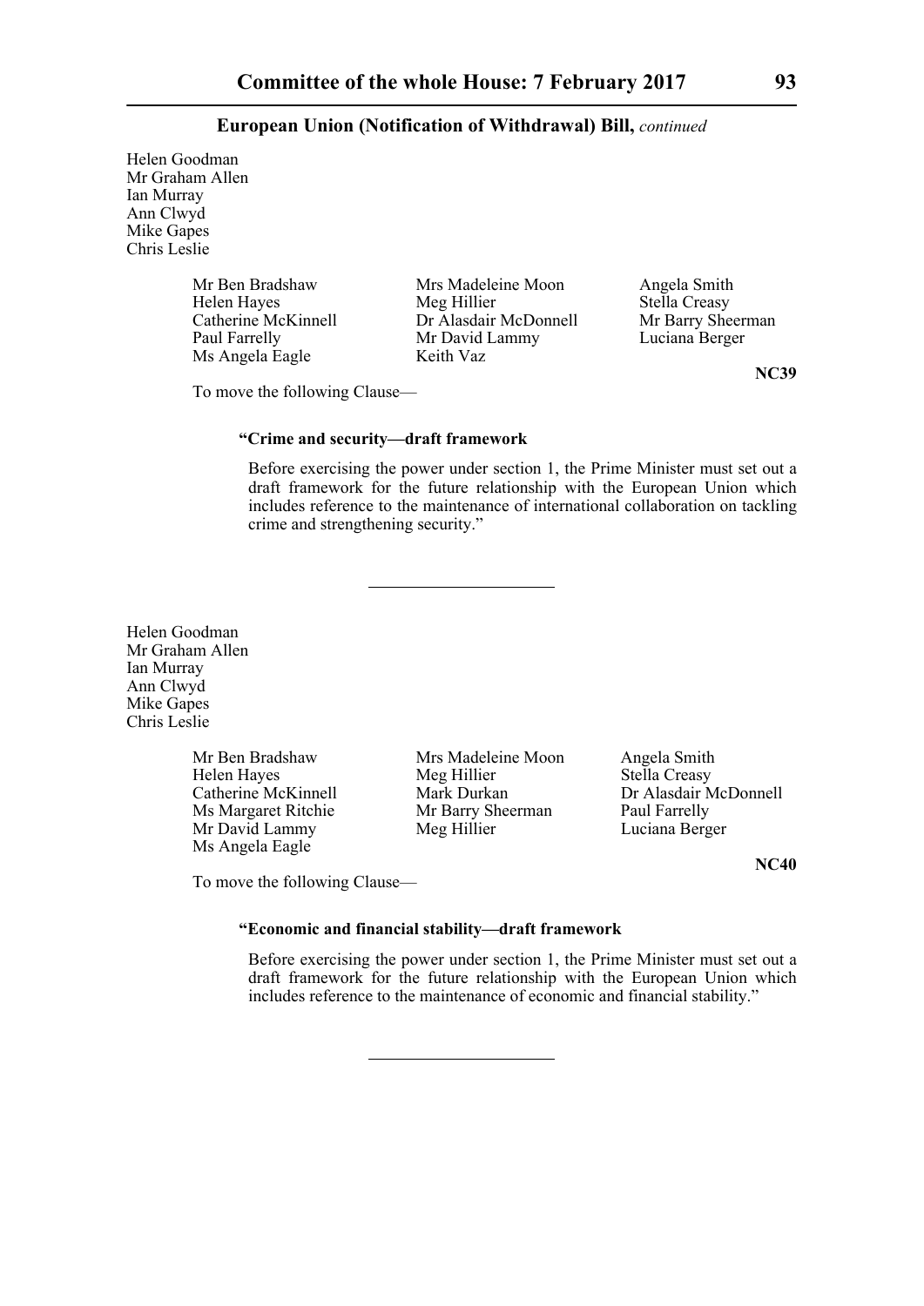**European Union (Notification of Withdrawal) Bill,** *continued*

Helen Goodman
Mr Graham Allen
Ian Murray
Ann Clwyd
Mike Gapes
Chris Leslie

Mr Ben Bradshaw
Mrs Madeleine Moon
Angela Smith
Helen Hayes
Meg Hillier
Stella Creasy
Catherine McKinnell
Dr Alasdair McDonnell
Mr Barry Sheerman
Paul Farrelly
Mr David Lammy
Luciana Berger
Ms Angela Eagle
Keith Vaz

**NC39**

To move the following Clause—

**"Crime and security—draft framework**

Before exercising the power under section 1, the Prime Minister must set out a draft framework for the future relationship with the European Union which includes reference to the maintenance of international collaboration on tackling crime and strengthening security."

---

Helen Goodman
Mr Graham Allen
Ian Murray
Ann Clwyd
Mike Gapes
Chris Leslie

Mr Ben Bradshaw
Mrs Madeleine Moon
Angela Smith
Helen Hayes
Meg Hillier
Stella Creasy
Catherine McKinnell
Mark Durkan
Dr Alasdair McDonnell
Ms Margaret Ritchie
Mr Barry Sheerman
Paul Farrelly
Mr David Lammy
Meg Hillier
Luciana Berger
Ms Angela Eagle

**NC40**

To move the following Clause—

**"Economic and financial stability—draft framework**

Before exercising the power under section 1, the Prime Minister must set out a draft framework for the future relationship with the European Union which includes reference to the maintenance of economic and financial stability."

---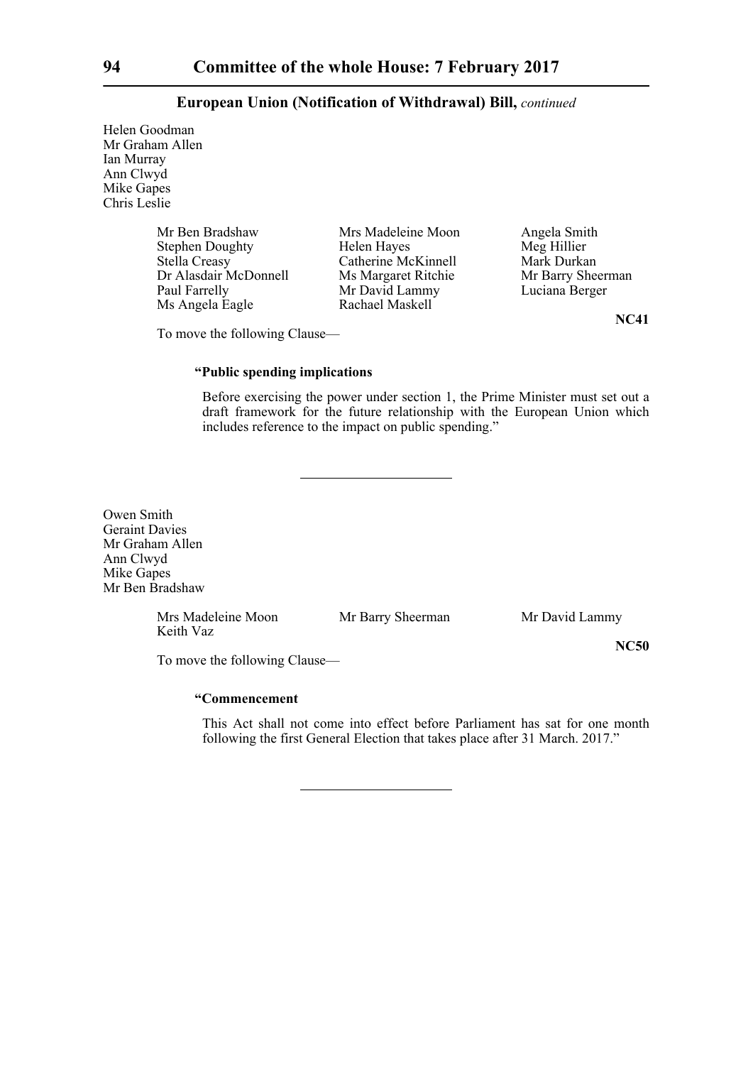## European Union (Notification of Withdrawal) Bill, *continued*

Helen Goodman
Mr Graham Allen
Ian Murray
Ann Clwyd
Mike Gapes
Chris Leslie

Mr Ben Bradshaw
Stephen Doughty
Stella Creasy
Dr Alasdair McDonnell
Paul Farrelly
Ms Angela Eagle
Mrs Madeleine Moon
Helen Hayes
Catherine McKinnell
Ms Margaret Ritchie
Mr David Lammy
Rachael Maskell
Angela Smith
Meg Hillier
Mark Durkan
Mr Barry Sheerman
Luciana Berger

**NC41**

To move the following Clause—

**"Public spending implications**

Before exercising the power under section 1, the Prime Minister must set out a draft framework for the future relationship with the European Union which includes reference to the impact on public spending."

---

Owen Smith
Geraint Davies
Mr Graham Allen
Ann Clwyd
Mike Gapes
Mr Ben Bradshaw

Mrs Madeleine Moon
Mr Barry Sheerman
Mr David Lammy
Keith Vaz

**NC50**

To move the following Clause—

**"Commencement**

This Act shall not come into effect before Parliament has sat for one month following the first General Election that takes place after 31 March. 2017."

---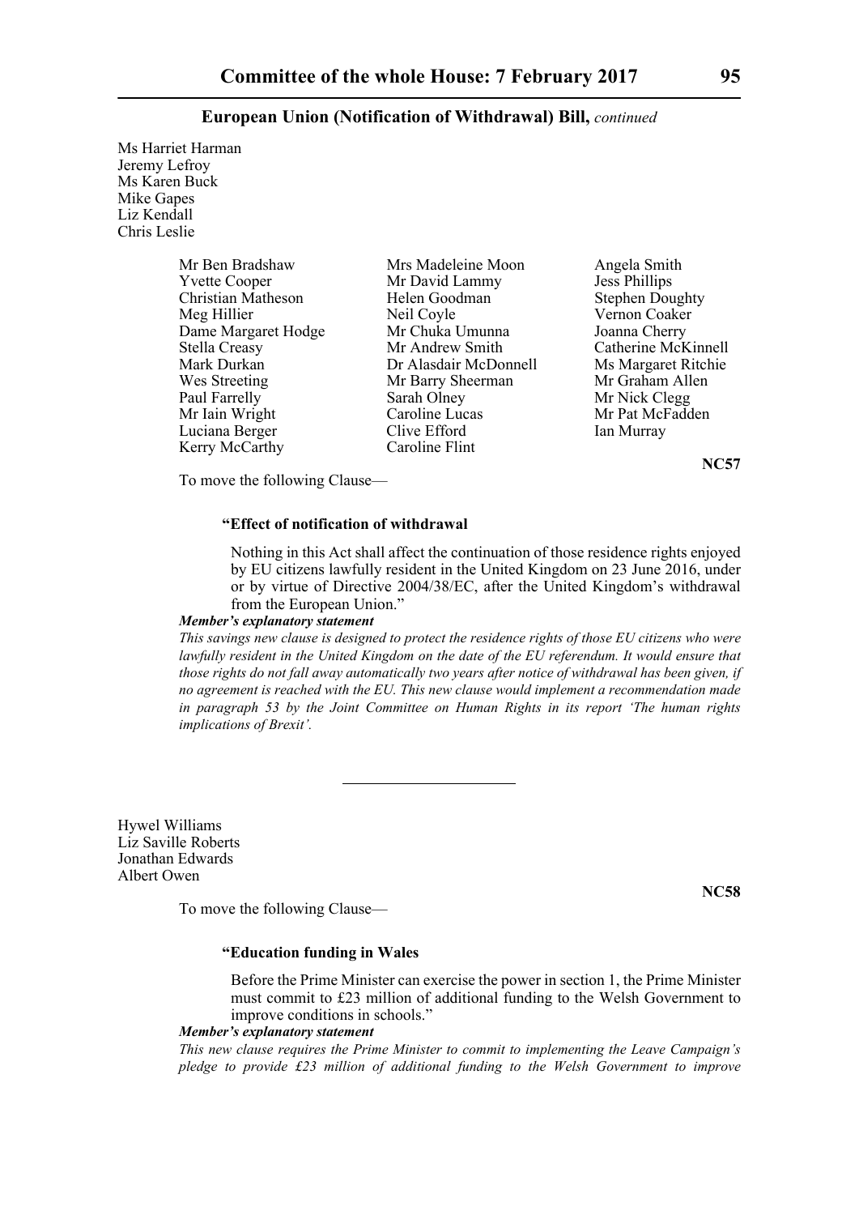**European Union (Notification of Withdrawal) Bill,** *continued*

Ms Harriet Harman
Jeremy Lefroy
Ms Karen Buck
Mike Gapes
Liz Kendall
Chris Leslie

| | | |
|---|---|---|
| Mr Ben Bradshaw | Mrs Madeleine Moon | Angela Smith |
| Yvette Cooper | Mr David Lammy | Jess Phillips |
| Christian Matheson | Helen Goodman | Stephen Doughty |
| Meg Hillier | Neil Coyle | Vernon Coaker |
| Dame Margaret Hodge | Mr Chuka Umunna | Joanna Cherry |
| Stella Creasy | Mr Andrew Smith | Catherine McKinnell |
| Mark Durkan | Dr Alasdair McDonnell | Ms Margaret Ritchie |
| Wes Streeting | Mr Barry Sheerman | Mr Graham Allen |
| Paul Farrelly | Sarah Olney | Mr Nick Clegg |
| Mr Iain Wright | Caroline Lucas | Mr Pat McFadden |
| Luciana Berger | Clive Efford | Ian Murray |
| Kerry McCarthy | Caroline Flint | |

**NC57**

To move the following Clause—

**"Effect of notification of withdrawal**

Nothing in this Act shall affect the continuation of those residence rights enjoyed by EU citizens lawfully resident in the United Kingdom on 23 June 2016, under or by virtue of Directive 2004/38/EC, after the United Kingdom's withdrawal from the European Union."

***Member's explanatory statement***

*This savings new clause is designed to protect the residence rights of those EU citizens who were lawfully resident in the United Kingdom on the date of the EU referendum. It would ensure that those rights do not fall away automatically two years after notice of withdrawal has been given, if no agreement is reached with the EU. This new clause would implement a recommendation made in paragraph 53 by the Joint Committee on Human Rights in its report 'The human rights implications of Brexit'.*

---

Hywel Williams
Liz Saville Roberts
Jonathan Edwards
Albert Owen

**NC58**

To move the following Clause—

**"Education funding in Wales**

Before the Prime Minister can exercise the power in section 1, the Prime Minister must commit to £23 million of additional funding to the Welsh Government to improve conditions in schools."

***Member's explanatory statement***

*This new clause requires the Prime Minister to commit to implementing the Leave Campaign's pledge to provide £23 million of additional funding to the Welsh Government to improve*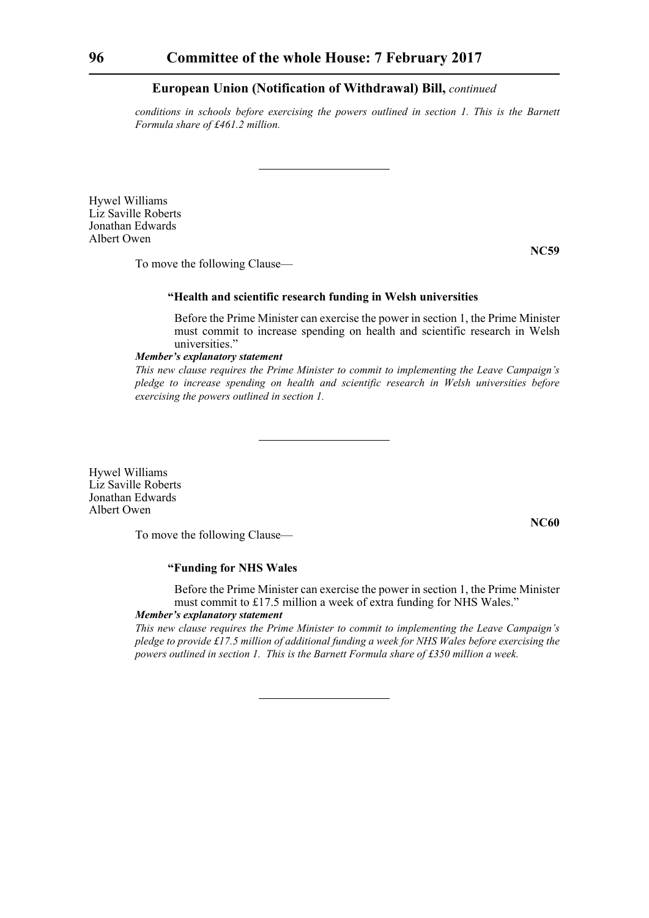**European Union (Notification of Withdrawal) Bill,** *continued*

*conditions in schools before exercising the powers outlined in section 1. This is the Barnett Formula share of £461.2 million.*

---

Hywel Williams
Liz Saville Roberts
Jonathan Edwards
Albert Owen

**NC59**

To move the following Clause—

**"Health and scientific research funding in Welsh universities**

Before the Prime Minister can exercise the power in section 1, the Prime Minister must commit to increase spending on health and scientific research in Welsh universities."

***Member's explanatory statement***

*This new clause requires the Prime Minister to commit to implementing the Leave Campaign's pledge to increase spending on health and scientific research in Welsh universities before exercising the powers outlined in section 1.*

---

Hywel Williams
Liz Saville Roberts
Jonathan Edwards
Albert Owen

**NC60**

To move the following Clause—

**"Funding for NHS Wales**

Before the Prime Minister can exercise the power in section 1, the Prime Minister must commit to £17.5 million a week of extra funding for NHS Wales."

***Member's explanatory statement***

*This new clause requires the Prime Minister to commit to implementing the Leave Campaign's pledge to provide £17.5 million of additional funding a week for NHS Wales before exercising the powers outlined in section 1. This is the Barnett Formula share of £350 million a week.*

---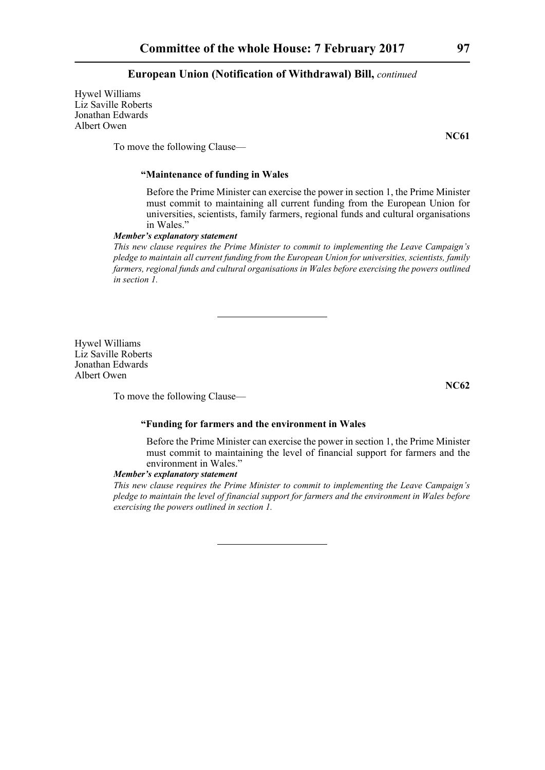**European Union (Notification of Withdrawal) Bill,** *continued*

Hywel Williams
Liz Saville Roberts
Jonathan Edwards
Albert Owen

**NC61**

To move the following Clause—

**"Maintenance of funding in Wales**

Before the Prime Minister can exercise the power in section 1, the Prime Minister must commit to maintaining all current funding from the European Union for universities, scientists, family farmers, regional funds and cultural organisations in Wales."

***Member's explanatory statement***

*This new clause requires the Prime Minister to commit to implementing the Leave Campaign's pledge to maintain all current funding from the European Union for universities, scientists, family farmers, regional funds and cultural organisations in Wales before exercising the powers outlined in section 1.*

---

Hywel Williams
Liz Saville Roberts
Jonathan Edwards
Albert Owen

**NC62**

To move the following Clause—

**"Funding for farmers and the environment in Wales**

Before the Prime Minister can exercise the power in section 1, the Prime Minister must commit to maintaining the level of financial support for farmers and the environment in Wales."

***Member's explanatory statement***

*This new clause requires the Prime Minister to commit to implementing the Leave Campaign's pledge to maintain the level of financial support for farmers and the environment in Wales before exercising the powers outlined in section 1.*

---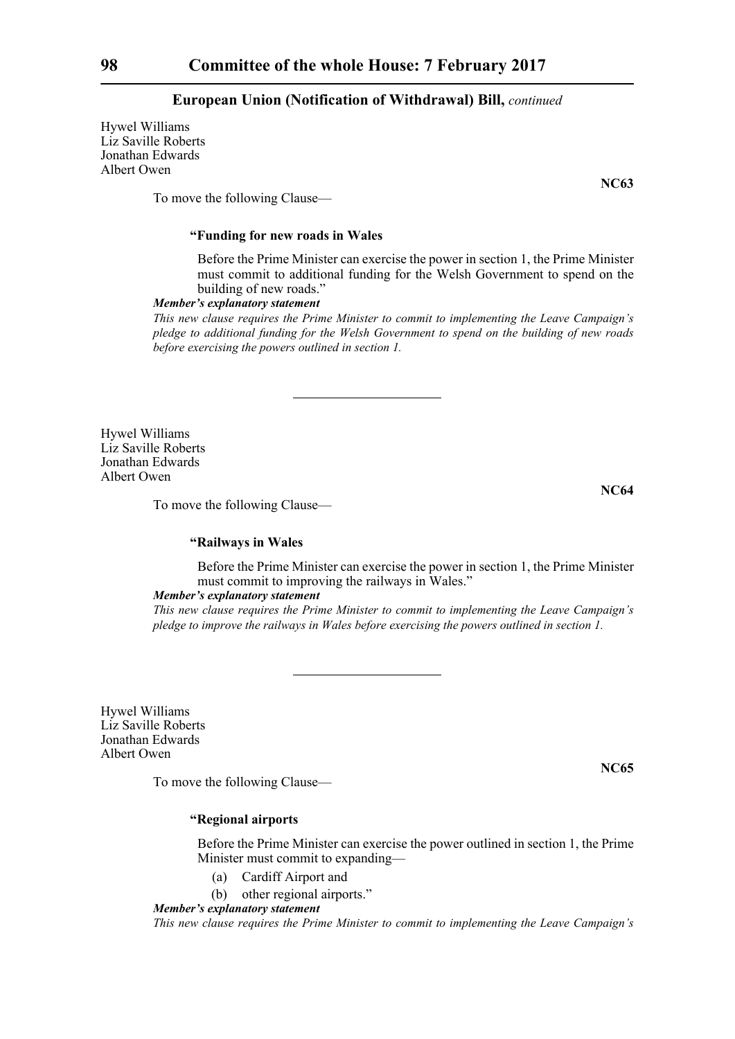Hywel Williams
Liz Saville Roberts
Jonathan Edwards
Albert Owen

**NC63**

To move the following Clause—

**"Funding for new roads in Wales**

Before the Prime Minister can exercise the power in section 1, the Prime Minister must commit to additional funding for the Welsh Government to spend on the building of new roads."

***Member's explanatory statement***

*This new clause requires the Prime Minister to commit to implementing the Leave Campaign's pledge to additional funding for the Welsh Government to spend on the building of new roads before exercising the powers outlined in section 1.*

---

Hywel Williams
Liz Saville Roberts
Jonathan Edwards
Albert Owen

**NC64**

To move the following Clause—

**"Railways in Wales**

Before the Prime Minister can exercise the power in section 1, the Prime Minister must commit to improving the railways in Wales."

***Member's explanatory statement***

*This new clause requires the Prime Minister to commit to implementing the Leave Campaign's pledge to improve the railways in Wales before exercising the powers outlined in section 1.*

---

Hywel Williams
Liz Saville Roberts
Jonathan Edwards
Albert Owen

**NC65**

To move the following Clause—

**"Regional airports**

Before the Prime Minister can exercise the power outlined in section 1, the Prime Minister must commit to expanding—

(a) Cardiff Airport and

(b) other regional airports."

***Member's explanatory statement***

*This new clause requires the Prime Minister to commit to implementing the Leave Campaign's*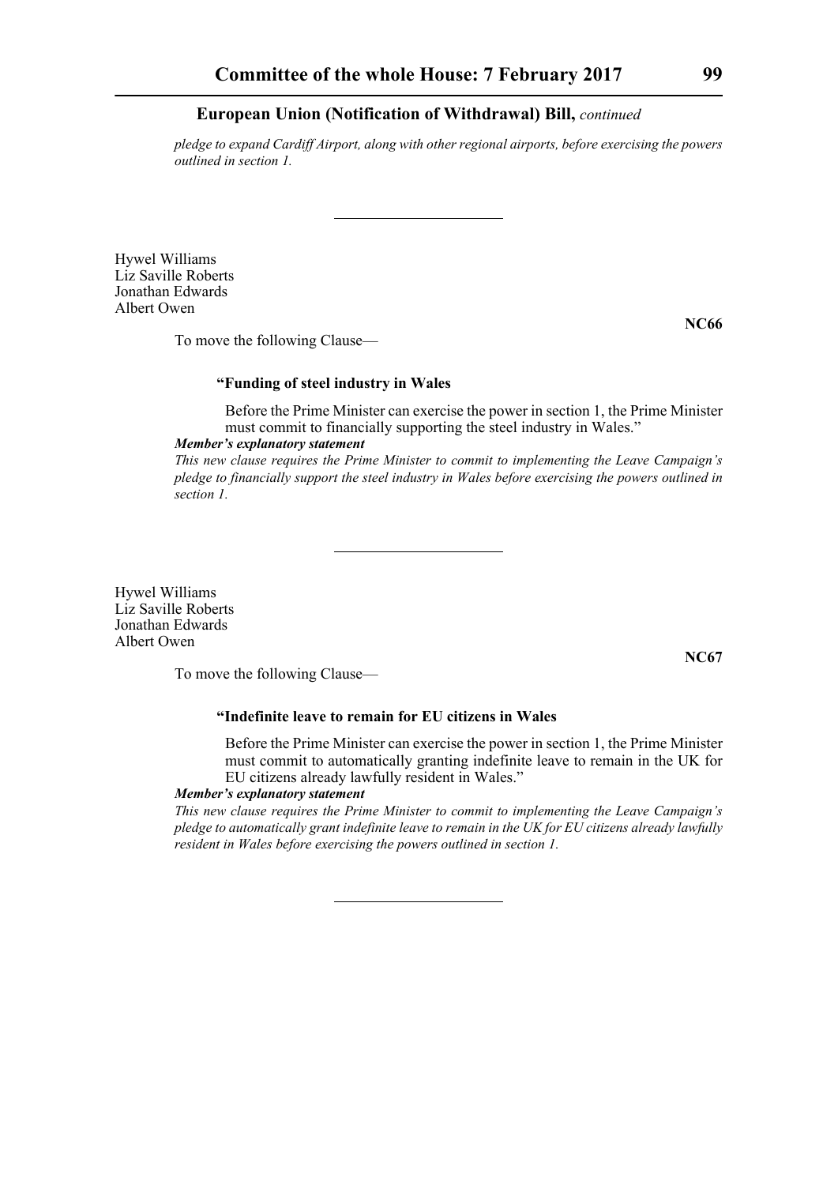*pledge to expand Cardiff Airport, along with other regional airports, before exercising the powers outlined in section 1.*

---

Hywel Williams
Liz Saville Roberts
Jonathan Edwards
Albert Owen

**NC66**

To move the following Clause—

**"Funding of steel industry in Wales**

Before the Prime Minister can exercise the power in section 1, the Prime Minister must commit to financially supporting the steel industry in Wales."

***Member's explanatory statement***

*This new clause requires the Prime Minister to commit to implementing the Leave Campaign's pledge to financially support the steel industry in Wales before exercising the powers outlined in section 1.*

---

Hywel Williams
Liz Saville Roberts
Jonathan Edwards
Albert Owen

**NC67**

To move the following Clause—

**"Indefinite leave to remain for EU citizens in Wales**

Before the Prime Minister can exercise the power in section 1, the Prime Minister must commit to automatically granting indefinite leave to remain in the UK for EU citizens already lawfully resident in Wales."

***Member's explanatory statement***

*This new clause requires the Prime Minister to commit to implementing the Leave Campaign's pledge to automatically grant indefinite leave to remain in the UK for EU citizens already lawfully resident in Wales before exercising the powers outlined in section 1.*

---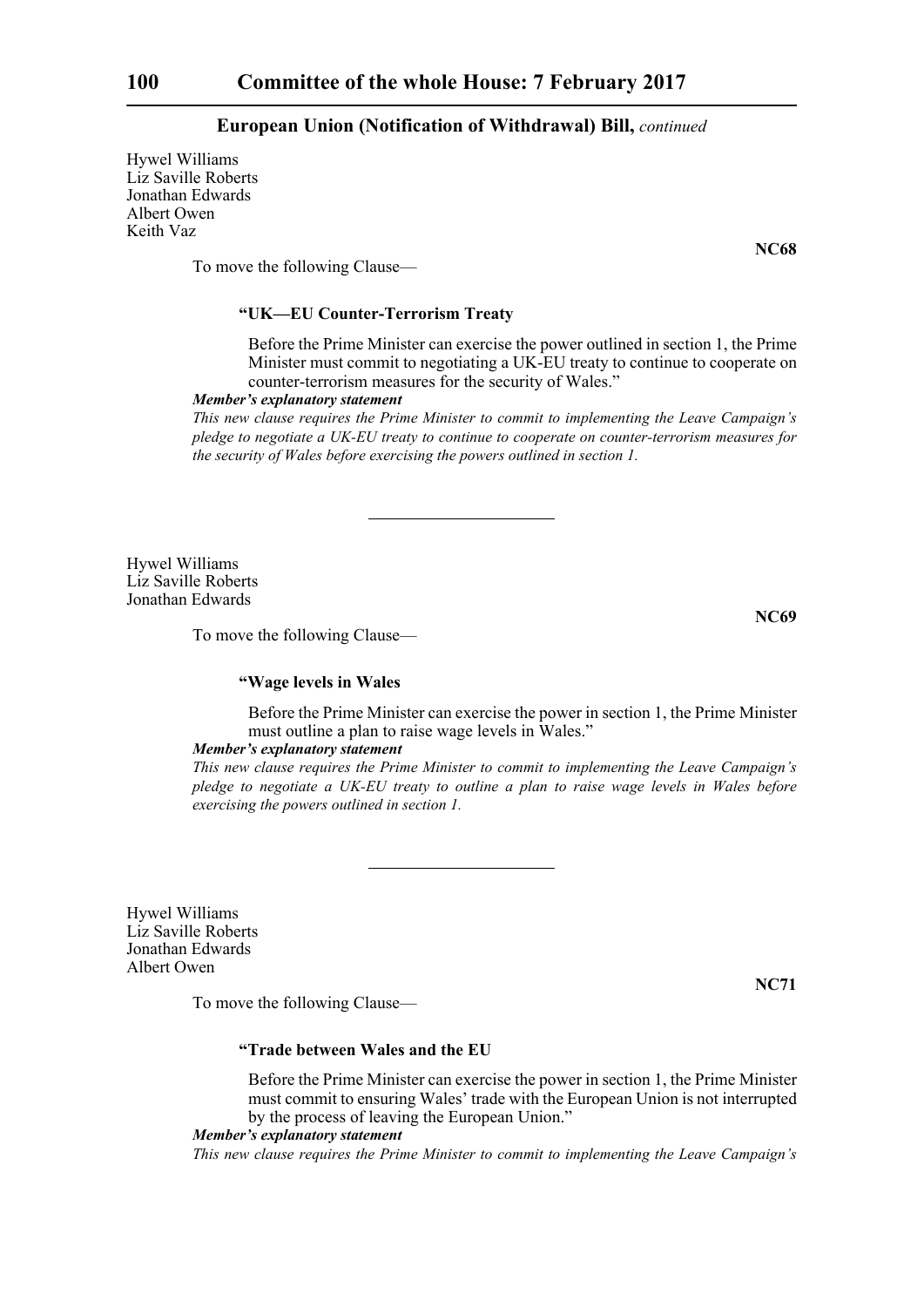**European Union (Notification of Withdrawal) Bill,** *continued*

Hywel Williams
Liz Saville Roberts
Jonathan Edwards
Albert Owen
Keith Vaz

**NC68**

To move the following Clause—

**"UK—EU Counter-Terrorism Treaty**

Before the Prime Minister can exercise the power outlined in section 1, the Prime Minister must commit to negotiating a UK-EU treaty to continue to cooperate on counter-terrorism measures for the security of Wales."

***Member's explanatory statement***

*This new clause requires the Prime Minister to commit to implementing the Leave Campaign's pledge to negotiate a UK-EU treaty to continue to cooperate on counter-terrorism measures for the security of Wales before exercising the powers outlined in section 1.*

---

Hywel Williams
Liz Saville Roberts
Jonathan Edwards

**NC69**

To move the following Clause—

**"Wage levels in Wales**

Before the Prime Minister can exercise the power in section 1, the Prime Minister must outline a plan to raise wage levels in Wales."

***Member's explanatory statement***

*This new clause requires the Prime Minister to commit to implementing the Leave Campaign's pledge to negotiate a UK-EU treaty to outline a plan to raise wage levels in Wales before exercising the powers outlined in section 1.*

---

Hywel Williams
Liz Saville Roberts
Jonathan Edwards
Albert Owen

**NC71**

To move the following Clause—

**"Trade between Wales and the EU**

Before the Prime Minister can exercise the power in section 1, the Prime Minister must commit to ensuring Wales' trade with the European Union is not interrupted by the process of leaving the European Union."

***Member's explanatory statement***

*This new clause requires the Prime Minister to commit to implementing the Leave Campaign's*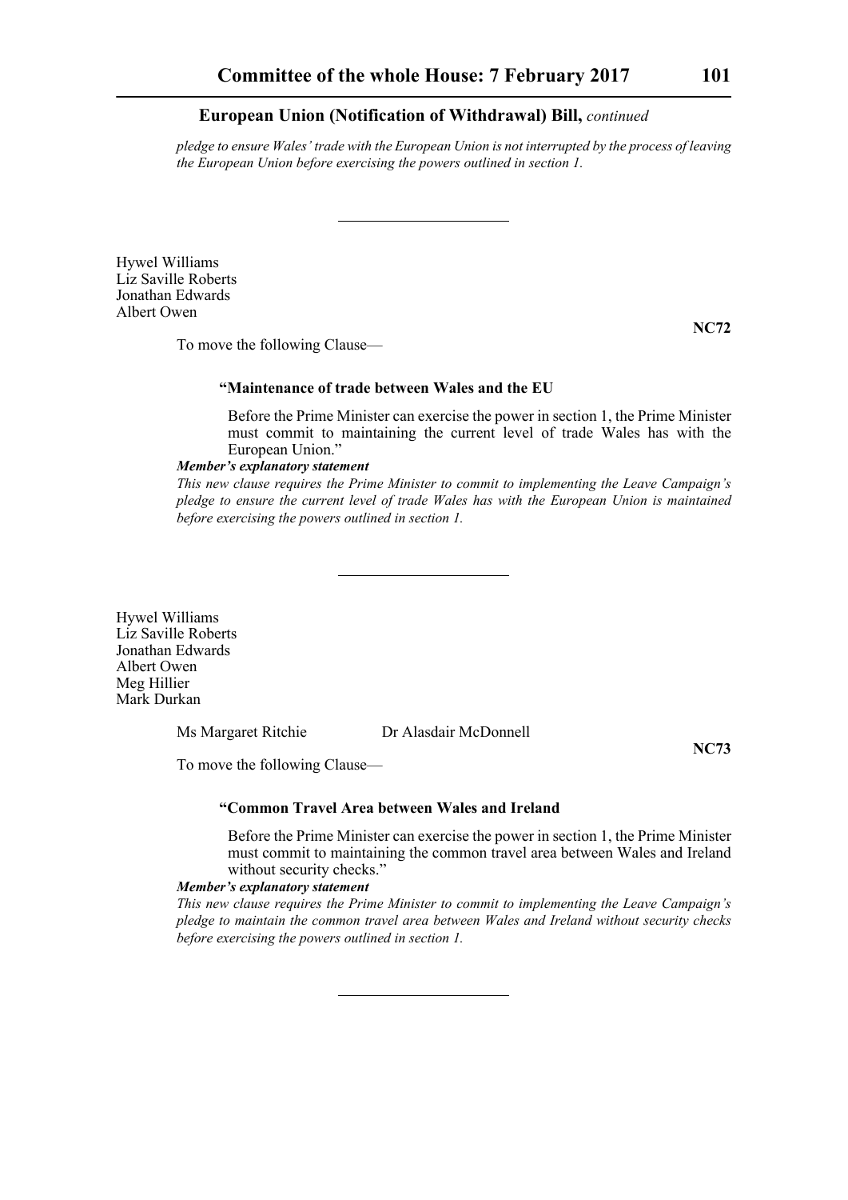*pledge to ensure Wales' trade with the European Union is not interrupted by the process of leaving the European Union before exercising the powers outlined in section 1.*

---

Hywel Williams
Liz Saville Roberts
Jonathan Edwards
Albert Owen

**NC72**

To move the following Clause—

**"Maintenance of trade between Wales and the EU**

Before the Prime Minister can exercise the power in section 1, the Prime Minister must commit to maintaining the current level of trade Wales has with the European Union."

***Member's explanatory statement***

*This new clause requires the Prime Minister to commit to implementing the Leave Campaign's pledge to ensure the current level of trade Wales has with the European Union is maintained before exercising the powers outlined in section 1.*

---

Hywel Williams
Liz Saville Roberts
Jonathan Edwards
Albert Owen
Meg Hillier
Mark Durkan

Ms Margaret Ritchie    Dr Alasdair McDonnell

**NC73**

To move the following Clause—

**"Common Travel Area between Wales and Ireland**

Before the Prime Minister can exercise the power in section 1, the Prime Minister must commit to maintaining the common travel area between Wales and Ireland without security checks."

***Member's explanatory statement***

*This new clause requires the Prime Minister to commit to implementing the Leave Campaign's pledge to maintain the common travel area between Wales and Ireland without security checks before exercising the powers outlined in section 1.*

---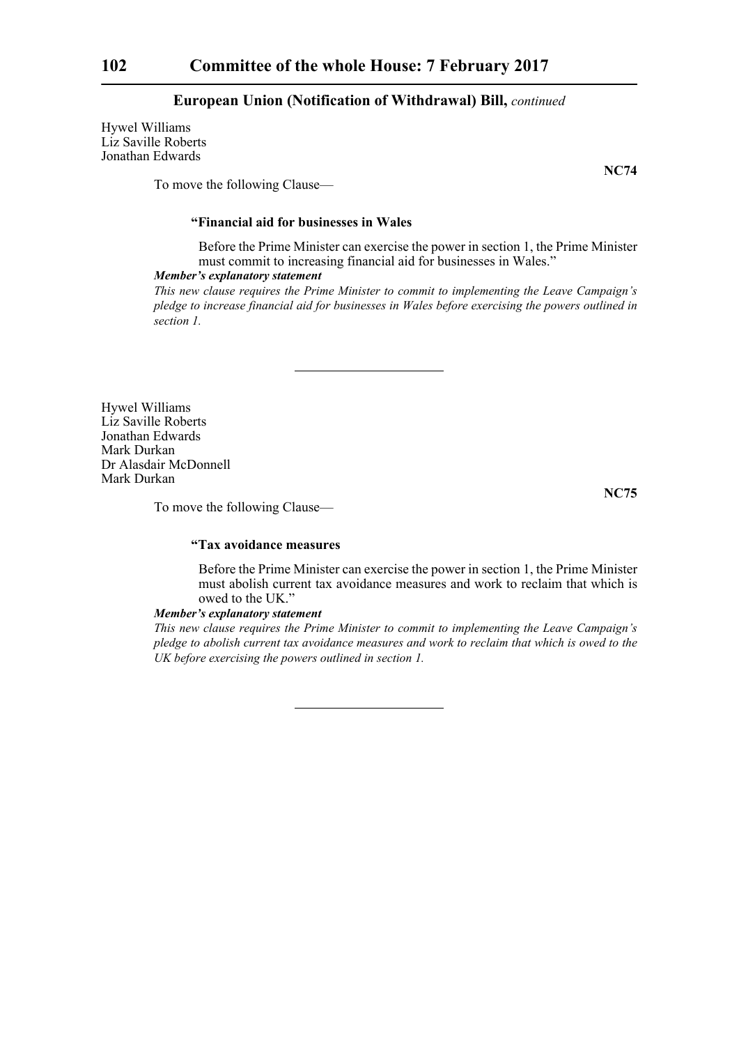Hywel Williams
Liz Saville Roberts
Jonathan Edwards

**NC74**

To move the following Clause—

**"Financial aid for businesses in Wales**

Before the Prime Minister can exercise the power in section 1, the Prime Minister must commit to increasing financial aid for businesses in Wales."

***Member's explanatory statement***

*This new clause requires the Prime Minister to commit to implementing the Leave Campaign's pledge to increase financial aid for businesses in Wales before exercising the powers outlined in section 1.*

---

Hywel Williams
Liz Saville Roberts
Jonathan Edwards
Mark Durkan
Dr Alasdair McDonnell
Mark Durkan

**NC75**

To move the following Clause—

**"Tax avoidance measures**

Before the Prime Minister can exercise the power in section 1, the Prime Minister must abolish current tax avoidance measures and work to reclaim that which is owed to the UK."

***Member's explanatory statement***

*This new clause requires the Prime Minister to commit to implementing the Leave Campaign's pledge to abolish current tax avoidance measures and work to reclaim that which is owed to the UK before exercising the powers outlined in section 1.*

---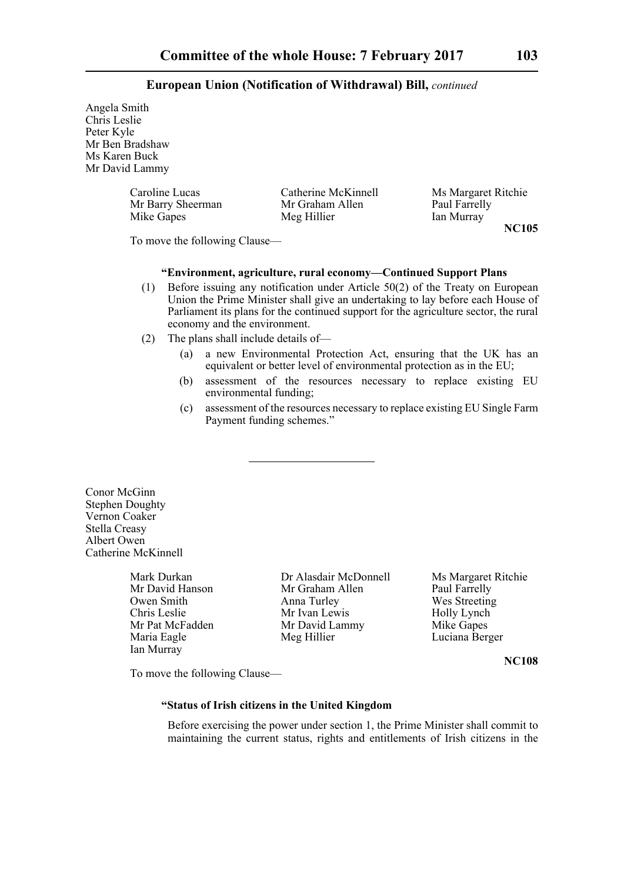**European Union (Notification of Withdrawal) Bill,** *continued*

Angela Smith
Chris Leslie
Peter Kyle
Mr Ben Bradshaw
Ms Karen Buck
Mr David Lammy

Caroline Lucas
Catherine McKinnell
Ms Margaret Ritchie
Mr Barry Sheerman
Mr Graham Allen
Paul Farrelly
Mike Gapes
Meg Hillier
Ian Murray

**NC105**

To move the following Clause—

**"Environment, agriculture, rural economy—Continued Support Plans**

(1) Before issuing any notification under Article 50(2) of the Treaty on European Union the Prime Minister shall give an undertaking to lay before each House of Parliament its plans for the continued support for the agriculture sector, the rural economy and the environment.

(2) The plans shall include details of—

   (a) a new Environmental Protection Act, ensuring that the UK has an equivalent or better level of environmental protection as in the EU;

   (b) assessment of the resources necessary to replace existing EU environmental funding;

   (c) assessment of the resources necessary to replace existing EU Single Farm Payment funding schemes."

---

Conor McGinn
Stephen Doughty
Vernon Coaker
Stella Creasy
Albert Owen
Catherine McKinnell

Mark Durkan
Dr Alasdair McDonnell
Ms Margaret Ritchie
Mr David Hanson
Mr Graham Allen
Paul Farrelly
Owen Smith
Anna Turley
Wes Streeting
Chris Leslie
Mr Ivan Lewis
Holly Lynch
Mr Pat McFadden
Mr David Lammy
Mike Gapes
Maria Eagle
Meg Hillier
Luciana Berger
Ian Murray

**NC108**

To move the following Clause—

**"Status of Irish citizens in the United Kingdom**

Before exercising the power under section 1, the Prime Minister shall commit to maintaining the current status, rights and entitlements of Irish citizens in the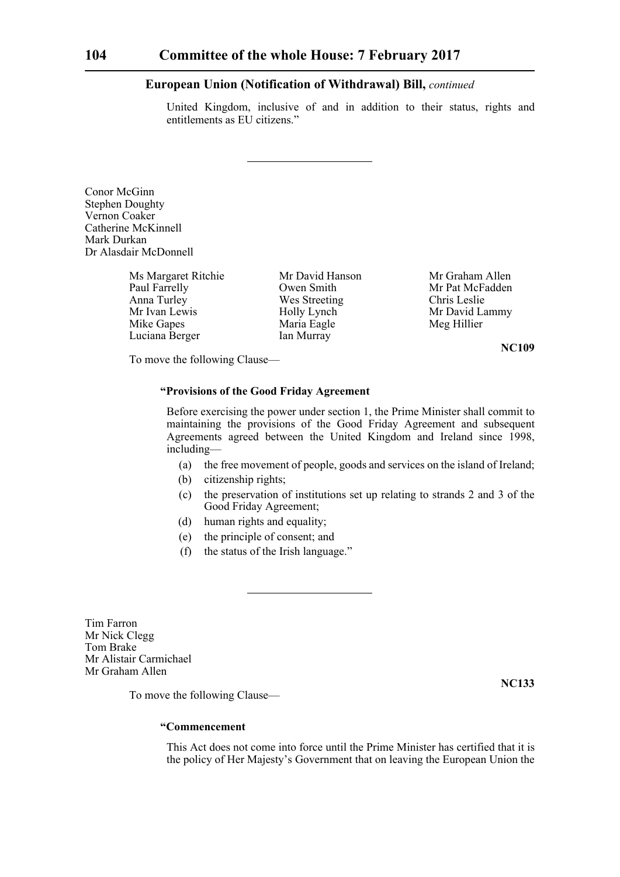United Kingdom, inclusive of and in addition to their status, rights and entitlements as EU citizens.”

---

Conor McGinn
Stephen Doughty
Vernon Coaker
Catherine McKinnell
Mark Durkan
Dr Alasdair McDonnell

Ms Margaret Ritchie
Paul Farrelly
Anna Turley
Mr Ivan Lewis
Mike Gapes
Luciana Berger
Mr David Hanson
Owen Smith
Wes Streeting
Holly Lynch
Maria Eagle
Ian Murray
Mr Graham Allen
Mr Pat McFadden
Chris Leslie
Mr David Lammy
Meg Hillier

**NC109**

To move the following Clause—

**“Provisions of the Good Friday Agreement**

Before exercising the power under section 1, the Prime Minister shall commit to maintaining the provisions of the Good Friday Agreement and subsequent Agreements agreed between the United Kingdom and Ireland since 1998, including—

(a) the free movement of people, goods and services on the island of Ireland;

(b) citizenship rights;

(c) the preservation of institutions set up relating to strands 2 and 3 of the Good Friday Agreement;

(d) human rights and equality;

(e) the principle of consent; and

(f) the status of the Irish language.”

---

Tim Farron
Mr Nick Clegg
Tom Brake
Mr Alistair Carmichael
Mr Graham Allen

**NC133**

To move the following Clause—

**“Commencement**

This Act does not come into force until the Prime Minister has certified that it is the policy of Her Majesty’s Government that on leaving the European Union the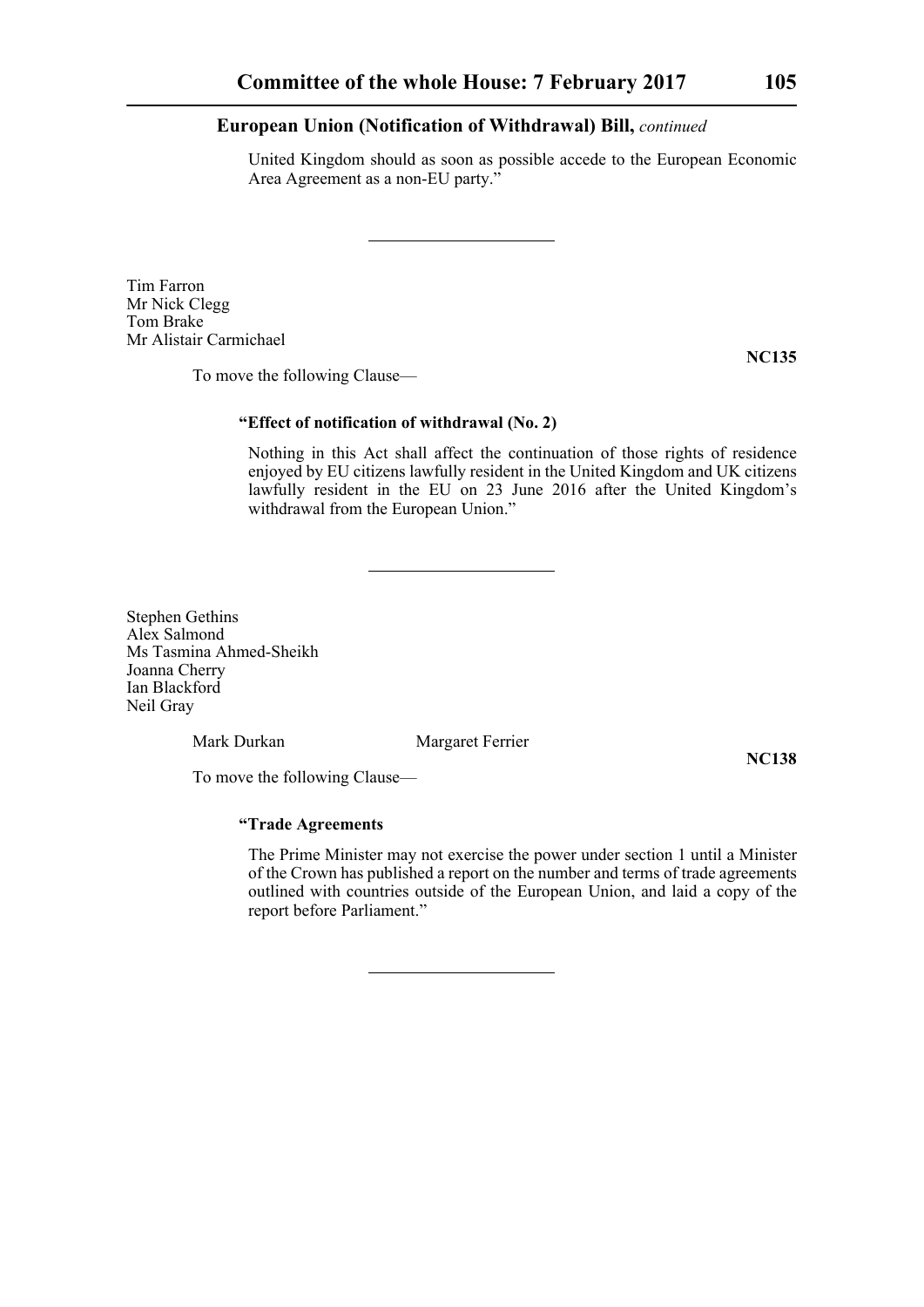United Kingdom should as soon as possible accede to the European Economic Area Agreement as a non-EU party."

---

Tim Farron
Mr Nick Clegg
Tom Brake
Mr Alistair Carmichael

**NC135**

To move the following Clause—

**"Effect of notification of withdrawal (No. 2)**

Nothing in this Act shall affect the continuation of those rights of residence enjoyed by EU citizens lawfully resident in the United Kingdom and UK citizens lawfully resident in the EU on 23 June 2016 after the United Kingdom's withdrawal from the European Union."

---

Stephen Gethins
Alex Salmond
Ms Tasmina Ahmed-Sheikh
Joanna Cherry
Ian Blackford
Neil Gray

Mark Durkan Margaret Ferrier

**NC138**

To move the following Clause—

**"Trade Agreements**

The Prime Minister may not exercise the power under section 1 until a Minister of the Crown has published a report on the number and terms of trade agreements outlined with countries outside of the European Union, and laid a copy of the report before Parliament."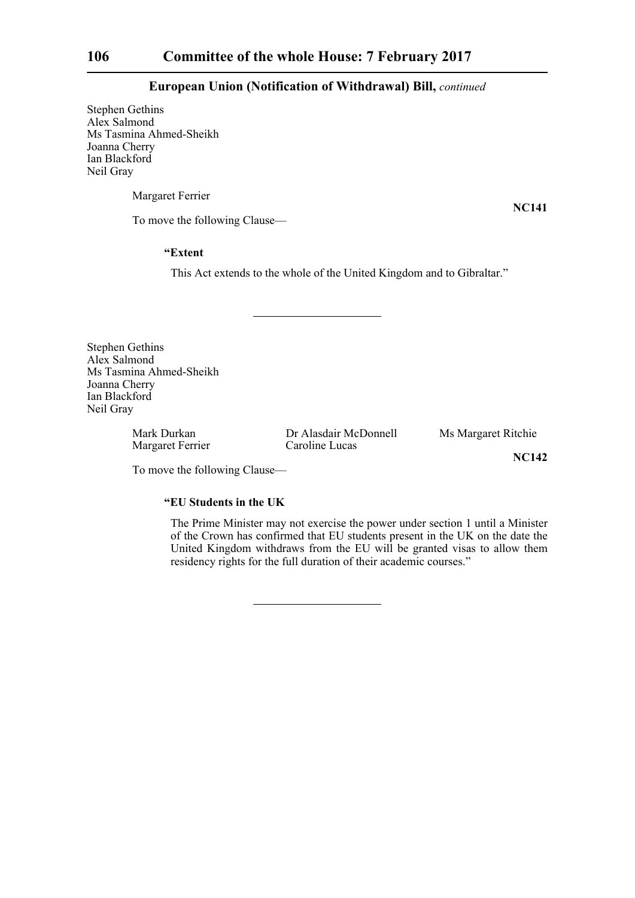## European Union (Notification of Withdrawal) Bill, *continued*

Stephen Gethins
Alex Salmond
Ms Tasmina Ahmed-Sheikh
Joanna Cherry
Ian Blackford
Neil Gray

Margaret Ferrier

**NC141**

To move the following Clause—

**"Extent**

This Act extends to the whole of the United Kingdom and to Gibraltar."

---

Stephen Gethins
Alex Salmond
Ms Tasmina Ahmed-Sheikh
Joanna Cherry
Ian Blackford
Neil Gray

Mark Durkan
Dr Alasdair McDonnell
Ms Margaret Ritchie
Margaret Ferrier
Caroline Lucas

**NC142**

To move the following Clause—

**"EU Students in the UK**

The Prime Minister may not exercise the power under section 1 until a Minister of the Crown has confirmed that EU students present in the UK on the date the United Kingdom withdraws from the EU will be granted visas to allow them residency rights for the full duration of their academic courses."

---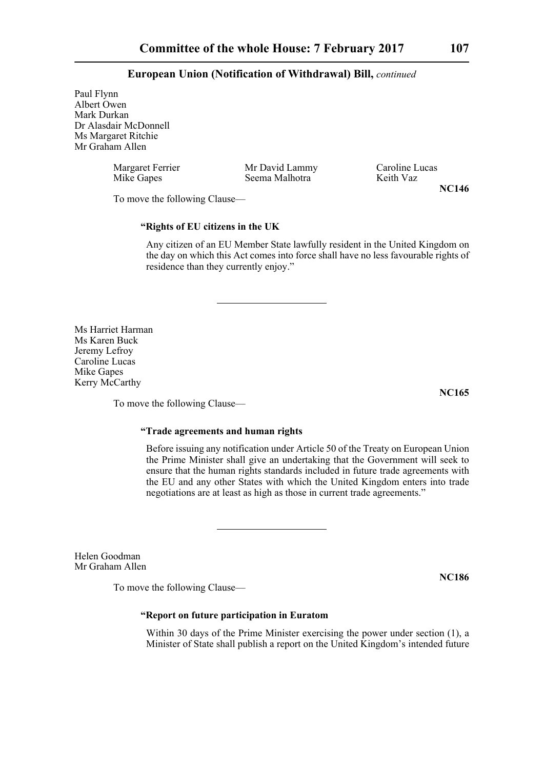## European Union (Notification of Withdrawal) Bill, *continued*

Paul Flynn
Albert Owen
Mark Durkan
Dr Alasdair McDonnell
Ms Margaret Ritchie
Mr Graham Allen

Margaret Ferrier
Mike Gapes
Mr David Lammy
Seema Malhotra
Caroline Lucas
Keith Vaz

**NC146**

To move the following Clause—

**"Rights of EU citizens in the UK**

Any citizen of an EU Member State lawfully resident in the United Kingdom on the day on which this Act comes into force shall have no less favourable rights of residence than they currently enjoy."

---

Ms Harriet Harman
Ms Karen Buck
Jeremy Lefroy
Caroline Lucas
Mike Gapes
Kerry McCarthy

**NC165**

To move the following Clause—

**"Trade agreements and human rights**

Before issuing any notification under Article 50 of the Treaty on European Union the Prime Minister shall give an undertaking that the Government will seek to ensure that the human rights standards included in future trade agreements with the EU and any other States with which the United Kingdom enters into trade negotiations are at least as high as those in current trade agreements."

---

Helen Goodman
Mr Graham Allen

**NC186**

To move the following Clause—

**"Report on future participation in Euratom**

Within 30 days of the Prime Minister exercising the power under section (1), a Minister of State shall publish a report on the United Kingdom's intended future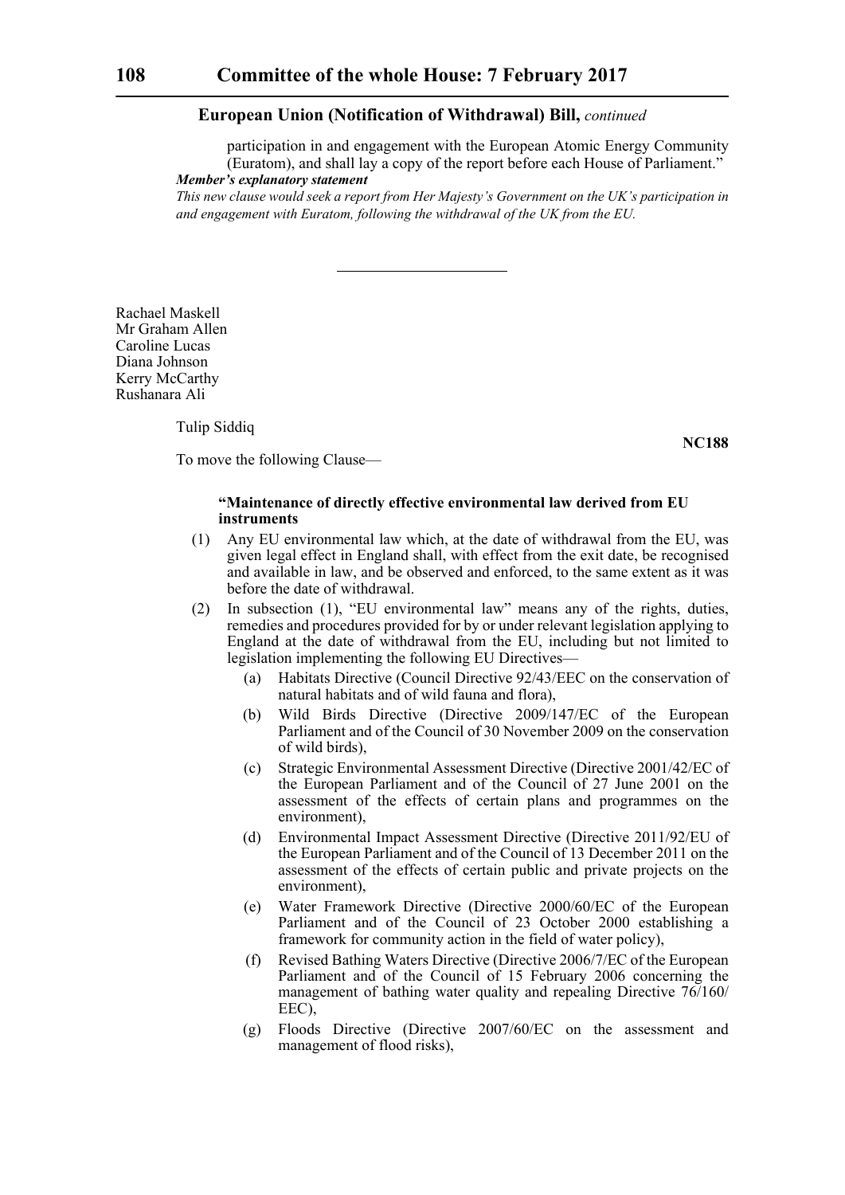participation in and engagement with the European Atomic Energy Community (Euratom), and shall lay a copy of the report before each House of Parliament."

***Member's explanatory statement***

*This new clause would seek a report from Her Majesty's Government on the UK's participation in and engagement with Euratom, following the withdrawal of the UK from the EU.*

---

Rachael Maskell
Mr Graham Allen
Caroline Lucas
Diana Johnson
Kerry McCarthy
Rushanara Ali

Tulip Siddiq

**NC188**

To move the following Clause—

**"Maintenance of directly effective environmental law derived from EU instruments**

(1) Any EU environmental law which, at the date of withdrawal from the EU, was given legal effect in England shall, with effect from the exit date, be recognised and available in law, and be observed and enforced, to the same extent as it was before the date of withdrawal.

(2) In subsection (1), "EU environmental law" means any of the rights, duties, remedies and procedures provided for by or under relevant legislation applying to England at the date of withdrawal from the EU, including but not limited to legislation implementing the following EU Directives—

(a) Habitats Directive (Council Directive 92/43/EEC on the conservation of natural habitats and of wild fauna and flora),

(b) Wild Birds Directive (Directive 2009/147/EC of the European Parliament and of the Council of 30 November 2009 on the conservation of wild birds),

(c) Strategic Environmental Assessment Directive (Directive 2001/42/EC of the European Parliament and of the Council of 27 June 2001 on the assessment of the effects of certain plans and programmes on the environment),

(d) Environmental Impact Assessment Directive (Directive 2011/92/EU of the European Parliament and of the Council of 13 December 2011 on the assessment of the effects of certain public and private projects on the environment),

(e) Water Framework Directive (Directive 2000/60/EC of the European Parliament and of the Council of 23 October 2000 establishing a framework for community action in the field of water policy),

(f) Revised Bathing Waters Directive (Directive 2006/7/EC of the European Parliament and of the Council of 15 February 2006 concerning the management of bathing water quality and repealing Directive 76/160/EEC),

(g) Floods Directive (Directive 2007/60/EC on the assessment and management of flood risks),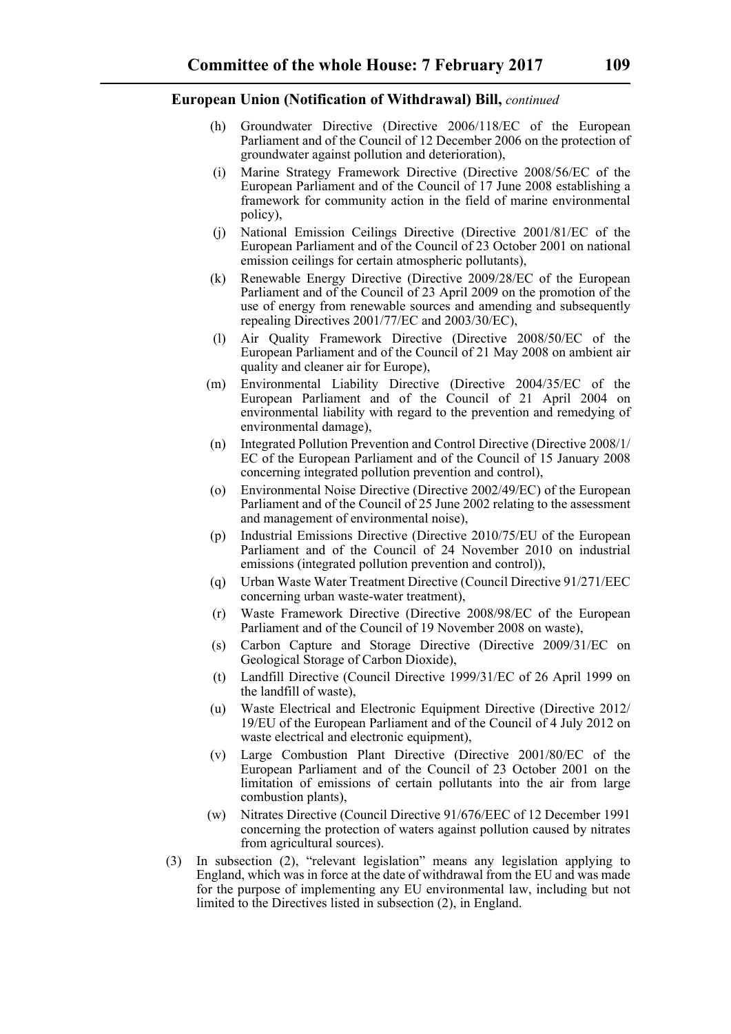**European Union (Notification of Withdrawal) Bill,** *continued*

(h) Groundwater Directive (Directive 2006/118/EC of the European Parliament and of the Council of 12 December 2006 on the protection of groundwater against pollution and deterioration),

(i) Marine Strategy Framework Directive (Directive 2008/56/EC of the European Parliament and of the Council of 17 June 2008 establishing a framework for community action in the field of marine environmental policy),

(j) National Emission Ceilings Directive (Directive 2001/81/EC of the European Parliament and of the Council of 23 October 2001 on national emission ceilings for certain atmospheric pollutants),

(k) Renewable Energy Directive (Directive 2009/28/EC of the European Parliament and of the Council of 23 April 2009 on the promotion of the use of energy from renewable sources and amending and subsequently repealing Directives 2001/77/EC and 2003/30/EC),

(l) Air Quality Framework Directive (Directive 2008/50/EC of the European Parliament and of the Council of 21 May 2008 on ambient air quality and cleaner air for Europe),

(m) Environmental Liability Directive (Directive 2004/35/EC of the European Parliament and of the Council of 21 April 2004 on environmental liability with regard to the prevention and remedying of environmental damage),

(n) Integrated Pollution Prevention and Control Directive (Directive 2008/1/EC of the European Parliament and of the Council of 15 January 2008 concerning integrated pollution prevention and control),

(o) Environmental Noise Directive (Directive 2002/49/EC) of the European Parliament and of the Council of 25 June 2002 relating to the assessment and management of environmental noise),

(p) Industrial Emissions Directive (Directive 2010/75/EU of the European Parliament and of the Council of 24 November 2010 on industrial emissions (integrated pollution prevention and control)),

(q) Urban Waste Water Treatment Directive (Council Directive 91/271/EEC concerning urban waste-water treatment),

(r) Waste Framework Directive (Directive 2008/98/EC of the European Parliament and of the Council of 19 November 2008 on waste),

(s) Carbon Capture and Storage Directive (Directive 2009/31/EC on Geological Storage of Carbon Dioxide),

(t) Landfill Directive (Council Directive 1999/31/EC of 26 April 1999 on the landfill of waste),

(u) Waste Electrical and Electronic Equipment Directive (Directive 2012/19/EU of the European Parliament and of the Council of 4 July 2012 on waste electrical and electronic equipment),

(v) Large Combustion Plant Directive (Directive 2001/80/EC of the European Parliament and of the Council of 23 October 2001 on the limitation of emissions of certain pollutants into the air from large combustion plants),

(w) Nitrates Directive (Council Directive 91/676/EEC of 12 December 1991 concerning the protection of waters against pollution caused by nitrates from agricultural sources).

(3) In subsection (2), "relevant legislation" means any legislation applying to England, which was in force at the date of withdrawal from the EU and was made for the purpose of implementing any EU environmental law, including but not limited to the Directives listed in subsection (2), in England.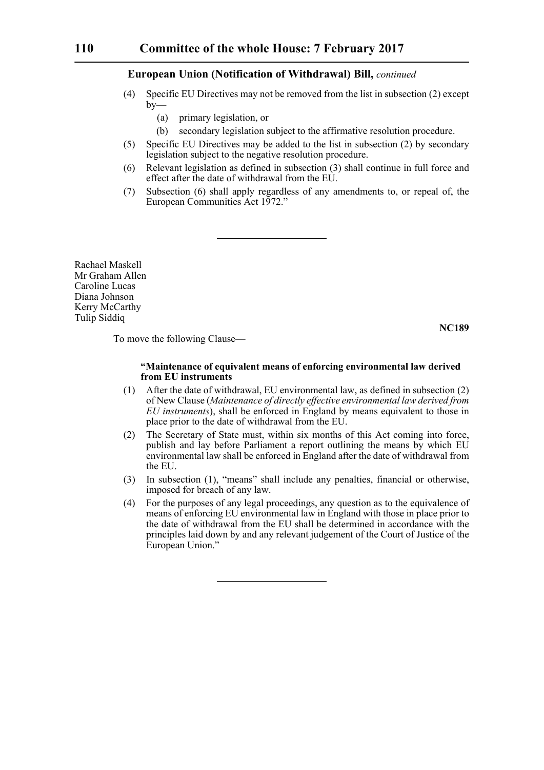**European Union (Notification of Withdrawal) Bill,** *continued*

(4) Specific EU Directives may not be removed from the list in subsection (2) except by—

(a) primary legislation, or

(b) secondary legislation subject to the affirmative resolution procedure.

(5) Specific EU Directives may be added to the list in subsection (2) by secondary legislation subject to the negative resolution procedure.

(6) Relevant legislation as defined in subsection (3) shall continue in full force and effect after the date of withdrawal from the EU.

(7) Subsection (6) shall apply regardless of any amendments to, or repeal of, the European Communities Act 1972."

---

Rachael Maskell
Mr Graham Allen
Caroline Lucas
Diana Johnson
Kerry McCarthy
Tulip Siddiq

**NC189**

To move the following Clause—

**"Maintenance of equivalent means of enforcing environmental law derived from EU instruments**

(1) After the date of withdrawal, EU environmental law, as defined in subsection (2) of New Clause (*Maintenance of directly effective environmental law derived from EU instruments*), shall be enforced in England by means equivalent to those in place prior to the date of withdrawal from the EU.

(2) The Secretary of State must, within six months of this Act coming into force, publish and lay before Parliament a report outlining the means by which EU environmental law shall be enforced in England after the date of withdrawal from the EU.

(3) In subsection (1), "means" shall include any penalties, financial or otherwise, imposed for breach of any law.

(4) For the purposes of any legal proceedings, any question as to the equivalence of means of enforcing EU environmental law in England with those in place prior to the date of withdrawal from the EU shall be determined in accordance with the principles laid down by and any relevant judgement of the Court of Justice of the European Union."

---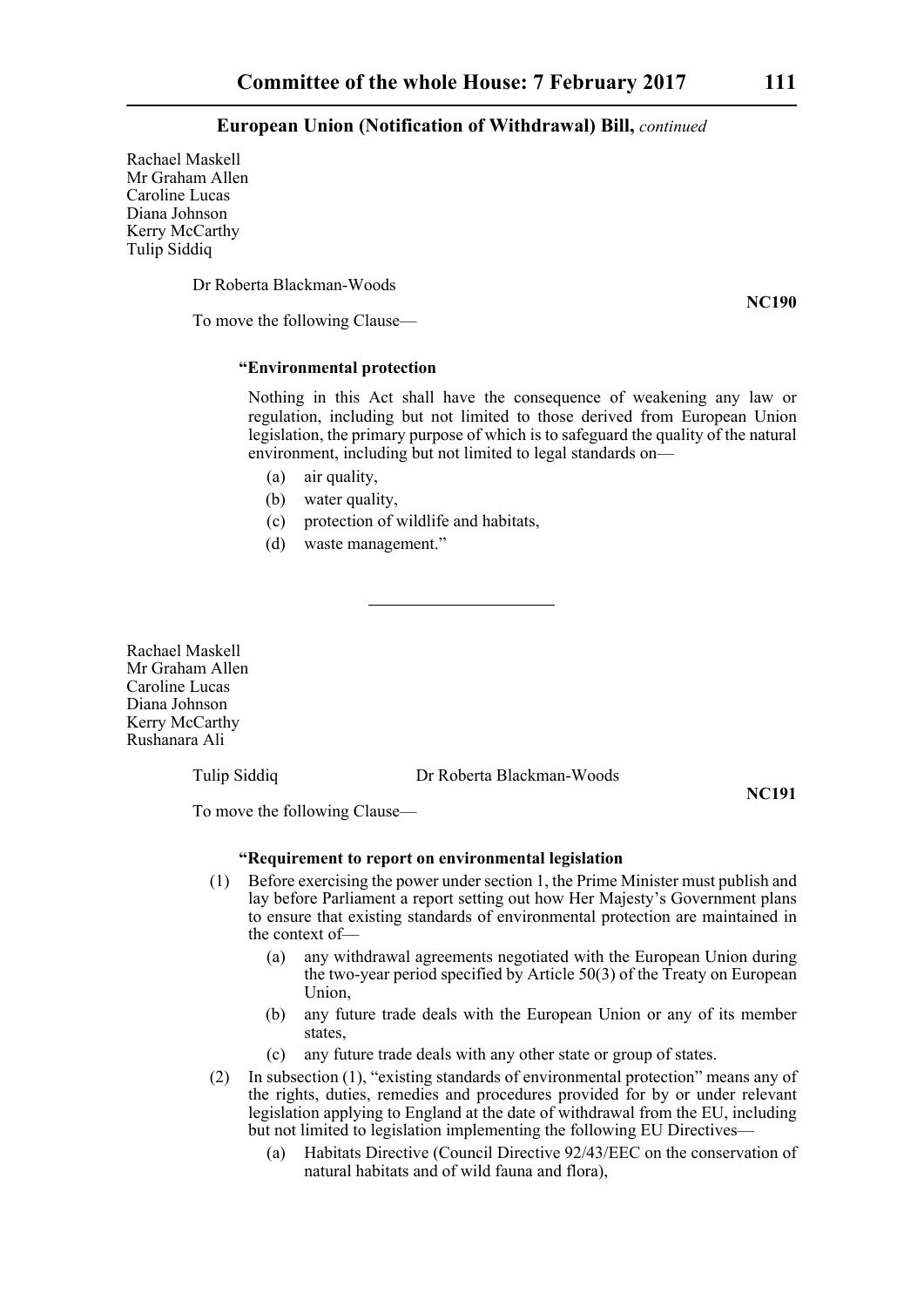Rachael Maskell
Mr Graham Allen
Caroline Lucas
Diana Johnson
Kerry McCarthy
Tulip Siddiq

Dr Roberta Blackman-Woods

**NC190**

To move the following Clause—

**"Environmental protection**

Nothing in this Act shall have the consequence of weakening any law or regulation, including but not limited to those derived from European Union legislation, the primary purpose of which is to safeguard the quality of the natural environment, including but not limited to legal standards on—

(a) air quality,

(b) water quality,

(c) protection of wildlife and habitats,

(d) waste management."

---

Rachael Maskell
Mr Graham Allen
Caroline Lucas
Diana Johnson
Kerry McCarthy
Rushanara Ali

Tulip Siddiq Dr Roberta Blackman-Woods

**NC191**

To move the following Clause—

**"Requirement to report on environmental legislation**

(1) Before exercising the power under section 1, the Prime Minister must publish and lay before Parliament a report setting out how Her Majesty's Government plans to ensure that existing standards of environmental protection are maintained in the context of—

(a) any withdrawal agreements negotiated with the European Union during the two-year period specified by Article 50(3) of the Treaty on European Union,

(b) any future trade deals with the European Union or any of its member states,

(c) any future trade deals with any other state or group of states.

(2) In subsection (1), "existing standards of environmental protection" means any of the rights, duties, remedies and procedures provided for by or under relevant legislation applying to England at the date of withdrawal from the EU, including but not limited to legislation implementing the following EU Directives—

(a) Habitats Directive (Council Directive 92/43/EEC on the conservation of natural habitats and of wild fauna and flora),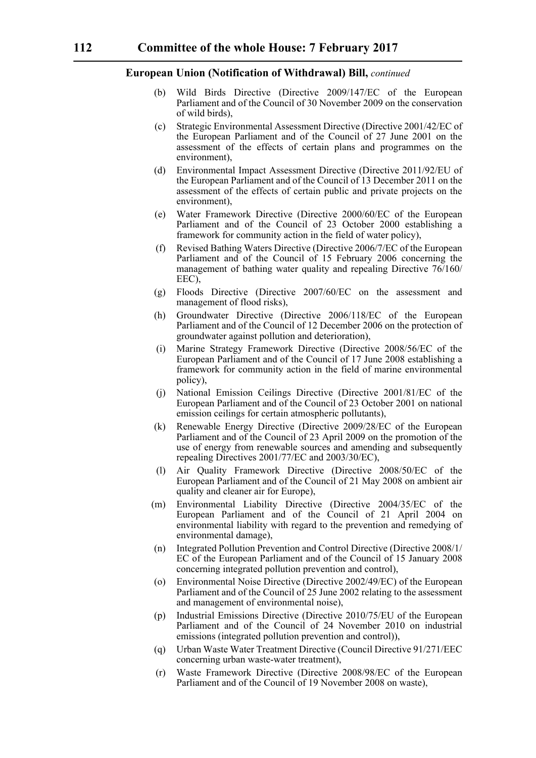**European Union (Notification of Withdrawal) Bill,** *continued*

(b) Wild Birds Directive (Directive 2009/147/EC of the European Parliament and of the Council of 30 November 2009 on the conservation of wild birds),

(c) Strategic Environmental Assessment Directive (Directive 2001/42/EC of the European Parliament and of the Council of 27 June 2001 on the assessment of the effects of certain plans and programmes on the environment),

(d) Environmental Impact Assessment Directive (Directive 2011/92/EU of the European Parliament and of the Council of 13 December 2011 on the assessment of the effects of certain public and private projects on the environment),

(e) Water Framework Directive (Directive 2000/60/EC of the European Parliament and of the Council of 23 October 2000 establishing a framework for community action in the field of water policy),

(f) Revised Bathing Waters Directive (Directive 2006/7/EC of the European Parliament and of the Council of 15 February 2006 concerning the management of bathing water quality and repealing Directive 76/160/EEC),

(g) Floods Directive (Directive 2007/60/EC on the assessment and management of flood risks),

(h) Groundwater Directive (Directive 2006/118/EC of the European Parliament and of the Council of 12 December 2006 on the protection of groundwater against pollution and deterioration),

(i) Marine Strategy Framework Directive (Directive 2008/56/EC of the European Parliament and of the Council of 17 June 2008 establishing a framework for community action in the field of marine environmental policy),

(j) National Emission Ceilings Directive (Directive 2001/81/EC of the European Parliament and of the Council of 23 October 2001 on national emission ceilings for certain atmospheric pollutants),

(k) Renewable Energy Directive (Directive 2009/28/EC of the European Parliament and of the Council of 23 April 2009 on the promotion of the use of energy from renewable sources and amending and subsequently repealing Directives 2001/77/EC and 2003/30/EC),

(l) Air Quality Framework Directive (Directive 2008/50/EC of the European Parliament and of the Council of 21 May 2008 on ambient air quality and cleaner air for Europe),

(m) Environmental Liability Directive (Directive 2004/35/EC of the European Parliament and of the Council of 21 April 2004 on environmental liability with regard to the prevention and remedying of environmental damage),

(n) Integrated Pollution Prevention and Control Directive (Directive 2008/1/EC of the European Parliament and of the Council of 15 January 2008 concerning integrated pollution prevention and control),

(o) Environmental Noise Directive (Directive 2002/49/EC) of the European Parliament and of the Council of 25 June 2002 relating to the assessment and management of environmental noise),

(p) Industrial Emissions Directive (Directive 2010/75/EU of the European Parliament and of the Council of 24 November 2010 on industrial emissions (integrated pollution prevention and control)),

(q) Urban Waste Water Treatment Directive (Council Directive 91/271/EEC concerning urban waste-water treatment),

(r) Waste Framework Directive (Directive 2008/98/EC of the European Parliament and of the Council of 19 November 2008 on waste),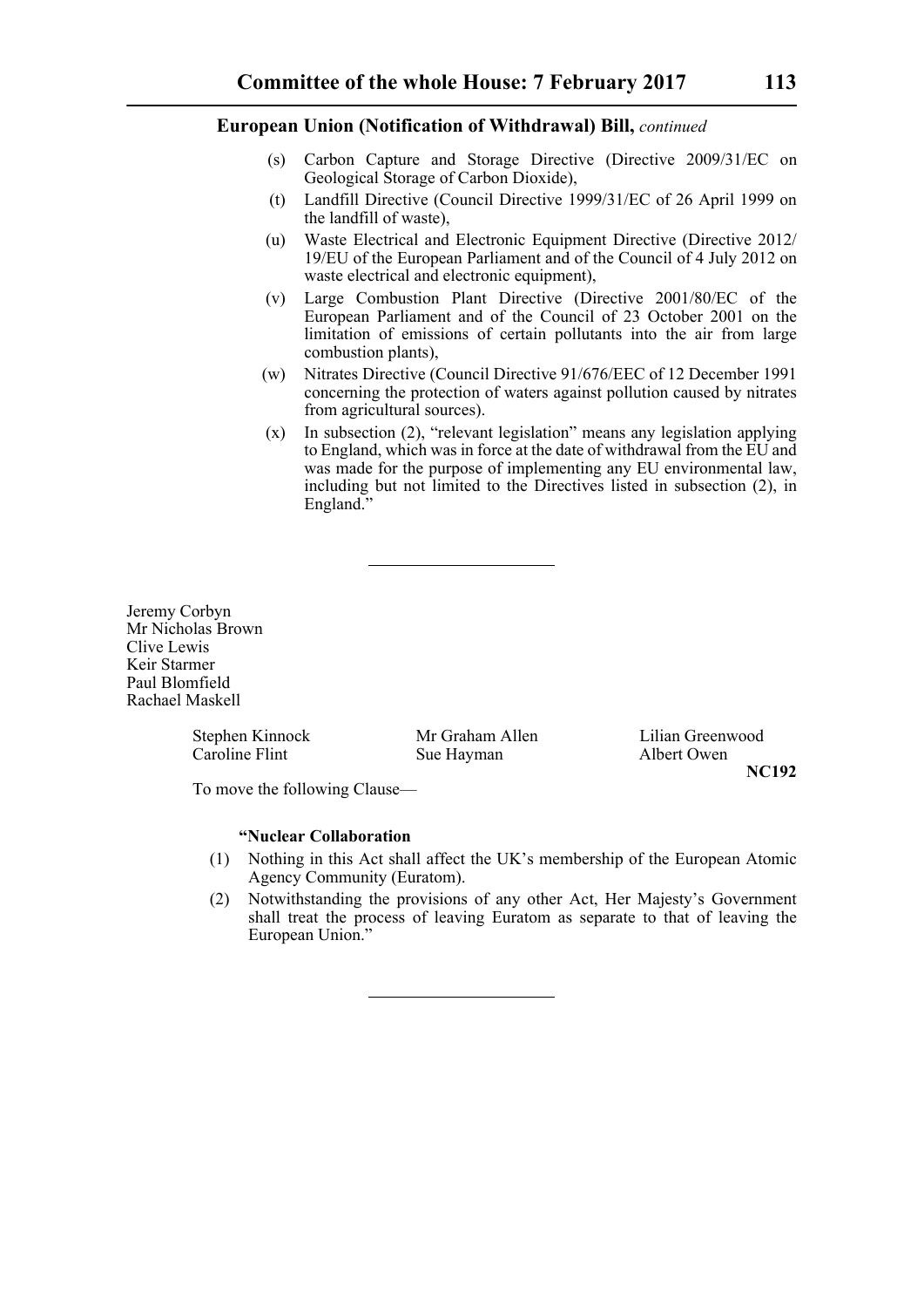**European Union (Notification of Withdrawal) Bill,** *continued*

(s) Carbon Capture and Storage Directive (Directive 2009/31/EC on Geological Storage of Carbon Dioxide),

(t) Landfill Directive (Council Directive 1999/31/EC of 26 April 1999 on the landfill of waste),

(u) Waste Electrical and Electronic Equipment Directive (Directive 2012/19/EU of the European Parliament and of the Council of 4 July 2012 on waste electrical and electronic equipment),

(v) Large Combustion Plant Directive (Directive 2001/80/EC of the European Parliament and of the Council of 23 October 2001 on the limitation of emissions of certain pollutants into the air from large combustion plants),

(w) Nitrates Directive (Council Directive 91/676/EEC of 12 December 1991 concerning the protection of waters against pollution caused by nitrates from agricultural sources).

(x) In subsection (2), "relevant legislation" means any legislation applying to England, which was in force at the date of withdrawal from the EU and was made for the purpose of implementing any EU environmental law, including but not limited to the Directives listed in subsection (2), in England."

---

Jeremy Corbyn
Mr Nicholas Brown
Clive Lewis
Keir Starmer
Paul Blomfield
Rachael Maskell

Stephen Kinnock — Mr Graham Allen — Lilian Greenwood
Caroline Flint — Sue Hayman — Albert Owen

**NC192**

To move the following Clause—

**"Nuclear Collaboration**

(1) Nothing in this Act shall affect the UK's membership of the European Atomic Agency Community (Euratom).

(2) Notwithstanding the provisions of any other Act, Her Majesty's Government shall treat the process of leaving Euratom as separate to that of leaving the European Union."

---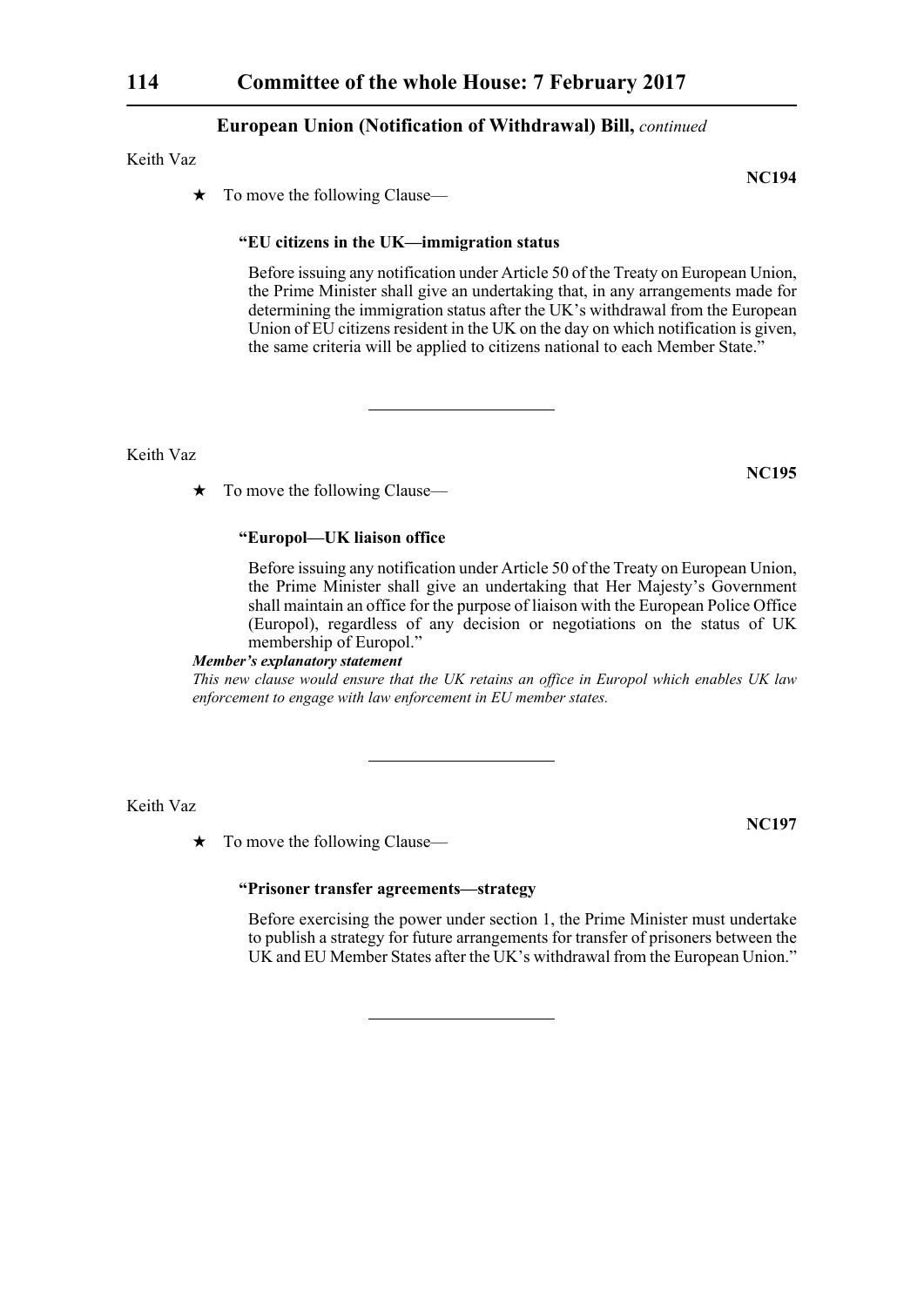**European Union (Notification of Withdrawal) Bill,** *continued*

Keith Vaz

**NC194**

★ To move the following Clause—

**"EU citizens in the UK—immigration status**

Before issuing any notification under Article 50 of the Treaty on European Union, the Prime Minister shall give an undertaking that, in any arrangements made for determining the immigration status after the UK's withdrawal from the European Union of EU citizens resident in the UK on the day on which notification is given, the same criteria will be applied to citizens national to each Member State."

---

Keith Vaz

**NC195**

★ To move the following Clause—

**"Europol—UK liaison office**

Before issuing any notification under Article 50 of the Treaty on European Union, the Prime Minister shall give an undertaking that Her Majesty's Government shall maintain an office for the purpose of liaison with the European Police Office (Europol), regardless of any decision or negotiations on the status of UK membership of Europol."

***Member's explanatory statement***

*This new clause would ensure that the UK retains an office in Europol which enables UK law enforcement to engage with law enforcement in EU member states.*

---

Keith Vaz

**NC197**

★ To move the following Clause—

**"Prisoner transfer agreements—strategy**

Before exercising the power under section 1, the Prime Minister must undertake to publish a strategy for future arrangements for transfer of prisoners between the UK and EU Member States after the UK's withdrawal from the European Union."

---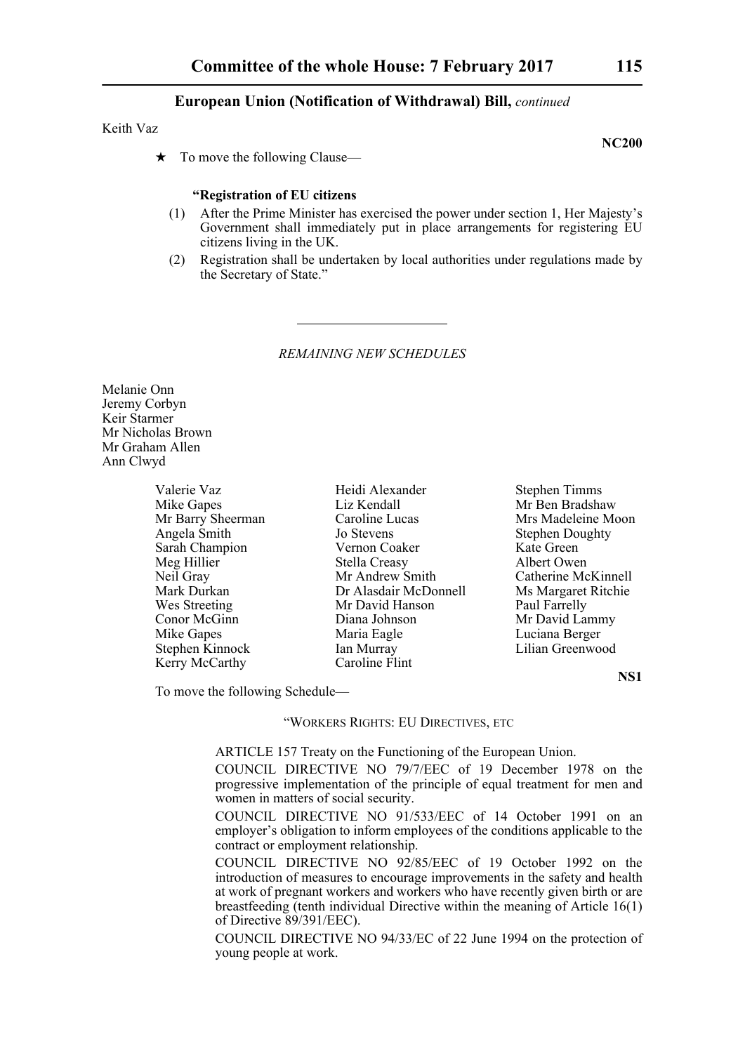**European Union (Notification of Withdrawal) Bill,** *continued*

Keith Vaz

**NC200**

★ To move the following Clause—

**"Registration of EU citizens**

(1) After the Prime Minister has exercised the power under section 1, Her Majesty's Government shall immediately put in place arrangements for registering EU citizens living in the UK.

(2) Registration shall be undertaken by local authorities under regulations made by the Secretary of State."

---

*REMAINING NEW SCHEDULES*

Melanie Onn
Jeremy Corbyn
Keir Starmer
Mr Nicholas Brown
Mr Graham Allen
Ann Clwyd

Valerie Vaz
Mike Gapes
Mr Barry Sheerman
Angela Smith
Sarah Champion
Meg Hillier
Neil Gray
Mark Durkan
Wes Streeting
Conor McGinn
Mike Gapes
Stephen Kinnock
Kerry McCarthy
Heidi Alexander
Liz Kendall
Caroline Lucas
Jo Stevens
Vernon Coaker
Stella Creasy
Mr Andrew Smith
Dr Alasdair McDonnell
Mr David Hanson
Diana Johnson
Maria Eagle
Ian Murray
Caroline Flint
Stephen Timms
Mr Ben Bradshaw
Mrs Madeleine Moon
Stephen Doughty
Kate Green
Albert Owen
Catherine McKinnell
Ms Margaret Ritchie
Paul Farrelly
Mr David Lammy
Luciana Berger
Lilian Greenwood

**NS1**

To move the following Schedule—

"WORKERS RIGHTS: EU DIRECTIVES, ETC

ARTICLE 157 Treaty on the Functioning of the European Union.

COUNCIL DIRECTIVE NO 79/7/EEC of 19 December 1978 on the progressive implementation of the principle of equal treatment for men and women in matters of social security.

COUNCIL DIRECTIVE NO 91/533/EEC of 14 October 1991 on an employer's obligation to inform employees of the conditions applicable to the contract or employment relationship.

COUNCIL DIRECTIVE NO 92/85/EEC of 19 October 1992 on the introduction of measures to encourage improvements in the safety and health at work of pregnant workers and workers who have recently given birth or are breastfeeding (tenth individual Directive within the meaning of Article 16(1) of Directive 89/391/EEC).

COUNCIL DIRECTIVE NO 94/33/EC of 22 June 1994 on the protection of young people at work.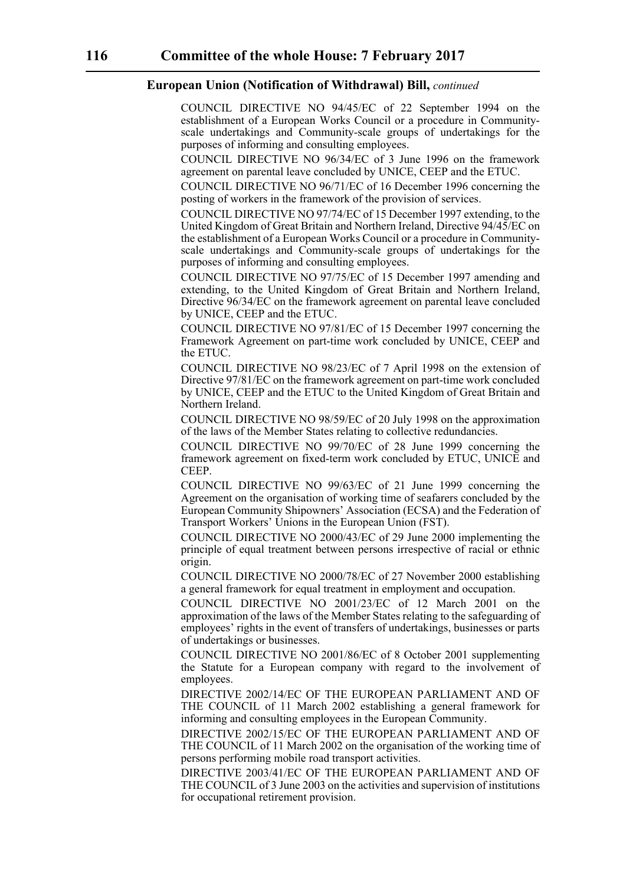**European Union (Notification of Withdrawal) Bill,** *continued*

COUNCIL DIRECTIVE NO 94/45/EC of 22 September 1994 on the establishment of a European Works Council or a procedure in Community-scale undertakings and Community-scale groups of undertakings for the purposes of informing and consulting employees.

COUNCIL DIRECTIVE NO 96/34/EC of 3 June 1996 on the framework agreement on parental leave concluded by UNICE, CEEP and the ETUC.

COUNCIL DIRECTIVE NO 96/71/EC of 16 December 1996 concerning the posting of workers in the framework of the provision of services.

COUNCIL DIRECTIVE NO 97/74/EC of 15 December 1997 extending, to the United Kingdom of Great Britain and Northern Ireland, Directive 94/45/EC on the establishment of a European Works Council or a procedure in Community-scale undertakings and Community-scale groups of undertakings for the purposes of informing and consulting employees.

COUNCIL DIRECTIVE NO 97/75/EC of 15 December 1997 amending and extending, to the United Kingdom of Great Britain and Northern Ireland, Directive 96/34/EC on the framework agreement on parental leave concluded by UNICE, CEEP and the ETUC.

COUNCIL DIRECTIVE NO 97/81/EC of 15 December 1997 concerning the Framework Agreement on part-time work concluded by UNICE, CEEP and the ETUC.

COUNCIL DIRECTIVE NO 98/23/EC of 7 April 1998 on the extension of Directive 97/81/EC on the framework agreement on part-time work concluded by UNICE, CEEP and the ETUC to the United Kingdom of Great Britain and Northern Ireland.

COUNCIL DIRECTIVE NO 98/59/EC of 20 July 1998 on the approximation of the laws of the Member States relating to collective redundancies.

COUNCIL DIRECTIVE NO 99/70/EC of 28 June 1999 concerning the framework agreement on fixed-term work concluded by ETUC, UNICE and CEEP.

COUNCIL DIRECTIVE NO 99/63/EC of 21 June 1999 concerning the Agreement on the organisation of working time of seafarers concluded by the European Community Shipowners' Association (ECSA) and the Federation of Transport Workers' Unions in the European Union (FST).

COUNCIL DIRECTIVE NO 2000/43/EC of 29 June 2000 implementing the principle of equal treatment between persons irrespective of racial or ethnic origin.

COUNCIL DIRECTIVE NO 2000/78/EC of 27 November 2000 establishing a general framework for equal treatment in employment and occupation.

COUNCIL DIRECTIVE NO 2001/23/EC of 12 March 2001 on the approximation of the laws of the Member States relating to the safeguarding of employees' rights in the event of transfers of undertakings, businesses or parts of undertakings or businesses.

COUNCIL DIRECTIVE NO 2001/86/EC of 8 October 2001 supplementing the Statute for a European company with regard to the involvement of employees.

DIRECTIVE 2002/14/EC OF THE EUROPEAN PARLIAMENT AND OF THE COUNCIL of 11 March 2002 establishing a general framework for informing and consulting employees in the European Community.

DIRECTIVE 2002/15/EC OF THE EUROPEAN PARLIAMENT AND OF THE COUNCIL of 11 March 2002 on the organisation of the working time of persons performing mobile road transport activities.

DIRECTIVE 2003/41/EC OF THE EUROPEAN PARLIAMENT AND OF THE COUNCIL of 3 June 2003 on the activities and supervision of institutions for occupational retirement provision.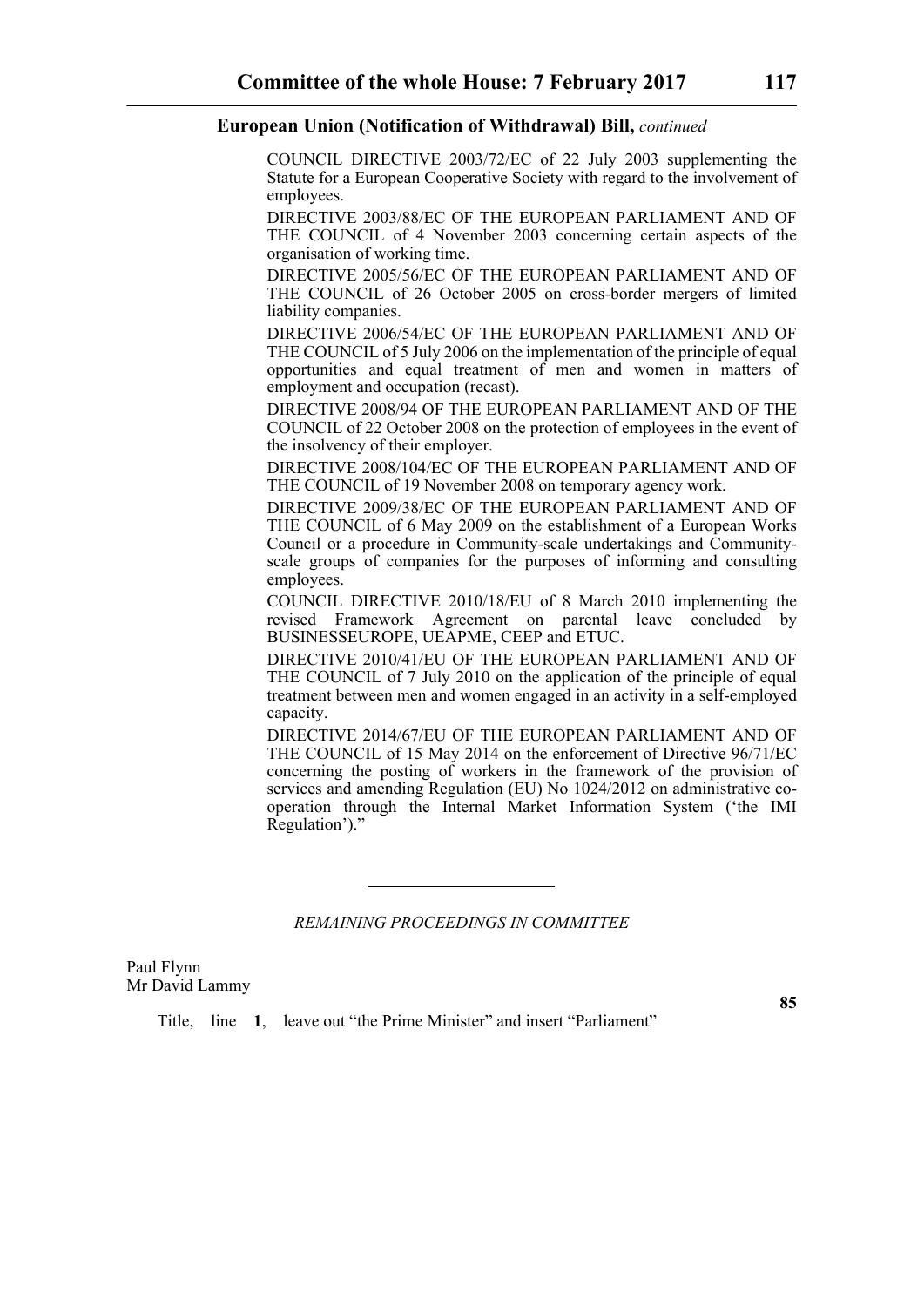**European Union (Notification of Withdrawal) Bill,** *continued*

COUNCIL DIRECTIVE 2003/72/EC of 22 July 2003 supplementing the Statute for a European Cooperative Society with regard to the involvement of employees.

DIRECTIVE 2003/88/EC OF THE EUROPEAN PARLIAMENT AND OF THE COUNCIL of 4 November 2003 concerning certain aspects of the organisation of working time.

DIRECTIVE 2005/56/EC OF THE EUROPEAN PARLIAMENT AND OF THE COUNCIL of 26 October 2005 on cross-border mergers of limited liability companies.

DIRECTIVE 2006/54/EC OF THE EUROPEAN PARLIAMENT AND OF THE COUNCIL of 5 July 2006 on the implementation of the principle of equal opportunities and equal treatment of men and women in matters of employment and occupation (recast).

DIRECTIVE 2008/94 OF THE EUROPEAN PARLIAMENT AND OF THE COUNCIL of 22 October 2008 on the protection of employees in the event of the insolvency of their employer.

DIRECTIVE 2008/104/EC OF THE EUROPEAN PARLIAMENT AND OF THE COUNCIL of 19 November 2008 on temporary agency work.

DIRECTIVE 2009/38/EC OF THE EUROPEAN PARLIAMENT AND OF THE COUNCIL of 6 May 2009 on the establishment of a European Works Council or a procedure in Community-scale undertakings and Community-scale groups of companies for the purposes of informing and consulting employees.

COUNCIL DIRECTIVE 2010/18/EU of 8 March 2010 implementing the revised Framework Agreement on parental leave concluded by BUSINESSEUROPE, UEAPME, CEEP and ETUC.

DIRECTIVE 2010/41/EU OF THE EUROPEAN PARLIAMENT AND OF THE COUNCIL of 7 July 2010 on the application of the principle of equal treatment between men and women engaged in an activity in a self-employed capacity.

DIRECTIVE 2014/67/EU OF THE EUROPEAN PARLIAMENT AND OF THE COUNCIL of 15 May 2014 on the enforcement of Directive 96/71/EC concerning the posting of workers in the framework of the provision of services and amending Regulation (EU) No 1024/2012 on administrative co-operation through the Internal Market Information System ('the IMI Regulation')."

---

*REMAINING PROCEEDINGS IN COMMITTEE*

Paul Flynn
Mr David Lammy

**85**

Title, line **1**, leave out "the Prime Minister" and insert "Parliament"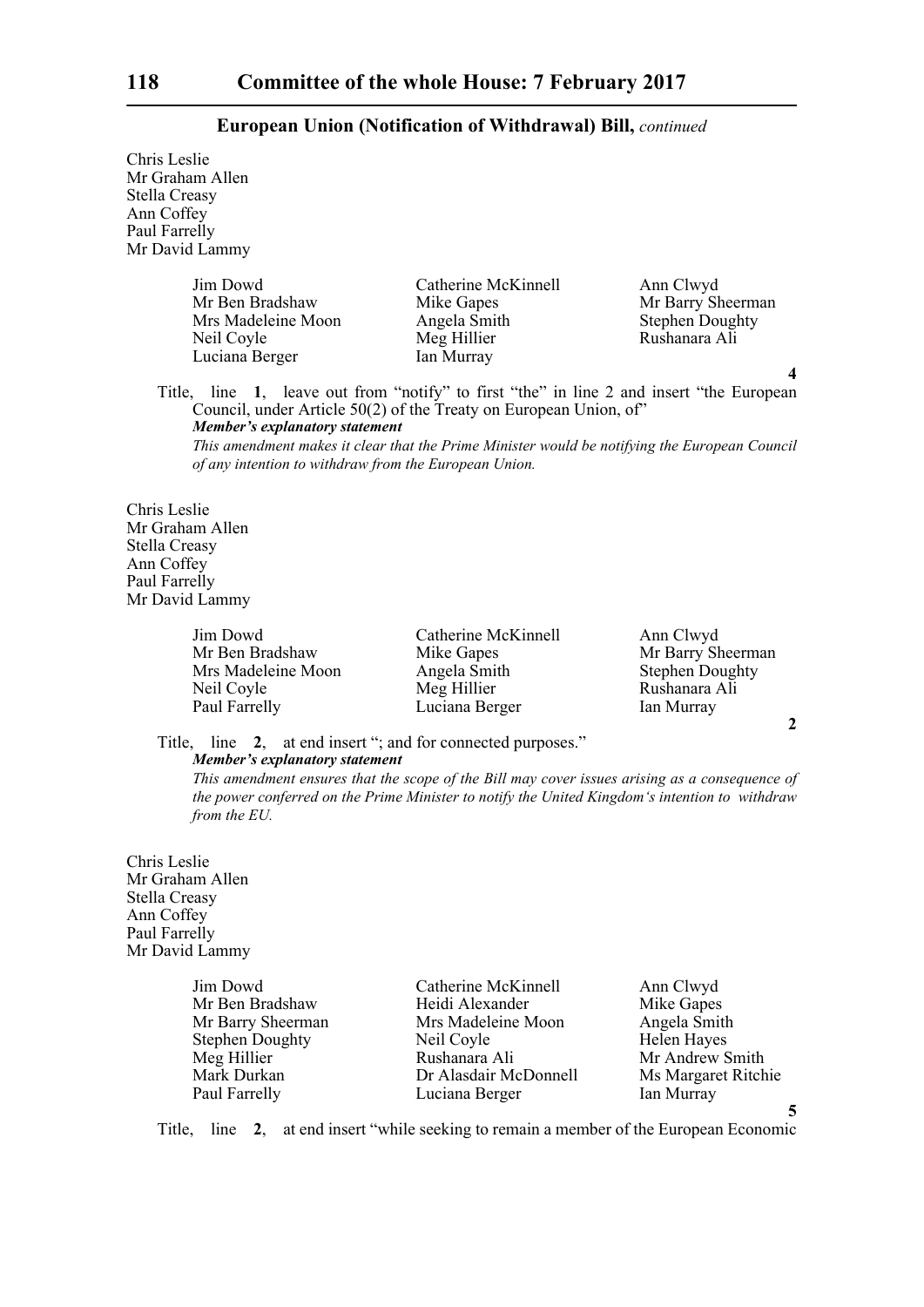**European Union (Notification of Withdrawal) Bill,** *continued*

Chris Leslie
Mr Graham Allen
Stella Creasy
Ann Coffey
Paul Farrelly
Mr David Lammy

| | | |
|---|---|---|
| Jim Dowd | Catherine McKinnell | Ann Clwyd |
| Mr Ben Bradshaw | Mike Gapes | Mr Barry Sheerman |
| Mrs Madeleine Moon | Angela Smith | Stephen Doughty |
| Neil Coyle | Meg Hillier | Rushanara Ali |
| Luciana Berger | Ian Murray | |

**4**

Title, line **1**, leave out from "notify" to first "the" in line 2 and insert "the European Council, under Article 50(2) of the Treaty on European Union, of"

***Member's explanatory statement***

*This amendment makes it clear that the Prime Minister would be notifying the European Council of any intention to withdraw from the European Union.*

Chris Leslie
Mr Graham Allen
Stella Creasy
Ann Coffey
Paul Farrelly
Mr David Lammy

| | | |
|---|---|---|
| Jim Dowd | Catherine McKinnell | Ann Clwyd |
| Mr Ben Bradshaw | Mike Gapes | Mr Barry Sheerman |
| Mrs Madeleine Moon | Angela Smith | Stephen Doughty |
| Neil Coyle | Meg Hillier | Rushanara Ali |
| Paul Farrelly | Luciana Berger | Ian Murray |

**2**

Title, line **2**, at end insert "; and for connected purposes."

***Member's explanatory statement***

*This amendment ensures that the scope of the Bill may cover issues arising as a consequence of the power conferred on the Prime Minister to notify the United Kingdom's intention to withdraw from the EU.*

Chris Leslie
Mr Graham Allen
Stella Creasy
Ann Coffey
Paul Farrelly
Mr David Lammy

| | | |
|---|---|---|
| Jim Dowd | Catherine McKinnell | Ann Clwyd |
| Mr Ben Bradshaw | Heidi Alexander | Mike Gapes |
| Mr Barry Sheerman | Mrs Madeleine Moon | Angela Smith |
| Stephen Doughty | Neil Coyle | Helen Hayes |
| Meg Hillier | Rushanara Ali | Mr Andrew Smith |
| Mark Durkan | Dr Alasdair McDonnell | Ms Margaret Ritchie |
| Paul Farrelly | Luciana Berger | Ian Murray |

**5**

Title, line **2**, at end insert "while seeking to remain a member of the European Economic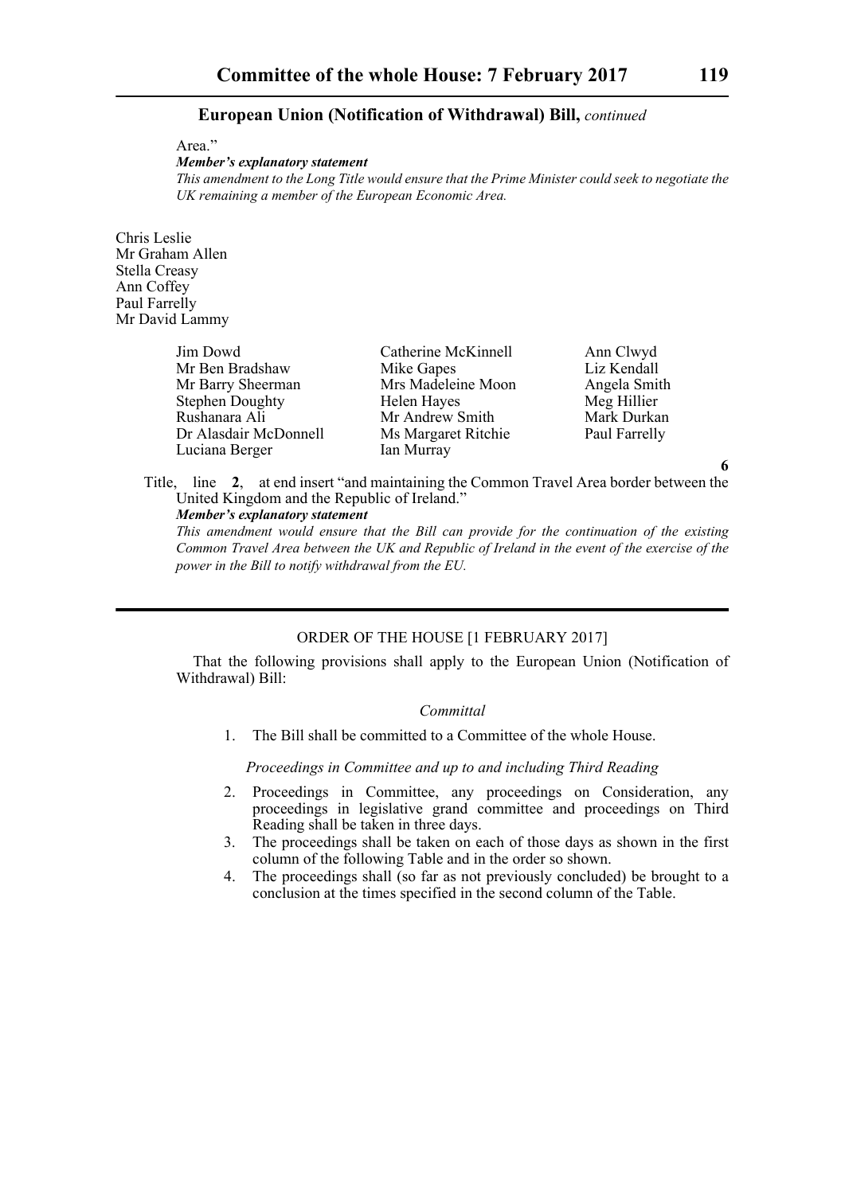**European Union (Notification of Withdrawal) Bill,** *continued*

Area."

***Member's explanatory statement***

*This amendment to the Long Title would ensure that the Prime Minister could seek to negotiate the UK remaining a member of the European Economic Area.*

Chris Leslie
Mr Graham Allen
Stella Creasy
Ann Coffey
Paul Farrelly
Mr David Lammy

Jim Dowd
Mr Ben Bradshaw
Mr Barry Sheerman
Stephen Doughty
Rushanara Ali
Dr Alasdair McDonnell
Luciana Berger
Catherine McKinnell
Mike Gapes
Mrs Madeleine Moon
Helen Hayes
Mr Andrew Smith
Ms Margaret Ritchie
Ian Murray
Ann Clwyd
Liz Kendall
Angela Smith
Meg Hillier
Mark Durkan
Paul Farrelly

**6**

Title, line **2**, at end insert "and maintaining the Common Travel Area border between the United Kingdom and the Republic of Ireland."

***Member's explanatory statement***

*This amendment would ensure that the Bill can provide for the continuation of the existing Common Travel Area between the UK and Republic of Ireland in the event of the exercise of the power in the Bill to notify withdrawal from the EU.*

---

## ORDER OF THE HOUSE [1 FEBRUARY 2017]

That the following provisions shall apply to the European Union (Notification of Withdrawal) Bill:

### *Committal*

1. The Bill shall be committed to a Committee of the whole House.

### *Proceedings in Committee and up to and including Third Reading*

2. Proceedings in Committee, any proceedings on Consideration, any proceedings in legislative grand committee and proceedings on Third Reading shall be taken in three days.
3. The proceedings shall be taken on each of those days as shown in the first column of the following Table and in the order so shown.
4. The proceedings shall (so far as not previously concluded) be brought to a conclusion at the times specified in the second column of the Table.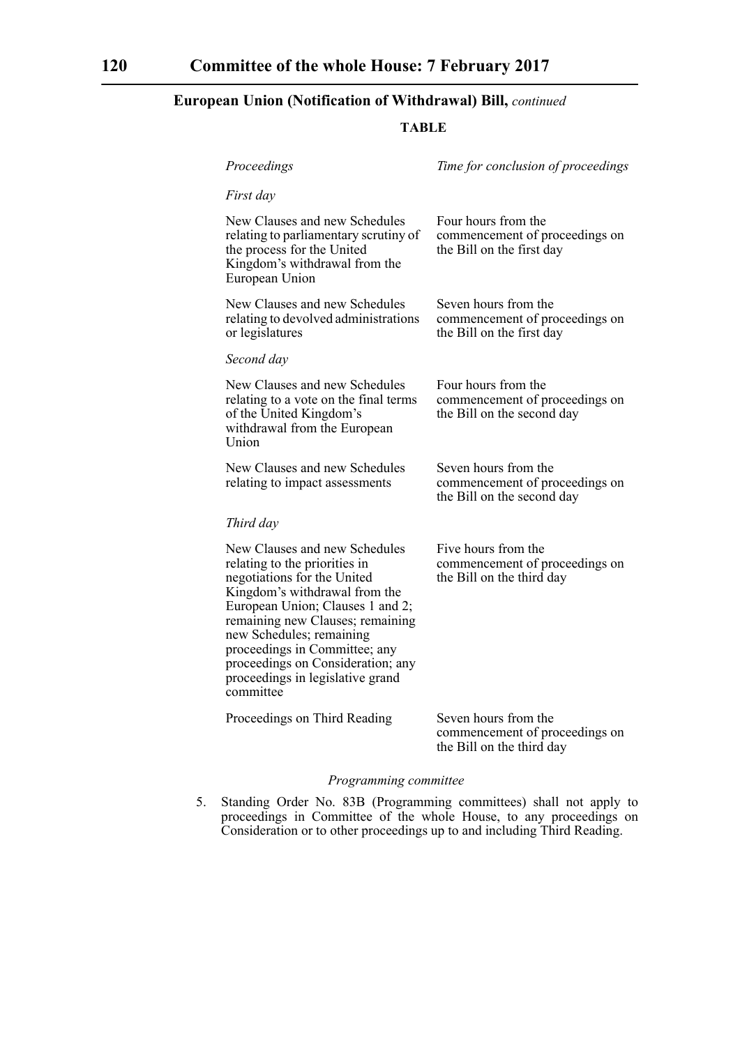## European Union (Notification of Withdrawal) Bill, *continued*

**TABLE**

| *Proceedings* | *Time for conclusion of proceedings* |
|---|---|
| *First day* | |
| New Clauses and new Schedules relating to parliamentary scrutiny of the process for the United Kingdom's withdrawal from the European Union | Four hours from the commencement of proceedings on the Bill on the first day |
| New Clauses and new Schedules relating to devolved administrations or legislatures | Seven hours from the commencement of proceedings on the Bill on the first day |
| *Second day* | |
| New Clauses and new Schedules relating to a vote on the final terms of the United Kingdom's withdrawal from the European Union | Four hours from the commencement of proceedings on the Bill on the second day |
| New Clauses and new Schedules relating to impact assessments | Seven hours from the commencement of proceedings on the Bill on the second day |
| *Third day* | |
| New Clauses and new Schedules relating to the priorities in negotiations for the United Kingdom's withdrawal from the European Union; Clauses 1 and 2; remaining new Clauses; remaining new Schedules; remaining proceedings in Committee; any proceedings on Consideration; any proceedings in legislative grand committee | Five hours from the commencement of proceedings on the Bill on the third day |
| Proceedings on Third Reading | Seven hours from the commencement of proceedings on the Bill on the third day |

*Programming committee*

5. Standing Order No. 83B (Programming committees) shall not apply to proceedings in Committee of the whole House, to any proceedings on Consideration or to other proceedings up to and including Third Reading.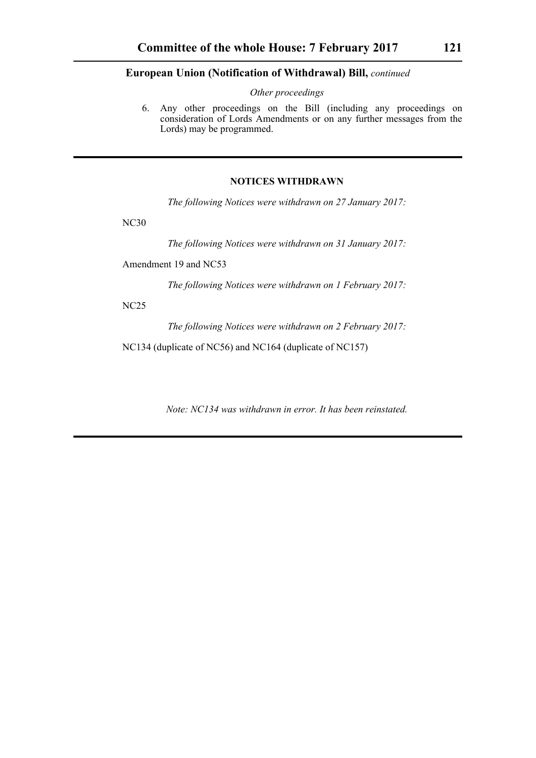**European Union (Notification of Withdrawal) Bill,** *continued*

*Other proceedings*

6. Any other proceedings on the Bill (including any proceedings on consideration of Lords Amendments or on any further messages from the Lords) may be programmed.

## NOTICES WITHDRAWN

*The following Notices were withdrawn on 27 January 2017:*

NC30

*The following Notices were withdrawn on 31 January 2017:*

Amendment 19 and NC53

*The following Notices were withdrawn on 1 February 2017:*

NC25

*The following Notices were withdrawn on 2 February 2017:*

NC134 (duplicate of NC56) and NC164 (duplicate of NC157)

*Note: NC134 was withdrawn in error. It has been reinstated.*